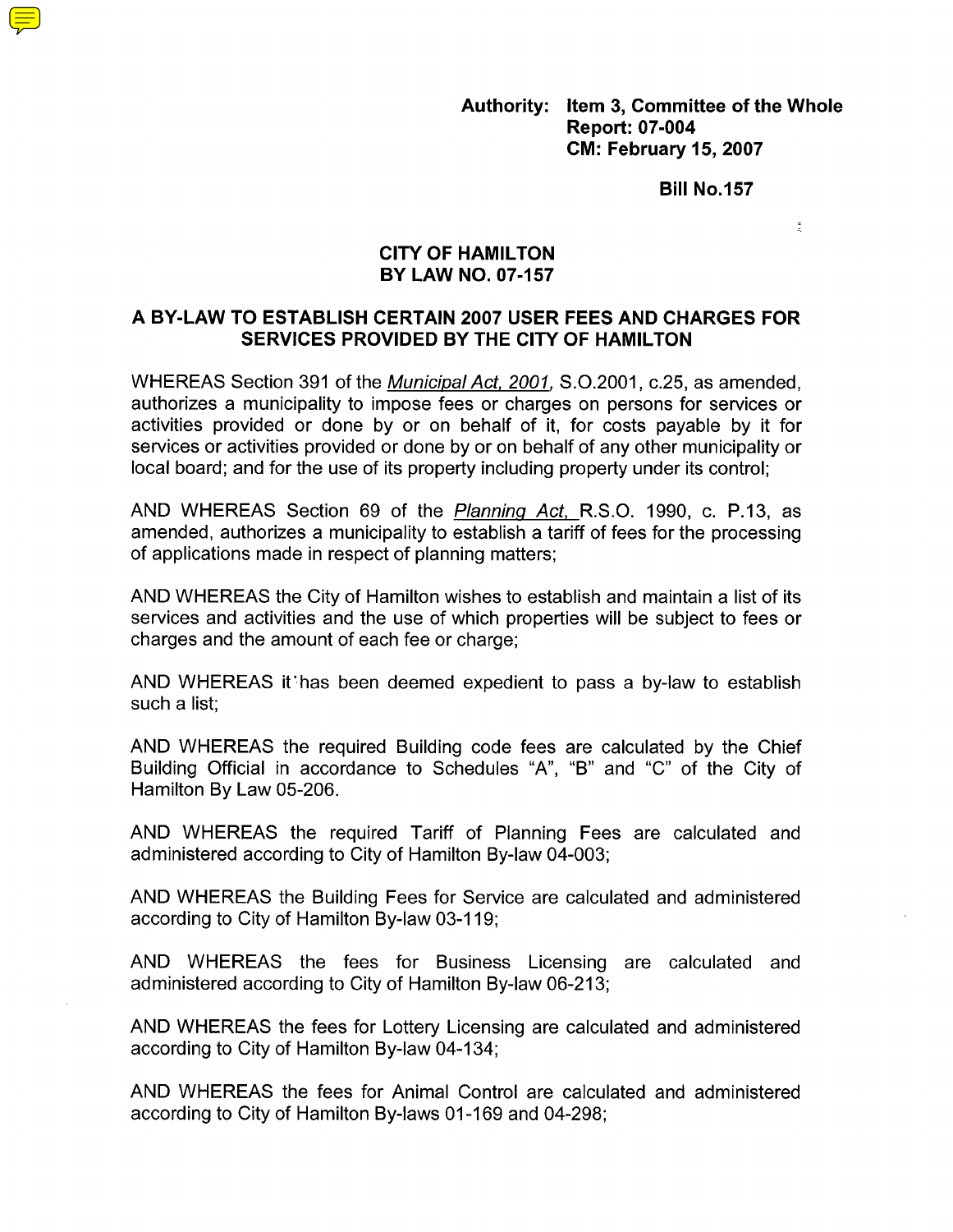**Authority: Item 3, Committee of the Whole**
**Report: 07-004**
**CM: February 15, 2007**

**Bill No.157**

# CITY OF HAMILTON
# BY LAW NO. 07-157

## A BY-LAW TO ESTABLISH CERTAIN 2007 USER FEES AND CHARGES FOR SERVICES PROVIDED BY THE CITY OF HAMILTON

WHEREAS Section 391 of the *Municipal Act, 2001*, S.O.2001, c.25, as amended, authorizes a municipality to impose fees or charges on persons for services or activities provided or done by or on behalf of it, for costs payable by it for services or activities provided or done by or on behalf of any other municipality or local board; and for the use of its property including property under its control;

AND WHEREAS Section 69 of the *Planning Act*, R.S.O. 1990, c. P.13, as amended, authorizes a municipality to establish a tariff of fees for the processing of applications made in respect of planning matters;

AND WHEREAS the City of Hamilton wishes to establish and maintain a list of its services and activities and the use of which properties will be subject to fees or charges and the amount of each fee or charge;

AND WHEREAS it has been deemed expedient to pass a by-law to establish such a list;

AND WHEREAS the required Building code fees are calculated by the Chief Building Official in accordance to Schedules "A", "B" and "C" of the City of Hamilton By Law 05-206.

AND WHEREAS the required Tariff of Planning Fees are calculated and administered according to City of Hamilton By-law 04-003;

AND WHEREAS the Building Fees for Service are calculated and administered according to City of Hamilton By-law 03-119;

AND WHEREAS the fees for Business Licensing are calculated and administered according to City of Hamilton By-law 06-213;

AND WHEREAS the fees for Lottery Licensing are calculated and administered according to City of Hamilton By-law 04-134;

AND WHEREAS the fees for Animal Control are calculated and administered according to City of Hamilton By-laws 01-169 and 04-298;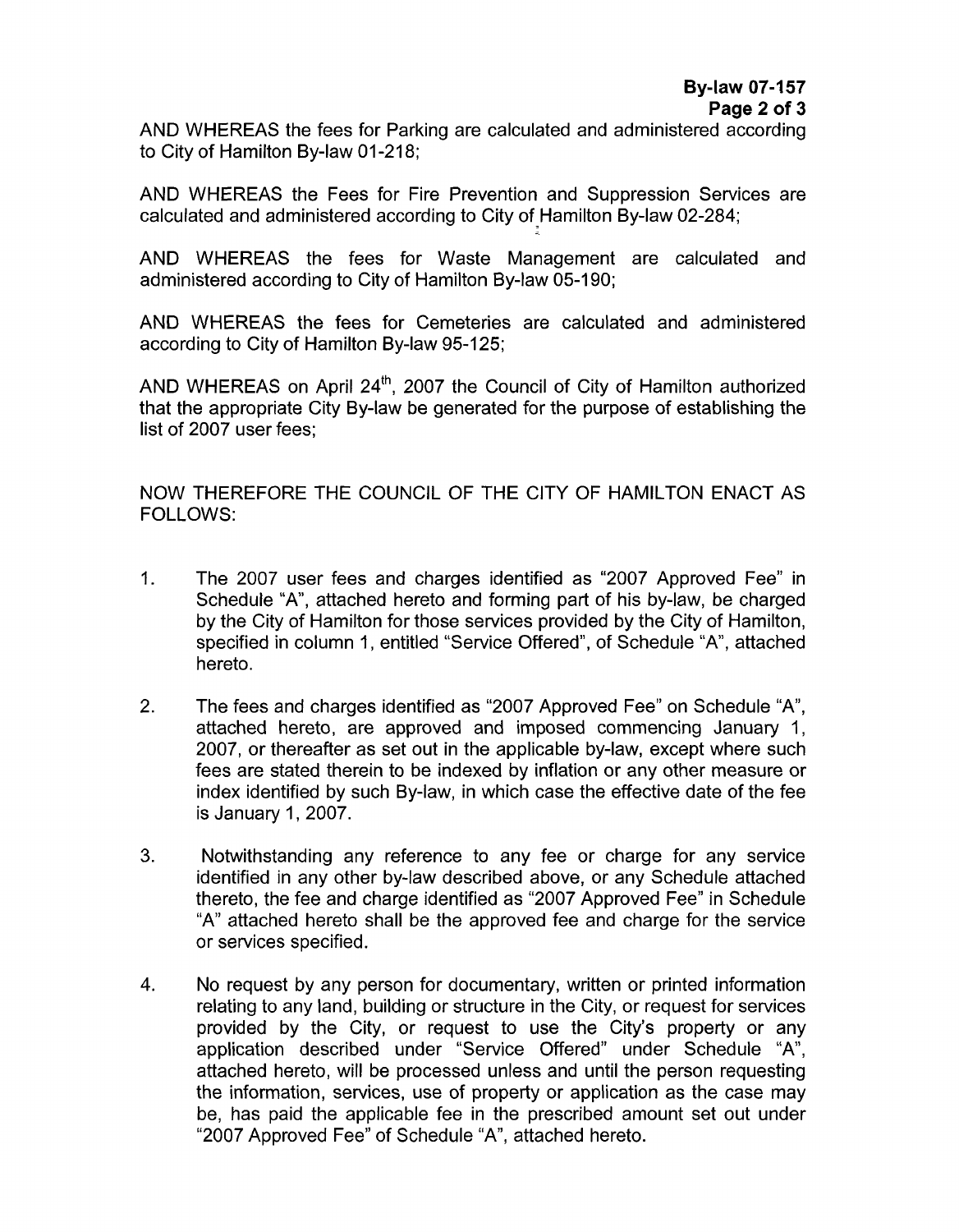AND WHEREAS the fees for Parking are calculated and administered according to City of Hamilton By-law 01-218;

AND WHEREAS the Fees for Fire Prevention and Suppression Services are calculated and administered according to City of Hamilton By-law 02-284;

AND WHEREAS the fees for Waste Management are calculated and administered according to City of Hamilton By-law 05-190;

AND WHEREAS the fees for Cemeteries are calculated and administered according to City of Hamilton By-law 95-125;

AND WHEREAS on April 24th, 2007 the Council of City of Hamilton authorized that the appropriate City By-law be generated for the purpose of establishing the list of 2007 user fees;

NOW THEREFORE THE COUNCIL OF THE CITY OF HAMILTON ENACT AS FOLLOWS:

1. The 2007 user fees and charges identified as "2007 Approved Fee" in Schedule "A", attached hereto and forming part of his by-law, be charged by the City of Hamilton for those services provided by the City of Hamilton, specified in column 1, entitled "Service Offered", of Schedule "A", attached hereto.

2. The fees and charges identified as "2007 Approved Fee" on Schedule "A", attached hereto, are approved and imposed commencing January 1, 2007, or thereafter as set out in the applicable by-law, except where such fees are stated therein to be indexed by inflation or any other measure or index identified by such By-law, in which case the effective date of the fee is January 1, 2007.

3. Notwithstanding any reference to any fee or charge for any service identified in any other by-law described above, or any Schedule attached thereto, the fee and charge identified as "2007 Approved Fee" in Schedule "A" attached hereto shall be the approved fee and charge for the service or services specified.

4. No request by any person for documentary, written or printed information relating to any land, building or structure in the City, or request for services provided by the City, or request to use the City's property or any application described under "Service Offered" under Schedule "A", attached hereto, will be processed unless and until the person requesting the information, services, use of property or application as the case may be, has paid the applicable fee in the prescribed amount set out under "2007 Approved Fee" of Schedule "A", attached hereto.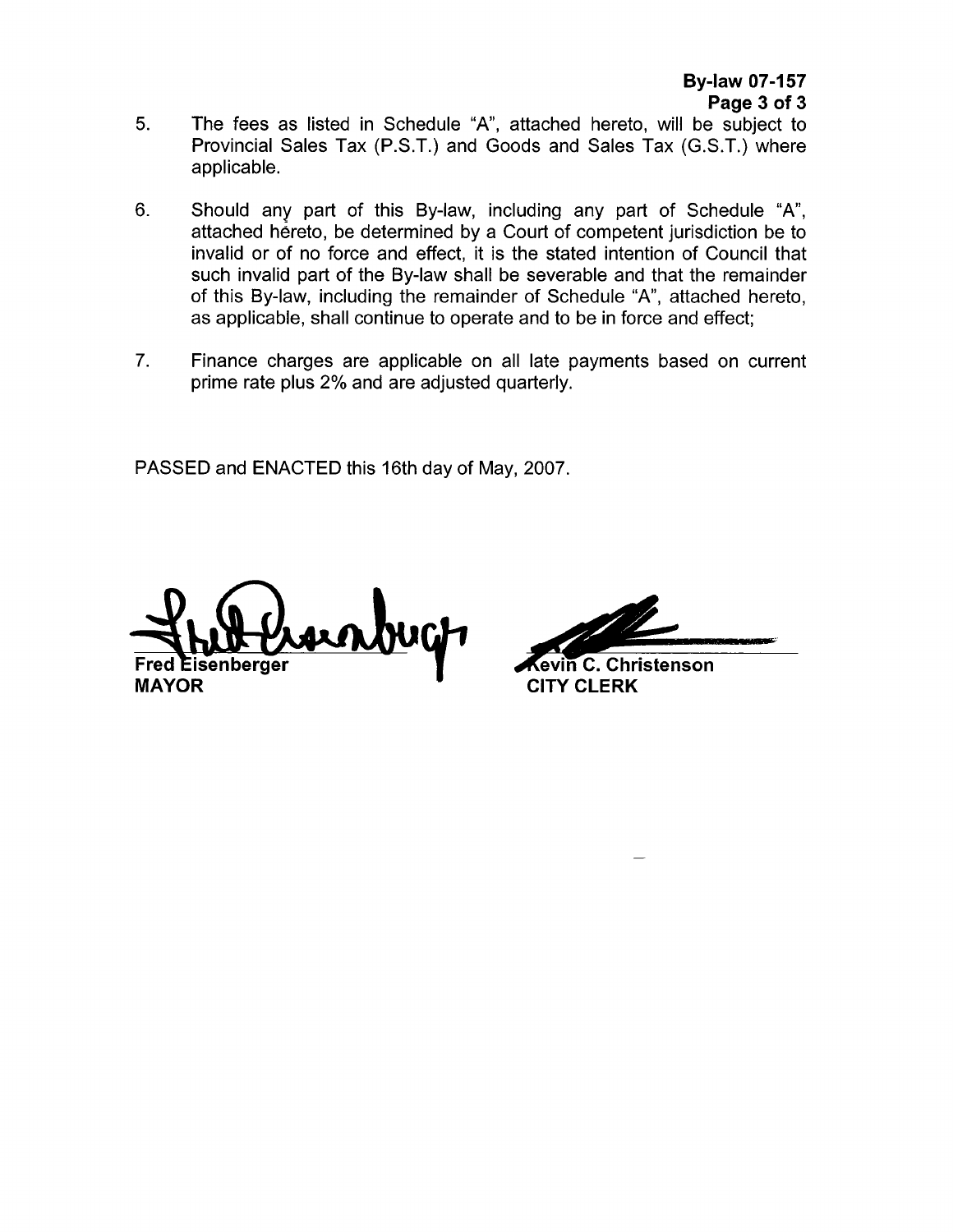5. The fees as listed in Schedule "A", attached hereto, will be subject to Provincial Sales Tax (P.S.T.) and Goods and Sales Tax (G.S.T.) where applicable.

6. Should any part of this By-law, including any part of Schedule "A", attached hereto, be determined by a Court of competent jurisdiction be to invalid or of no force and effect, it is the stated intention of Council that such invalid part of the By-law shall be severable and that the remainder of this By-law, including the remainder of Schedule "A", attached hereto, as applicable, shall continue to operate and to be in force and effect;

7. Finance charges are applicable on all late payments based on current prime rate plus 2% and are adjusted quarterly.

PASSED and ENACTED this 16th day of May, 2007.

**Fred Eisenberger**
**MAYOR**

**Kevin C. Christenson**
**CITY CLERK**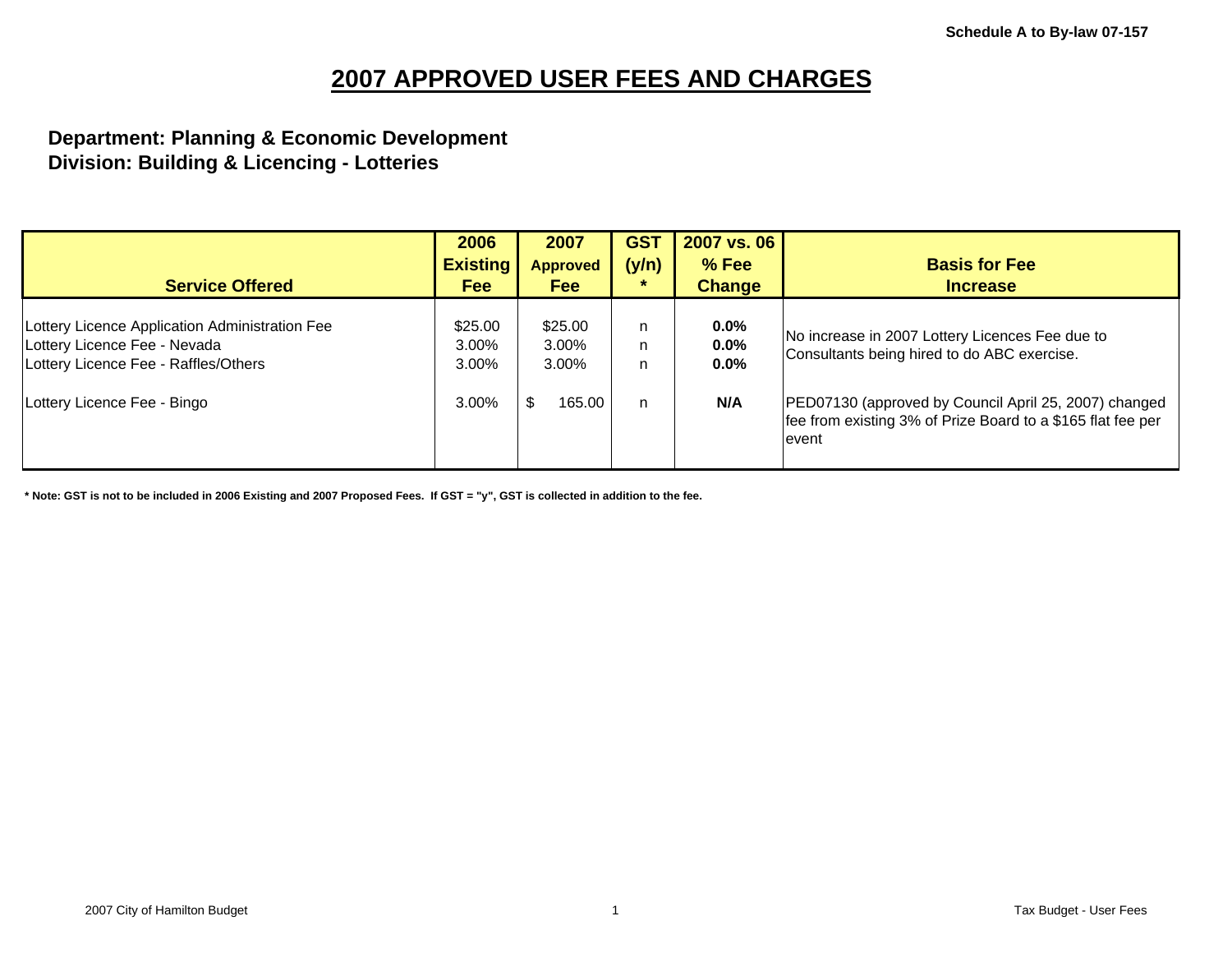Schedule A to By-law 07-157

# 2007 APPROVED USER FEES AND CHARGES

**Department: Planning & Economic Development**
**Division: Building & Licencing - Lotteries**

| Service Offered | 2006 Existing Fee | 2007 Approved Fee | GST (y/n) * | 2007 vs. 06 % Fee Change | Basis for Fee Increase |
|---|---|---|---|---|---|
| Lottery Licence Application Administration Fee | $25.00 | $25.00 | n | **0.0%** | No increase in 2007 Lottery Licences Fee due to Consultants being hired to do ABC exercise. |
| Lottery Licence Fee - Nevada | 3.00% | 3.00% | n | **0.0%** | |
| Lottery Licence Fee - Raffles/Others | 3.00% | 3.00% | n | **0.0%** | |
| Lottery Licence Fee - Bingo | 3.00% | $ 165.00 | n | **N/A** | PED07130 (approved by Council April 25, 2007) changed fee from existing 3% of Prize Board to a $165 flat fee per event |

**\* Note: GST is not to be included in 2006 Existing and 2007 Proposed Fees. If GST = "y", GST is collected in addition to the fee.**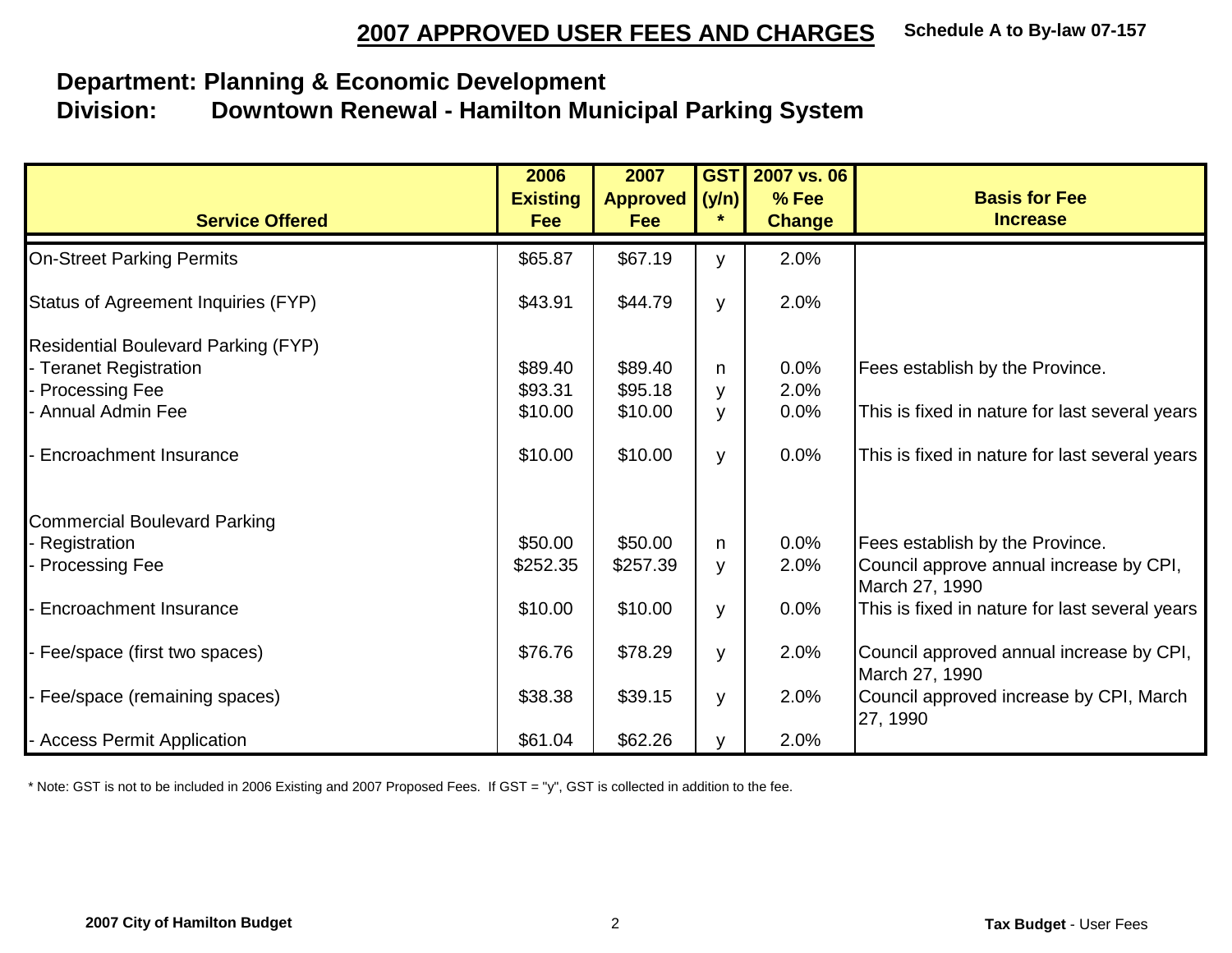# 2007 APPROVED USER FEES AND CHARGES

**Schedule A to By-law 07-157**

## Department: Planning & Economic Development
## Division: Downtown Renewal - Hamilton Municipal Parking System

| Service Offered | 2006 Existing Fee | 2007 Approved Fee | GST (y/n) * | 2007 vs. 06 % Fee Change | Basis for Fee Increase |
|---|---|---|---|---|---|
| On-Street Parking Permits | $65.87 | $67.19 | y | 2.0% | |
| Status of Agreement Inquiries (FYP) | $43.91 | $44.79 | y | 2.0% | |
| Residential Boulevard Parking (FYP) | | | | | |
| - Teranet Registration | $89.40 | $89.40 | n | 0.0% | Fees establish by the Province. |
| - Processing Fee | $93.31 | $95.18 | y | 2.0% | |
| - Annual Admin Fee | $10.00 | $10.00 | y | 0.0% | This is fixed in nature for last several years |
| - Encroachment Insurance | $10.00 | $10.00 | y | 0.0% | This is fixed in nature for last several years |
| Commercial Boulevard Parking | | | | | |
| - Registration | $50.00 | $50.00 | n | 0.0% | Fees establish by the Province. |
| - Processing Fee | $252.35 | $257.39 | y | 2.0% | Council approve annual increase by CPI, March 27, 1990 |
| - Encroachment Insurance | $10.00 | $10.00 | y | 0.0% | This is fixed in nature for last several years |
| - Fee/space (first two spaces) | $76.76 | $78.29 | y | 2.0% | Council approved annual increase by CPI, March 27, 1990 |
| - Fee/space (remaining spaces) | $38.38 | $39.15 | y | 2.0% | Council approved increase by CPI, March 27, 1990 |
| - Access Permit Application | $61.04 | $62.26 | y | 2.0% | |

* Note: GST is not to be included in 2006 Existing and 2007 Proposed Fees. If GST = "y", GST is collected in addition to the fee.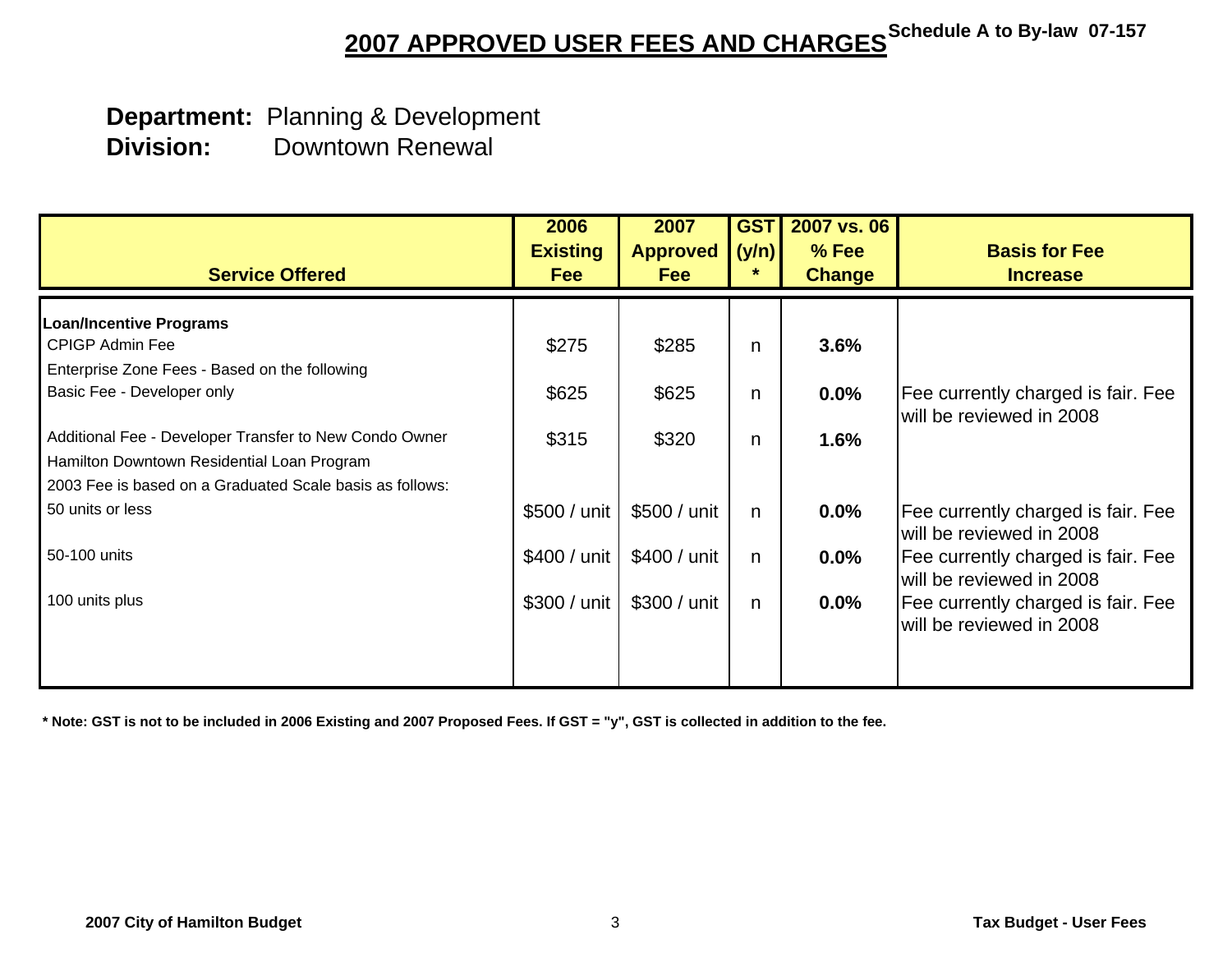# 2007 APPROVED USER FEES AND CHARGES

**Schedule A to By-law 07-157**

**Department:** Planning & Development
**Division:** Downtown Renewal

| Service Offered | 2006 Existing Fee | 2007 Approved Fee | GST (y/n) * | 2007 vs. 06 % Fee Change | Basis for Fee Increase |
|---|---|---|---|---|---|
| **Loan/Incentive Programs** | | | | | |
| CPIGP Admin Fee | $275 | $285 | n | **3.6%** | |
| Enterprise Zone Fees - Based on the following | | | | | |
| Basic Fee - Developer only | $625 | $625 | n | **0.0%** | Fee currently charged is fair. Fee will be reviewed in 2008 |
| Additional Fee - Developer Transfer to New Condo Owner | $315 | $320 | n | **1.6%** | |
| Hamilton Downtown Residential Loan Program | | | | | |
| 2003 Fee is based on a Graduated Scale basis as follows: | | | | | |
| 50 units or less | $500 / unit | $500 / unit | n | **0.0%** | Fee currently charged is fair. Fee will be reviewed in 2008 |
| 50-100 units | $400 / unit | $400 / unit | n | **0.0%** | Fee currently charged is fair. Fee will be reviewed in 2008 |
| 100 units plus | $300 / unit | $300 / unit | n | **0.0%** | Fee currently charged is fair. Fee will be reviewed in 2008 |

**\* Note: GST is not to be included in 2006 Existing and 2007 Proposed Fees. If GST = "y", GST is collected in addition to the fee.**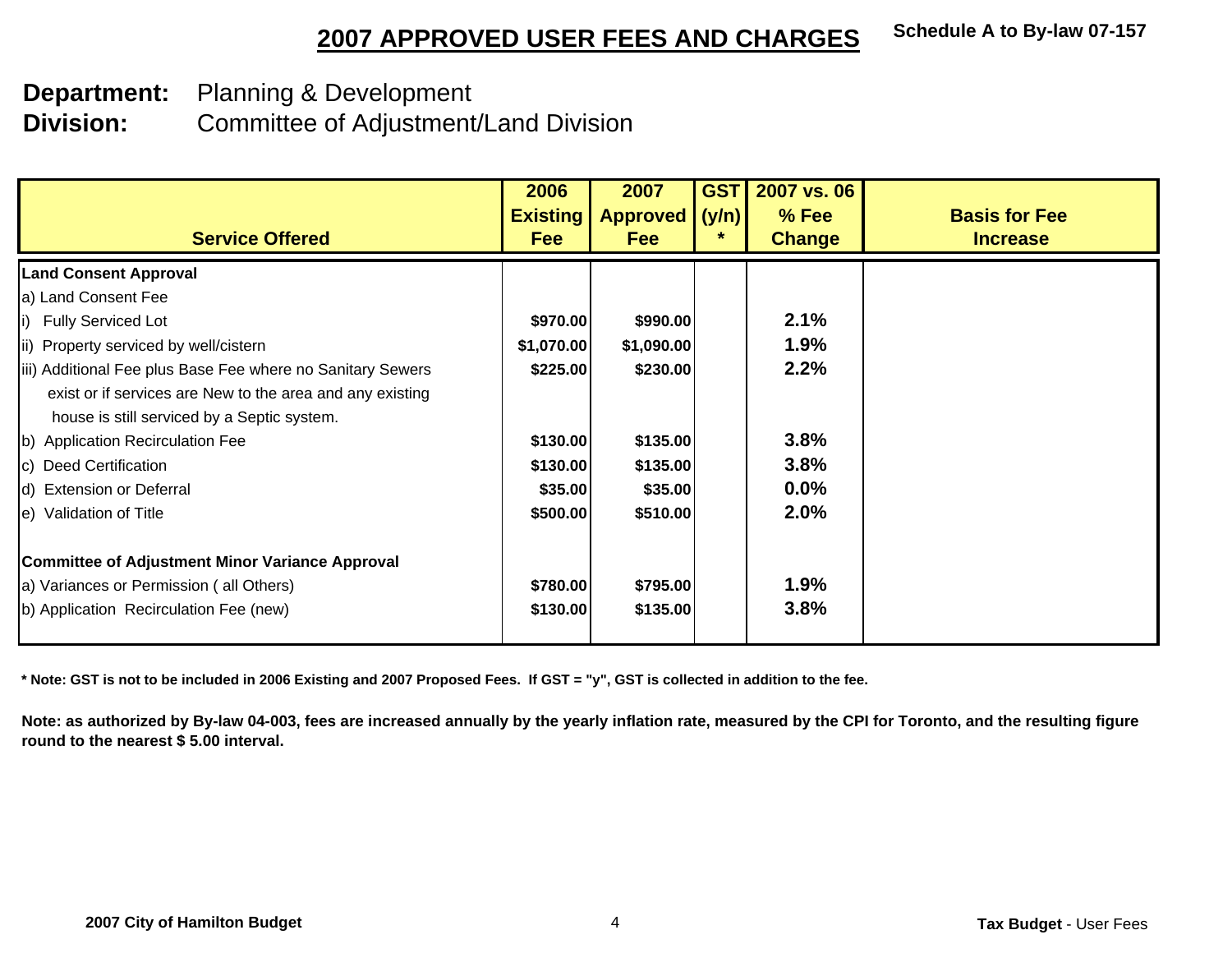# 2007 APPROVED USER FEES AND CHARGES

**Schedule A to By-law 07-157**

**Department:** Planning & Development
**Division:** Committee of Adjustment/Land Division

| Service Offered | 2006 Existing Fee | 2007 Approved Fee | GST (y/n) * | 2007 vs. 06 % Fee Change | Basis for Fee Increase |
|---|---|---|---|---|---|
| **Land Consent Approval** | | | | | |
| a) Land Consent Fee | | | | | |
| i) Fully Serviced Lot | $970.00 | $990.00 | | 2.1% | |
| ii) Property serviced by well/cistern | $1,070.00 | $1,090.00 | | 1.9% | |
| iii) Additional Fee plus Base Fee where no Sanitary Sewers exist or if services are New to the area and any existing house is still serviced by a Septic system. | $225.00 | $230.00 | | 2.2% | |
| b) Application Recirculation Fee | $130.00 | $135.00 | | 3.8% | |
| c) Deed Certification | $130.00 | $135.00 | | 3.8% | |
| d) Extension or Deferral | $35.00 | $35.00 | | 0.0% | |
| e) Validation of Title | $500.00 | $510.00 | | 2.0% | |
| **Committee of Adjustment Minor Variance Approval** | | | | | |
| a) Variances or Permission ( all Others) | $780.00 | $795.00 | | 1.9% | |
| b) Application Recirculation Fee (new) | $130.00 | $135.00 | | 3.8% | |

**\* Note: GST is not to be included in 2006 Existing and 2007 Proposed Fees. If GST = "y", GST is collected in addition to the fee.**

**Note: as authorized by By-law 04-003, fees are increased annually by the yearly inflation rate, measured by the CPI for Toronto, and the resulting figure round to the nearest $ 5.00 interval.**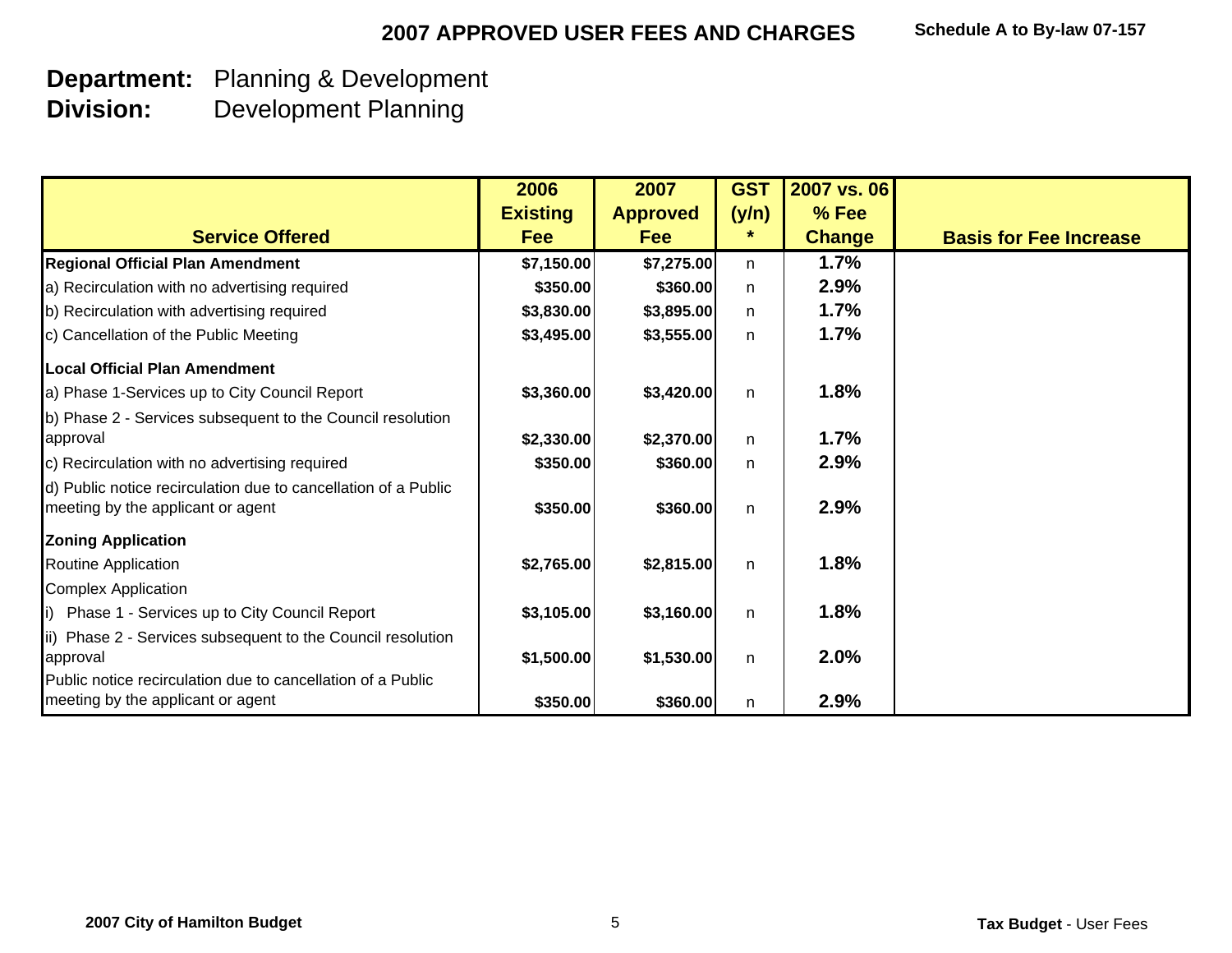## 2007 APPROVED USER FEES AND CHARGES

**Schedule A to By-law 07-157**

**Department:** Planning & Development
**Division:** Development Planning

| Service Offered | 2006 Existing Fee | 2007 Approved Fee | GST (y/n) * | 2007 vs. 06 % Fee Change | Basis for Fee Increase |
|---|---|---|---|---|---|
| **Regional Official Plan Amendment** | $7,150.00 | $7,275.00 | n | 1.7% | |
| a) Recirculation with no advertising required | $350.00 | $360.00 | n | 2.9% | |
| b) Recirculation with advertising required | $3,830.00 | $3,895.00 | n | 1.7% | |
| c) Cancellation of the Public Meeting | $3,495.00 | $3,555.00 | n | 1.7% | |
| **Local Official Plan Amendment** | | | | | |
| a) Phase 1-Services up to City Council Report | $3,360.00 | $3,420.00 | n | 1.8% | |
| b) Phase 2 - Services subsequent to the Council resolution approval | $2,330.00 | $2,370.00 | n | 1.7% | |
| c) Recirculation with no advertising required | $350.00 | $360.00 | n | 2.9% | |
| d) Public notice recirculation due to cancellation of a Public meeting by the applicant or agent | $350.00 | $360.00 | n | 2.9% | |
| **Zoning Application** | | | | | |
| Routine Application | $2,765.00 | $2,815.00 | n | 1.8% | |
| Complex Application | | | | | |
| i) Phase 1 - Services up to City Council Report | $3,105.00 | $3,160.00 | n | 1.8% | |
| ii) Phase 2 - Services subsequent to the Council resolution approval | $1,500.00 | $1,530.00 | n | 2.0% | |
| Public notice recirculation due to cancellation of a Public meeting by the applicant or agent | $350.00 | $360.00 | n | 2.9% | |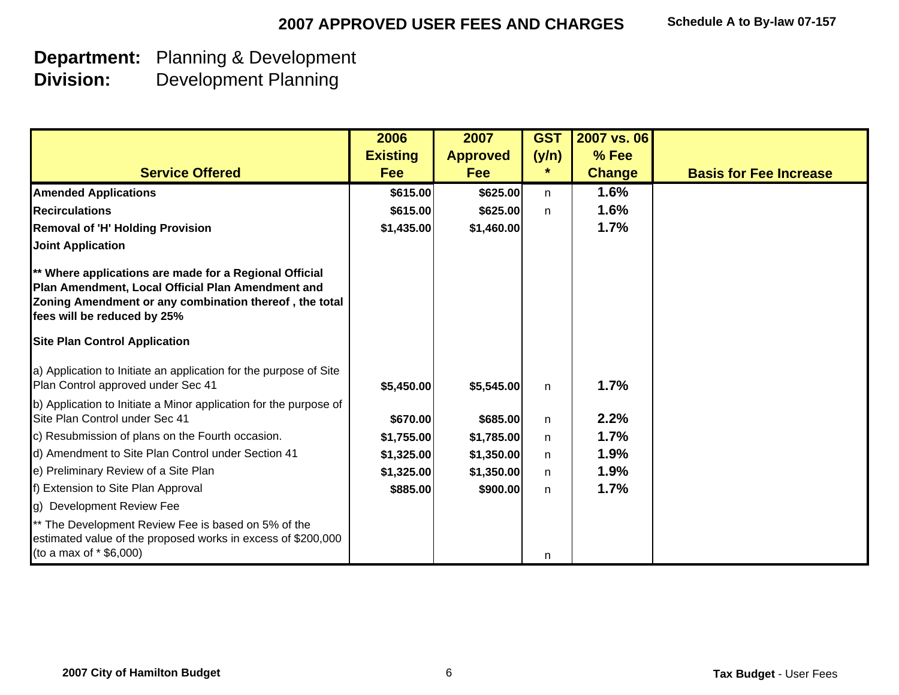## 2007 APPROVED USER FEES AND CHARGES

Schedule A to By-law 07-157

**Department:** Planning & Development
**Division:** Development Planning

| Service Offered | 2006 Existing Fee | 2007 Approved Fee | GST (y/n) * | 2007 vs. 06 % Fee Change | Basis for Fee Increase |
|---|---|---|---|---|---|
| **Amended Applications** | $615.00 | $625.00 | n | 1.6% | |
| **Recirculations** | $615.00 | $625.00 | n | 1.6% | |
| **Removal of 'H' Holding Provision** | $1,435.00 | $1,460.00 | | 1.7% | |
| **Joint Application** | | | | | |
| **** Where applications are made for a Regional Official Plan Amendment, Local Official Plan Amendment and Zoning Amendment or any combination thereof , the total fees will be reduced by 25%** | | | | | |
| **Site Plan Control Application** | | | | | |
| a) Application to Initiate an application for the purpose of Site Plan Control approved under Sec 41 | $5,450.00 | $5,545.00 | n | 1.7% | |
| b) Application to Initiate a Minor application for the purpose of Site Plan Control under Sec 41 | $670.00 | $685.00 | n | 2.2% | |
| c) Resubmission of plans on the Fourth occasion. | $1,755.00 | $1,785.00 | n | 1.7% | |
| d) Amendment to Site Plan Control under Section 41 | $1,325.00 | $1,350.00 | n | 1.9% | |
| e) Preliminary Review of a Site Plan | $1,325.00 | $1,350.00 | n | 1.9% | |
| f) Extension to Site Plan Approval | $885.00 | $900.00 | n | 1.7% | |
| g) Development Review Fee | | | | | |
| ** The Development Review Fee is based on 5% of the estimated value of the proposed works in excess of $200,000 (to a max of * $6,000) | | | n | | |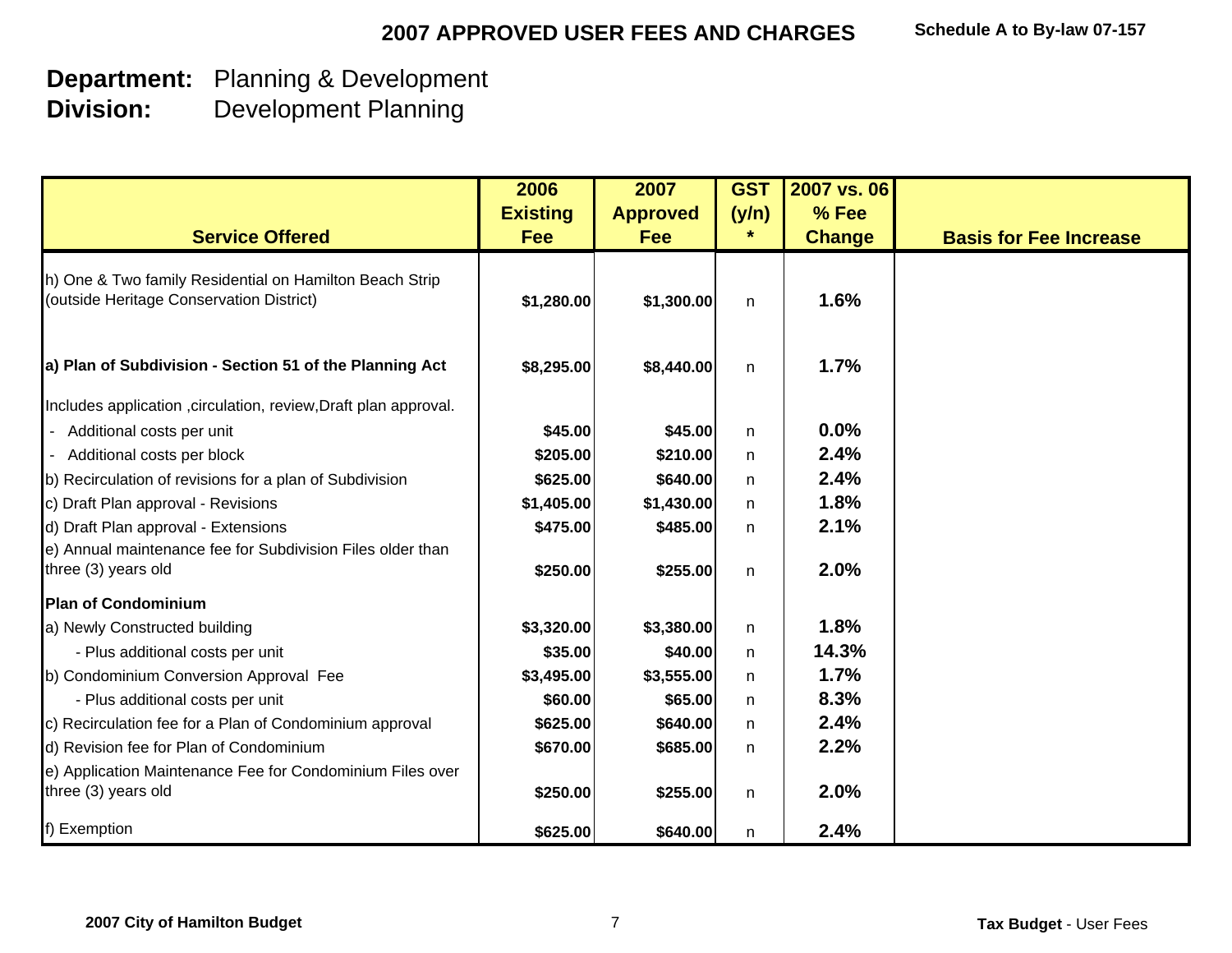# 2007 APPROVED USER FEES AND CHARGES

**Schedule A to By-law 07-157**

**Department:** Planning & Development
**Division:** Development Planning

| Service Offered | 2006 Existing Fee | 2007 Approved Fee | GST (y/n) * | 2007 vs. 06 % Fee Change | Basis for Fee Increase |
|---|---|---|---|---|---|
| h) One & Two family Residential on Hamilton Beach Strip (outside Heritage Conservation District) | $1,280.00 | $1,300.00 | n | 1.6% | |
| **a) Plan of Subdivision - Section 51 of the Planning Act** | $8,295.00 | $8,440.00 | n | 1.7% | |
| Includes application ,circulation, review,Draft plan approval. | | | | | |
| - Additional costs per unit | $45.00 | $45.00 | n | 0.0% | |
| - Additional costs per block | $205.00 | $210.00 | n | 2.4% | |
| b) Recirculation of revisions for a plan of Subdivision | $625.00 | $640.00 | n | 2.4% | |
| c) Draft Plan approval - Revisions | $1,405.00 | $1,430.00 | n | 1.8% | |
| d) Draft Plan approval - Extensions | $475.00 | $485.00 | n | 2.1% | |
| e) Annual maintenance fee for Subdivision Files older than three (3) years old | $250.00 | $255.00 | n | 2.0% | |
| **Plan of Condominium** | | | | | |
| a) Newly Constructed building | $3,320.00 | $3,380.00 | n | 1.8% | |
| - Plus additional costs per unit | $35.00 | $40.00 | n | 14.3% | |
| b) Condominium Conversion Approval Fee | $3,495.00 | $3,555.00 | n | 1.7% | |
| - Plus additional costs per unit | $60.00 | $65.00 | n | 8.3% | |
| c) Recirculation fee for a Plan of Condominium approval | $625.00 | $640.00 | n | 2.4% | |
| d) Revision fee for Plan of Condominium | $670.00 | $685.00 | n | 2.2% | |
| e) Application Maintenance Fee for Condominium Files over three (3) years old | $250.00 | $255.00 | n | 2.0% | |
| f) Exemption | $625.00 | $640.00 | n | 2.4% | |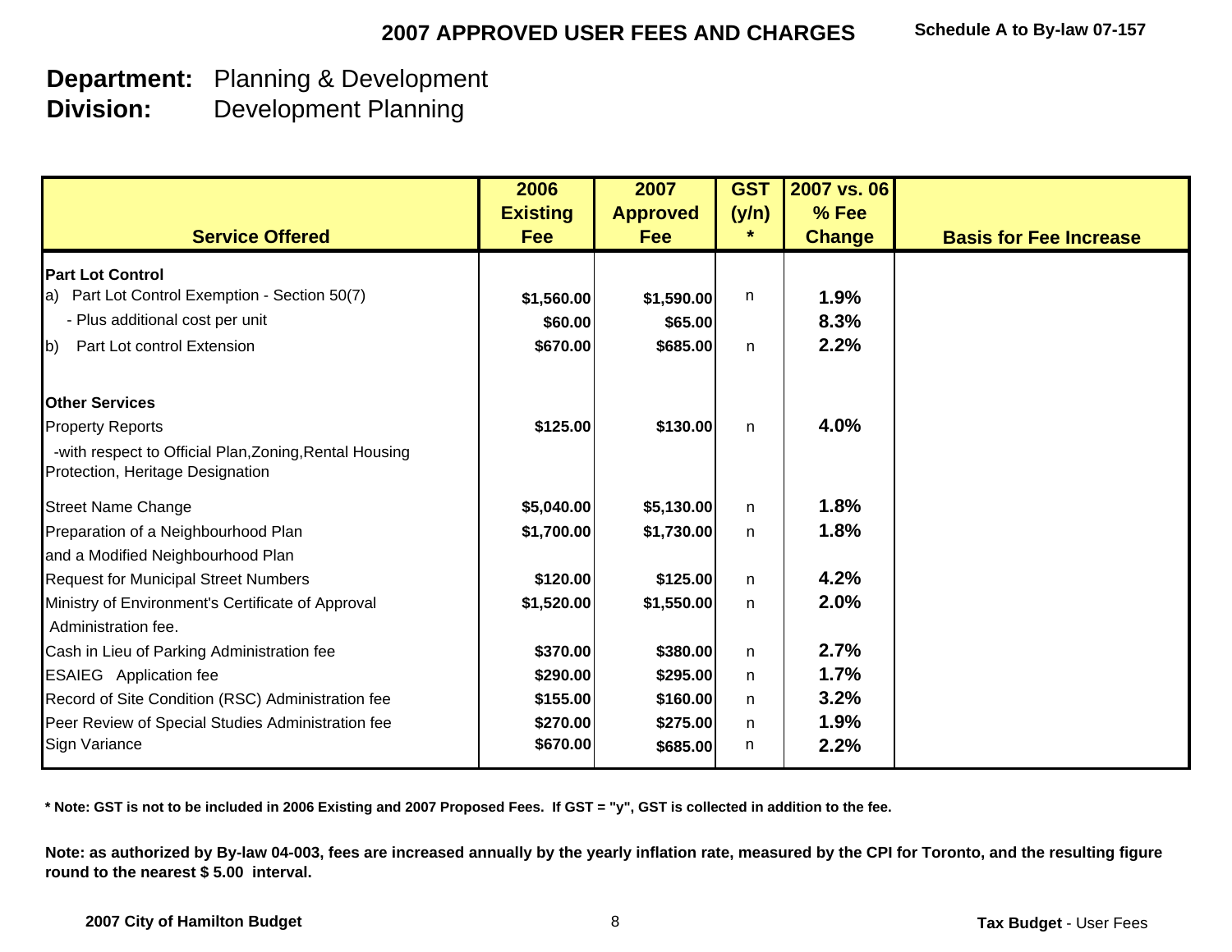# 2007 APPROVED USER FEES AND CHARGES

**Schedule A to By-law 07-157**

**Department:** Planning & Development
**Division:** Development Planning

| Service Offered | 2006 Existing Fee | 2007 Approved Fee | GST (y/n) * | 2007 vs. 06 % Fee Change | Basis for Fee Increase |
|---|---|---|---|---|---|
| **Part Lot Control** | | | | | |
| a) Part Lot Control Exemption - Section 50(7) | $1,560.00 | $1,590.00 | n | 1.9% | |
| - Plus additional cost per unit | $60.00 | $65.00 | | 8.3% | |
| b) Part Lot control Extension | $670.00 | $685.00 | n | 2.2% | |
| **Other Services** | | | | | |
| Property Reports | $125.00 | $130.00 | n | 4.0% | |
| -with respect to Official Plan,Zoning,Rental Housing Protection, Heritage Designation | | | | | |
| Street Name Change | $5,040.00 | $5,130.00 | n | 1.8% | |
| Preparation of a Neighbourhood Plan and a Modified Neighbourhood Plan | $1,700.00 | $1,730.00 | n | 1.8% | |
| Request for Municipal Street Numbers | $120.00 | $125.00 | n | 4.2% | |
| Ministry of Environment's Certificate of Approval Administration fee. | $1,520.00 | $1,550.00 | n | 2.0% | |
| Cash in Lieu of Parking Administration fee | $370.00 | $380.00 | n | 2.7% | |
| ESAIEG Application fee | $290.00 | $295.00 | n | 1.7% | |
| Record of Site Condition (RSC) Administration fee | $155.00 | $160.00 | n | 3.2% | |
| Peer Review of Special Studies Administration fee | $270.00 | $275.00 | n | 1.9% | |
| Sign Variance | $670.00 | $685.00 | n | 2.2% | |

**\* Note: GST is not to be included in 2006 Existing and 2007 Proposed Fees. If GST = "y", GST is collected in addition to the fee.**

**Note: as authorized by By-law 04-003, fees are increased annually by the yearly inflation rate, measured by the CPI for Toronto, and the resulting figure round to the nearest $ 5.00 interval.**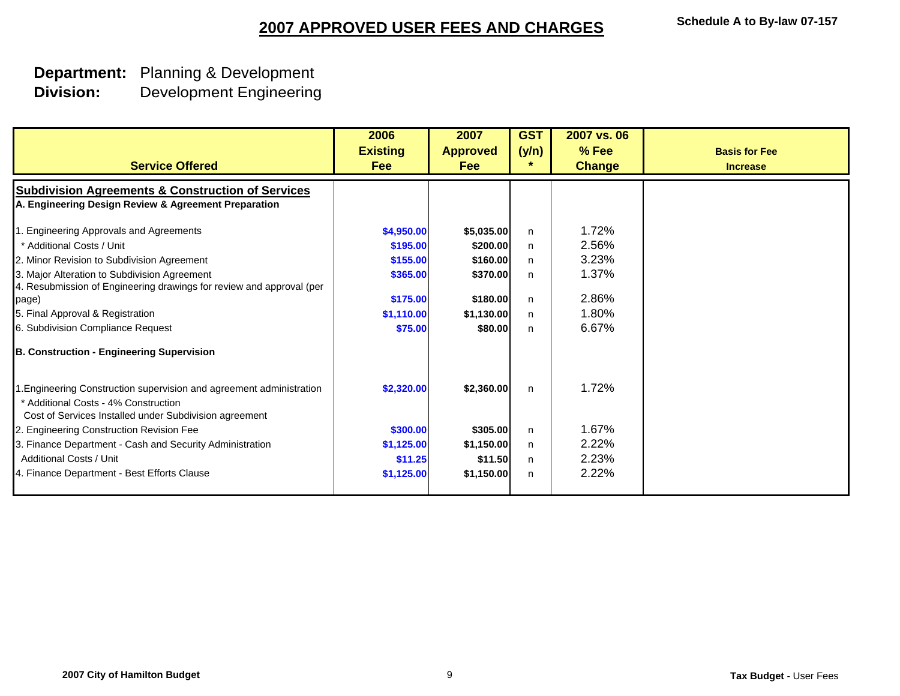# 2007 APPROVED USER FEES AND CHARGES

**Schedule A to By-law 07-157**

**Department:** Planning & Development
**Division:** Development Engineering

| Service Offered | 2006 Existing Fee | 2007 Approved Fee | GST (y/n) * | 2007 vs. 06 % Fee Change | Basis for Fee Increase |
|---|---|---|---|---|---|
| **Subdivision Agreements & Construction of Services** | | | | | |
| **A. Engineering Design Review & Agreement Preparation** | | | | | |
| 1. Engineering Approvals and Agreements | $4,950.00 | $5,035.00 | n | 1.72% | |
| * Additional Costs / Unit | $195.00 | $200.00 | n | 2.56% | |
| 2. Minor Revision to Subdivision Agreement | $155.00 | $160.00 | n | 3.23% | |
| 3. Major Alteration to Subdivision Agreement | $365.00 | $370.00 | n | 1.37% | |
| 4. Resubmission of Engineering drawings for review and approval (per page) | $175.00 | $180.00 | n | 2.86% | |
| 5. Final Approval & Registration | $1,110.00 | $1,130.00 | n | 1.80% | |
| 6. Subdivision Compliance Request | $75.00 | $80.00 | n | 6.67% | |
| **B. Construction - Engineering Supervision** | | | | | |
| 1. Engineering Construction supervision and agreement administration | $2,320.00 | $2,360.00 | n | 1.72% | |
| * Additional Costs - 4% Construction Cost of Services Installed under Subdivision agreement | | | | | |
| 2. Engineering Construction Revision Fee | $300.00 | $305.00 | n | 1.67% | |
| 3. Finance Department - Cash and Security Administration | $1,125.00 | $1,150.00 | n | 2.22% | |
| Additional Costs / Unit | $11.25 | $11.50 | n | 2.23% | |
| 4. Finance Department - Best Efforts Clause | $1,125.00 | $1,150.00 | n | 2.22% | |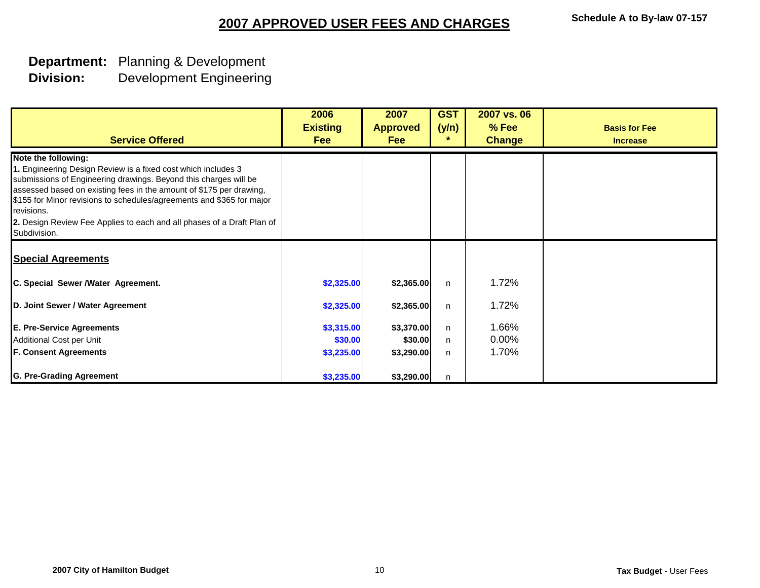# 2007 APPROVED USER FEES AND CHARGES

**Schedule A to By-law 07-157**

**Department:** Planning & Development
**Division:** Development Engineering

| Service Offered | 2006 Existing Fee | 2007 Approved Fee | GST (y/n) * | 2007 vs. 06 % Fee Change | Basis for Fee Increase |
|---|---|---|---|---|---|
| **Note the following:**<br>**1.** Engineering Design Review is a fixed cost which includes 3 submissions of Engineering drawings. Beyond this charges will be assessed based on existing fees in the amount of $175 per drawing, $155 for Minor revisions to schedules/agreements and $365 for major revisions.<br>**2.** Design Review Fee Applies to each and all phases of a Draft Plan of Subdivision. | | | | | |
| **Special Agreements** | | | | | |
| **C. Special Sewer /Water Agreement.** | $2,325.00 | $2,365.00 | n | 1.72% | |
| **D. Joint Sewer / Water Agreement** | $2,325.00 | $2,365.00 | n | 1.72% | |
| **E. Pre-Service Agreements** | $3,315.00 | $3,370.00 | n | 1.66% | |
| Additional Cost per Unit | $30.00 | $30.00 | n | 0.00% | |
| **F. Consent Agreements** | $3,235.00 | $3,290.00 | n | 1.70% | |
| **G. Pre-Grading Agreement** | $3,235.00 | $3,290.00 | n | | |

**2007 City of Hamilton Budget**

**Tax Budget** - User Fees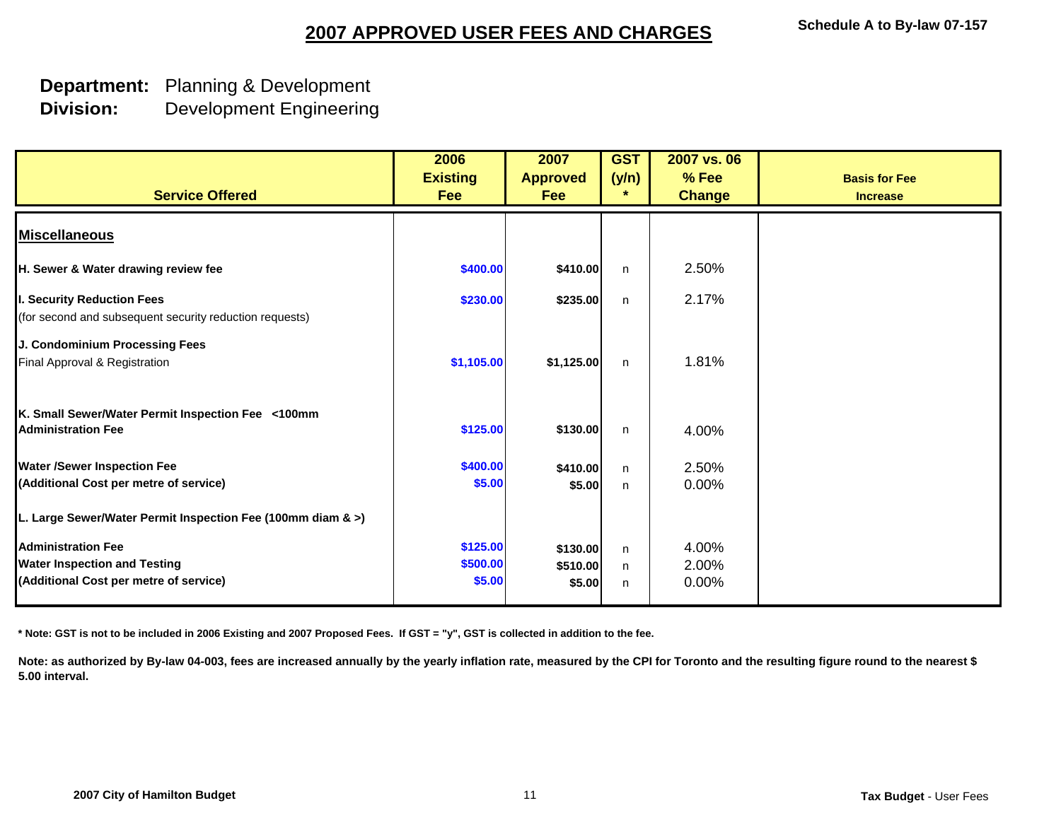# 2007 APPROVED USER FEES AND CHARGES

**Schedule A to By-law 07-157**

**Department:** Planning & Development
**Division:** Development Engineering

| Service Offered | 2006 Existing Fee | 2007 Approved Fee | GST (y/n) * | 2007 vs. 06 % Fee Change | Basis for Fee Increase |
|---|---|---|---|---|---|
| **Miscellaneous** | | | | | |
| **H. Sewer & Water drawing review fee** | $400.00 | $410.00 | n | 2.50% | |
| **I. Security Reduction Fees** (for second and subsequent security reduction requests) | $230.00 | $235.00 | n | 2.17% | |
| **J. Condominium Processing Fees** | | | | | |
| Final Approval & Registration | $1,105.00 | $1,125.00 | n | 1.81% | |
| **K. Small Sewer/Water Permit Inspection Fee <100mm** | | | | | |
| **Administration Fee** | $125.00 | $130.00 | n | 4.00% | |
| **Water /Sewer Inspection Fee** | $400.00 | $410.00 | n | 2.50% | |
| **(Additional Cost per metre of service)** | $5.00 | $5.00 | n | 0.00% | |
| **L. Large Sewer/Water Permit Inspection Fee (100mm diam & >)** | | | | | |
| **Administration Fee** | $125.00 | $130.00 | n | 4.00% | |
| **Water Inspection and Testing** | $500.00 | $510.00 | n | 2.00% | |
| **(Additional Cost per metre of service)** | $5.00 | $5.00 | n | 0.00% | |

**\* Note: GST is not to be included in 2006 Existing and 2007 Proposed Fees. If GST = "y", GST is collected in addition to the fee.**

**Note: as authorized by By-law 04-003, fees are increased annually by the yearly inflation rate, measured by the CPI for Toronto and the resulting figure round to the nearest $ 5.00 interval.**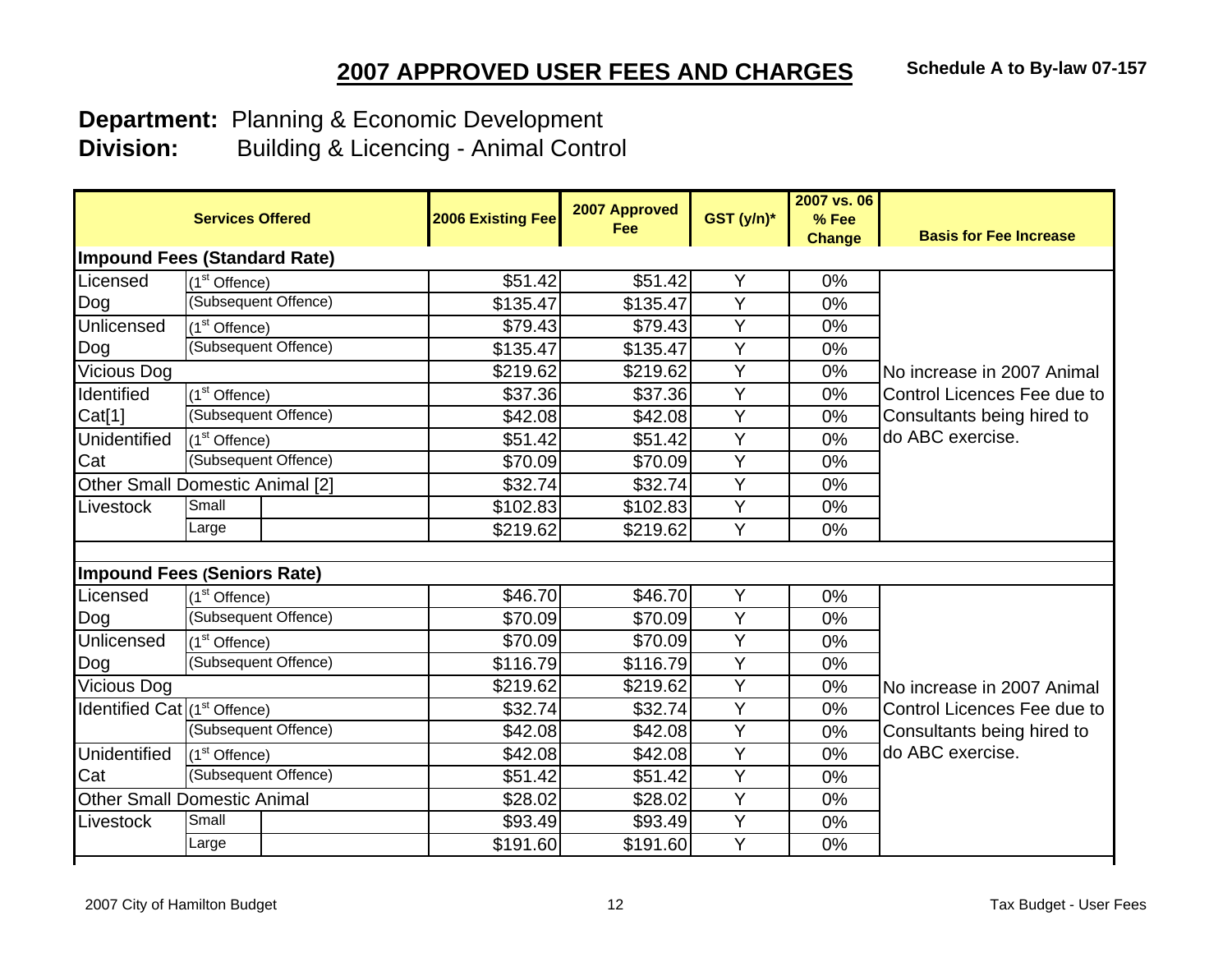# 2007 APPROVED USER FEES AND CHARGES

**Schedule A to By-law 07-157**

**Department:** Planning & Economic Development
**Division:** Building & Licencing - Animal Control

| Services Offered | | 2006 Existing Fee | 2007 Approved Fee | GST (y/n)* | 2007 vs. 06 % Fee Change | Basis for Fee Increase |
|---|---|---|---|---|---|---|
| **Impound Fees (Standard Rate)** | | | | | | |
| Licensed Dog | (1st Offence) | $51.42 | $51.42 | Y | 0% | No increase in 2007 Animal Control Licences Fee due to Consultants being hired to do ABC exercise. |
| | (Subsequent Offence) | $135.47 | $135.47 | Y | 0% | |
| Unlicensed Dog | (1st Offence) | $79.43 | $79.43 | Y | 0% | |
| | (Subsequent Offence) | $135.47 | $135.47 | Y | 0% | |
| Vicious Dog | | $219.62 | $219.62 | Y | 0% | |
| Identified Cat[1] | (1st Offence) | $37.36 | $37.36 | Y | 0% | |
| | (Subsequent Offence) | $42.08 | $42.08 | Y | 0% | |
| Unidentified Cat | (1st Offence) | $51.42 | $51.42 | Y | 0% | |
| | (Subsequent Offence) | $70.09 | $70.09 | Y | 0% | |
| Other Small Domestic Animal [2] | | $32.74 | $32.74 | Y | 0% | |
| Livestock | Small | $102.83 | $102.83 | Y | 0% | |
| | Large | $219.62 | $219.62 | Y | 0% | |
| **Impound Fees (Seniors Rate)** | | | | | | |
| Licensed Dog | (1st Offence) | $46.70 | $46.70 | Y | 0% | No increase in 2007 Animal Control Licences Fee due to Consultants being hired to do ABC exercise. |
| | (Subsequent Offence) | $70.09 | $70.09 | Y | 0% | |
| Unlicensed Dog | (1st Offence) | $70.09 | $70.09 | Y | 0% | |
| | (Subsequent Offence) | $116.79 | $116.79 | Y | 0% | |
| Vicious Dog | | $219.62 | $219.62 | Y | 0% | |
| Identified Cat | (1st Offence) | $32.74 | $32.74 | Y | 0% | |
| | (Subsequent Offence) | $42.08 | $42.08 | Y | 0% | |
| Unidentified Cat | (1st Offence) | $42.08 | $42.08 | Y | 0% | |
| | (Subsequent Offence) | $51.42 | $51.42 | Y | 0% | |
| Other Small Domestic Animal | | $28.02 | $28.02 | Y | 0% | |
| Livestock | Small | $93.49 | $93.49 | Y | 0% | |
| | Large | $191.60 | $191.60 | Y | 0% | |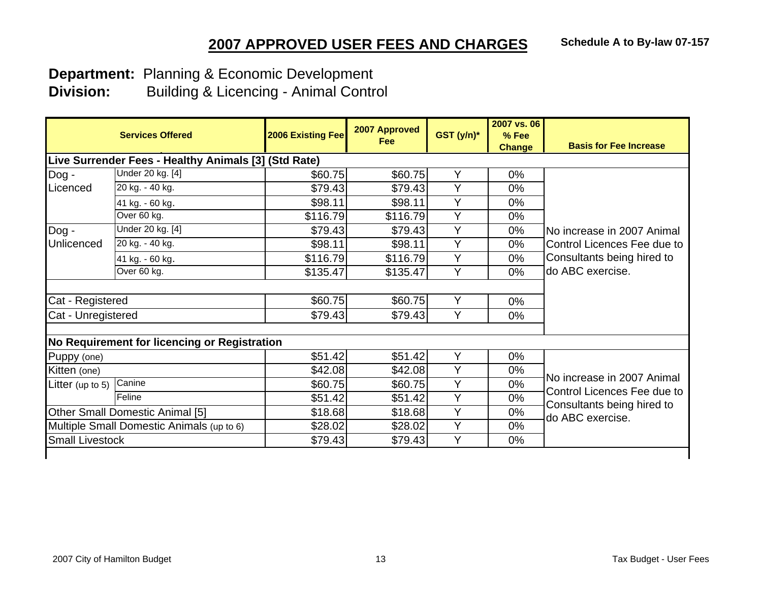# 2007 APPROVED USER FEES AND CHARGES

**Schedule A to By-law 07-157**

**Department:** Planning & Economic Development
**Division:** Building & Licencing - Animal Control

| Services Offered | | 2006 Existing Fee | 2007 Approved Fee | GST (y/n)* | 2007 vs. 06 % Fee Change | Basis for Fee Increase |
|---|---|---|---|---|---|---|
| **Live Surrender Fees - Healthy Animals [3] (Std Rate)** | | | | | | |
| Dog - Licenced | Under 20 kg. [4] | $60.75 | $60.75 | Y | 0% | No increase in 2007 Animal Control Licences Fee due to Consultants being hired to do ABC exercise. |
| | 20 kg. - 40 kg. | $79.43 | $79.43 | Y | 0% | |
| | 41 kg. - 60 kg. | $98.11 | $98.11 | Y | 0% | |
| | Over 60 kg. | $116.79 | $116.79 | Y | 0% | |
| Dog - Unlicenced | Under 20 kg. [4] | $79.43 | $79.43 | Y | 0% | |
| | 20 kg. - 40 kg. | $98.11 | $98.11 | Y | 0% | |
| | 41 kg. - 60 kg. | $116.79 | $116.79 | Y | 0% | |
| | Over 60 kg. | $135.47 | $135.47 | Y | 0% | |
| Cat - Registered | | $60.75 | $60.75 | Y | 0% | |
| Cat - Unregistered | | $79.43 | $79.43 | Y | 0% | |
| **No Requirement for licencing or Registration** | | | | | | |
| Puppy (one) | | $51.42 | $51.42 | Y | 0% | No increase in 2007 Animal Control Licences Fee due to Consultants being hired to do ABC exercise. |
| Kitten (one) | | $42.08 | $42.08 | Y | 0% | |
| Litter (up to 5) | Canine | $60.75 | $60.75 | Y | 0% | |
| | Feline | $51.42 | $51.42 | Y | 0% | |
| Other Small Domestic Animal [5] | | $18.68 | $18.68 | Y | 0% | |
| Multiple Small Domestic Animals (up to 6) | | $28.02 | $28.02 | Y | 0% | |
| Small Livestock | | $79.43 | $79.43 | Y | 0% | |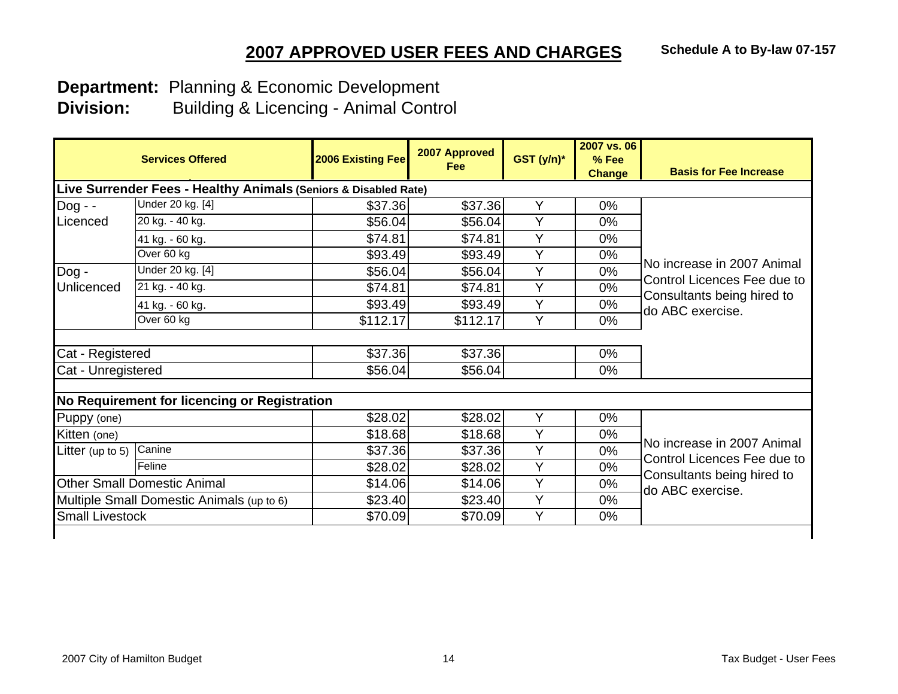# 2007 APPROVED USER FEES AND CHARGES

**Schedule A to By-law 07-157**

**Department:** Planning & Economic Development
**Division:** Building & Licencing - Animal Control

| Services Offered | | 2006 Existing Fee | 2007 Approved Fee | GST (y/n)* | 2007 vs. 06 % Fee Change | Basis for Fee Increase |
|---|---|---|---|---|---|---|
| **Live Surrender Fees - Healthy Animals (Seniors & Disabled Rate)** | | | | | | |
| Dog - - Licenced | Under 20 kg. [4] | $37.36 | $37.36 | Y | 0% | No increase in 2007 Animal Control Licences Fee due to Consultants being hired to do ABC exercise. |
| | 20 kg. - 40 kg. | $56.04 | $56.04 | Y | 0% | |
| | 41 kg. - 60 kg. | $74.81 | $74.81 | Y | 0% | |
| | Over 60 kg | $93.49 | $93.49 | Y | 0% | |
| Dog - Unlicenced | Under 20 kg. [4] | $56.04 | $56.04 | Y | 0% | |
| | 21 kg. - 40 kg. | $74.81 | $74.81 | Y | 0% | |
| | 41 kg. - 60 kg. | $93.49 | $93.49 | Y | 0% | |
| | Over 60 kg | $112.17 | $112.17 | Y | 0% | |
| Cat - Registered | | $37.36 | $37.36 | | 0% | |
| Cat - Unregistered | | $56.04 | $56.04 | | 0% | |
| **No Requirement for licencing or Registration** | | | | | | |
| Puppy (one) | | $28.02 | $28.02 | Y | 0% | No increase in 2007 Animal Control Licences Fee due to Consultants being hired to do ABC exercise. |
| Kitten (one) | | $18.68 | $18.68 | Y | 0% | |
| Litter (up to 5) | Canine | $37.36 | $37.36 | Y | 0% | |
| | Feline | $28.02 | $28.02 | Y | 0% | |
| Other Small Domestic Animal | | $14.06 | $14.06 | Y | 0% | |
| Multiple Small Domestic Animals (up to 6) | | $23.40 | $23.40 | Y | 0% | |
| Small Livestock | | $70.09 | $70.09 | Y | 0% | |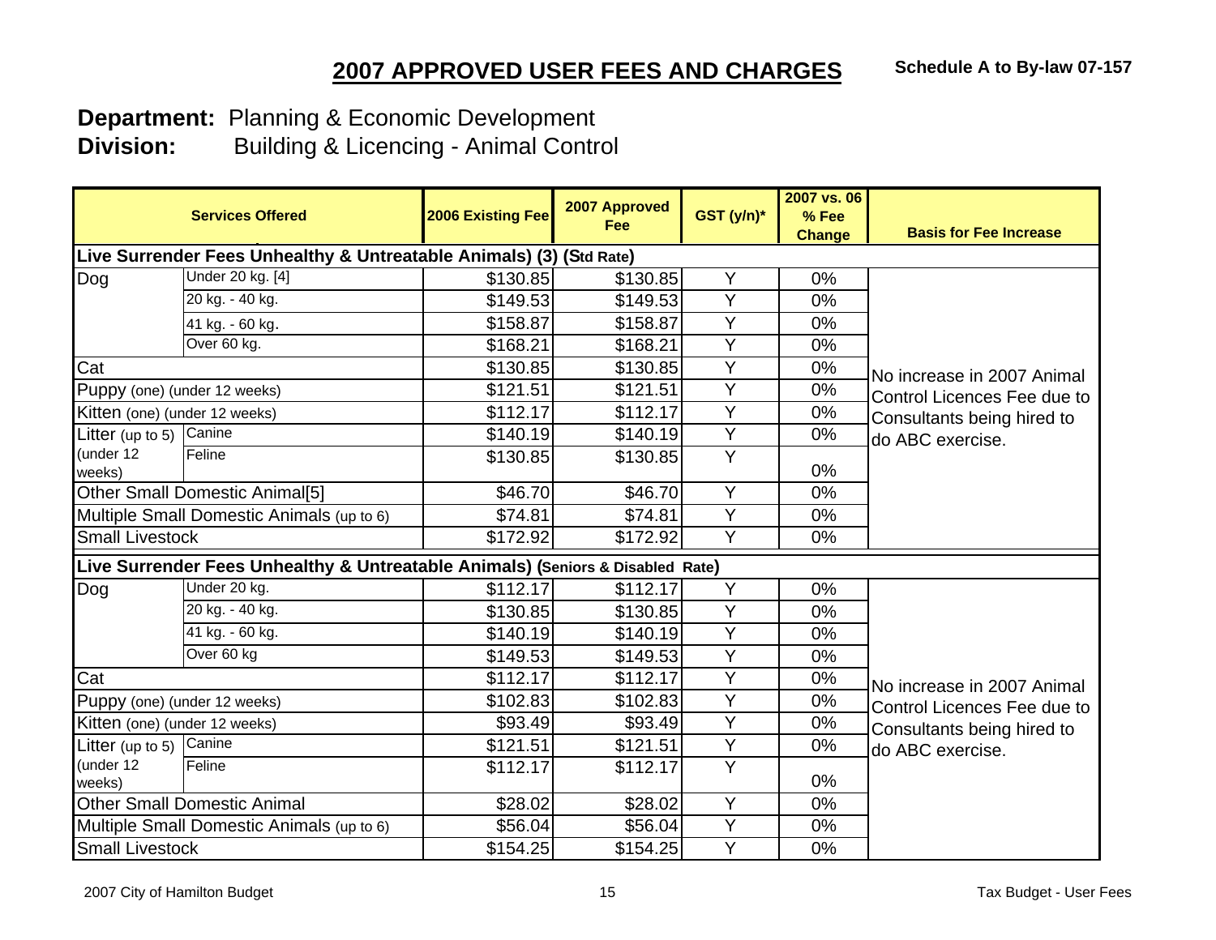# 2007 APPROVED USER FEES AND CHARGES

**Schedule A to By-law 07-157**

**Department:** Planning & Economic Development
**Division:** Building & Licencing - Animal Control

| Services Offered | | 2006 Existing Fee | 2007 Approved Fee | GST (y/n)* | 2007 vs. 06 % Fee Change | Basis for Fee Increase |
|---|---|---|---|---|---|---|
| **Live Surrender Fees Unhealthy & Untreatable Animals) (3) (Std Rate)** | | | | | | |
| Dog | Under 20 kg. [4] | $130.85 | $130.85 | Y | 0% | No increase in 2007 Animal Control Licences Fee due to Consultants being hired to do ABC exercise. |
| | 20 kg. - 40 kg. | $149.53 | $149.53 | Y | 0% | |
| | 41 kg. - 60 kg. | $158.87 | $158.87 | Y | 0% | |
| | Over 60 kg. | $168.21 | $168.21 | Y | 0% | |
| Cat | | $130.85 | $130.85 | Y | 0% | |
| Puppy (one) (under 12 weeks) | | $121.51 | $121.51 | Y | 0% | |
| Kitten (one) (under 12 weeks) | | $112.17 | $112.17 | Y | 0% | |
| Litter (up to 5) (under 12 weeks) | Canine | $140.19 | $140.19 | Y | 0% | |
| | Feline | $130.85 | $130.85 | Y | 0% | |
| Other Small Domestic Animal[5] | | $46.70 | $46.70 | Y | 0% | |
| Multiple Small Domestic Animals (up to 6) | | $74.81 | $74.81 | Y | 0% | |
| Small Livestock | | $172.92 | $172.92 | Y | 0% | |
| **Live Surrender Fees Unhealthy & Untreatable Animals) (Seniors & Disabled Rate)** | | | | | | |
| Dog | Under 20 kg. | $112.17 | $112.17 | Y | 0% | No increase in 2007 Animal Control Licences Fee due to Consultants being hired to do ABC exercise. |
| | 20 kg. - 40 kg. | $130.85 | $130.85 | Y | 0% | |
| | 41 kg. - 60 kg. | $140.19 | $140.19 | Y | 0% | |
| | Over 60 kg | $149.53 | $149.53 | Y | 0% | |
| Cat | | $112.17 | $112.17 | Y | 0% | |
| Puppy (one) (under 12 weeks) | | $102.83 | $102.83 | Y | 0% | |
| Kitten (one) (under 12 weeks) | | $93.49 | $93.49 | Y | 0% | |
| Litter (up to 5) (under 12 weeks) | Canine | $121.51 | $121.51 | Y | 0% | |
| | Feline | $112.17 | $112.17 | Y | 0% | |
| Other Small Domestic Animal | | $28.02 | $28.02 | Y | 0% | |
| Multiple Small Domestic Animals (up to 6) | | $56.04 | $56.04 | Y | 0% | |
| Small Livestock | | $154.25 | $154.25 | Y | 0% | |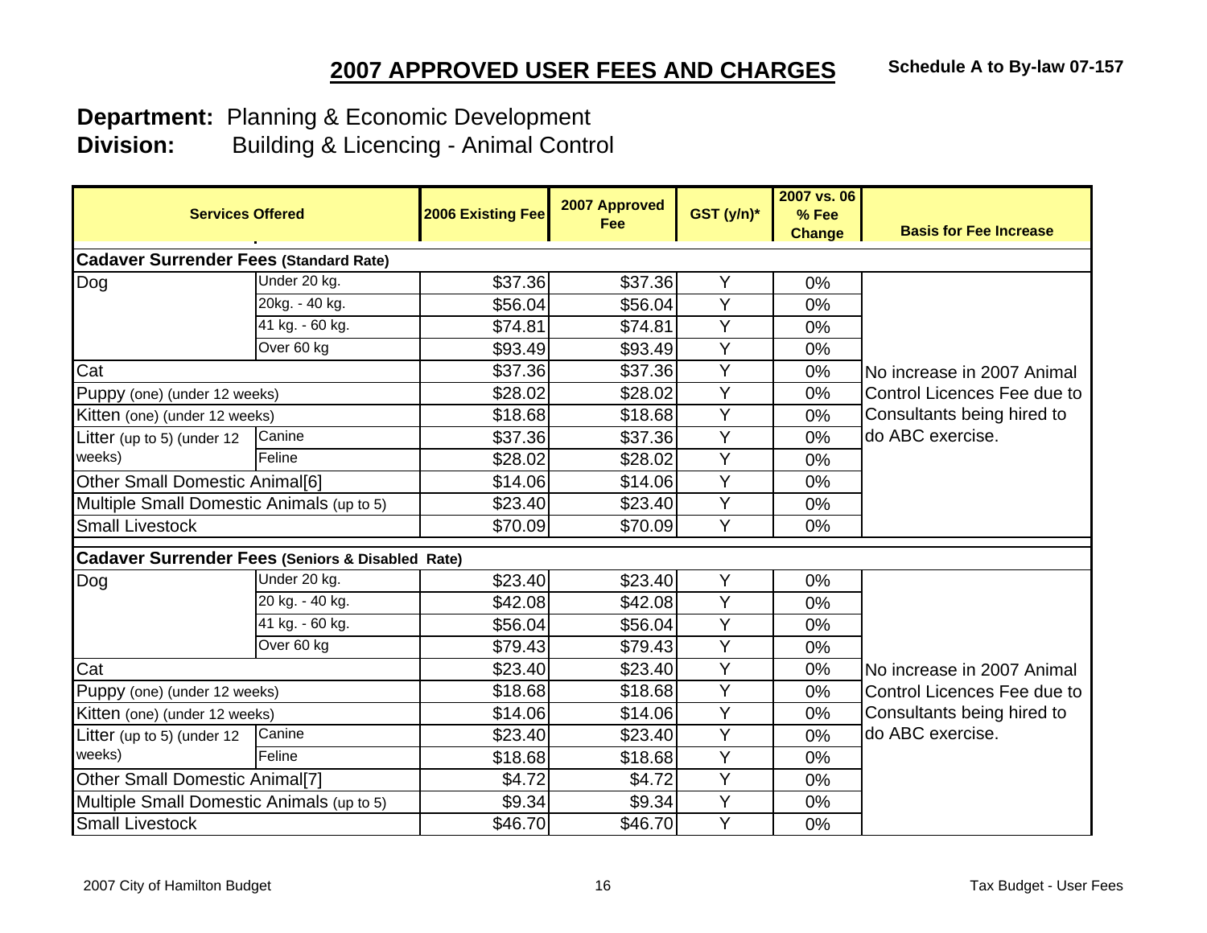# 2007 APPROVED USER FEES AND CHARGES

**Schedule A to By-law 07-157**

**Department:** Planning & Economic Development
**Division:** Building & Licencing - Animal Control

| Services Offered | | 2006 Existing Fee | 2007 Approved Fee | GST (y/n)* | 2007 vs. 06 % Fee Change | Basis for Fee Increase |
|---|---|---|---|---|---|---|
| **Cadaver Surrender Fees (Standard Rate)** | | | | | | |
| Dog | Under 20 kg. | $37.36 | $37.36 | Y | 0% | No increase in 2007 Animal Control Licences Fee due to Consultants being hired to do ABC exercise. |
| | 20kg. - 40 kg. | $56.04 | $56.04 | Y | 0% | |
| | 41 kg. - 60 kg. | $74.81 | $74.81 | Y | 0% | |
| | Over 60 kg | $93.49 | $93.49 | Y | 0% | |
| Cat | | $37.36 | $37.36 | Y | 0% | |
| Puppy (one) (under 12 weeks) | | $28.02 | $28.02 | Y | 0% | |
| Kitten (one) (under 12 weeks) | | $18.68 | $18.68 | Y | 0% | |
| Litter (up to 5) (under 12 weeks) | Canine | $37.36 | $37.36 | Y | 0% | |
| | Feline | $28.02 | $28.02 | Y | 0% | |
| Other Small Domestic Animal[6] | | $14.06 | $14.06 | Y | 0% | |
| Multiple Small Domestic Animals (up to 5) | | $23.40 | $23.40 | Y | 0% | |
| Small Livestock | | $70.09 | $70.09 | Y | 0% | |
| **Cadaver Surrender Fees (Seniors & Disabled Rate)** | | | | | | |
| Dog | Under 20 kg. | $23.40 | $23.40 | Y | 0% | No increase in 2007 Animal Control Licences Fee due to Consultants being hired to do ABC exercise. |
| | 20 kg. - 40 kg. | $42.08 | $42.08 | Y | 0% | |
| | 41 kg. - 60 kg. | $56.04 | $56.04 | Y | 0% | |
| | Over 60 kg | $79.43 | $79.43 | Y | 0% | |
| Cat | | $23.40 | $23.40 | Y | 0% | |
| Puppy (one) (under 12 weeks) | | $18.68 | $18.68 | Y | 0% | |
| Kitten (one) (under 12 weeks) | | $14.06 | $14.06 | Y | 0% | |
| Litter (up to 5) (under 12 weeks) | Canine | $23.40 | $23.40 | Y | 0% | |
| | Feline | $18.68 | $18.68 | Y | 0% | |
| Other Small Domestic Animal[7] | | $4.72 | $4.72 | Y | 0% | |
| Multiple Small Domestic Animals (up to 5) | | $9.34 | $9.34 | Y | 0% | |
| Small Livestock | | $46.70 | $46.70 | Y | 0% | |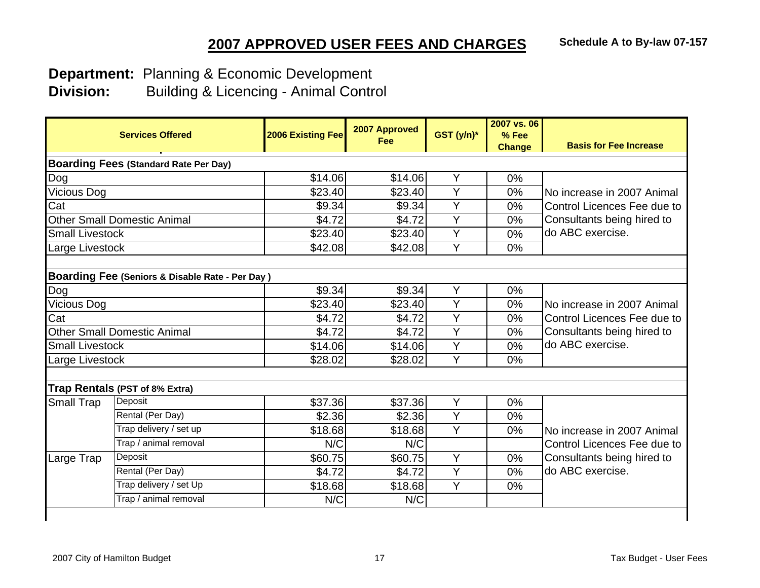# 2007 APPROVED USER FEES AND CHARGES

**Schedule A to By-law 07-157**

**Department:** Planning & Economic Development
**Division:** Building & Licencing - Animal Control

| Services Offered | | 2006 Existing Fee | 2007 Approved Fee | GST (y/n)* | 2007 vs. 06 % Fee Change | Basis for Fee Increase |
|---|---|---|---|---|---|---|
| **Boarding Fees (Standard Rate Per Day)** | | | | | | |
| Dog | | $14.06 | $14.06 | Y | 0% | No increase in 2007 Animal Control Licences Fee due to Consultants being hired to do ABC exercise. |
| Vicious Dog | | $23.40 | $23.40 | Y | 0% | |
| Cat | | $9.34 | $9.34 | Y | 0% | |
| Other Small Domestic Animal | | $4.72 | $4.72 | Y | 0% | |
| Small Livestock | | $23.40 | $23.40 | Y | 0% | |
| Large Livestock | | $42.08 | $42.08 | Y | 0% | |
| **Boarding Fee (Seniors & Disable Rate - Per Day )** | | | | | | |
| Dog | | $9.34 | $9.34 | Y | 0% | No increase in 2007 Animal Control Licences Fee due to Consultants being hired to do ABC exercise. |
| Vicious Dog | | $23.40 | $23.40 | Y | 0% | |
| Cat | | $4.72 | $4.72 | Y | 0% | |
| Other Small Domestic Animal | | $4.72 | $4.72 | Y | 0% | |
| Small Livestock | | $14.06 | $14.06 | Y | 0% | |
| Large Livestock | | $28.02 | $28.02 | Y | 0% | |
| **Trap Rentals (PST of 8% Extra)** | | | | | | |
| Small Trap | Deposit | $37.36 | $37.36 | Y | 0% | No increase in 2007 Animal Control Licences Fee due to Consultants being hired to do ABC exercise. |
| | Rental (Per Day) | $2.36 | $2.36 | Y | 0% | |
| | Trap delivery / set up | $18.68 | $18.68 | Y | 0% | |
| | Trap / animal removal | N/C | N/C | | | |
| Large Trap | Deposit | $60.75 | $60.75 | Y | 0% | |
| | Rental (Per Day) | $4.72 | $4.72 | Y | 0% | |
| | Trap delivery / set Up | $18.68 | $18.68 | Y | 0% | |
| | Trap / animal removal | N/C | N/C | | | |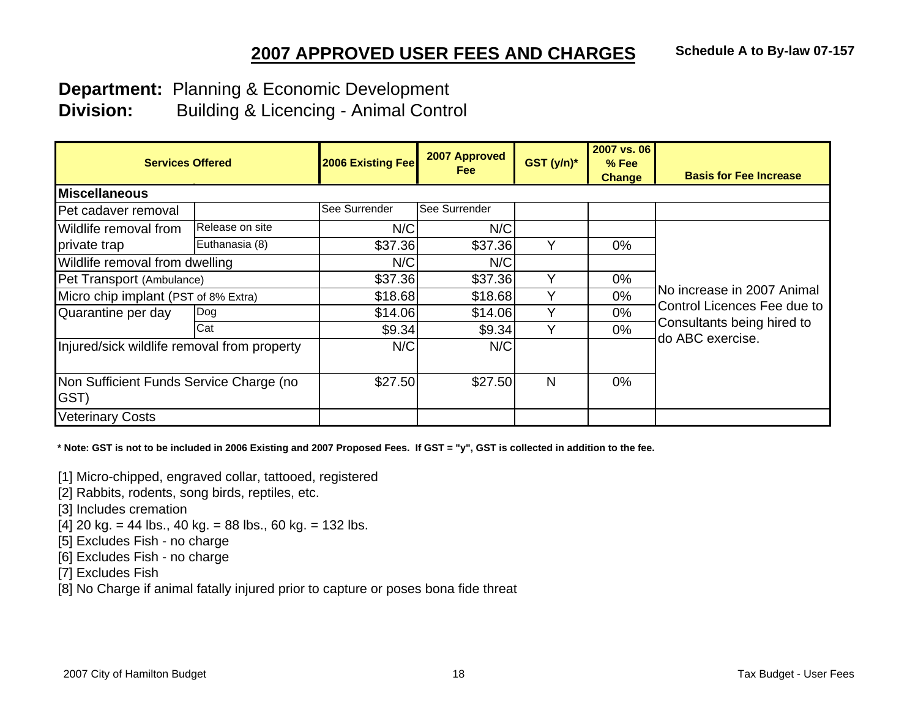## 2007 APPROVED USER FEES AND CHARGES

**Schedule A to By-law 07-157**

**Department:** Planning & Economic Development
**Division:** Building & Licencing - Animal Control

| Services Offered | | 2006 Existing Fee | 2007 Approved Fee | GST (y/n)* | 2007 vs. 06 % Fee Change | Basis for Fee Increase |
|---|---|---|---|---|---|---|
| **Miscellaneous** | | | | | | |
| Pet cadaver removal | | See Surrender | See Surrender | | | |
| Wildlife removal from private trap | Release on site | N/C | N/C | | | No increase in 2007 Animal Control Licences Fee due to Consultants being hired to do ABC exercise. |
| | Euthanasia (8) | $37.36 | $37.36 | Y | 0% | |
| Wildlife removal from dwelling | | N/C | N/C | | | |
| Pet Transport (Ambulance) | | $37.36 | $37.36 | Y | 0% | |
| Micro chip implant (PST of 8% Extra) | | $18.68 | $18.68 | Y | 0% | |
| Quarantine per day | Dog | $14.06 | $14.06 | Y | 0% | |
| | Cat | $9.34 | $9.34 | Y | 0% | |
| Injured/sick wildlife removal from property | | N/C | N/C | | | |
| Non Sufficient Funds Service Charge (no GST) | | $27.50 | $27.50 | N | 0% | |
| Veterinary Costs | | | | | | |

**\* Note: GST is not to be included in 2006 Existing and 2007 Proposed Fees. If GST = "y", GST is collected in addition to the fee.**

[1] Micro-chipped, engraved collar, tattooed, registered
[2] Rabbits, rodents, song birds, reptiles, etc.
[3] Includes cremation
[4] 20 kg. = 44 lbs., 40 kg. = 88 lbs., 60 kg. = 132 lbs.
[5] Excludes Fish - no charge
[6] Excludes Fish - no charge
[7] Excludes Fish
[8] No Charge if animal fatally injured prior to capture or poses bona fide threat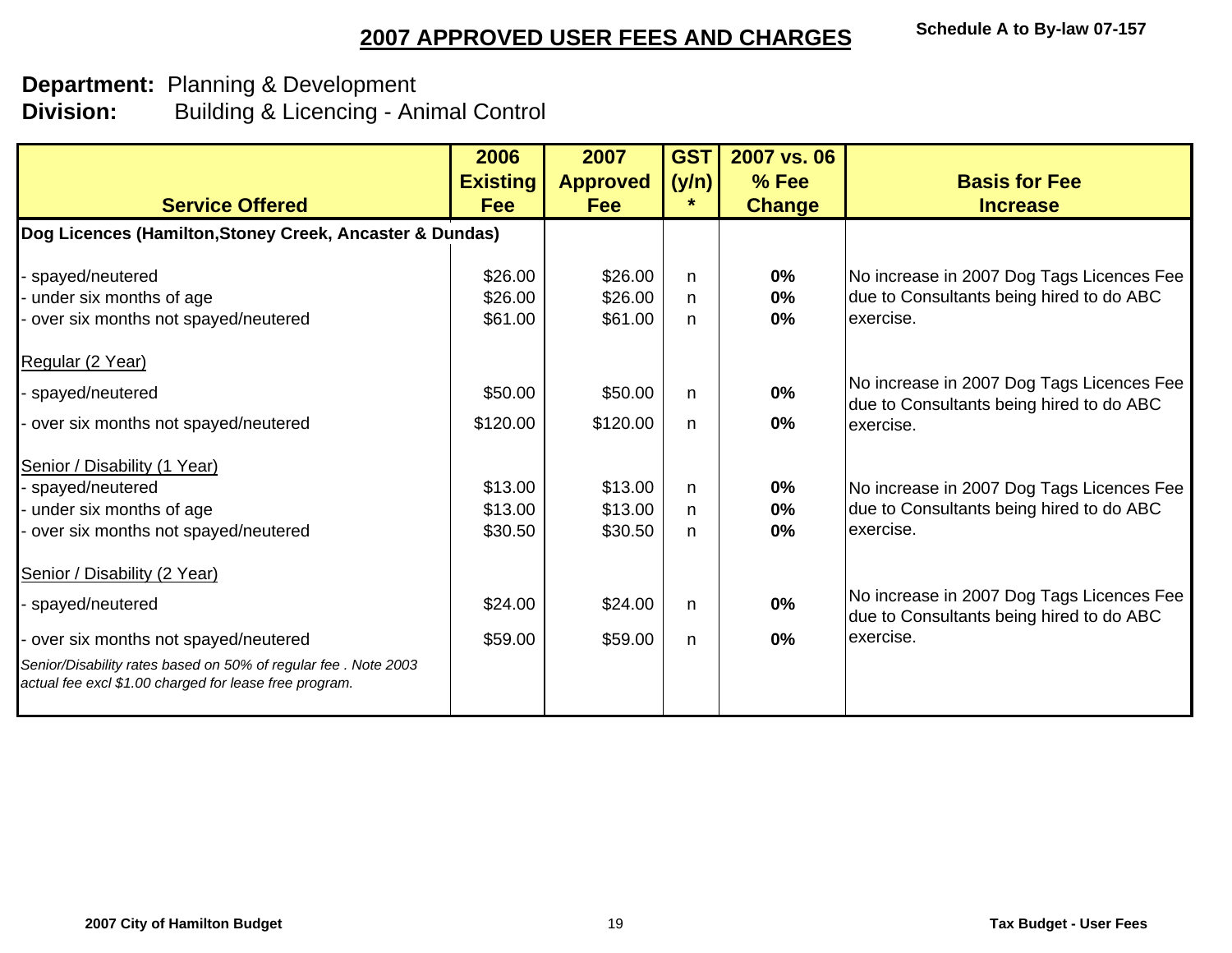## 2007 APPROVED USER FEES AND CHARGES

**Schedule A to By-law 07-157**

**Department:** Planning & Development
**Division:** Building & Licencing - Animal Control

| Service Offered | 2006 Existing Fee | 2007 Approved Fee | GST (y/n) * | 2007 vs. 06 % Fee Change | Basis for Fee Increase |
|---|---|---|---|---|---|
| **Dog Licences (Hamilton,Stoney Creek, Ancaster & Dundas)** | | | | | |
| - spayed/neutered | $26.00 | $26.00 | n | **0%** | No increase in 2007 Dog Tags Licences Fee due to Consultants being hired to do ABC exercise. |
| - under six months of age | $26.00 | $26.00 | n | **0%** | |
| - over six months not spayed/neutered | $61.00 | $61.00 | n | **0%** | |
| Regular (2 Year) | | | | | |
| - spayed/neutered | $50.00 | $50.00 | n | **0%** | No increase in 2007 Dog Tags Licences Fee due to Consultants being hired to do ABC exercise. |
| - over six months not spayed/neutered | $120.00 | $120.00 | n | **0%** | |
| Senior / Disability (1 Year) | | | | | |
| - spayed/neutered | $13.00 | $13.00 | n | **0%** | No increase in 2007 Dog Tags Licences Fee due to Consultants being hired to do ABC exercise. |
| - under six months of age | $13.00 | $13.00 | n | **0%** | |
| - over six months not spayed/neutered | $30.50 | $30.50 | n | **0%** | |
| Senior / Disability (2 Year) | | | | | |
| - spayed/neutered | $24.00 | $24.00 | n | **0%** | No increase in 2007 Dog Tags Licences Fee due to Consultants being hired to do ABC exercise. |
| - over six months not spayed/neutered | $59.00 | $59.00 | n | **0%** | |
| *Senior/Disability rates based on 50% of regular fee . Note 2003 actual fee excl $1.00 charged for lease free program.* | | | | | |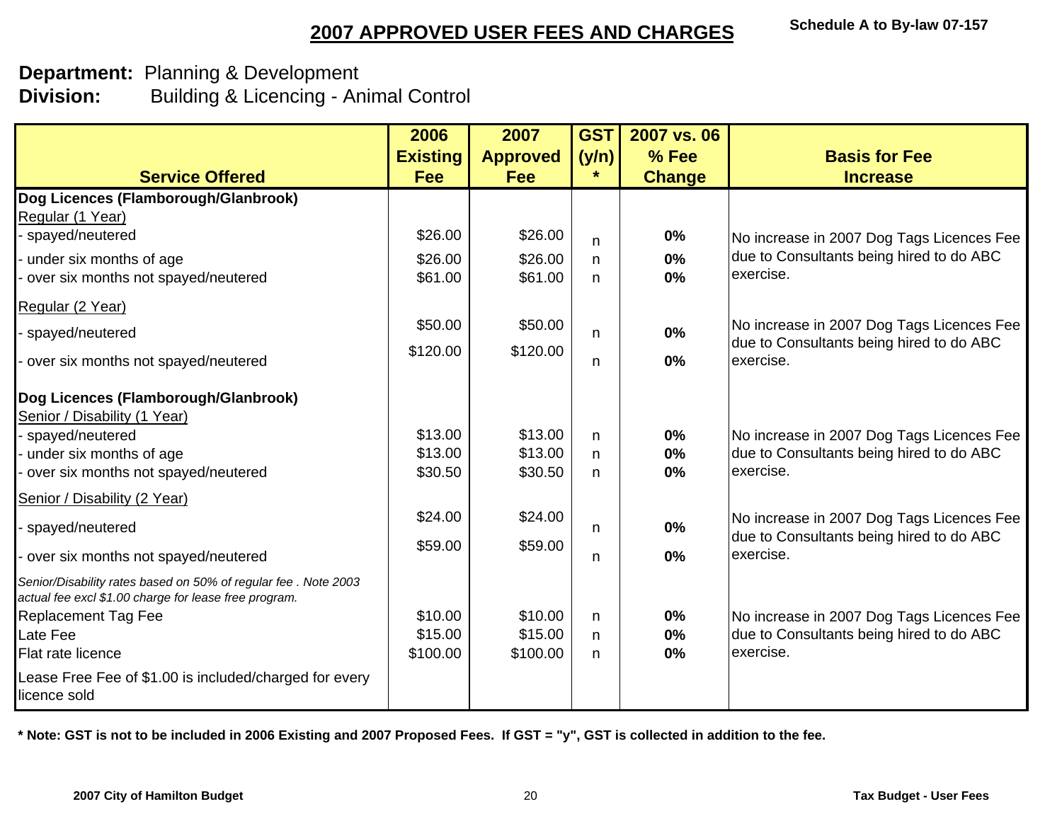## 2007 APPROVED USER FEES AND CHARGES

Schedule A to By-law 07-157

**Department:** Planning & Development
**Division:** Building & Licencing - Animal Control

| Service Offered | 2006 Existing Fee | 2007 Approved Fee | GST (y/n) * | 2007 vs. 06 % Fee Change | Basis for Fee Increase |
|---|---|---|---|---|---|
| **Dog Licences (Flamborough/Glanbrook)** | | | | | |
| Regular (1 Year) | | | | | |
| - spayed/neutered | $26.00 | $26.00 | n | **0%** | No increase in 2007 Dog Tags Licences Fee due to Consultants being hired to do ABC exercise. |
| - under six months of age | $26.00 | $26.00 | n | **0%** | |
| - over six months not spayed/neutered | $61.00 | $61.00 | n | **0%** | |
| Regular (2 Year) | | | | | |
| - spayed/neutered | $50.00 | $50.00 | n | **0%** | No increase in 2007 Dog Tags Licences Fee due to Consultants being hired to do ABC exercise. |
| - over six months not spayed/neutered | $120.00 | $120.00 | n | **0%** | |
| **Dog Licences (Flamborough/Glanbrook)** | | | | | |
| Senior / Disability (1 Year) | | | | | |
| - spayed/neutered | $13.00 | $13.00 | n | **0%** | No increase in 2007 Dog Tags Licences Fee due to Consultants being hired to do ABC exercise. |
| - under six months of age | $13.00 | $13.00 | n | **0%** | |
| - over six months not spayed/neutered | $30.50 | $30.50 | n | **0%** | |
| Senior / Disability (2 Year) | | | | | |
| - spayed/neutered | $24.00 | $24.00 | n | **0%** | No increase in 2007 Dog Tags Licences Fee due to Consultants being hired to do ABC exercise. |
| - over six months not spayed/neutered | $59.00 | $59.00 | n | **0%** | |
| *Senior/Disability rates based on 50% of regular fee . Note 2003 actual fee excl $1.00 charge for lease free program.* | | | | | |
| Replacement Tag Fee | $10.00 | $10.00 | n | **0%** | No increase in 2007 Dog Tags Licences Fee due to Consultants being hired to do ABC exercise. |
| Late Fee | $15.00 | $15.00 | n | **0%** | |
| Flat rate licence | $100.00 | $100.00 | n | **0%** | |
| Lease Free Fee of $1.00 is included/charged for every licence sold | | | | | |

**\* Note: GST is not to be included in 2006 Existing and 2007 Proposed Fees. If GST = "y", GST is collected in addition to the fee.**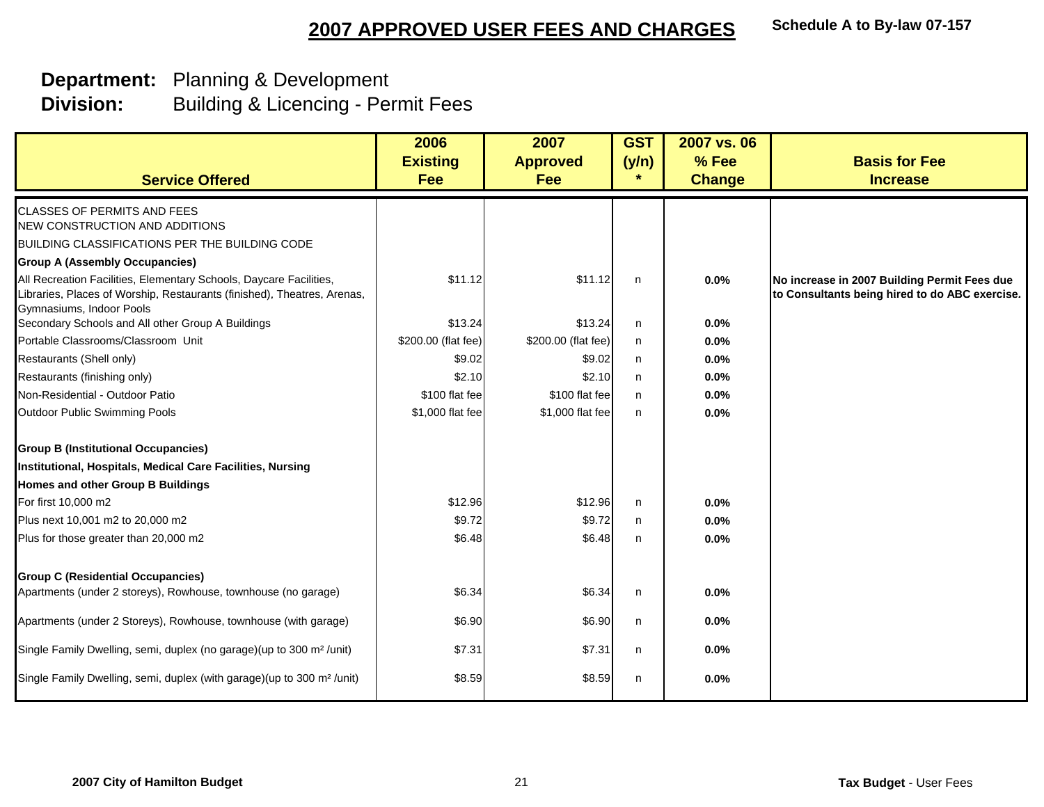# 2007 APPROVED USER FEES AND CHARGES

**Schedule A to By-law 07-157**

**Department:** Planning & Development
**Division:** Building & Licencing - Permit Fees

| Service Offered | 2006 Existing Fee | 2007 Approved Fee | GST (y/n) * | 2007 vs. 06 % Fee Change | Basis for Fee Increase |
|---|---|---|---|---|---|
| CLASSES OF PERMITS AND FEES<br>NEW CONSTRUCTION AND ADDITIONS | | | | | |
| BUILDING CLASSIFICATIONS PER THE BUILDING CODE | | | | | |
| **Group A (Assembly Occupancies)** | | | | | |
| All Recreation Facilities, Elementary Schools, Daycare Facilities, Libraries, Places of Worship, Restaurants (finished), Theatres, Arenas, Gymnasiums, Indoor Pools | $11.12 | $11.12 | n | **0.0%** | **No increase in 2007 Building Permit Fees due to Consultants being hired to do ABC exercise.** |
| Secondary Schools and All other Group A Buildings | $13.24 | $13.24 | n | **0.0%** | |
| Portable Classrooms/Classroom Unit | $200.00 (flat fee) | $200.00 (flat fee) | n | **0.0%** | |
| Restaurants (Shell only) | $9.02 | $9.02 | n | **0.0%** | |
| Restaurants (finishing only) | $2.10 | $2.10 | n | **0.0%** | |
| Non-Residential - Outdoor Patio | $100 flat fee | $100 flat fee | n | **0.0%** | |
| Outdoor Public Swimming Pools | $1,000 flat fee | $1,000 flat fee | n | **0.0%** | |
| **Group B (Institutional Occupancies)** | | | | | |
| **Institutional, Hospitals, Medical Care Facilities, Nursing** | | | | | |
| **Homes and other Group B Buildings** | | | | | |
| For first 10,000 m2 | $12.96 | $12.96 | n | **0.0%** | |
| Plus next 10,001 m2 to 20,000 m2 | $9.72 | $9.72 | n | **0.0%** | |
| Plus for those greater than 20,000 m2 | $6.48 | $6.48 | n | **0.0%** | |
| **Group C (Residential Occupancies)** | | | | | |
| Apartments (under 2 storeys), Rowhouse, townhouse (no garage) | $6.34 | $6.34 | n | **0.0%** | |
| Apartments (under 2 Storeys), Rowhouse, townhouse (with garage) | $6.90 | $6.90 | n | **0.0%** | |
| Single Family Dwelling, semi, duplex (no garage)(up to 300 m² /unit) | $7.31 | $7.31 | n | **0.0%** | |
| Single Family Dwelling, semi, duplex (with garage)(up to 300 m² /unit) | $8.59 | $8.59 | n | **0.0%** | |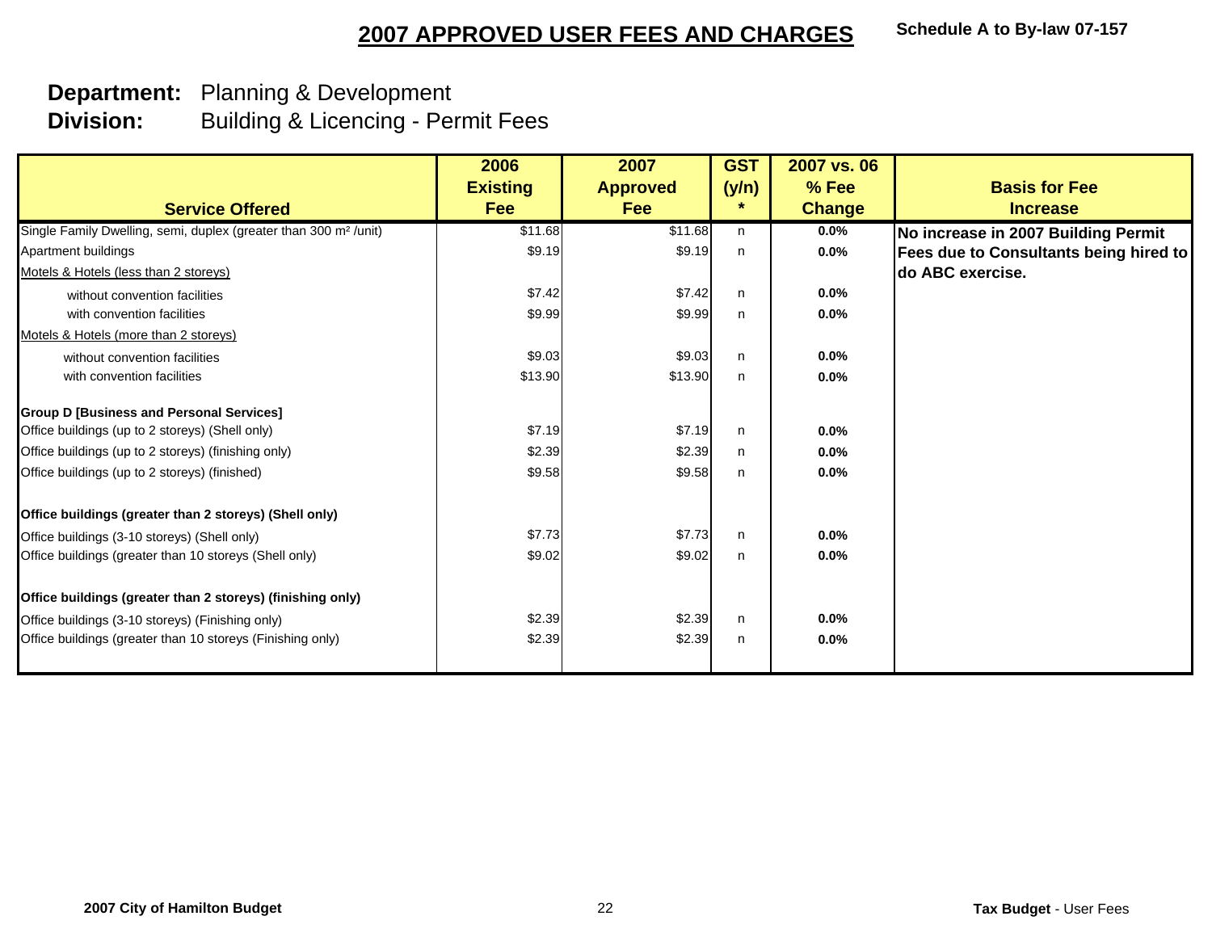# 2007 APPROVED USER FEES AND CHARGES

**Schedule A to By-law 07-157**

**Department:** Planning & Development
**Division:** Building & Licencing - Permit Fees

| Service Offered | 2006 Existing Fee | 2007 Approved Fee | GST (y/n) * | 2007 vs. 06 % Fee Change | Basis for Fee Increase |
|---|---|---|---|---|---|
| Single Family Dwelling, semi, duplex (greater than 300 m² /unit) | $11.68 | $11.68 | n | 0.0% | **No increase in 2007 Building Permit Fees due to Consultants being hired to do ABC exercise.** |
| Apartment buildings | $9.19 | $9.19 | n | 0.0% | |
| Motels & Hotels (less than 2 storeys) | | | | | |
| without convention facilities | $7.42 | $7.42 | n | 0.0% | |
| with convention facilities | $9.99 | $9.99 | n | 0.0% | |
| Motels & Hotels (more than 2 storeys) | | | | | |
| without convention facilities | $9.03 | $9.03 | n | 0.0% | |
| with convention facilities | $13.90 | $13.90 | n | 0.0% | |
| **Group D [Business and Personal Services]** | | | | | |
| Office buildings (up to 2 storeys) (Shell only) | $7.19 | $7.19 | n | 0.0% | |
| Office buildings (up to 2 storeys) (finishing only) | $2.39 | $2.39 | n | 0.0% | |
| Office buildings (up to 2 storeys) (finished) | $9.58 | $9.58 | n | 0.0% | |
| **Office buildings (greater than 2 storeys) (Shell only)** | | | | | |
| Office buildings (3-10 storeys) (Shell only) | $7.73 | $7.73 | n | 0.0% | |
| Office buildings (greater than 10 storeys (Shell only) | $9.02 | $9.02 | n | 0.0% | |
| **Office buildings (greater than 2 storeys) (finishing only)** | | | | | |
| Office buildings (3-10 storeys) (Finishing only) | $2.39 | $2.39 | n | 0.0% | |
| Office buildings (greater than 10 storeys (Finishing only) | $2.39 | $2.39 | n | 0.0% | |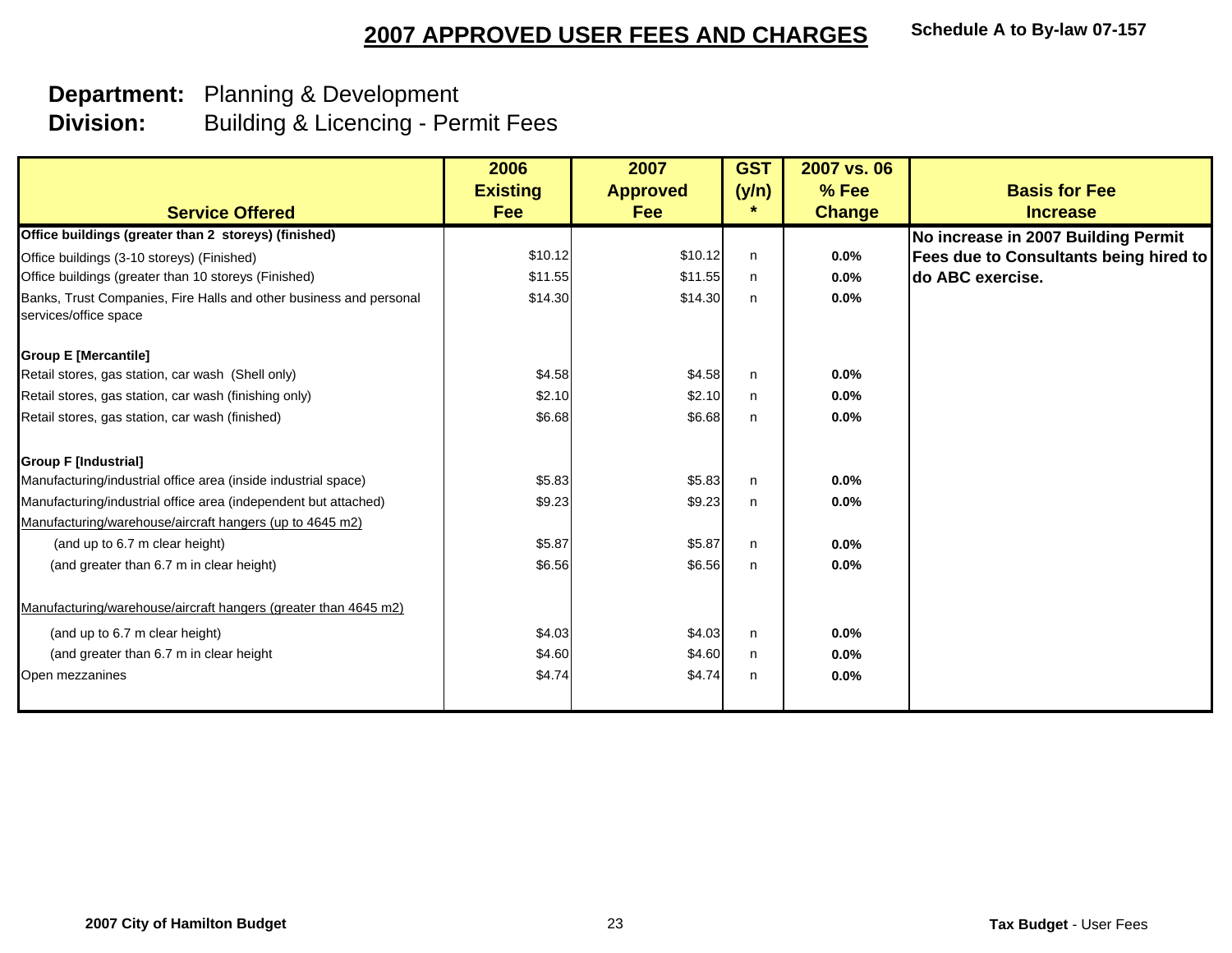# 2007 APPROVED USER FEES AND CHARGES

**Schedule A to By-law 07-157**

**Department:** Planning & Development
**Division:** Building & Licencing - Permit Fees

| Service Offered | 2006 Existing Fee | 2007 Approved Fee | GST (y/n) * | 2007 vs. 06 % Fee Change | Basis for Fee Increase |
|---|---|---|---|---|---|
| **Office buildings (greater than 2 storeys) (finished)** | | | | | **No increase in 2007 Building Permit Fees due to Consultants being hired to do ABC exercise.** |
| Office buildings (3-10 storeys) (Finished) | $10.12 | $10.12 | n | 0.0% | |
| Office buildings (greater than 10 storeys (Finished) | $11.55 | $11.55 | n | 0.0% | |
| Banks, Trust Companies, Fire Halls and other business and personal services/office space | $14.30 | $14.30 | n | 0.0% | |
| **Group E [Mercantile]** | | | | | |
| Retail stores, gas station, car wash (Shell only) | $4.58 | $4.58 | n | 0.0% | |
| Retail stores, gas station, car wash (finishing only) | $2.10 | $2.10 | n | 0.0% | |
| Retail stores, gas station, car wash (finished) | $6.68 | $6.68 | n | 0.0% | |
| **Group F [Industrial]** | | | | | |
| Manufacturing/industrial office area (inside industrial space) | $5.83 | $5.83 | n | 0.0% | |
| Manufacturing/industrial office area (independent but attached) | $9.23 | $9.23 | n | 0.0% | |
| Manufacturing/warehouse/aircraft hangers (up to 4645 m2) | | | | | |
| (and up to 6.7 m clear height) | $5.87 | $5.87 | n | 0.0% | |
| (and greater than 6.7 m in clear height) | $6.56 | $6.56 | n | 0.0% | |
| Manufacturing/warehouse/aircraft hangers (greater than 4645 m2) | | | | | |
| (and up to 6.7 m clear height) | $4.03 | $4.03 | n | 0.0% | |
| (and greater than 6.7 m in clear height | $4.60 | $4.60 | n | 0.0% | |
| Open mezzanines | $4.74 | $4.74 | n | 0.0% | |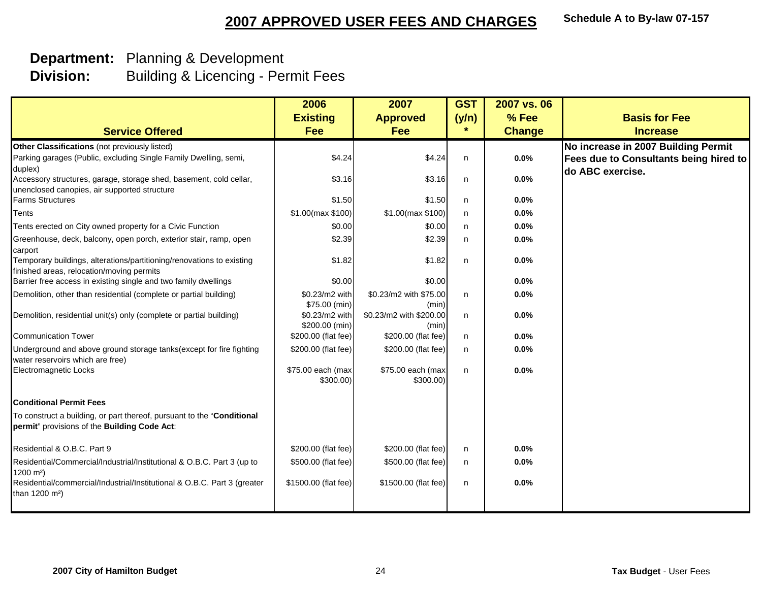# 2007 APPROVED USER FEES AND CHARGES

**Schedule A to By-law 07-157**

**Department:** Planning & Development
**Division:** Building & Licencing - Permit Fees

| Service Offered | 2006 Existing Fee | 2007 Approved Fee | GST (y/n) * | 2007 vs. 06 % Fee Change | Basis for Fee Increase |
|---|---|---|---|---|---|
| **Other Classifications** (not previously listed) | | | | | **No increase in 2007 Building Permit Fees due to Consultants being hired to do ABC exercise.** |
| Parking garages (Public, excluding Single Family Dwelling, semi, duplex) | $4.24 | $4.24 | n | 0.0% | |
| Accessory structures, garage, storage shed, basement, cold cellar, unenclosed canopies, air supported structure | $3.16 | $3.16 | n | 0.0% | |
| Farms Structures | $1.50 | $1.50 | n | 0.0% | |
| Tents | $1.00(max $100) | $1.00(max $100) | n | 0.0% | |
| Tents erected on City owned property for a Civic Function | $0.00 | $0.00 | n | 0.0% | |
| Greenhouse, deck, balcony, open porch, exterior stair, ramp, open carport | $2.39 | $2.39 | n | 0.0% | |
| Temporary buildings, alterations/partitioning/renovations to existing finished areas, relocation/moving permits | $1.82 | $1.82 | n | 0.0% | |
| Barrier free access in existing single and two family dwellings | $0.00 | $0.00 | | 0.0% | |
| Demolition, other than residential (complete or partial building) | $0.23/m2 with $75.00 (min) | $0.23/m2 with $75.00 (min) | n | 0.0% | |
| Demolition, residential unit(s) only (complete or partial building) | $0.23/m2 with $200.00 (min) | $0.23/m2 with $200.00 (min) | n | 0.0% | |
| Communication Tower | $200.00 (flat fee) | $200.00 (flat fee) | n | 0.0% | |
| Underground and above ground storage tanks(except for fire fighting water reservoirs which are free) | $200.00 (flat fee) | $200.00 (flat fee) | n | 0.0% | |
| Electromagnetic Locks | $75.00 each (max $300.00) | $75.00 each (max $300.00) | n | 0.0% | |
| **Conditional Permit Fees** | | | | | |
| To construct a building, or part thereof, pursuant to the "**Conditional permit**" provisions of the **Building Code Act**: | | | | | |
| Residential & O.B.C. Part 9 | $200.00 (flat fee) | $200.00 (flat fee) | n | 0.0% | |
| Residential/Commercial/Industrial/Institutional & O.B.C. Part 3 (up to 1200 m²) | $500.00 (flat fee) | $500.00 (flat fee) | n | 0.0% | |
| Residential/commercial/Industrial/Institutional & O.B.C. Part 3 (greater than 1200 m²) | $1500.00 (flat fee) | $1500.00 (flat fee) | n | 0.0% | |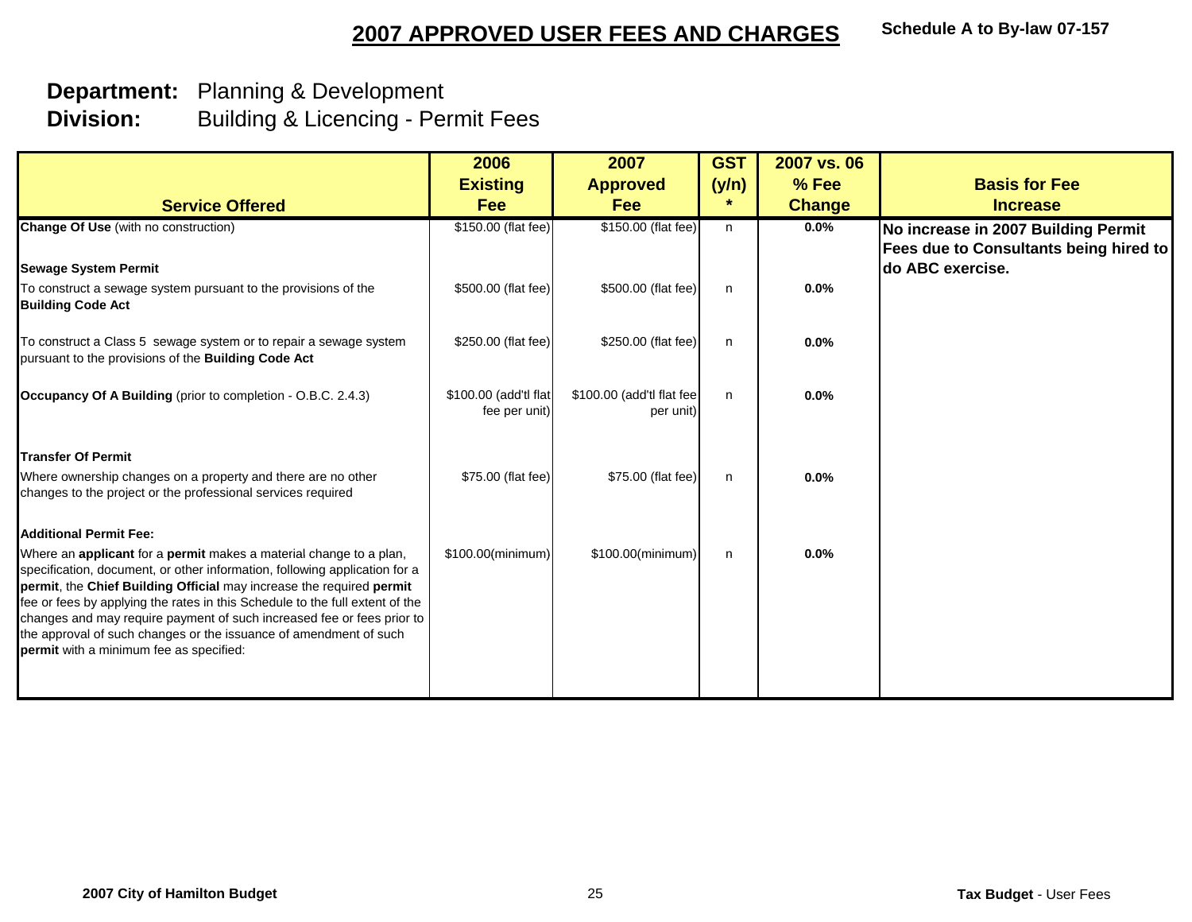# 2007 APPROVED USER FEES AND CHARGES

**Schedule A to By-law 07-157**

**Department:** Planning & Development
**Division:** Building & Licencing - Permit Fees

| Service Offered | 2006 Existing Fee | 2007 Approved Fee | GST (y/n) * | 2007 vs. 06 % Fee Change | Basis for Fee Increase |
|---|---|---|---|---|---|
| **Change Of Use** (with no construction) | $150.00 (flat fee) | $150.00 (flat fee) | n | 0.0% | **No increase in 2007 Building Permit Fees due to Consultants being hired to do ABC exercise.** |
| **Sewage System Permit** | | | | | |
| To construct a sewage system pursuant to the provisions of the **Building Code Act** | $500.00 (flat fee) | $500.00 (flat fee) | n | 0.0% | |
| To construct a Class 5 sewage system or to repair a sewage system pursuant to the provisions of the **Building Code Act** | $250.00 (flat fee) | $250.00 (flat fee) | n | 0.0% | |
| **Occupancy Of A Building** (prior to completion - O.B.C. 2.4.3) | $100.00 (add'tl flat fee per unit) | $100.00 (add'tl flat fee per unit) | n | 0.0% | |
| **Transfer Of Permit** | | | | | |
| Where ownership changes on a property and there are no other changes to the project or the professional services required | $75.00 (flat fee) | $75.00 (flat fee) | n | 0.0% | |
| **Additional Permit Fee:** | | | | | |
| Where an **applicant** for a **permit** makes a material change to a plan, specification, document, or other information, following application for a **permit**, the **Chief Building Official** may increase the required **permit** fee or fees by applying the rates in this Schedule to the full extent of the changes and may require payment of such increased fee or fees prior to the approval of such changes or the issuance of amendment of such **permit** with a minimum fee as specified: | $100.00(minimum) | $100.00(minimum) | n | 0.0% | |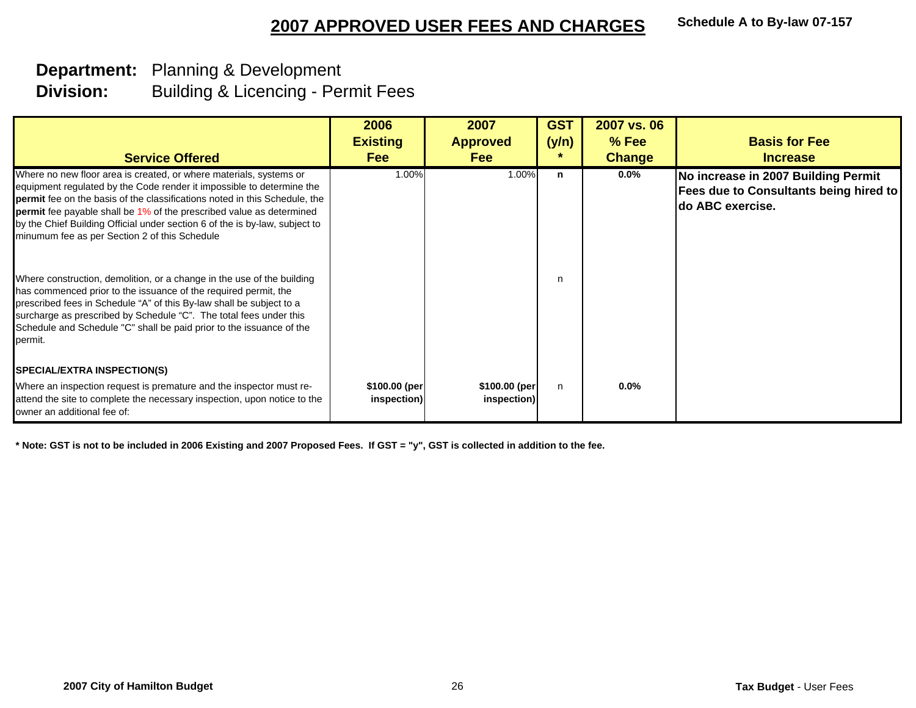# 2007 APPROVED USER FEES AND CHARGES

**Schedule A to By-law 07-157**

**Department:** Planning & Development
**Division:** Building & Licencing - Permit Fees

| Service Offered | 2006 Existing Fee | 2007 Approved Fee | GST (y/n) * | 2007 vs. 06 % Fee Change | Basis for Fee Increase |
|---|---|---|---|---|---|
| Where no new floor area is created, or where materials, systems or equipment regulated by the Code render it impossible to determine the **permit** fee on the basis of the classifications noted in this Schedule, the **permit** fee payable shall be 1% of the prescribed value as determined by the Chief Building Official under section 6 of the is by-law, subject to minumum fee as per Section 2 of this Schedule | 1.00% | 1.00% | **n** | **0.0%** | **No increase in 2007 Building Permit Fees due to Consultants being hired to do ABC exercise.** |
| Where construction, demolition, or a change in the use of the building has commenced prior to the issuance of the required permit, the prescribed fees in Schedule "A" of this By-law shall be subject to a surcharge as prescribed by Schedule "C". The total fees under this Schedule and Schedule "C" shall be paid prior to the issuance of the permit. | | | n | | |
| **SPECIAL/EXTRA INSPECTION(S)** | | | | | |
| Where an inspection request is premature and the inspector must re-attend the site to complete the necessary inspection, upon notice to the owner an additional fee of: | **$100.00 (per inspection)** | **$100.00 (per inspection)** | n | **0.0%** | |

**\* Note: GST is not to be included in 2006 Existing and 2007 Proposed Fees. If GST = "y", GST is collected in addition to the fee.**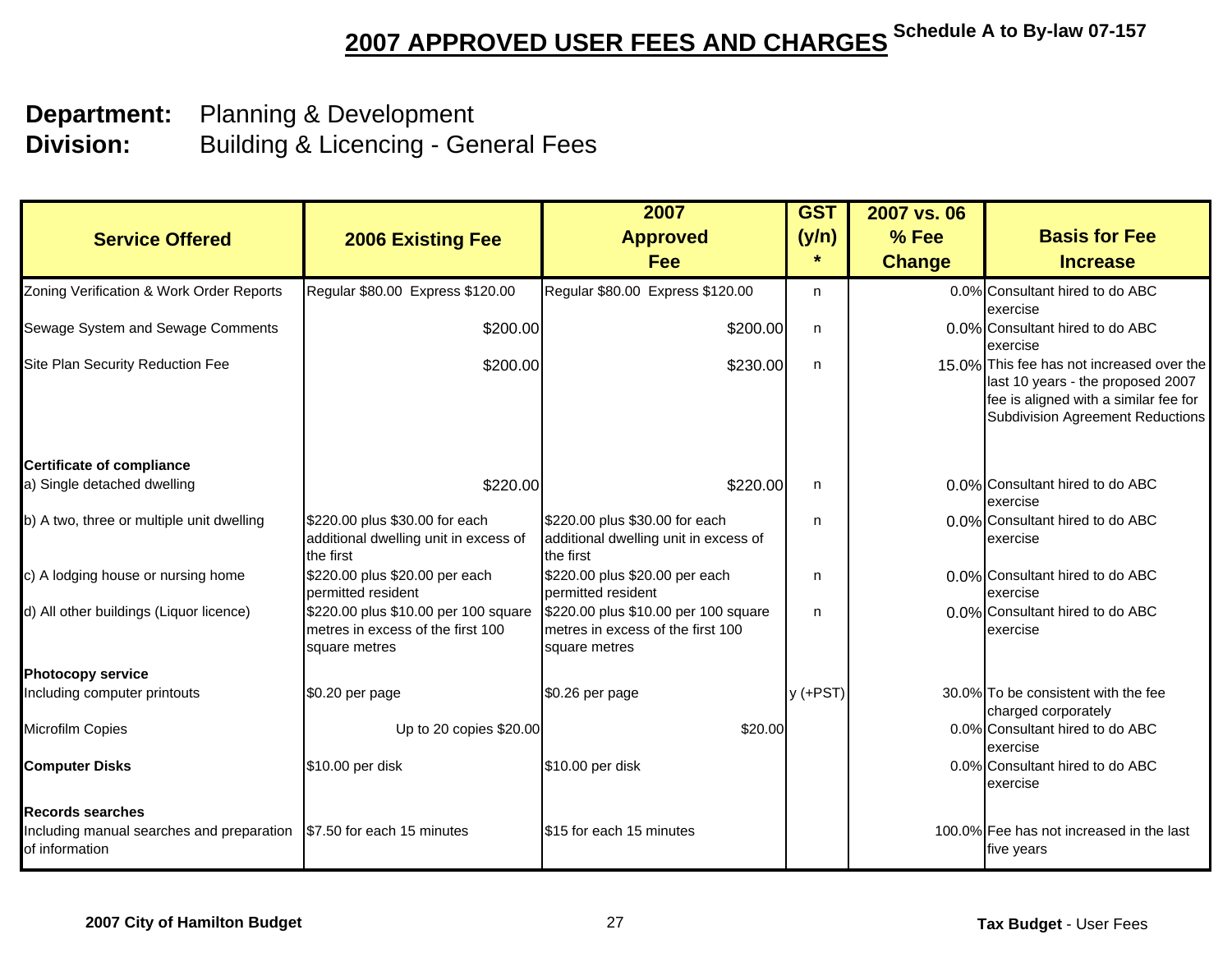# 2007 APPROVED USER FEES AND CHARGES

Schedule A to By-law 07-157

**Department:** Planning & Development
**Division:** Building & Licencing - General Fees

| Service Offered | 2006 Existing Fee | 2007 Approved Fee | GST (y/n) * | 2007 vs. 06 % Fee Change | Basis for Fee Increase |
|---|---|---|---|---|---|
| Zoning Verification & Work Order Reports | Regular $80.00 Express $120.00 | Regular $80.00 Express $120.00 | n | 0.0% | Consultant hired to do ABC exercise |
| Sewage System and Sewage Comments | $200.00 | $200.00 | n | 0.0% | Consultant hired to do ABC exercise |
| Site Plan Security Reduction Fee | $200.00 | $230.00 | n | 15.0% | This fee has not increased over the last 10 years - the proposed 2007 fee is aligned with a similar fee for Subdivision Agreement Reductions |
| **Certificate of compliance** | | | | | |
| a) Single detached dwelling | $220.00 | $220.00 | n | 0.0% | Consultant hired to do ABC exercise |
| b) A two, three or multiple unit dwelling | $220.00 plus $30.00 for each additional dwelling unit in excess of the first | $220.00 plus $30.00 for each additional dwelling unit in excess of the first | n | 0.0% | Consultant hired to do ABC exercise |
| c) A lodging house or nursing home | $220.00 plus $20.00 per each permitted resident | $220.00 plus $20.00 per each permitted resident | n | 0.0% | Consultant hired to do ABC exercise |
| d) All other buildings (Liquor licence) | $220.00 plus $10.00 per 100 square metres in excess of the first 100 square metres | $220.00 plus $10.00 per 100 square metres in excess of the first 100 square metres | n | 0.0% | Consultant hired to do ABC exercise |
| **Photocopy service** | | | | | |
| Including computer printouts | $0.20 per page | $0.26 per page | y (+PST) | 30.0% | To be consistent with the fee charged corporately |
| Microfilm Copies | Up to 20 copies $20.00 | $20.00 | | 0.0% | Consultant hired to do ABC exercise |
| **Computer Disks** | $10.00 per disk | $10.00 per disk | | 0.0% | Consultant hired to do ABC exercise |
| **Records searches** | | | | | |
| Including manual searches and preparation of information | $7.50 for each 15 minutes | $15 for each 15 minutes | | 100.0% | Fee has not increased in the last five years |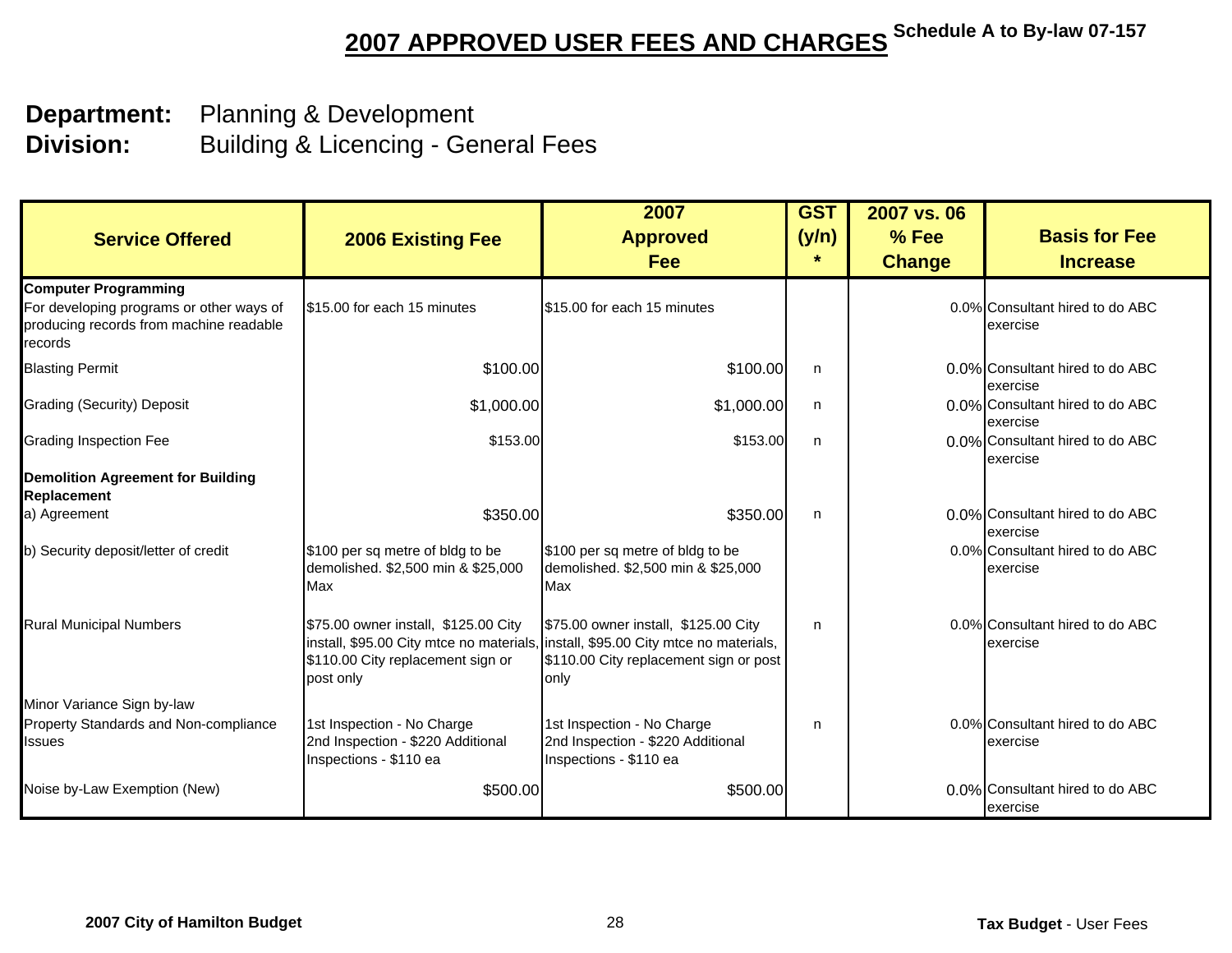# 2007 APPROVED USER FEES AND CHARGES

Schedule A to By-law 07-157

**Department:** Planning & Development
**Division:** Building & Licencing - General Fees

| Service Offered | 2006 Existing Fee | 2007 Approved Fee | GST (y/n) * | 2007 vs. 06 % Fee Change | Basis for Fee Increase |
|---|---|---|---|---|---|
| **Computer Programming** | | | | | |
| For developing programs or other ways of producing records from machine readable records | $15.00 for each 15 minutes | $15.00 for each 15 minutes | | 0.0% | Consultant hired to do ABC exercise |
| Blasting Permit | $100.00 | $100.00 | n | 0.0% | Consultant hired to do ABC exercise |
| Grading (Security) Deposit | $1,000.00 | $1,000.00 | n | 0.0% | Consultant hired to do ABC exercise |
| Grading Inspection Fee | $153.00 | $153.00 | n | 0.0% | Consultant hired to do ABC exercise |
| **Demolition Agreement for Building Replacement** | | | | | |
| a) Agreement | $350.00 | $350.00 | n | 0.0% | Consultant hired to do ABC exercise |
| b) Security deposit/letter of credit | $100 per sq metre of bldg to be demolished. $2,500 min & $25,000 Max | $100 per sq metre of bldg to be demolished. $2,500 min & $25,000 Max | | 0.0% | Consultant hired to do ABC exercise |
| Rural Municipal Numbers | $75.00 owner install, $125.00 City install, $95.00 City mtce no materials, $110.00 City replacement sign or post only | $75.00 owner install, $125.00 City install, $95.00 City mtce no materials, $110.00 City replacement sign or post only | n | 0.0% | Consultant hired to do ABC exercise |
| Minor Variance Sign by-law | | | | | |
| Property Standards and Non-compliance Issues | 1st Inspection - No Charge 2nd Inspection - $220 Additional Inspections - $110 ea | 1st Inspection - No Charge 2nd Inspection - $220 Additional Inspections - $110 ea | n | 0.0% | Consultant hired to do ABC exercise |
| Noise by-Law Exemption (New) | $500.00 | $500.00 | | 0.0% | Consultant hired to do ABC exercise |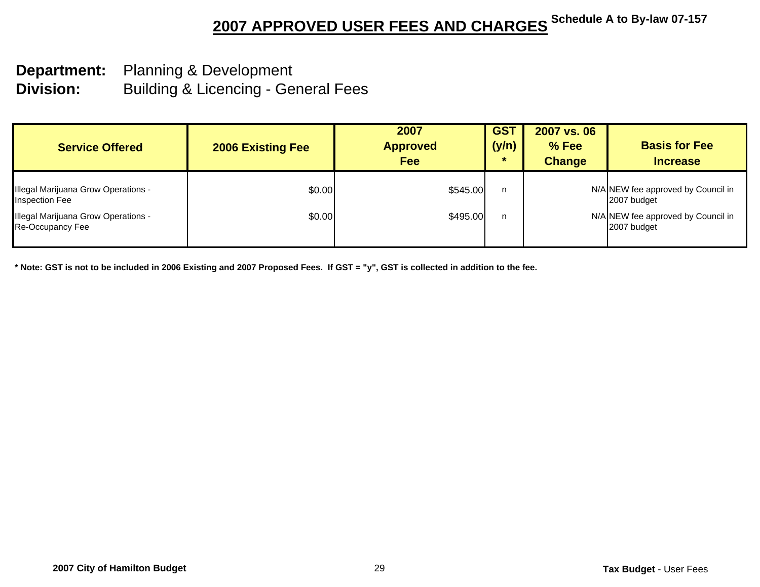# 2007 APPROVED USER FEES AND CHARGES

Schedule A to By-law 07-157

**Department:** Planning & Development
**Division:** Building & Licencing - General Fees

| Service Offered | 2006 Existing Fee | 2007 Approved Fee | GST (y/n) * | 2007 vs. 06 % Fee Change | Basis for Fee Increase |
|---|---|---|---|---|---|
| Illegal Marijuana Grow Operations - Inspection Fee | $0.00 | $545.00 | n | N/A | NEW fee approved by Council in 2007 budget |
| Illegal Marijuana Grow Operations - Re-Occupancy Fee | $0.00 | $495.00 | n | N/A | NEW fee approved by Council in 2007 budget |

**\* Note: GST is not to be included in 2006 Existing and 2007 Proposed Fees. If GST = "y", GST is collected in addition to the fee.**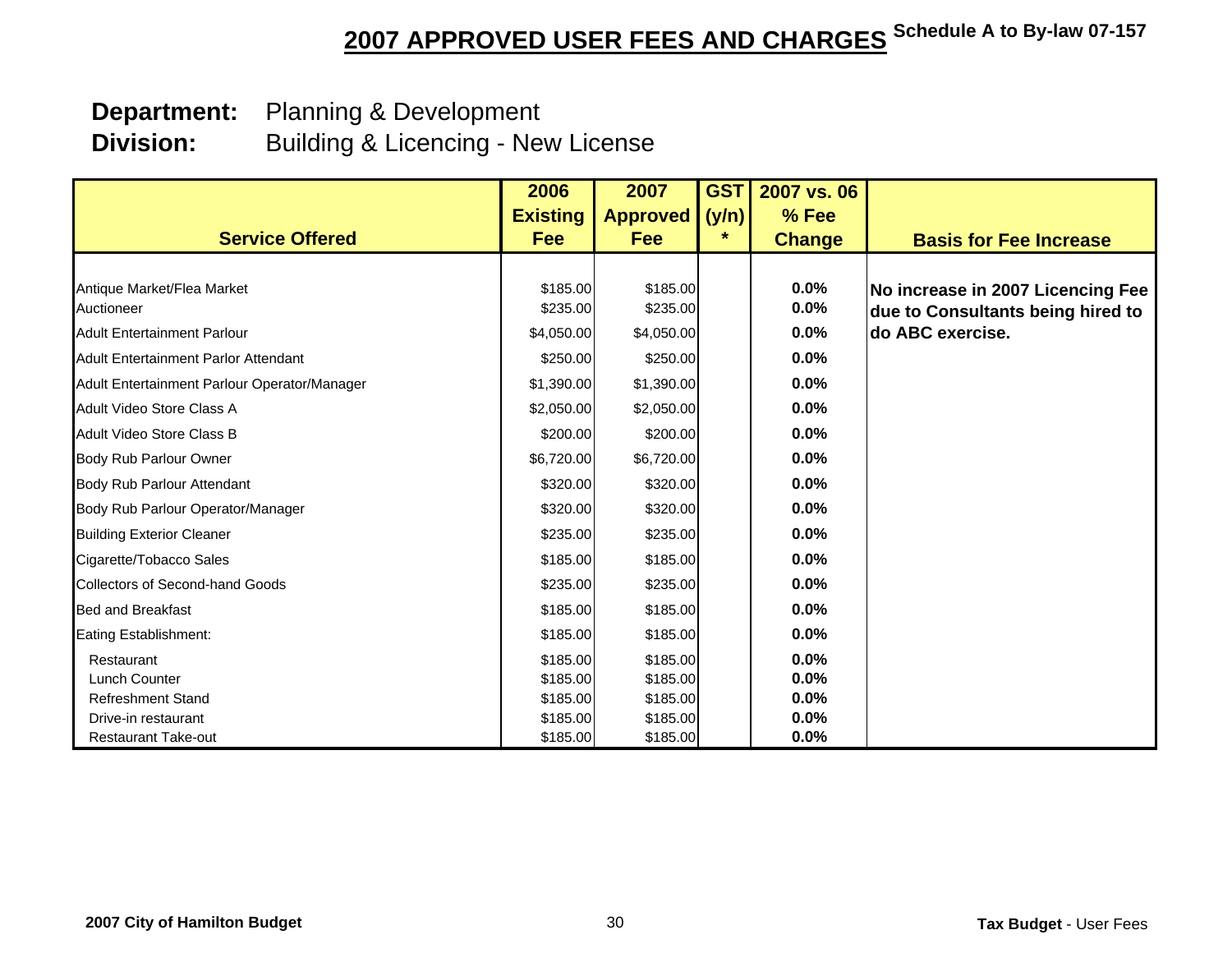# 2007 APPROVED USER FEES AND CHARGES

Schedule A to By-law 07-157

**Department:** Planning & Development
**Division:** Building & Licencing - New License

| Service Offered | 2006 Existing Fee | 2007 Approved Fee | GST (y/n) * | 2007 vs. 06 % Fee Change | Basis for Fee Increase |
|---|---|---|---|---|---|
| Antique Market/Flea Market | $185.00 | $185.00 | | 0.0% | **No increase in 2007 Licencing Fee due to Consultants being hired to do ABC exercise.** |
| Auctioneer | $235.00 | $235.00 | | 0.0% | |
| Adult Entertainment Parlour | $4,050.00 | $4,050.00 | | 0.0% | |
| Adult Entertainment Parlor Attendant | $250.00 | $250.00 | | 0.0% | |
| Adult Entertainment Parlour Operator/Manager | $1,390.00 | $1,390.00 | | 0.0% | |
| Adult Video Store Class A | $2,050.00 | $2,050.00 | | 0.0% | |
| Adult Video Store Class B | $200.00 | $200.00 | | 0.0% | |
| Body Rub Parlour Owner | $6,720.00 | $6,720.00 | | 0.0% | |
| Body Rub Parlour Attendant | $320.00 | $320.00 | | 0.0% | |
| Body Rub Parlour Operator/Manager | $320.00 | $320.00 | | 0.0% | |
| Building Exterior Cleaner | $235.00 | $235.00 | | 0.0% | |
| Cigarette/Tobacco Sales | $185.00 | $185.00 | | 0.0% | |
| Collectors of Second-hand Goods | $235.00 | $235.00 | | 0.0% | |
| Bed and Breakfast | $185.00 | $185.00 | | 0.0% | |
| Eating Establishment: | $185.00 | $185.00 | | 0.0% | |
| Restaurant | $185.00 | $185.00 | | 0.0% | |
| Lunch Counter | $185.00 | $185.00 | | 0.0% | |
| Refreshment Stand | $185.00 | $185.00 | | 0.0% | |
| Drive-in restaurant | $185.00 | $185.00 | | 0.0% | |
| Restaurant Take-out | $185.00 | $185.00 | | 0.0% | |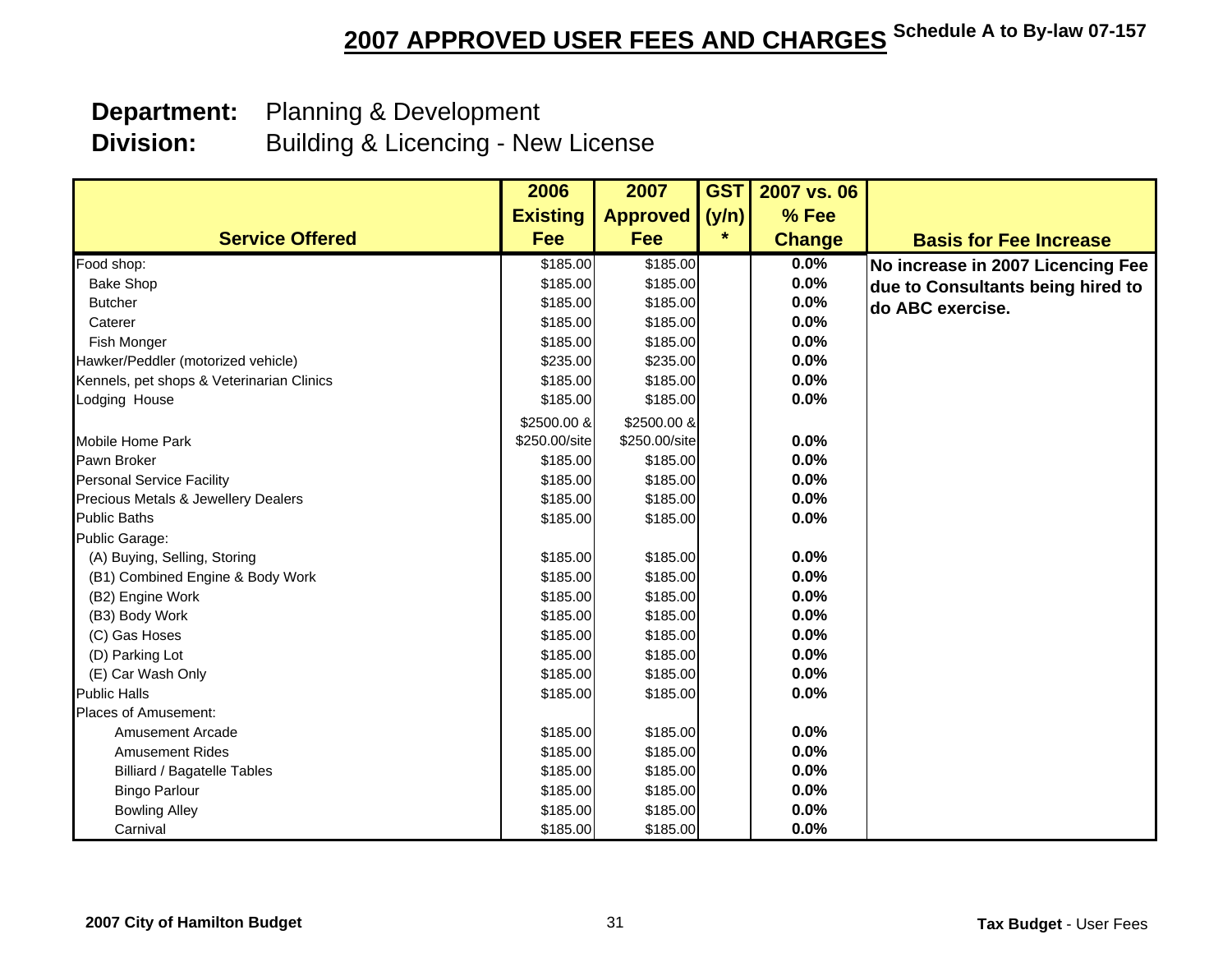# 2007 APPROVED USER FEES AND CHARGES

Schedule A to By-law 07-157

**Department:** Planning & Development
**Division:** Building & Licencing - New License

| Service Offered | 2006 Existing Fee | 2007 Approved Fee | GST (y/n) * | 2007 vs. 06 % Fee Change | Basis for Fee Increase |
|---|---|---|---|---|---|
| Food shop: | $185.00 | $185.00 | | 0.0% | No increase in 2007 Licencing Fee due to Consultants being hired to do ABC exercise. |
| Bake Shop | $185.00 | $185.00 | | 0.0% | |
| Butcher | $185.00 | $185.00 | | 0.0% | |
| Caterer | $185.00 | $185.00 | | 0.0% | |
| Fish Monger | $185.00 | $185.00 | | 0.0% | |
| Hawker/Peddler (motorized vehicle) | $235.00 | $235.00 | | 0.0% | |
| Kennels, pet shops & Veterinarian Clinics | $185.00 | $185.00 | | 0.0% | |
| Lodging House | $185.00 | $185.00 | | 0.0% | |
| Mobile Home Park | $2500.00 & $250.00/site | $2500.00 & $250.00/site | | 0.0% | |
| Pawn Broker | $185.00 | $185.00 | | 0.0% | |
| Personal Service Facility | $185.00 | $185.00 | | 0.0% | |
| Precious Metals & Jewellery Dealers | $185.00 | $185.00 | | 0.0% | |
| Public Baths | $185.00 | $185.00 | | 0.0% | |
| Public Garage: | | | | | |
| (A) Buying, Selling, Storing | $185.00 | $185.00 | | 0.0% | |
| (B1) Combined Engine & Body Work | $185.00 | $185.00 | | 0.0% | |
| (B2) Engine Work | $185.00 | $185.00 | | 0.0% | |
| (B3) Body Work | $185.00 | $185.00 | | 0.0% | |
| (C) Gas Hoses | $185.00 | $185.00 | | 0.0% | |
| (D) Parking Lot | $185.00 | $185.00 | | 0.0% | |
| (E) Car Wash Only | $185.00 | $185.00 | | 0.0% | |
| Public Halls | $185.00 | $185.00 | | 0.0% | |
| Places of Amusement: | | | | | |
| Amusement Arcade | $185.00 | $185.00 | | 0.0% | |
| Amusement Rides | $185.00 | $185.00 | | 0.0% | |
| Billiard / Bagatelle Tables | $185.00 | $185.00 | | 0.0% | |
| Bingo Parlour | $185.00 | $185.00 | | 0.0% | |
| Bowling Alley | $185.00 | $185.00 | | 0.0% | |
| Carnival | $185.00 | $185.00 | | 0.0% | |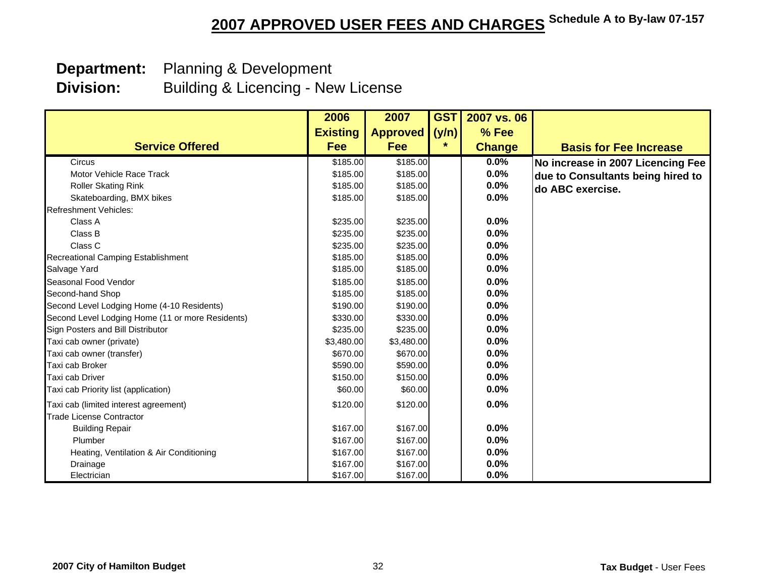# 2007 APPROVED USER FEES AND CHARGES

Schedule A to By-law 07-157

**Department:** Planning & Development
**Division:** Building & Licencing - New License

| Service Offered | 2006 Existing Fee | 2007 Approved Fee | GST (y/n) * | 2007 vs. 06 % Fee Change | Basis for Fee Increase |
|---|---|---|---|---|---|
| Circus | $185.00 | $185.00 | | 0.0% | No increase in 2007 Licencing Fee due to Consultants being hired to do ABC exercise. |
| Motor Vehicle Race Track | $185.00 | $185.00 | | 0.0% | |
| Roller Skating Rink | $185.00 | $185.00 | | 0.0% | |
| Skateboarding, BMX bikes | $185.00 | $185.00 | | 0.0% | |
| Refreshment Vehicles: | | | | | |
| Class A | $235.00 | $235.00 | | 0.0% | |
| Class B | $235.00 | $235.00 | | 0.0% | |
| Class C | $235.00 | $235.00 | | 0.0% | |
| Recreational Camping Establishment | $185.00 | $185.00 | | 0.0% | |
| Salvage Yard | $185.00 | $185.00 | | 0.0% | |
| Seasonal Food Vendor | $185.00 | $185.00 | | 0.0% | |
| Second-hand Shop | $185.00 | $185.00 | | 0.0% | |
| Second Level Lodging Home (4-10 Residents) | $190.00 | $190.00 | | 0.0% | |
| Second Level Lodging Home (11 or more Residents) | $330.00 | $330.00 | | 0.0% | |
| Sign Posters and Bill Distributor | $235.00 | $235.00 | | 0.0% | |
| Taxi cab owner (private) | $3,480.00 | $3,480.00 | | 0.0% | |
| Taxi cab owner (transfer) | $670.00 | $670.00 | | 0.0% | |
| Taxi cab Broker | $590.00 | $590.00 | | 0.0% | |
| Taxi cab Driver | $150.00 | $150.00 | | 0.0% | |
| Taxi cab Priority list (application) | $60.00 | $60.00 | | 0.0% | |
| Taxi cab (limited interest agreement) | $120.00 | $120.00 | | 0.0% | |
| Trade License Contractor | | | | | |
| Building Repair | $167.00 | $167.00 | | 0.0% | |
| Plumber | $167.00 | $167.00 | | 0.0% | |
| Heating, Ventilation & Air Conditioning | $167.00 | $167.00 | | 0.0% | |
| Drainage | $167.00 | $167.00 | | 0.0% | |
| Electrician | $167.00 | $167.00 | | 0.0% | |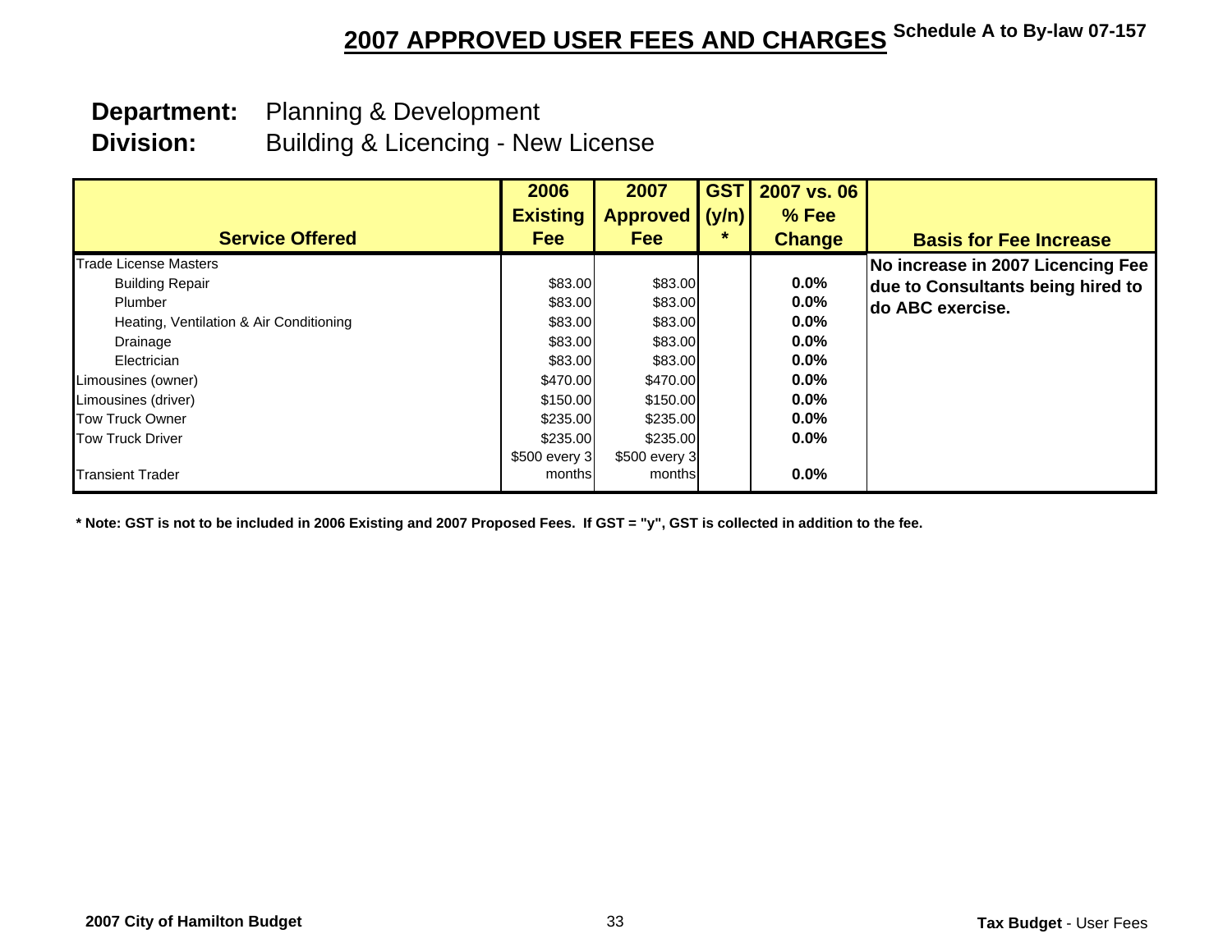# 2007 APPROVED USER FEES AND CHARGES

Schedule A to By-law 07-157

**Department:** Planning & Development
**Division:** Building & Licencing - New License

| Service Offered | 2006 Existing Fee | 2007 Approved Fee | GST (y/n) * | 2007 vs. 06 % Fee Change | Basis for Fee Increase |
|---|---|---|---|---|---|
| Trade License Masters | | | | | **No increase in 2007 Licencing Fee due to Consultants being hired to do ABC exercise.** |
| Building Repair | $83.00 | $83.00 | | 0.0% | |
| Plumber | $83.00 | $83.00 | | 0.0% | |
| Heating, Ventilation & Air Conditioning | $83.00 | $83.00 | | 0.0% | |
| Drainage | $83.00 | $83.00 | | 0.0% | |
| Electrician | $83.00 | $83.00 | | 0.0% | |
| Limousines (owner) | $470.00 | $470.00 | | 0.0% | |
| Limousines (driver) | $150.00 | $150.00 | | 0.0% | |
| Tow Truck Owner | $235.00 | $235.00 | | 0.0% | |
| Tow Truck Driver | $235.00 | $235.00 | | 0.0% | |
| Transient Trader | $500 every 3 months | $500 every 3 months | | 0.0% | |

**\* Note: GST is not to be included in 2006 Existing and 2007 Proposed Fees. If GST = "y", GST is collected in addition to the fee.**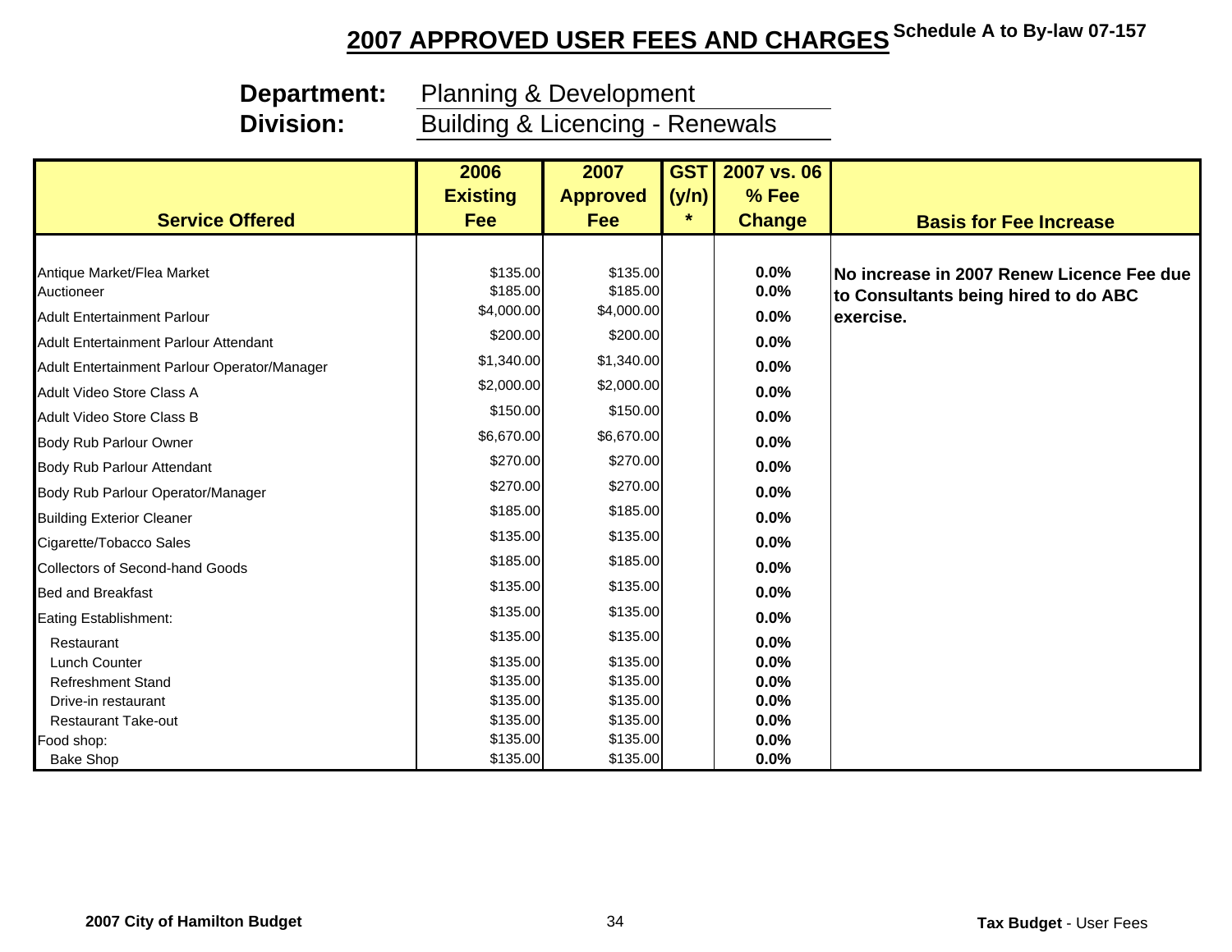# 2007 APPROVED USER FEES AND CHARGES

**Schedule A to By-law 07-157**

**Department:** Planning & Development
**Division:** Building & Licencing - Renewals

| Service Offered | 2006 Existing Fee | 2007 Approved Fee | GST (y/n) * | 2007 vs. 06 % Fee Change | Basis for Fee Increase |
|---|---|---|---|---|---|
| Antique Market/Flea Market | $135.00 | $135.00 | | 0.0% | **No increase in 2007 Renew Licence Fee due to Consultants being hired to do ABC exercise.** |
| Auctioneer | $185.00 | $185.00 | | 0.0% | |
| Adult Entertainment Parlour | $4,000.00 | $4,000.00 | | 0.0% | |
| Adult Entertainment Parlour Attendant | $200.00 | $200.00 | | 0.0% | |
| Adult Entertainment Parlour Operator/Manager | $1,340.00 | $1,340.00 | | 0.0% | |
| Adult Video Store Class A | $2,000.00 | $2,000.00 | | 0.0% | |
| Adult Video Store Class B | $150.00 | $150.00 | | 0.0% | |
| Body Rub Parlour Owner | $6,670.00 | $6,670.00 | | 0.0% | |
| Body Rub Parlour Attendant | $270.00 | $270.00 | | 0.0% | |
| Body Rub Parlour Operator/Manager | $270.00 | $270.00 | | 0.0% | |
| Building Exterior Cleaner | $185.00 | $185.00 | | 0.0% | |
| Cigarette/Tobacco Sales | $135.00 | $135.00 | | 0.0% | |
| Collectors of Second-hand Goods | $185.00 | $185.00 | | 0.0% | |
| Bed and Breakfast | $135.00 | $135.00 | | 0.0% | |
| Eating Establishment: | $135.00 | $135.00 | | 0.0% | |
| Restaurant | $135.00 | $135.00 | | 0.0% | |
| Lunch Counter | $135.00 | $135.00 | | 0.0% | |
| Refreshment Stand | $135.00 | $135.00 | | 0.0% | |
| Drive-in restaurant | $135.00 | $135.00 | | 0.0% | |
| Restaurant Take-out | $135.00 | $135.00 | | 0.0% | |
| Food shop: | $135.00 | $135.00 | | 0.0% | |
| Bake Shop | $135.00 | $135.00 | | 0.0% | |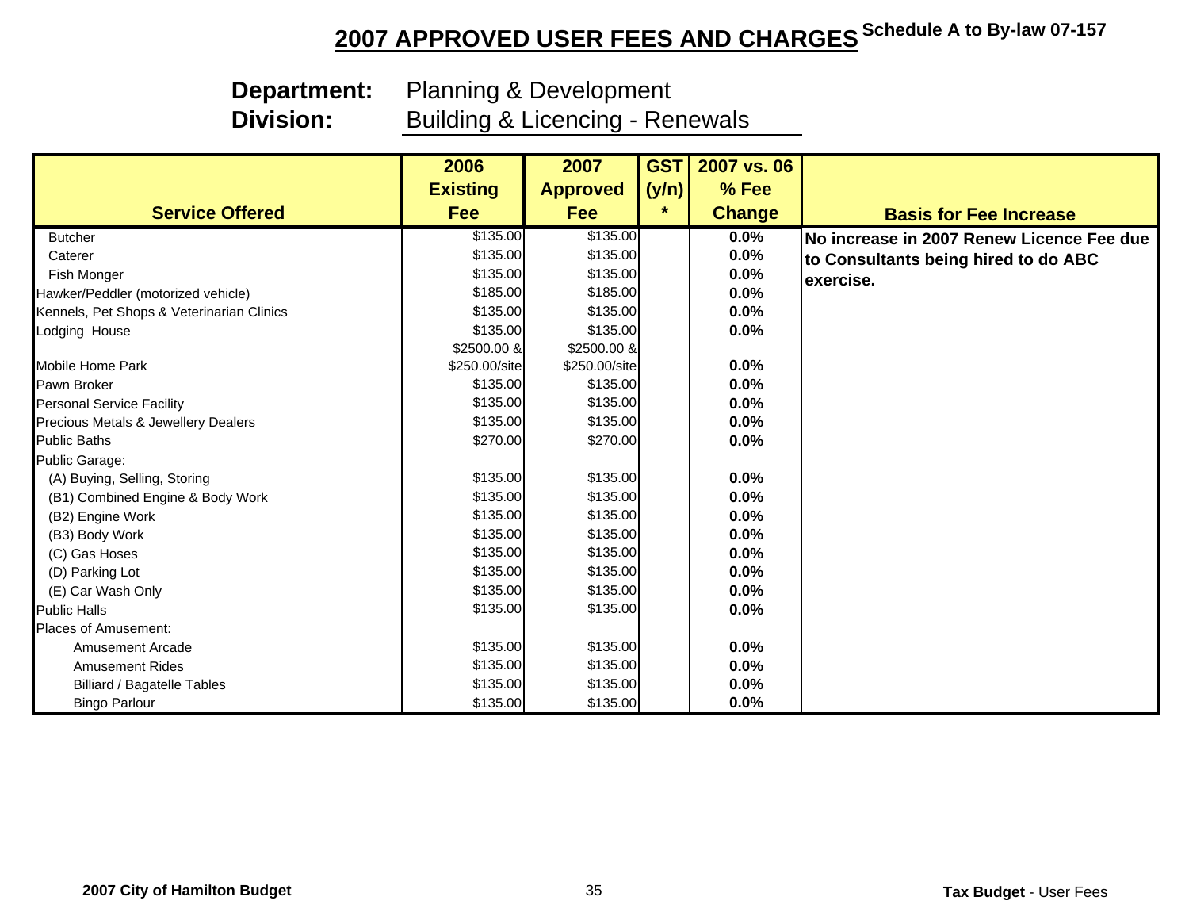# 2007 APPROVED USER FEES AND CHARGES

Schedule A to By-law 07-157

**Department:** Planning & Development
**Division:** Building & Licencing - Renewals

| Service Offered | 2006 Existing Fee | 2007 Approved Fee | GST (y/n) * | 2007 vs. 06 % Fee Change | Basis for Fee Increase |
|---|---|---|---|---|---|
| Butcher | $135.00 | $135.00 | | 0.0% | No increase in 2007 Renew Licence Fee due to Consultants being hired to do ABC exercise. |
| Caterer | $135.00 | $135.00 | | 0.0% | |
| Fish Monger | $135.00 | $135.00 | | 0.0% | |
| Hawker/Peddler (motorized vehicle) | $185.00 | $185.00 | | 0.0% | |
| Kennels, Pet Shops & Veterinarian Clinics | $135.00 | $135.00 | | 0.0% | |
| Lodging House | $135.00 | $135.00 | | 0.0% | |
| Mobile Home Park | $2500.00 & $250.00/site | $2500.00 & $250.00/site | | 0.0% | |
| Pawn Broker | $135.00 | $135.00 | | 0.0% | |
| Personal Service Facility | $135.00 | $135.00 | | 0.0% | |
| Precious Metals & Jewellery Dealers | $135.00 | $135.00 | | 0.0% | |
| Public Baths | $270.00 | $270.00 | | 0.0% | |
| Public Garage: | | | | | |
| (A) Buying, Selling, Storing | $135.00 | $135.00 | | 0.0% | |
| (B1) Combined Engine & Body Work | $135.00 | $135.00 | | 0.0% | |
| (B2) Engine Work | $135.00 | $135.00 | | 0.0% | |
| (B3) Body Work | $135.00 | $135.00 | | 0.0% | |
| (C) Gas Hoses | $135.00 | $135.00 | | 0.0% | |
| (D) Parking Lot | $135.00 | $135.00 | | 0.0% | |
| (E) Car Wash Only | $135.00 | $135.00 | | 0.0% | |
| Public Halls | $135.00 | $135.00 | | 0.0% | |
| Places of Amusement: | | | | | |
| Amusement Arcade | $135.00 | $135.00 | | 0.0% | |
| Amusement Rides | $135.00 | $135.00 | | 0.0% | |
| Billiard / Bagatelle Tables | $135.00 | $135.00 | | 0.0% | |
| Bingo Parlour | $135.00 | $135.00 | | 0.0% | |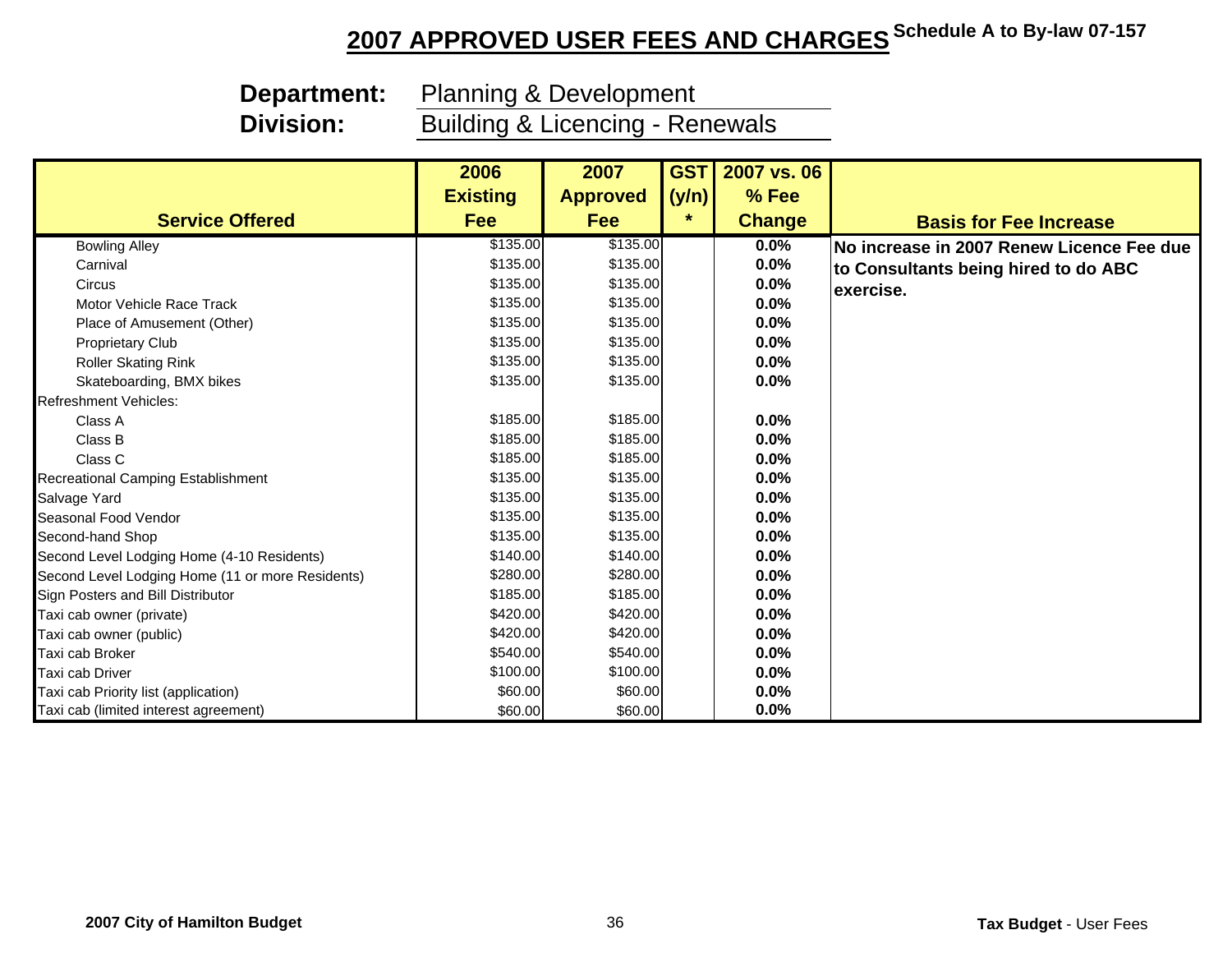# 2007 APPROVED USER FEES AND CHARGES

Schedule A to By-law 07-157

**Department:** Planning & Development

**Division:** Building & Licencing - Renewals

| Service Offered | 2006 Existing Fee | 2007 Approved Fee | GST (y/n) * | 2007 vs. 06 % Fee Change | Basis for Fee Increase |
|---|---|---|---|---|---|
| Bowling Alley | $135.00 | $135.00 | | 0.0% | **No increase in 2007 Renew Licence Fee due to Consultants being hired to do ABC exercise.** |
| Carnival | $135.00 | $135.00 | | 0.0% | |
| Circus | $135.00 | $135.00 | | 0.0% | |
| Motor Vehicle Race Track | $135.00 | $135.00 | | 0.0% | |
| Place of Amusement (Other) | $135.00 | $135.00 | | 0.0% | |
| Proprietary Club | $135.00 | $135.00 | | 0.0% | |
| Roller Skating Rink | $135.00 | $135.00 | | 0.0% | |
| Skateboarding, BMX bikes | $135.00 | $135.00 | | 0.0% | |
| Refreshment Vehicles: | | | | | |
| Class A | $185.00 | $185.00 | | 0.0% | |
| Class B | $185.00 | $185.00 | | 0.0% | |
| Class C | $185.00 | $185.00 | | 0.0% | |
| Recreational Camping Establishment | $135.00 | $135.00 | | 0.0% | |
| Salvage Yard | $135.00 | $135.00 | | 0.0% | |
| Seasonal Food Vendor | $135.00 | $135.00 | | 0.0% | |
| Second-hand Shop | $135.00 | $135.00 | | 0.0% | |
| Second Level Lodging Home (4-10 Residents) | $140.00 | $140.00 | | 0.0% | |
| Second Level Lodging Home (11 or more Residents) | $280.00 | $280.00 | | 0.0% | |
| Sign Posters and Bill Distributor | $185.00 | $185.00 | | 0.0% | |
| Taxi cab owner (private) | $420.00 | $420.00 | | 0.0% | |
| Taxi cab owner (public) | $420.00 | $420.00 | | 0.0% | |
| Taxi cab Broker | $540.00 | $540.00 | | 0.0% | |
| Taxi cab Driver | $100.00 | $100.00 | | 0.0% | |
| Taxi cab Priority list (application) | $60.00 | $60.00 | | 0.0% | |
| Taxi cab (limited interest agreement) | $60.00 | $60.00 | | 0.0% | |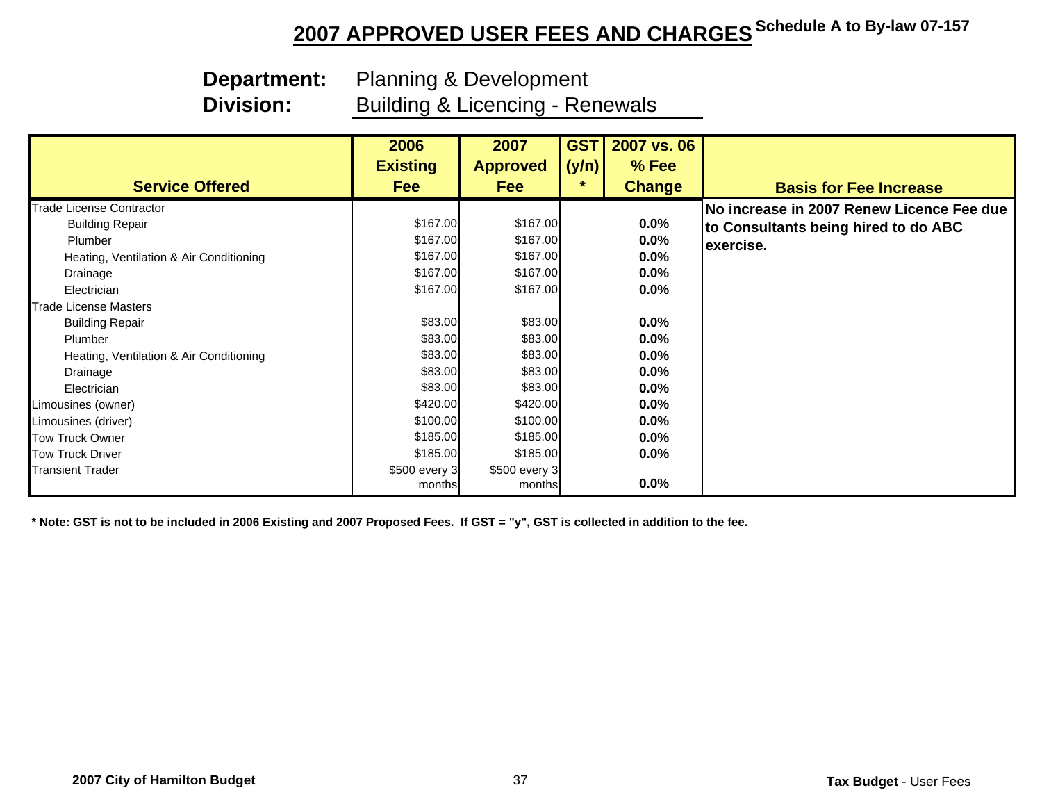# 2007 APPROVED USER FEES AND CHARGES

**Schedule A to By-law 07-157**

**Department:** Planning & Development

**Division:** Building & Licencing - Renewals

| Service Offered | 2006 Existing Fee | 2007 Approved Fee | GST (y/n) * | 2007 vs. 06 % Fee Change | Basis for Fee Increase |
|---|---|---|---|---|---|
| Trade License Contractor | | | | | **No increase in 2007 Renew Licence Fee due to Consultants being hired to do ABC exercise.** |
| Building Repair | $167.00 | $167.00 | | 0.0% | |
| Plumber | $167.00 | $167.00 | | 0.0% | |
| Heating, Ventilation & Air Conditioning | $167.00 | $167.00 | | 0.0% | |
| Drainage | $167.00 | $167.00 | | 0.0% | |
| Electrician | $167.00 | $167.00 | | 0.0% | |
| Trade License Masters | | | | | |
| Building Repair | $83.00 | $83.00 | | 0.0% | |
| Plumber | $83.00 | $83.00 | | 0.0% | |
| Heating, Ventilation & Air Conditioning | $83.00 | $83.00 | | 0.0% | |
| Drainage | $83.00 | $83.00 | | 0.0% | |
| Electrician | $83.00 | $83.00 | | 0.0% | |
| Limousines (owner) | $420.00 | $420.00 | | 0.0% | |
| Limousines (driver) | $100.00 | $100.00 | | 0.0% | |
| Tow Truck Owner | $185.00 | $185.00 | | 0.0% | |
| Tow Truck Driver | $185.00 | $185.00 | | 0.0% | |
| Transient Trader | $500 every 3 months | $500 every 3 months | | 0.0% | |

**\* Note: GST is not to be included in 2006 Existing and 2007 Proposed Fees. If GST = "y", GST is collected in addition to the fee.**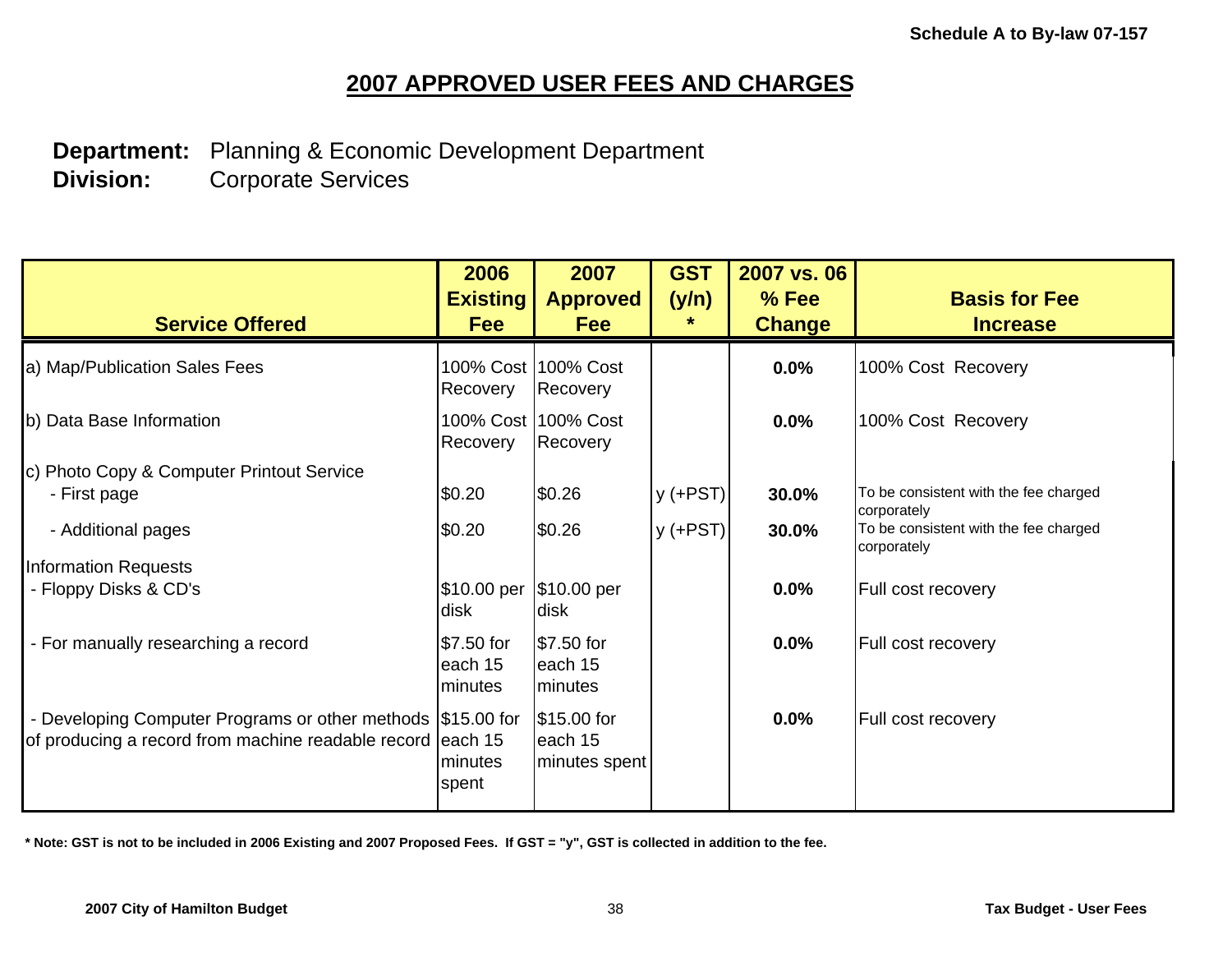Schedule A to By-law 07-157

# 2007 APPROVED USER FEES AND CHARGES

**Department:** Planning & Economic Development Department
**Division:** Corporate Services

| Service Offered | 2006 Existing Fee | 2007 Approved Fee | GST (y/n) * | 2007 vs. 06 % Fee Change | Basis for Fee Increase |
|---|---|---|---|---|---|
| a) Map/Publication Sales Fees | 100% Cost Recovery | 100% Cost Recovery | | **0.0%** | 100% Cost Recovery |
| b) Data Base Information | 100% Cost Recovery | 100% Cost Recovery | | **0.0%** | 100% Cost Recovery |
| c) Photo Copy & Computer Printout Service | | | | | |
| - First page | $0.20 | $0.26 | y (+PST) | **30.0%** | To be consistent with the fee charged corporately |
| - Additional pages | $0.20 | $0.26 | y (+PST) | **30.0%** | To be consistent with the fee charged corporately |
| Information Requests | | | | | |
| - Floppy Disks & CD's | $10.00 per disk | $10.00 per disk | | **0.0%** | Full cost recovery |
| - For manually researching a record | $7.50 for each 15 minutes | $7.50 for each 15 minutes | | **0.0%** | Full cost recovery |
| - Developing Computer Programs or other methods of producing a record from machine readable record | $15.00 for each 15 minutes spent | $15.00 for each 15 minutes spent | | **0.0%** | Full cost recovery |

**\* Note: GST is not to be included in 2006 Existing and 2007 Proposed Fees. If GST = "y", GST is collected in addition to the fee.**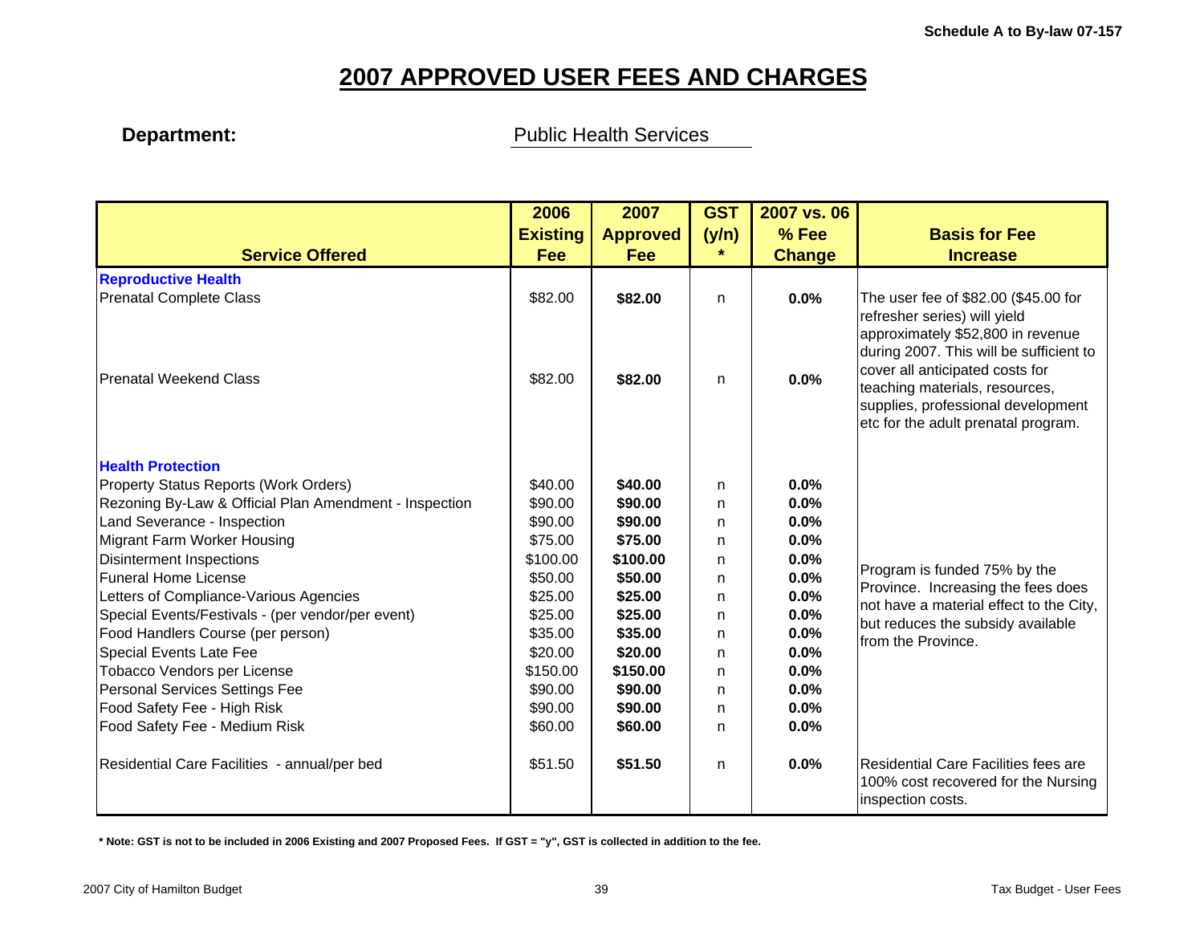**Schedule A to By-law 07-157**

# 2007 APPROVED USER FEES AND CHARGES

**Department:** Public Health Services

| Service Offered | 2006 Existing Fee | 2007 Approved Fee | GST (y/n) * | 2007 vs. 06 % Fee Change | Basis for Fee Increase |
|---|---|---|---|---|---|
| **Reproductive Health** | | | | | |
| Prenatal Complete Class | $82.00 | **$82.00** | n | **0.0%** | The user fee of $82.00 ($45.00 for refresher series) will yield approximately $52,800 in revenue during 2007. This will be sufficient to cover all anticipated costs for teaching materials, resources, supplies, professional development etc for the adult prenatal program. |
| Prenatal Weekend Class | $82.00 | **$82.00** | n | **0.0%** | |
| **Health Protection** | | | | | |
| Property Status Reports (Work Orders) | $40.00 | **$40.00** | n | **0.0%** | Program is funded 75% by the Province. Increasing the fees does not have a material effect to the City, but reduces the subsidy available from the Province. |
| Rezoning By-Law & Official Plan Amendment - Inspection | $90.00 | **$90.00** | n | **0.0%** | |
| Land Severance - Inspection | $90.00 | **$90.00** | n | **0.0%** | |
| Migrant Farm Worker Housing | $75.00 | **$75.00** | n | **0.0%** | |
| Disinterment Inspections | $100.00 | **$100.00** | n | **0.0%** | |
| Funeral Home License | $50.00 | **$50.00** | n | **0.0%** | |
| Letters of Compliance-Various Agencies | $25.00 | **$25.00** | n | **0.0%** | |
| Special Events/Festivals - (per vendor/per event) | $25.00 | **$25.00** | n | **0.0%** | |
| Food Handlers Course (per person) | $35.00 | **$35.00** | n | **0.0%** | |
| Special Events Late Fee | $20.00 | **$20.00** | n | **0.0%** | |
| Tobacco Vendors per License | $150.00 | **$150.00** | n | **0.0%** | |
| Personal Services Settings Fee | $90.00 | **$90.00** | n | **0.0%** | |
| Food Safety Fee - High Risk | $90.00 | **$90.00** | n | **0.0%** | |
| Food Safety Fee - Medium Risk | $60.00 | **$60.00** | n | **0.0%** | |
| Residential Care Facilities - annual/per bed | $51.50 | **$51.50** | n | **0.0%** | Residential Care Facilities fees are 100% cost recovered for the Nursing inspection costs. |

**\* Note: GST is not to be included in 2006 Existing and 2007 Proposed Fees. If GST = "y", GST is collected in addition to the fee.**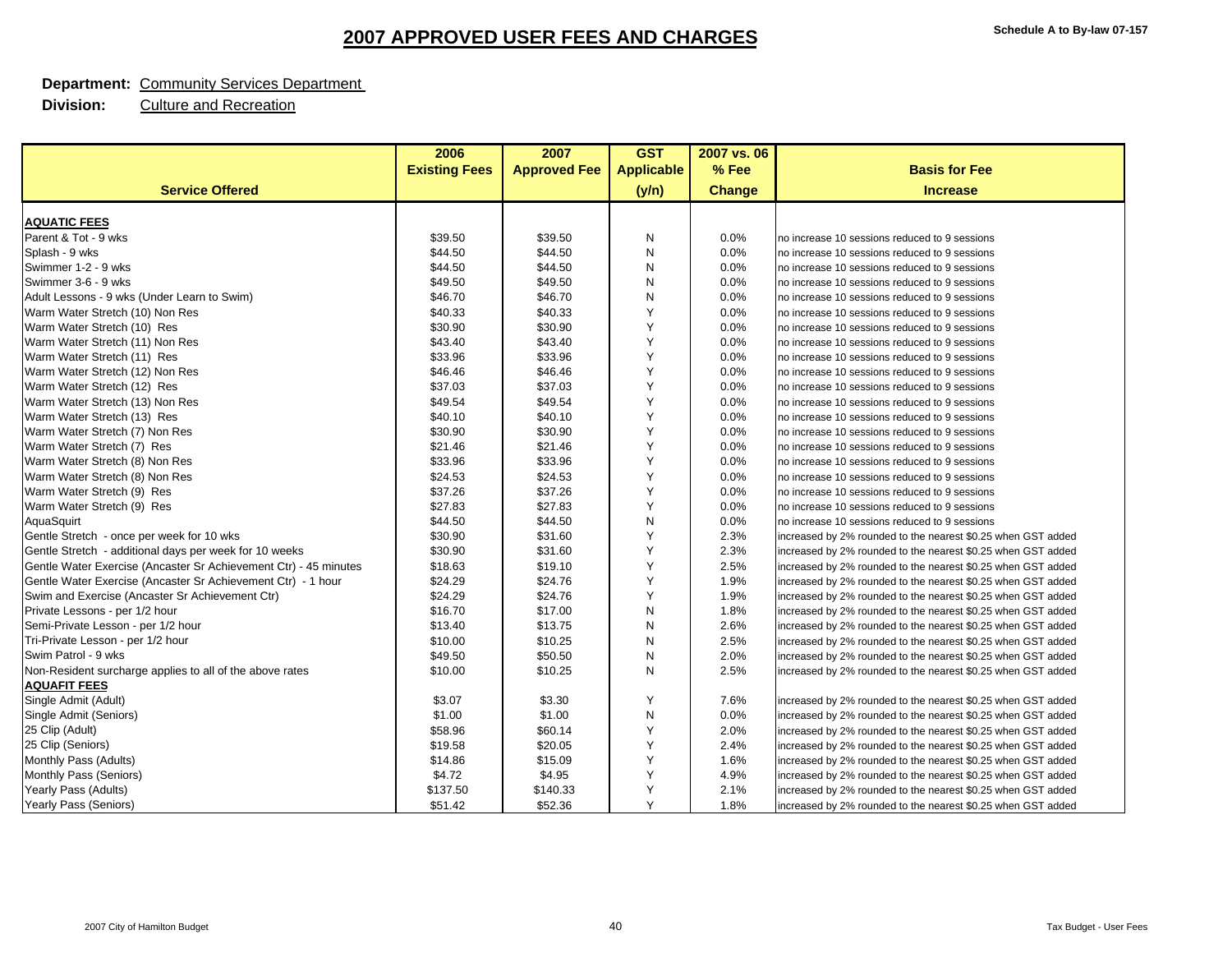# 2007 APPROVED USER FEES AND CHARGES

Schedule A to By-law 07-157

**Department:** Community Services Department

**Division:** Culture and Recreation

| Service Offered | 2006 Existing Fees | 2007 Approved Fee | GST Applicable (y/n) | 2007 vs. 06 % Fee Change | Basis for Fee Increase |
|---|---|---|---|---|---|
| **AQUATIC FEES** | | | | | |
| Parent & Tot - 9 wks | $39.50 | $39.50 | N | 0.0% | no increase 10 sessions reduced to 9 sessions |
| Splash - 9 wks | $44.50 | $44.50 | N | 0.0% | no increase 10 sessions reduced to 9 sessions |
| Swimmer 1-2 - 9 wks | $44.50 | $44.50 | N | 0.0% | no increase 10 sessions reduced to 9 sessions |
| Swimmer 3-6 - 9 wks | $49.50 | $49.50 | N | 0.0% | no increase 10 sessions reduced to 9 sessions |
| Adult Lessons - 9 wks (Under Learn to Swim) | $46.70 | $46.70 | N | 0.0% | no increase 10 sessions reduced to 9 sessions |
| Warm Water Stretch (10) Non Res | $40.33 | $40.33 | Y | 0.0% | no increase 10 sessions reduced to 9 sessions |
| Warm Water Stretch (10) Res | $30.90 | $30.90 | Y | 0.0% | no increase 10 sessions reduced to 9 sessions |
| Warm Water Stretch (11) Non Res | $43.40 | $43.40 | Y | 0.0% | no increase 10 sessions reduced to 9 sessions |
| Warm Water Stretch (11) Res | $33.96 | $33.96 | Y | 0.0% | no increase 10 sessions reduced to 9 sessions |
| Warm Water Stretch (12) Non Res | $46.46 | $46.46 | Y | 0.0% | no increase 10 sessions reduced to 9 sessions |
| Warm Water Stretch (12) Res | $37.03 | $37.03 | Y | 0.0% | no increase 10 sessions reduced to 9 sessions |
| Warm Water Stretch (13) Non Res | $49.54 | $49.54 | Y | 0.0% | no increase 10 sessions reduced to 9 sessions |
| Warm Water Stretch (13) Res | $40.10 | $40.10 | Y | 0.0% | no increase 10 sessions reduced to 9 sessions |
| Warm Water Stretch (7) Non Res | $30.90 | $30.90 | Y | 0.0% | no increase 10 sessions reduced to 9 sessions |
| Warm Water Stretch (7) Res | $21.46 | $21.46 | Y | 0.0% | no increase 10 sessions reduced to 9 sessions |
| Warm Water Stretch (8) Non Res | $33.96 | $33.96 | Y | 0.0% | no increase 10 sessions reduced to 9 sessions |
| Warm Water Stretch (8) Non Res | $24.53 | $24.53 | Y | 0.0% | no increase 10 sessions reduced to 9 sessions |
| Warm Water Stretch (9) Res | $37.26 | $37.26 | Y | 0.0% | no increase 10 sessions reduced to 9 sessions |
| Warm Water Stretch (9) Res | $27.83 | $27.83 | Y | 0.0% | no increase 10 sessions reduced to 9 sessions |
| AquaSquirt | $44.50 | $44.50 | N | 0.0% | no increase 10 sessions reduced to 9 sessions |
| Gentle Stretch - once per week for 10 wks | $30.90 | $31.60 | Y | 2.3% | increased by 2% rounded to the nearest $0.25 when GST added |
| Gentle Stretch - additional days per week for 10 weeks | $30.90 | $31.60 | Y | 2.3% | increased by 2% rounded to the nearest $0.25 when GST added |
| Gentle Water Exercise (Ancaster Sr Achievement Ctr) - 45 minutes | $18.63 | $19.10 | Y | 2.5% | increased by 2% rounded to the nearest $0.25 when GST added |
| Gentle Water Exercise (Ancaster Sr Achievement Ctr) - 1 hour | $24.29 | $24.76 | Y | 1.9% | increased by 2% rounded to the nearest $0.25 when GST added |
| Swim and Exercise (Ancaster Sr Achievement Ctr) | $24.29 | $24.76 | Y | 1.9% | increased by 2% rounded to the nearest $0.25 when GST added |
| Private Lessons - per 1/2 hour | $16.70 | $17.00 | N | 1.8% | increased by 2% rounded to the nearest $0.25 when GST added |
| Semi-Private Lesson - per 1/2 hour | $13.40 | $13.75 | N | 2.6% | increased by 2% rounded to the nearest $0.25 when GST added |
| Tri-Private Lesson - per 1/2 hour | $10.00 | $10.25 | N | 2.5% | increased by 2% rounded to the nearest $0.25 when GST added |
| Swim Patrol - 9 wks | $49.50 | $50.50 | N | 2.0% | increased by 2% rounded to the nearest $0.25 when GST added |
| Non-Resident surcharge applies to all of the above rates | $10.00 | $10.25 | N | 2.5% | increased by 2% rounded to the nearest $0.25 when GST added |
| **AQUAFIT FEES** | | | | | |
| Single Admit (Adult) | $3.07 | $3.30 | Y | 7.6% | increased by 2% rounded to the nearest $0.25 when GST added |
| Single Admit (Seniors) | $1.00 | $1.00 | N | 0.0% | increased by 2% rounded to the nearest $0.25 when GST added |
| 25 Clip (Adult) | $58.96 | $60.14 | Y | 2.0% | increased by 2% rounded to the nearest $0.25 when GST added |
| 25 Clip (Seniors) | $19.58 | $20.05 | Y | 2.4% | increased by 2% rounded to the nearest $0.25 when GST added |
| Monthly Pass (Adults) | $14.86 | $15.09 | Y | 1.6% | increased by 2% rounded to the nearest $0.25 when GST added |
| Monthly Pass (Seniors) | $4.72 | $4.95 | Y | 4.9% | increased by 2% rounded to the nearest $0.25 when GST added |
| Yearly Pass (Adults) | $137.50 | $140.33 | Y | 2.1% | increased by 2% rounded to the nearest $0.25 when GST added |
| Yearly Pass (Seniors) | $51.42 | $52.36 | Y | 1.8% | increased by 2% rounded to the nearest $0.25 when GST added |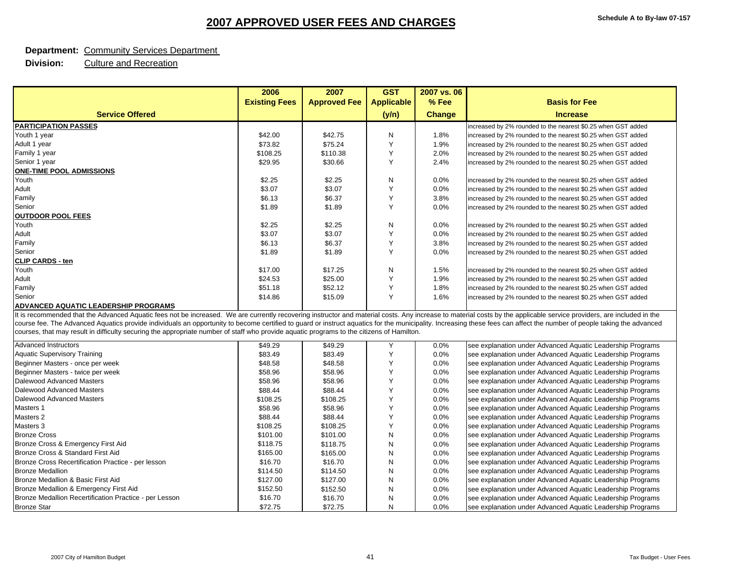# 2007 APPROVED USER FEES AND CHARGES

Schedule A to By-law 07-157

**Department:** Community Services Department

**Division:** Culture and Recreation

| Service Offered | 2006 Existing Fees | 2007 Approved Fee | GST Applicable (y/n) | 2007 vs. 06 % Fee Change | Basis for Fee Increase |
|---|---|---|---|---|---|
| **PARTICIPATION PASSES** | | | | | increased by 2% rounded to the nearest $0.25 when GST added |
| Youth 1 year | $42.00 | $42.75 | N | 1.8% | increased by 2% rounded to the nearest $0.25 when GST added |
| Adult 1 year | $73.82 | $75.24 | Y | 1.9% | increased by 2% rounded to the nearest $0.25 when GST added |
| Family 1 year | $108.25 | $110.38 | Y | 2.0% | increased by 2% rounded to the nearest $0.25 when GST added |
| Senior 1 year | $29.95 | $30.66 | Y | 2.4% | increased by 2% rounded to the nearest $0.25 when GST added |
| **ONE-TIME POOL ADMISSIONS** | | | | | |
| Youth | $2.25 | $2.25 | N | 0.0% | increased by 2% rounded to the nearest $0.25 when GST added |
| Adult | $3.07 | $3.07 | Y | 0.0% | increased by 2% rounded to the nearest $0.25 when GST added |
| Family | $6.13 | $6.37 | Y | 3.8% | increased by 2% rounded to the nearest $0.25 when GST added |
| Senior | $1.89 | $1.89 | Y | 0.0% | increased by 2% rounded to the nearest $0.25 when GST added |
| **OUTDOOR POOL FEES** | | | | | |
| Youth | $2.25 | $2.25 | N | 0.0% | increased by 2% rounded to the nearest $0.25 when GST added |
| Adult | $3.07 | $3.07 | Y | 0.0% | increased by 2% rounded to the nearest $0.25 when GST added |
| Family | $6.13 | $6.37 | Y | 3.8% | increased by 2% rounded to the nearest $0.25 when GST added |
| Senior | $1.89 | $1.89 | Y | 0.0% | increased by 2% rounded to the nearest $0.25 when GST added |
| **CLIP CARDS - ten** | | | | | |
| Youth | $17.00 | $17.25 | N | 1.5% | increased by 2% rounded to the nearest $0.25 when GST added |
| Adult | $24.53 | $25.00 | Y | 1.9% | increased by 2% rounded to the nearest $0.25 when GST added |
| Family | $51.18 | $52.12 | Y | 1.8% | increased by 2% rounded to the nearest $0.25 when GST added |
| Senior | $14.86 | $15.09 | Y | 1.6% | increased by 2% rounded to the nearest $0.25 when GST added |
| **ADVANCED AQUATIC LEADERSHIP PROGRAMS** | | | | | |

It is recommended that the Advanced Aquatic fees not be increased. We are currently recovering instructor and material costs. Any increase to material costs by the applicable service providers, are included in the course fee. The Advanced Aquatics provide individuals an opportunity to become certified to guard or instruct aquatics for the municipality. Increasing these fees can affect the number of people taking the advanced courses, that may result in difficulty securing the appropriate number of staff who provide aquatic programs to the citizens of Hamilton.

| Service Offered | 2006 Existing Fees | 2007 Approved Fee | GST Applicable (y/n) | 2007 vs. 06 % Fee Change | Basis for Fee Increase |
|---|---|---|---|---|---|
| Advanced Instructors | $49.29 | $49.29 | Y | 0.0% | see explanation under Advanced Aquatic Leadership Programs |
| Aquatic Supervisory Training | $83.49 | $83.49 | Y | 0.0% | see explanation under Advanced Aquatic Leadership Programs |
| Beginner Masters - once per week | $48.58 | $48.58 | Y | 0.0% | see explanation under Advanced Aquatic Leadership Programs |
| Beginner Masters - twice per week | $58.96 | $58.96 | Y | 0.0% | see explanation under Advanced Aquatic Leadership Programs |
| Dalewood Advanced Masters | $58.96 | $58.96 | Y | 0.0% | see explanation under Advanced Aquatic Leadership Programs |
| Dalewood Advanced Masters | $88.44 | $88.44 | Y | 0.0% | see explanation under Advanced Aquatic Leadership Programs |
| Dalewood Advanced Masters | $108.25 | $108.25 | Y | 0.0% | see explanation under Advanced Aquatic Leadership Programs |
| Masters 1 | $58.96 | $58.96 | Y | 0.0% | see explanation under Advanced Aquatic Leadership Programs |
| Masters 2 | $88.44 | $88.44 | Y | 0.0% | see explanation under Advanced Aquatic Leadership Programs |
| Masters 3 | $108.25 | $108.25 | Y | 0.0% | see explanation under Advanced Aquatic Leadership Programs |
| Bronze Cross | $101.00 | $101.00 | N | 0.0% | see explanation under Advanced Aquatic Leadership Programs |
| Bronze Cross & Emergency First Aid | $118.75 | $118.75 | N | 0.0% | see explanation under Advanced Aquatic Leadership Programs |
| Bronze Cross & Standard First Aid | $165.00 | $165.00 | N | 0.0% | see explanation under Advanced Aquatic Leadership Programs |
| Bronze Cross Recertification Practice - per lesson | $16.70 | $16.70 | N | 0.0% | see explanation under Advanced Aquatic Leadership Programs |
| Bronze Medallion | $114.50 | $114.50 | N | 0.0% | see explanation under Advanced Aquatic Leadership Programs |
| Bronze Medallion & Basic First Aid | $127.00 | $127.00 | N | 0.0% | see explanation under Advanced Aquatic Leadership Programs |
| Bronze Medallion & Emergency First Aid | $152.50 | $152.50 | N | 0.0% | see explanation under Advanced Aquatic Leadership Programs |
| Bronze Medallion Recertification Practice - per Lesson | $16.70 | $16.70 | N | 0.0% | see explanation under Advanced Aquatic Leadership Programs |
| Bronze Star | $72.75 | $72.75 | N | 0.0% | see explanation under Advanced Aquatic Leadership Programs |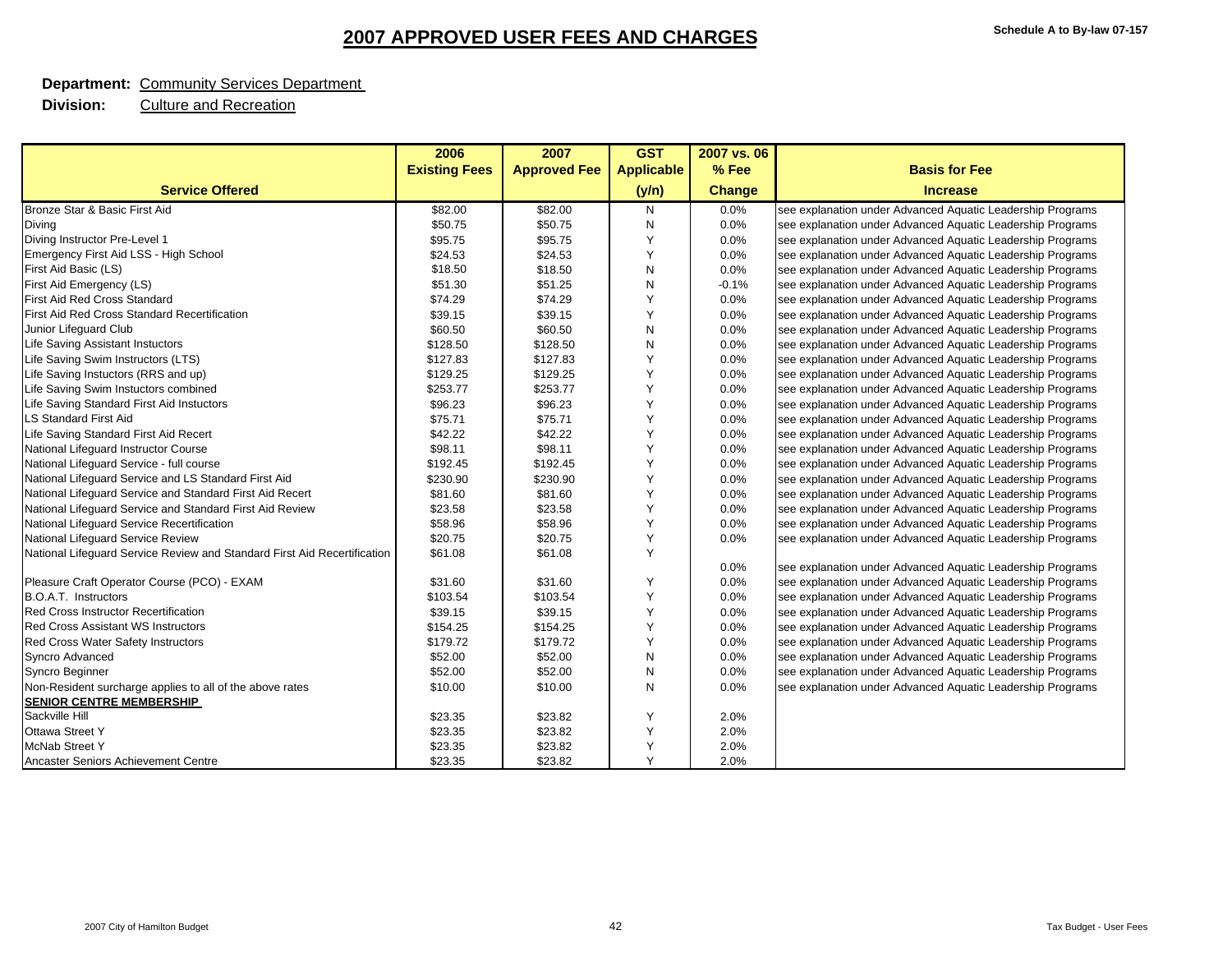# 2007 APPROVED USER FEES AND CHARGES

**Schedule A to By-law 07-157**

**Department:** Community Services Department

**Division:** Culture and Recreation

| Service Offered | 2006 Existing Fees | 2007 Approved Fee | GST Applicable (y/n) | 2007 vs. 06 % Fee Change | Basis for Fee Increase |
|---|---|---|---|---|---|
| Bronze Star & Basic First Aid | $82.00 | $82.00 | N | 0.0% | see explanation under Advanced Aquatic Leadership Programs |
| Diving | $50.75 | $50.75 | N | 0.0% | see explanation under Advanced Aquatic Leadership Programs |
| Diving Instructor Pre-Level 1 | $95.75 | $95.75 | Y | 0.0% | see explanation under Advanced Aquatic Leadership Programs |
| Emergency First Aid LSS - High School | $24.53 | $24.53 | Y | 0.0% | see explanation under Advanced Aquatic Leadership Programs |
| First Aid Basic (LS) | $18.50 | $18.50 | N | 0.0% | see explanation under Advanced Aquatic Leadership Programs |
| First Aid Emergency (LS) | $51.30 | $51.25 | N | -0.1% | see explanation under Advanced Aquatic Leadership Programs |
| First Aid Red Cross Standard | $74.29 | $74.29 | Y | 0.0% | see explanation under Advanced Aquatic Leadership Programs |
| First Aid Red Cross Standard Recertification | $39.15 | $39.15 | Y | 0.0% | see explanation under Advanced Aquatic Leadership Programs |
| Junior Lifeguard Club | $60.50 | $60.50 | N | 0.0% | see explanation under Advanced Aquatic Leadership Programs |
| Life Saving Assistant Instuctors | $128.50 | $128.50 | N | 0.0% | see explanation under Advanced Aquatic Leadership Programs |
| Life Saving Swim Instructors (LTS) | $127.83 | $127.83 | Y | 0.0% | see explanation under Advanced Aquatic Leadership Programs |
| Life Saving Instuctors (RRS and up) | $129.25 | $129.25 | Y | 0.0% | see explanation under Advanced Aquatic Leadership Programs |
| Life Saving Swim Instuctors combined | $253.77 | $253.77 | Y | 0.0% | see explanation under Advanced Aquatic Leadership Programs |
| Life Saving Standard First Aid Instuctors | $96.23 | $96.23 | Y | 0.0% | see explanation under Advanced Aquatic Leadership Programs |
| LS Standard First Aid | $75.71 | $75.71 | Y | 0.0% | see explanation under Advanced Aquatic Leadership Programs |
| Life Saving Standard First Aid Recert | $42.22 | $42.22 | Y | 0.0% | see explanation under Advanced Aquatic Leadership Programs |
| National Lifeguard Instructor Course | $98.11 | $98.11 | Y | 0.0% | see explanation under Advanced Aquatic Leadership Programs |
| National Lifeguard Service - full course | $192.45 | $192.45 | Y | 0.0% | see explanation under Advanced Aquatic Leadership Programs |
| National Lifeguard Service and LS Standard First Aid | $230.90 | $230.90 | Y | 0.0% | see explanation under Advanced Aquatic Leadership Programs |
| National Lifeguard Service and Standard First Aid Recert | $81.60 | $81.60 | Y | 0.0% | see explanation under Advanced Aquatic Leadership Programs |
| National Lifeguard Service and Standard First Aid Review | $23.58 | $23.58 | Y | 0.0% | see explanation under Advanced Aquatic Leadership Programs |
| National Lifeguard Service Recertification | $58.96 | $58.96 | Y | 0.0% | see explanation under Advanced Aquatic Leadership Programs |
| National Lifeguard Service Review | $20.75 | $20.75 | Y | 0.0% | see explanation under Advanced Aquatic Leadership Programs |
| National Lifeguard Service Review and Standard First Aid Recertification | $61.08 | $61.08 | Y | 0.0% | see explanation under Advanced Aquatic Leadership Programs |
| Pleasure Craft Operator Course (PCO) - EXAM | $31.60 | $31.60 | Y | 0.0% | see explanation under Advanced Aquatic Leadership Programs |
| B.O.A.T. Instructors | $103.54 | $103.54 | Y | 0.0% | see explanation under Advanced Aquatic Leadership Programs |
| Red Cross Instructor Recertification | $39.15 | $39.15 | Y | 0.0% | see explanation under Advanced Aquatic Leadership Programs |
| Red Cross Assistant WS Instructors | $154.25 | $154.25 | Y | 0.0% | see explanation under Advanced Aquatic Leadership Programs |
| Red Cross Water Safety Instructors | $179.72 | $179.72 | Y | 0.0% | see explanation under Advanced Aquatic Leadership Programs |
| Syncro Advanced | $52.00 | $52.00 | N | 0.0% | see explanation under Advanced Aquatic Leadership Programs |
| Syncro Beginner | $52.00 | $52.00 | N | 0.0% | see explanation under Advanced Aquatic Leadership Programs |
| Non-Resident surcharge applies to all of the above rates | $10.00 | $10.00 | N | 0.0% | see explanation under Advanced Aquatic Leadership Programs |
| **SENIOR CENTRE MEMBERSHIP** | | | | | |
| Sackville Hill | $23.35 | $23.82 | Y | 2.0% | |
| Ottawa Street Y | $23.35 | $23.82 | Y | 2.0% | |
| McNab Street Y | $23.35 | $23.82 | Y | 2.0% | |
| Ancaster Seniors Achievement Centre | $23.35 | $23.82 | Y | 2.0% | |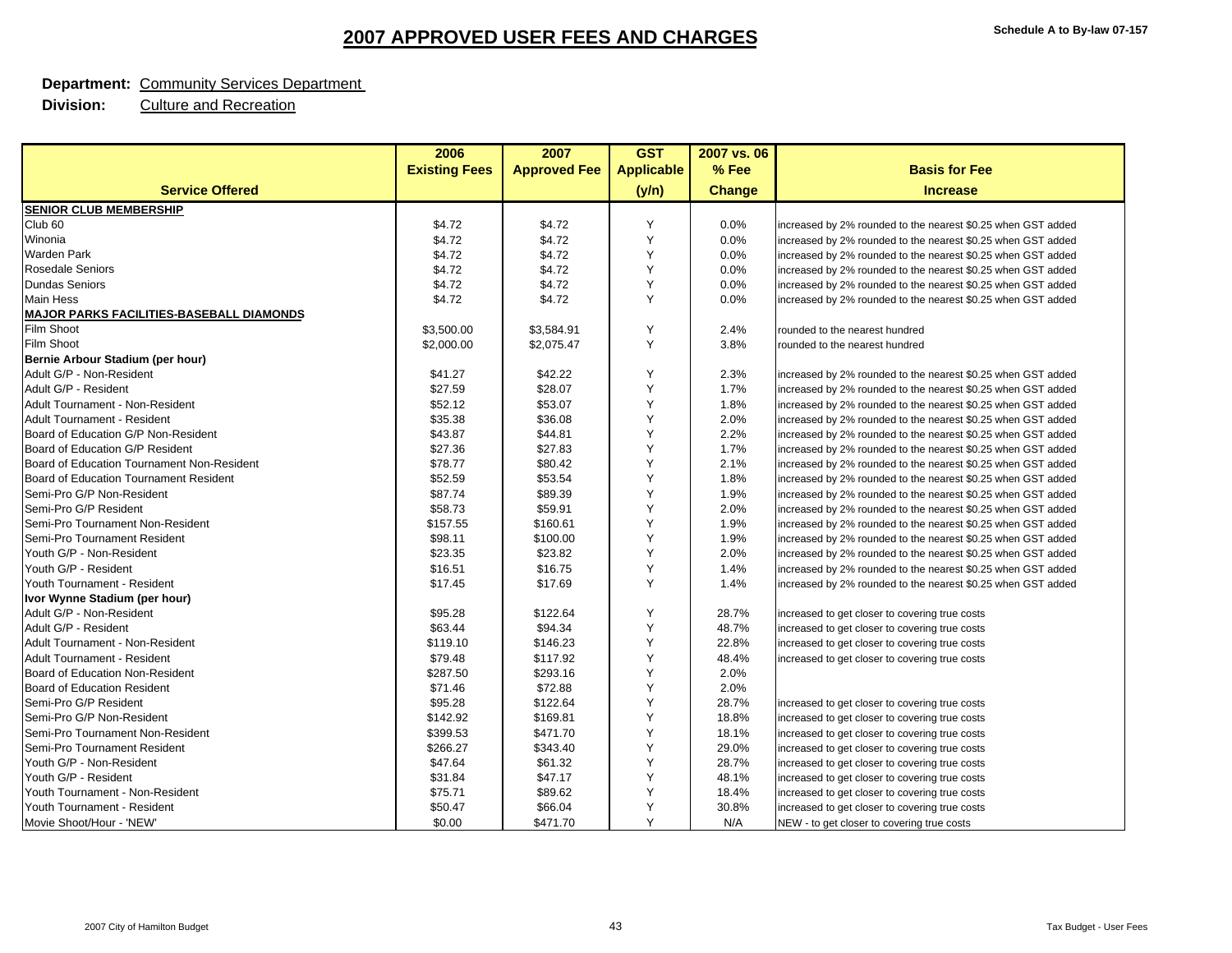Schedule A to By-law 07-157

# 2007 APPROVED USER FEES AND CHARGES

**Department:** Community Services Department
**Division:** Culture and Recreation

| Service Offered | 2006 Existing Fees | 2007 Approved Fee | GST Applicable (y/n) | 2007 vs. 06 % Fee Change | Basis for Fee Increase |
|---|---|---|---|---|---|
| **SENIOR CLUB MEMBERSHIP** | | | | | |
| Club 60 | $4.72 | $4.72 | Y | 0.0% | increased by 2% rounded to the nearest $0.25 when GST added |
| Winonia | $4.72 | $4.72 | Y | 0.0% | increased by 2% rounded to the nearest $0.25 when GST added |
| Warden Park | $4.72 | $4.72 | Y | 0.0% | increased by 2% rounded to the nearest $0.25 when GST added |
| Rosedale Seniors | $4.72 | $4.72 | Y | 0.0% | increased by 2% rounded to the nearest $0.25 when GST added |
| Dundas Seniors | $4.72 | $4.72 | Y | 0.0% | increased by 2% rounded to the nearest $0.25 when GST added |
| Main Hess | $4.72 | $4.72 | Y | 0.0% | increased by 2% rounded to the nearest $0.25 when GST added |
| **MAJOR PARKS FACILITIES-BASEBALL DIAMONDS** | | | | | |
| Film Shoot | $3,500.00 | $3,584.91 | Y | 2.4% | rounded to the nearest hundred |
| Film Shoot | $2,000.00 | $2,075.47 | Y | 3.8% | rounded to the nearest hundred |
| **Bernie Arbour Stadium (per hour)** | | | | | |
| Adult G/P - Non-Resident | $41.27 | $42.22 | Y | 2.3% | increased by 2% rounded to the nearest $0.25 when GST added |
| Adult G/P - Resident | $27.59 | $28.07 | Y | 1.7% | increased by 2% rounded to the nearest $0.25 when GST added |
| Adult Tournament - Non-Resident | $52.12 | $53.07 | Y | 1.8% | increased by 2% rounded to the nearest $0.25 when GST added |
| Adult Tournament - Resident | $35.38 | $36.08 | Y | 2.0% | increased by 2% rounded to the nearest $0.25 when GST added |
| Board of Education G/P Non-Resident | $43.87 | $44.81 | Y | 2.2% | increased by 2% rounded to the nearest $0.25 when GST added |
| Board of Education G/P Resident | $27.36 | $27.83 | Y | 1.7% | increased by 2% rounded to the nearest $0.25 when GST added |
| Board of Education Tournament Non-Resident | $78.77 | $80.42 | Y | 2.1% | increased by 2% rounded to the nearest $0.25 when GST added |
| Board of Education Tournament Resident | $52.59 | $53.54 | Y | 1.8% | increased by 2% rounded to the nearest $0.25 when GST added |
| Semi-Pro G/P Non-Resident | $87.74 | $89.39 | Y | 1.9% | increased by 2% rounded to the nearest $0.25 when GST added |
| Semi-Pro G/P Resident | $58.73 | $59.91 | Y | 2.0% | increased by 2% rounded to the nearest $0.25 when GST added |
| Semi-Pro Tournament Non-Resident | $157.55 | $160.61 | Y | 1.9% | increased by 2% rounded to the nearest $0.25 when GST added |
| Semi-Pro Tournament Resident | $98.11 | $100.00 | Y | 1.9% | increased by 2% rounded to the nearest $0.25 when GST added |
| Youth G/P - Non-Resident | $23.35 | $23.82 | Y | 2.0% | increased by 2% rounded to the nearest $0.25 when GST added |
| Youth G/P - Resident | $16.51 | $16.75 | Y | 1.4% | increased by 2% rounded to the nearest $0.25 when GST added |
| Youth Tournament - Resident | $17.45 | $17.69 | Y | 1.4% | increased by 2% rounded to the nearest $0.25 when GST added |
| **Ivor Wynne Stadium (per hour)** | | | | | |
| Adult G/P - Non-Resident | $95.28 | $122.64 | Y | 28.7% | increased to get closer to covering true costs |
| Adult G/P - Resident | $63.44 | $94.34 | Y | 48.7% | increased to get closer to covering true costs |
| Adult Tournament - Non-Resident | $119.10 | $146.23 | Y | 22.8% | increased to get closer to covering true costs |
| Adult Tournament - Resident | $79.48 | $117.92 | Y | 48.4% | increased to get closer to covering true costs |
| Board of Education Non-Resident | $287.50 | $293.16 | Y | 2.0% | |
| Board of Education Resident | $71.46 | $72.88 | Y | 2.0% | |
| Semi-Pro G/P Resident | $95.28 | $122.64 | Y | 28.7% | increased to get closer to covering true costs |
| Semi-Pro G/P Non-Resident | $142.92 | $169.81 | Y | 18.8% | increased to get closer to covering true costs |
| Semi-Pro Tournament Non-Resident | $399.53 | $471.70 | Y | 18.1% | increased to get closer to covering true costs |
| Semi-Pro Tournament Resident | $266.27 | $343.40 | Y | 29.0% | increased to get closer to covering true costs |
| Youth G/P - Non-Resident | $47.64 | $61.32 | Y | 28.7% | increased to get closer to covering true costs |
| Youth G/P - Resident | $31.84 | $47.17 | Y | 48.1% | increased to get closer to covering true costs |
| Youth Tournament - Non-Resident | $75.71 | $89.62 | Y | 18.4% | increased to get closer to covering true costs |
| Youth Tournament - Resident | $50.47 | $66.04 | Y | 30.8% | increased to get closer to covering true costs |
| Movie Shoot/Hour - 'NEW' | $0.00 | $471.70 | Y | N/A | NEW - to get closer to covering true costs |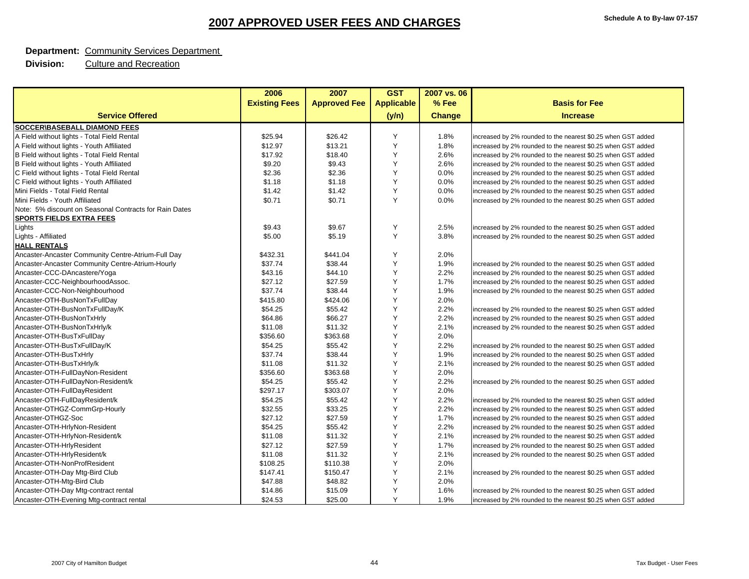# 2007 APPROVED USER FEES AND CHARGES

Schedule A to By-law 07-157

**Department:** Community Services Department

**Division:** Culture and Recreation

| Service Offered | 2006 Existing Fees | 2007 Approved Fee | GST Applicable (y/n) | 2007 vs. 06 % Fee Change | Basis for Fee Increase |
|---|---|---|---|---|---|
| **SOCCER\BASEBALL DIAMOND FEES** | | | | | |
| A Field without lights - Total Field Rental | $25.94 | $26.42 | Y | 1.8% | increased by 2% rounded to the nearest $0.25 when GST added |
| A Field without lights - Youth Affiliated | $12.97 | $13.21 | Y | 1.8% | increased by 2% rounded to the nearest $0.25 when GST added |
| B Field without lights - Total Field Rental | $17.92 | $18.40 | Y | 2.6% | increased by 2% rounded to the nearest $0.25 when GST added |
| B Field without lights - Youth Affiliated | $9.20 | $9.43 | Y | 2.6% | increased by 2% rounded to the nearest $0.25 when GST added |
| C Field without lights - Total Field Rental | $2.36 | $2.36 | Y | 0.0% | increased by 2% rounded to the nearest $0.25 when GST added |
| C Field without lights - Youth Affiliated | $1.18 | $1.18 | Y | 0.0% | increased by 2% rounded to the nearest $0.25 when GST added |
| Mini Fields - Total Field Rental | $1.42 | $1.42 | Y | 0.0% | increased by 2% rounded to the nearest $0.25 when GST added |
| Mini Fields - Youth Affiliated | $0.71 | $0.71 | Y | 0.0% | increased by 2% rounded to the nearest $0.25 when GST added |
| Note: 5% discount on Seasonal Contracts for Rain Dates | | | | | |
| **SPORTS FIELDS EXTRA FEES** | | | | | |
| Lights | $9.43 | $9.67 | Y | 2.5% | increased by 2% rounded to the nearest $0.25 when GST added |
| Lights - Affiliated | $5.00 | $5.19 | Y | 3.8% | increased by 2% rounded to the nearest $0.25 when GST added |
| **HALL RENTALS** | | | | | |
| Ancaster-Ancaster Community Centre-Atrium-Full Day | $432.31 | $441.04 | Y | 2.0% | |
| Ancaster-Ancaster Community Centre-Atrium-Hourly | $37.74 | $38.44 | Y | 1.9% | increased by 2% rounded to the nearest $0.25 when GST added |
| Ancaster-CCC-DAncastere/Yoga | $43.16 | $44.10 | Y | 2.2% | increased by 2% rounded to the nearest $0.25 when GST added |
| Ancaster-CCC-NeighbourhoodAssoc. | $27.12 | $27.59 | Y | 1.7% | increased by 2% rounded to the nearest $0.25 when GST added |
| Ancaster-CCC-Non-Neighbourhood | $37.74 | $38.44 | Y | 1.9% | increased by 2% rounded to the nearest $0.25 when GST added |
| Ancaster-OTH-BusNonTxFullDay | $415.80 | $424.06 | Y | 2.0% | |
| Ancaster-OTH-BusNonTxFullDay/K | $54.25 | $55.42 | Y | 2.2% | increased by 2% rounded to the nearest $0.25 when GST added |
| Ancaster-OTH-BusNonTxHrly | $64.86 | $66.27 | Y | 2.2% | increased by 2% rounded to the nearest $0.25 when GST added |
| Ancaster-OTH-BusNonTxHrly/k | $11.08 | $11.32 | Y | 2.1% | increased by 2% rounded to the nearest $0.25 when GST added |
| Ancaster-OTH-BusTxFullDay | $356.60 | $363.68 | Y | 2.0% | |
| Ancaster-OTH-BusTxFullDay/K | $54.25 | $55.42 | Y | 2.2% | increased by 2% rounded to the nearest $0.25 when GST added |
| Ancaster-OTH-BusTxHrly | $37.74 | $38.44 | Y | 1.9% | increased by 2% rounded to the nearest $0.25 when GST added |
| Ancaster-OTH-BusTxHrly/k | $11.08 | $11.32 | Y | 2.1% | increased by 2% rounded to the nearest $0.25 when GST added |
| Ancaster-OTH-FullDayNon-Resident | $356.60 | $363.68 | Y | 2.0% | |
| Ancaster-OTH-FullDayNon-Resident/k | $54.25 | $55.42 | Y | 2.2% | increased by 2% rounded to the nearest $0.25 when GST added |
| Ancaster-OTH-FullDayResident | $297.17 | $303.07 | Y | 2.0% | |
| Ancaster-OTH-FullDayResident/k | $54.25 | $55.42 | Y | 2.2% | increased by 2% rounded to the nearest $0.25 when GST added |
| Ancaster-OTHGZ-CommGrp-Hourly | $32.55 | $33.25 | Y | 2.2% | increased by 2% rounded to the nearest $0.25 when GST added |
| Ancaster-OTHGZ-Soc | $27.12 | $27.59 | Y | 1.7% | increased by 2% rounded to the nearest $0.25 when GST added |
| Ancaster-OTH-HrlyNon-Resident | $54.25 | $55.42 | Y | 2.2% | increased by 2% rounded to the nearest $0.25 when GST added |
| Ancaster-OTH-HrlyNon-Resident/k | $11.08 | $11.32 | Y | 2.1% | increased by 2% rounded to the nearest $0.25 when GST added |
| Ancaster-OTH-HrlyResident | $27.12 | $27.59 | Y | 1.7% | increased by 2% rounded to the nearest $0.25 when GST added |
| Ancaster-OTH-HrlyResident/k | $11.08 | $11.32 | Y | 2.1% | increased by 2% rounded to the nearest $0.25 when GST added |
| Ancaster-OTH-NonProfResident | $108.25 | $110.38 | Y | 2.0% | |
| Ancaster-OTH-Day Mtg-Bird Club | $147.41 | $150.47 | Y | 2.1% | increased by 2% rounded to the nearest $0.25 when GST added |
| Ancaster-OTH-Mtg-Bird Club | $47.88 | $48.82 | Y | 2.0% | |
| Ancaster-OTH-Day Mtg-contract rental | $14.86 | $15.09 | Y | 1.6% | increased by 2% rounded to the nearest $0.25 when GST added |
| Ancaster-OTH-Evening Mtg-contract rental | $24.53 | $25.00 | Y | 1.9% | increased by 2% rounded to the nearest $0.25 when GST added |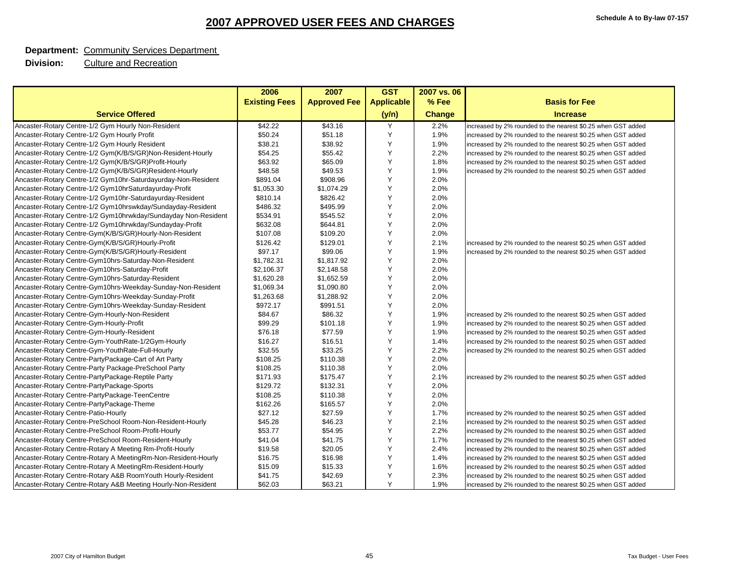# 2007 APPROVED USER FEES AND CHARGES

**Schedule A to By-law 07-157**

**Department:** Community Services Department

**Division:** Culture and Recreation

| Service Offered | 2006 Existing Fees | 2007 Approved Fee | GST Applicable (y/n) | 2007 vs. 06 % Fee Change | Basis for Fee Increase |
|---|---|---|---|---|---|
| Ancaster-Rotary Centre-1/2 Gym Hourly Non-Resident | $42.22 | $43.16 | Y | 2.2% | increased by 2% rounded to the nearest $0.25 when GST added |
| Ancaster-Rotary Centre-1/2 Gym Hourly Profit | $50.24 | $51.18 | Y | 1.9% | increased by 2% rounded to the nearest $0.25 when GST added |
| Ancaster-Rotary Centre-1/2 Gym Hourly Resident | $38.21 | $38.92 | Y | 1.9% | increased by 2% rounded to the nearest $0.25 when GST added |
| Ancaster-Rotary Centre-1/2 Gym(K/B/S/GR)Non-Resident-Hourly | $54.25 | $55.42 | Y | 2.2% | increased by 2% rounded to the nearest $0.25 when GST added |
| Ancaster-Rotary Centre-1/2 Gym(K/B/S/GR)Profit-Hourly | $63.92 | $65.09 | Y | 1.8% | increased by 2% rounded to the nearest $0.25 when GST added |
| Ancaster-Rotary Centre-1/2 Gym(K/B/S/GR)Resident-Hourly | $48.58 | $49.53 | Y | 1.9% | increased by 2% rounded to the nearest $0.25 when GST added |
| Ancaster-Rotary Centre-1/2 Gym10hr-Saturdayurday-Non-Resident | $891.04 | $908.96 | Y | 2.0% | |
| Ancaster-Rotary Centre-1/2 Gym10hrSaturdayurday-Profit | $1,053.30 | $1,074.29 | Y | 2.0% | |
| Ancaster-Rotary Centre-1/2 Gym10hr-Saturdayurday-Resident | $810.14 | $826.42 | Y | 2.0% | |
| Ancaster-Rotary Centre-1/2 Gym10hrswkday/Sundayday-Resident | $486.32 | $495.99 | Y | 2.0% | |
| Ancaster-Rotary Centre-1/2 Gym10hrwkday/Sundayday Non-Resident | $534.91 | $545.52 | Y | 2.0% | |
| Ancaster-Rotary Centre-1/2 Gym10hrwkday/Sundayday-Profit | $632.08 | $644.81 | Y | 2.0% | |
| Ancaster-Rotary Centre-Gym(K/B/S/GR)Hourly-Non-Resident | $107.08 | $109.20 | Y | 2.0% | |
| Ancaster-Rotary Centre-Gym(K/B/S/GR)Hourly-Profit | $126.42 | $129.01 | Y | 2.1% | increased by 2% rounded to the nearest $0.25 when GST added |
| Ancaster-Rotary Centre-Gym(K/B/S/GR)Hourly-Resident | $97.17 | $99.06 | Y | 1.9% | increased by 2% rounded to the nearest $0.25 when GST added |
| Ancaster-Rotary Centre-Gym10hrs-Saturday-Non-Resident | $1,782.31 | $1,817.92 | Y | 2.0% | |
| Ancaster-Rotary Centre-Gym10hrs-Saturday-Profit | $2,106.37 | $2,148.58 | Y | 2.0% | |
| Ancaster-Rotary Centre-Gym10hrs-Saturday-Resident | $1,620.28 | $1,652.59 | Y | 2.0% | |
| Ancaster-Rotary Centre-Gym10hrs-Weekday-Sunday-Non-Resident | $1,069.34 | $1,090.80 | Y | 2.0% | |
| Ancaster-Rotary Centre-Gym10hrs-Weekday-Sunday-Profit | $1,263.68 | $1,288.92 | Y | 2.0% | |
| Ancaster-Rotary Centre-Gym10hrs-Weekday-Sunday-Resident | $972.17 | $991.51 | Y | 2.0% | |
| Ancaster-Rotary Centre-Gym-Hourly-Non-Resident | $84.67 | $86.32 | Y | 1.9% | increased by 2% rounded to the nearest $0.25 when GST added |
| Ancaster-Rotary Centre-Gym-Hourly-Profit | $99.29 | $101.18 | Y | 1.9% | increased by 2% rounded to the nearest $0.25 when GST added |
| Ancaster-Rotary Centre-Gym-Hourly-Resident | $76.18 | $77.59 | Y | 1.9% | increased by 2% rounded to the nearest $0.25 when GST added |
| Ancaster-Rotary Centre-Gym-YouthRate-1/2Gym-Hourly | $16.27 | $16.51 | Y | 1.4% | increased by 2% rounded to the nearest $0.25 when GST added |
| Ancaster-Rotary Centre-Gym-YouthRate-Full-Hourly | $32.55 | $33.25 | Y | 2.2% | increased by 2% rounded to the nearest $0.25 when GST added |
| Ancaster-Rotary Centre-PartyPackage-Cart of Art Party | $108.25 | $110.38 | Y | 2.0% | |
| Ancaster-Rotary Centre-Party Package-PreSchool Party | $108.25 | $110.38 | Y | 2.0% | |
| Ancaster-Rotary Centre-PartyPackage-Reptile Party | $171.93 | $175.47 | Y | 2.1% | increased by 2% rounded to the nearest $0.25 when GST added |
| Ancaster-Rotary Centre-PartyPackage-Sports | $129.72 | $132.31 | Y | 2.0% | |
| Ancaster-Rotary Centre-PartyPackage-TeenCentre | $108.25 | $110.38 | Y | 2.0% | |
| Ancaster-Rotary Centre-PartyPackage-Theme | $162.26 | $165.57 | Y | 2.0% | |
| Ancaster-Rotary Centre-Patio-Hourly | $27.12 | $27.59 | Y | 1.7% | increased by 2% rounded to the nearest $0.25 when GST added |
| Ancaster-Rotary Centre-PreSchool Room-Non-Resident-Hourly | $45.28 | $46.23 | Y | 2.1% | increased by 2% rounded to the nearest $0.25 when GST added |
| Ancaster-Rotary Centre-PreSchool Room-Profit-Hourly | $53.77 | $54.95 | Y | 2.2% | increased by 2% rounded to the nearest $0.25 when GST added |
| Ancaster-Rotary Centre-PreSchool Room-Resident-Hourly | $41.04 | $41.75 | Y | 1.7% | increased by 2% rounded to the nearest $0.25 when GST added |
| Ancaster-Rotary Centre-Rotary A Meeting Rm-Profit-Hourly | $19.58 | $20.05 | Y | 2.4% | increased by 2% rounded to the nearest $0.25 when GST added |
| Ancaster-Rotary Centre-Rotary A MeetingRm-Non-Resident-Hourly | $16.75 | $16.98 | Y | 1.4% | increased by 2% rounded to the nearest $0.25 when GST added |
| Ancaster-Rotary Centre-Rotary A MeetingRm-Resident-Hourly | $15.09 | $15.33 | Y | 1.6% | increased by 2% rounded to the nearest $0.25 when GST added |
| Ancaster-Rotary Centre-Rotary A&B RoomYouth Hourly-Resident | $41.75 | $42.69 | Y | 2.3% | increased by 2% rounded to the nearest $0.25 when GST added |
| Ancaster-Rotary Centre-Rotary A&B Meeting Hourly-Non-Resident | $62.03 | $63.21 | Y | 1.9% | increased by 2% rounded to the nearest $0.25 when GST added |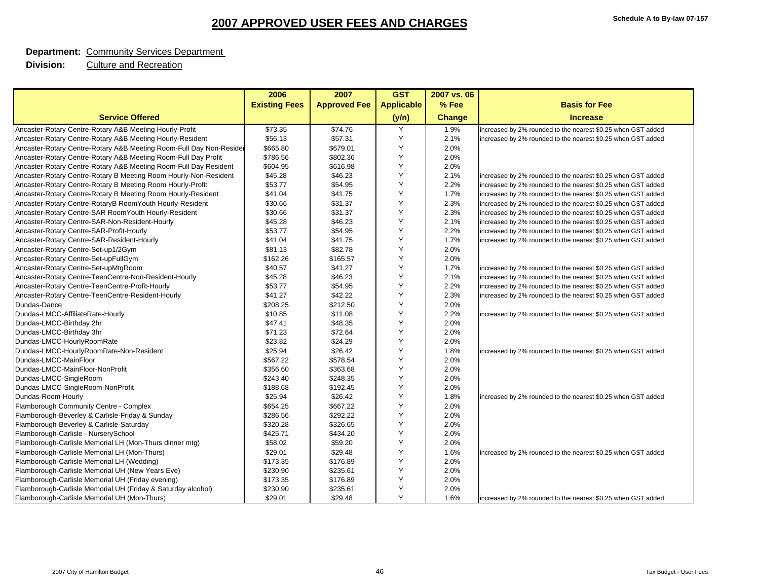## 2007 APPROVED USER FEES AND CHARGES

Schedule A to By-law 07-157

**Department:** Community Services Department

**Division:** Culture and Recreation

| Service Offered | 2006 Existing Fees | 2007 Approved Fee | GST Applicable (y/n) | 2007 vs. 06 % Fee Change | Basis for Fee Increase |
|---|---|---|---|---|---|
| Ancaster-Rotary Centre-Rotary A&B Meeting Hourly-Profit | $73.35 | $74.76 | Y | 1.9% | increased by 2% rounded to the nearest $0.25 when GST added |
| Ancaster-Rotary Centre-Rotary A&B Meeting Hourly-Resident | $56.13 | $57.31 | Y | 2.1% | increased by 2% rounded to the nearest $0.25 when GST added |
| Ancaster-Rotary Centre-Rotary A&B Meeting Room-Full Day Non-Resider | $665.80 | $679.01 | Y | 2.0% | |
| Ancaster-Rotary Centre-Rotary A&B Meeting Room-Full Day Profit | $786.56 | $802.36 | Y | 2.0% | |
| Ancaster-Rotary Centre-Rotary A&B Meeting Room-Full Day Resident | $604.95 | $616.98 | Y | 2.0% | |
| Ancaster-Rotary Centre-Rotary B Meeting Room Hourly-Non-Resident | $45.28 | $46.23 | Y | 2.1% | increased by 2% rounded to the nearest $0.25 when GST added |
| Ancaster-Rotary Centre-Rotary B Meeting Room Hourly-Profit | $53.77 | $54.95 | Y | 2.2% | increased by 2% rounded to the nearest $0.25 when GST added |
| Ancaster-Rotary Centre-Rotary B Meeting Room Hourly-Resident | $41.04 | $41.75 | Y | 1.7% | increased by 2% rounded to the nearest $0.25 when GST added |
| Ancaster-Rotary Centre-RotaryB RoomYouth Hourly-Resident | $30.66 | $31.37 | Y | 2.3% | increased by 2% rounded to the nearest $0.25 when GST added |
| Ancaster-Rotary Centre-SAR RoomYouth Hourly-Resident | $30.66 | $31.37 | Y | 2.3% | increased by 2% rounded to the nearest $0.25 when GST added |
| Ancaster-Rotary Centre-SAR-Non-Resident-Hourly | $45.28 | $46.23 | Y | 2.1% | increased by 2% rounded to the nearest $0.25 when GST added |
| Ancaster-Rotary Centre-SAR-Profit-Hourly | $53.77 | $54.95 | Y | 2.2% | increased by 2% rounded to the nearest $0.25 when GST added |
| Ancaster-Rotary Centre-SAR-Resident-Hourly | $41.04 | $41.75 | Y | 1.7% | increased by 2% rounded to the nearest $0.25 when GST added |
| Ancaster-Rotary Centre-Set-up1/2Gym | $81.13 | $82.78 | Y | 2.0% | |
| Ancaster-Rotary Centre-Set-upFullGym | $162.26 | $165.57 | Y | 2.0% | |
| Ancaster-Rotary Centre-Set-upMtgRoom | $40.57 | $41.27 | Y | 1.7% | increased by 2% rounded to the nearest $0.25 when GST added |
| Ancaster-Rotary Centre-TeenCentre-Non-Resident-Hourly | $45.28 | $46.23 | Y | 2.1% | increased by 2% rounded to the nearest $0.25 when GST added |
| Ancaster-Rotary Centre-TeenCentre-Profit-Hourly | $53.77 | $54.95 | Y | 2.2% | increased by 2% rounded to the nearest $0.25 when GST added |
| Ancaster-Rotary Centre-TeenCentre-Resident-Hourly | $41.27 | $42.22 | Y | 2.3% | increased by 2% rounded to the nearest $0.25 when GST added |
| Dundas-Dance | $208.25 | $212.50 | Y | 2.0% | |
| Dundas-LMCC-AffiliateRate-Hourly | $10.85 | $11.08 | Y | 2.2% | increased by 2% rounded to the nearest $0.25 when GST added |
| Dundas-LMCC-Birthday 2hr | $47.41 | $48.35 | Y | 2.0% | |
| Dundas-LMCC-Birthday 3hr | $71.23 | $72.64 | Y | 2.0% | |
| Dundas-LMCC-HourlyRoomRate | $23.82 | $24.29 | Y | 2.0% | |
| Dundas-LMCC-HourlyRoomRate-Non-Resident | $25.94 | $26.42 | Y | 1.8% | increased by 2% rounded to the nearest $0.25 when GST added |
| Dundas-LMCC-MainFloor | $567.22 | $578.54 | Y | 2.0% | |
| Dundas-LMCC-MainFloor-NonProfit | $356.60 | $363.68 | Y | 2.0% | |
| Dundas-LMCC-SingleRoom | $243.40 | $248.35 | Y | 2.0% | |
| Dundas-LMCC-SingleRoom-NonProfit | $188.68 | $192.45 | Y | 2.0% | |
| Dundas-Room-Hourly | $25.94 | $26.42 | Y | 1.8% | increased by 2% rounded to the nearest $0.25 when GST added |
| Flamborough Community Centre - Complex | $654.25 | $667.22 | Y | 2.0% | |
| Flamborough-Beverley & Carlisle-Friday & Sunday | $286.56 | $292.22 | Y | 2.0% | |
| Flamborough-Beverley & Carlisle-Saturday | $320.28 | $326.65 | Y | 2.0% | |
| Flamborough-Carlisle - NurserySchool | $425.71 | $434.20 | Y | 2.0% | |
| Flamborough-Carlisle Memorial LH (Mon-Thurs dinner mtg) | $58.02 | $59.20 | Y | 2.0% | |
| Flamborough-Carlisle Memorial LH (Mon-Thurs) | $29.01 | $29.48 | Y | 1.6% | increased by 2% rounded to the nearest $0.25 when GST added |
| Flamborough-Carlisle Memorial LH (Wedding) | $173.35 | $176.89 | Y | 2.0% | |
| Flamborough-Carlisle Memorial UH (New Years Eve) | $230.90 | $235.61 | Y | 2.0% | |
| Flamborough-Carlisle Memorial UH (Friday evening) | $173.35 | $176.89 | Y | 2.0% | |
| Flamborough-Carlisle Memorial UH (Friday & Saturday alcohol) | $230.90 | $235.61 | Y | 2.0% | |
| Flamborough-Carlisle Memorial UH (Mon-Thurs) | $29.01 | $29.48 | Y | 1.6% | increased by 2% rounded to the nearest $0.25 when GST added |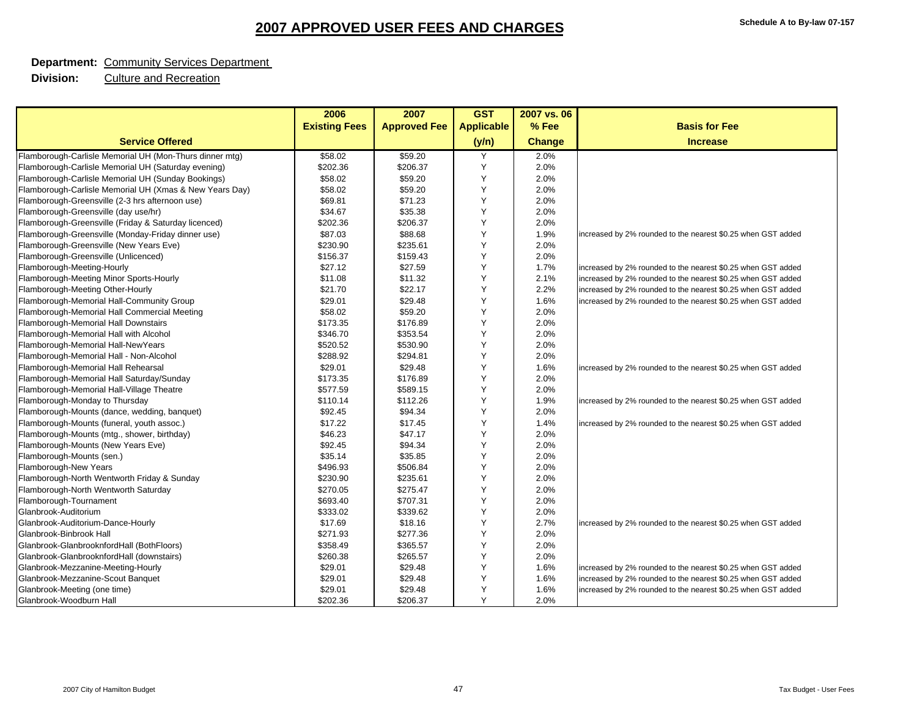# 2007 APPROVED USER FEES AND CHARGES

Schedule A to By-law 07-157

**Department:** Community Services Department

**Division:** Culture and Recreation

| Service Offered | 2006 Existing Fees | 2007 Approved Fee | GST Applicable (y/n) | 2007 vs. 06 % Fee Change | Basis for Fee Increase |
|---|---|---|---|---|---|
| Flamborough-Carlisle Memorial UH (Mon-Thurs dinner mtg) | $58.02 | $59.20 | Y | 2.0% | |
| Flamborough-Carlisle Memorial UH (Saturday evening) | $202.36 | $206.37 | Y | 2.0% | |
| Flamborough-Carlisle Memorial UH (Sunday Bookings) | $58.02 | $59.20 | Y | 2.0% | |
| Flamborough-Carlisle Memorial UH (Xmas & New Years Day) | $58.02 | $59.20 | Y | 2.0% | |
| Flamborough-Greensville (2-3 hrs afternoon use) | $69.81 | $71.23 | Y | 2.0% | |
| Flamborough-Greensville (day use/hr) | $34.67 | $35.38 | Y | 2.0% | |
| Flamborough-Greensville (Friday & Saturday licenced) | $202.36 | $206.37 | Y | 2.0% | |
| Flamborough-Greensville (Monday-Friday dinner use) | $87.03 | $88.68 | Y | 1.9% | increased by 2% rounded to the nearest $0.25 when GST added |
| Flamborough-Greensville (New Years Eve) | $230.90 | $235.61 | Y | 2.0% | |
| Flamborough-Greensville (Unlicenced) | $156.37 | $159.43 | Y | 2.0% | |
| Flamborough-Meeting-Hourly | $27.12 | $27.59 | Y | 1.7% | increased by 2% rounded to the nearest $0.25 when GST added |
| Flamborough-Meeting Minor Sports-Hourly | $11.08 | $11.32 | Y | 2.1% | increased by 2% rounded to the nearest $0.25 when GST added |
| Flamborough-Meeting Other-Hourly | $21.70 | $22.17 | Y | 2.2% | increased by 2% rounded to the nearest $0.25 when GST added |
| Flamborough-Memorial Hall-Community Group | $29.01 | $29.48 | Y | 1.6% | increased by 2% rounded to the nearest $0.25 when GST added |
| Flamborough-Memorial Hall Commercial Meeting | $58.02 | $59.20 | Y | 2.0% | |
| Flamborough-Memorial Hall Downstairs | $173.35 | $176.89 | Y | 2.0% | |
| Flamborough-Memorial Hall with Alcohol | $346.70 | $353.54 | Y | 2.0% | |
| Flamborough-Memorial Hall-NewYears | $520.52 | $530.90 | Y | 2.0% | |
| Flamborough-Memorial Hall - Non-Alcohol | $288.92 | $294.81 | Y | 2.0% | |
| Flamborough-Memorial Hall Rehearsal | $29.01 | $29.48 | Y | 1.6% | increased by 2% rounded to the nearest $0.25 when GST added |
| Flamborough-Memorial Hall Saturday/Sunday | $173.35 | $176.89 | Y | 2.0% | |
| Flamborough-Memorial Hall-Village Theatre | $577.59 | $589.15 | Y | 2.0% | |
| Flamborough-Monday to Thursday | $110.14 | $112.26 | Y | 1.9% | increased by 2% rounded to the nearest $0.25 when GST added |
| Flamborough-Mounts (dance, wedding, banquet) | $92.45 | $94.34 | Y | 2.0% | |
| Flamborough-Mounts (funeral, youth assoc.) | $17.22 | $17.45 | Y | 1.4% | increased by 2% rounded to the nearest $0.25 when GST added |
| Flamborough-Mounts (mtg., shower, birthday) | $46.23 | $47.17 | Y | 2.0% | |
| Flamborough-Mounts (New Years Eve) | $92.45 | $94.34 | Y | 2.0% | |
| Flamborough-Mounts (sen.) | $35.14 | $35.85 | Y | 2.0% | |
| Flamborough-New Years | $496.93 | $506.84 | Y | 2.0% | |
| Flamborough-North Wentworth Friday & Sunday | $230.90 | $235.61 | Y | 2.0% | |
| Flamborough-North Wentworth Saturday | $270.05 | $275.47 | Y | 2.0% | |
| Flamborough-Tournament | $693.40 | $707.31 | Y | 2.0% | |
| Glanbrook-Auditorium | $333.02 | $339.62 | Y | 2.0% | |
| Glanbrook-Auditorium-Dance-Hourly | $17.69 | $18.16 | Y | 2.7% | increased by 2% rounded to the nearest $0.25 when GST added |
| Glanbrook-Binbrook Hall | $271.93 | $277.36 | Y | 2.0% | |
| Glanbrook-GlanbrooknfordHall (BothFloors) | $358.49 | $365.57 | Y | 2.0% | |
| Glanbrook-GlanbrooknfordHall (downstairs) | $260.38 | $265.57 | Y | 2.0% | |
| Glanbrook-Mezzanine-Meeting-Hourly | $29.01 | $29.48 | Y | 1.6% | increased by 2% rounded to the nearest $0.25 when GST added |
| Glanbrook-Mezzanine-Scout Banquet | $29.01 | $29.48 | Y | 1.6% | increased by 2% rounded to the nearest $0.25 when GST added |
| Glanbrook-Meeting (one time) | $29.01 | $29.48 | Y | 1.6% | increased by 2% rounded to the nearest $0.25 when GST added |
| Glanbrook-Woodburn Hall | $202.36 | $206.37 | Y | 2.0% | |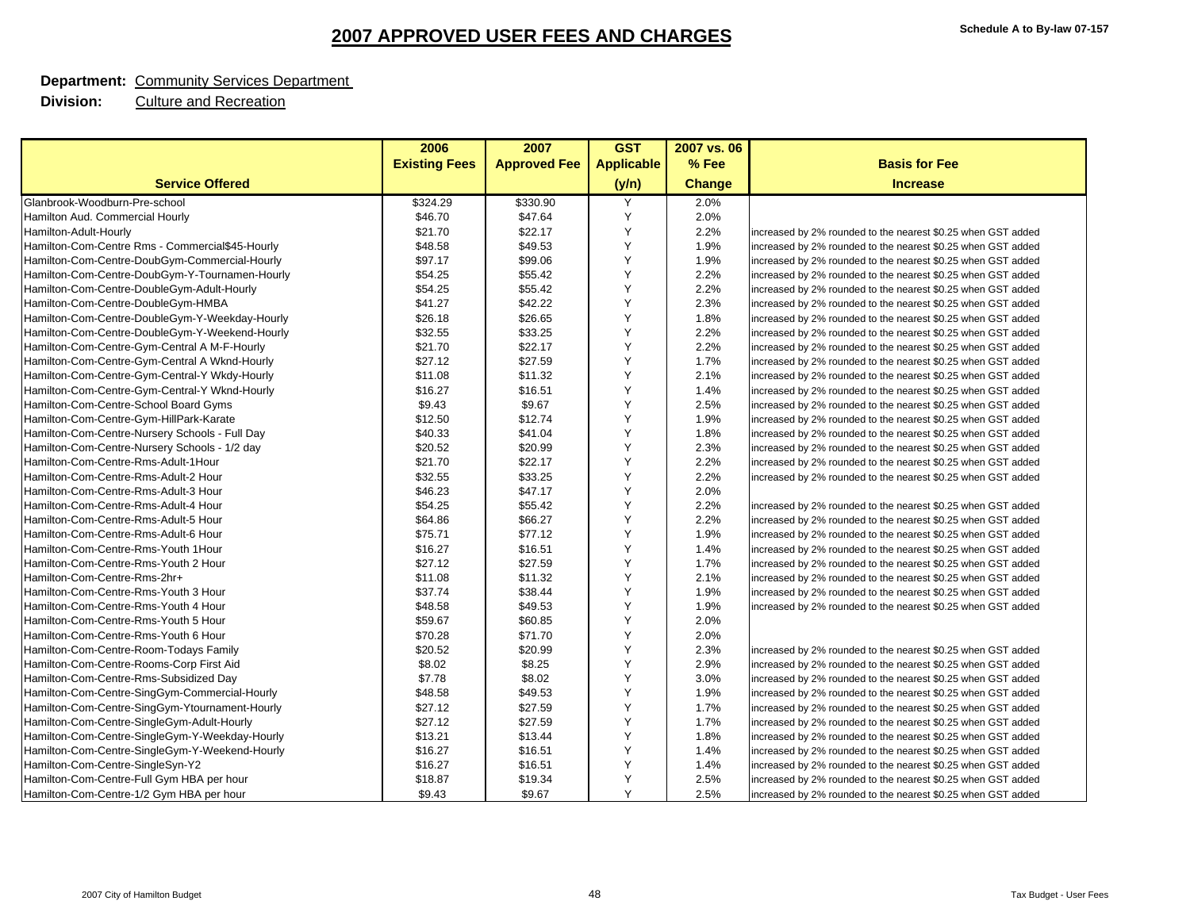# 2007 APPROVED USER FEES AND CHARGES

**Schedule A to By-law 07-157**

**Department:** Community Services Department

**Division:** Culture and Recreation

| Service Offered | 2006 Existing Fees | 2007 Approved Fee | GST Applicable (y/n) | 2007 vs. 06 % Fee Change | Basis for Fee Increase |
|---|---|---|---|---|---|
| Glanbrook-Woodburn-Pre-school | $324.29 | $330.90 | Y | 2.0% | |
| Hamilton Aud. Commercial Hourly | $46.70 | $47.64 | Y | 2.0% | |
| Hamilton-Adult-Hourly | $21.70 | $22.17 | Y | 2.2% | increased by 2% rounded to the nearest $0.25 when GST added |
| Hamilton-Com-Centre Rms - Commercial$45-Hourly | $48.58 | $49.53 | Y | 1.9% | increased by 2% rounded to the nearest $0.25 when GST added |
| Hamilton-Com-Centre-DoubGym-Commercial-Hourly | $97.17 | $99.06 | Y | 1.9% | increased by 2% rounded to the nearest $0.25 when GST added |
| Hamilton-Com-Centre-DoubGym-Y-Tournamen-Hourly | $54.25 | $55.42 | Y | 2.2% | increased by 2% rounded to the nearest $0.25 when GST added |
| Hamilton-Com-Centre-DoubleGym-Adult-Hourly | $54.25 | $55.42 | Y | 2.2% | increased by 2% rounded to the nearest $0.25 when GST added |
| Hamilton-Com-Centre-DoubleGym-HMBA | $41.27 | $42.22 | Y | 2.3% | increased by 2% rounded to the nearest $0.25 when GST added |
| Hamilton-Com-Centre-DoubleGym-Y-Weekday-Hourly | $26.18 | $26.65 | Y | 1.8% | increased by 2% rounded to the nearest $0.25 when GST added |
| Hamilton-Com-Centre-DoubleGym-Y-Weekend-Hourly | $32.55 | $33.25 | Y | 2.2% | increased by 2% rounded to the nearest $0.25 when GST added |
| Hamilton-Com-Centre-Gym-Central A M-F-Hourly | $21.70 | $22.17 | Y | 2.2% | increased by 2% rounded to the nearest $0.25 when GST added |
| Hamilton-Com-Centre-Gym-Central A Wknd-Hourly | $27.12 | $27.59 | Y | 1.7% | increased by 2% rounded to the nearest $0.25 when GST added |
| Hamilton-Com-Centre-Gym-Central-Y Wkdy-Hourly | $11.08 | $11.32 | Y | 2.1% | increased by 2% rounded to the nearest $0.25 when GST added |
| Hamilton-Com-Centre-Gym-Central-Y Wknd-Hourly | $16.27 | $16.51 | Y | 1.4% | increased by 2% rounded to the nearest $0.25 when GST added |
| Hamilton-Com-Centre-School Board Gyms | $9.43 | $9.67 | Y | 2.5% | increased by 2% rounded to the nearest $0.25 when GST added |
| Hamilton-Com-Centre-Gym-HillPark-Karate | $12.50 | $12.74 | Y | 1.9% | increased by 2% rounded to the nearest $0.25 when GST added |
| Hamilton-Com-Centre-Nursery Schools - Full Day | $40.33 | $41.04 | Y | 1.8% | increased by 2% rounded to the nearest $0.25 when GST added |
| Hamilton-Com-Centre-Nursery Schools - 1/2 day | $20.52 | $20.99 | Y | 2.3% | increased by 2% rounded to the nearest $0.25 when GST added |
| Hamilton-Com-Centre-Rms-Adult-1Hour | $21.70 | $22.17 | Y | 2.2% | increased by 2% rounded to the nearest $0.25 when GST added |
| Hamilton-Com-Centre-Rms-Adult-2 Hour | $32.55 | $33.25 | Y | 2.2% | increased by 2% rounded to the nearest $0.25 when GST added |
| Hamilton-Com-Centre-Rms-Adult-3 Hour | $46.23 | $47.17 | Y | 2.0% | |
| Hamilton-Com-Centre-Rms-Adult-4 Hour | $54.25 | $55.42 | Y | 2.2% | increased by 2% rounded to the nearest $0.25 when GST added |
| Hamilton-Com-Centre-Rms-Adult-5 Hour | $64.86 | $66.27 | Y | 2.2% | increased by 2% rounded to the nearest $0.25 when GST added |
| Hamilton-Com-Centre-Rms-Adult-6 Hour | $75.71 | $77.12 | Y | 1.9% | increased by 2% rounded to the nearest $0.25 when GST added |
| Hamilton-Com-Centre-Rms-Youth 1Hour | $16.27 | $16.51 | Y | 1.4% | increased by 2% rounded to the nearest $0.25 when GST added |
| Hamilton-Com-Centre-Rms-Youth 2 Hour | $27.12 | $27.59 | Y | 1.7% | increased by 2% rounded to the nearest $0.25 when GST added |
| Hamilton-Com-Centre-Rms-2hr+ | $11.08 | $11.32 | Y | 2.1% | increased by 2% rounded to the nearest $0.25 when GST added |
| Hamilton-Com-Centre-Rms-Youth 3 Hour | $37.74 | $38.44 | Y | 1.9% | increased by 2% rounded to the nearest $0.25 when GST added |
| Hamilton-Com-Centre-Rms-Youth 4 Hour | $48.58 | $49.53 | Y | 1.9% | increased by 2% rounded to the nearest $0.25 when GST added |
| Hamilton-Com-Centre-Rms-Youth 5 Hour | $59.67 | $60.85 | Y | 2.0% | |
| Hamilton-Com-Centre-Rms-Youth 6 Hour | $70.28 | $71.70 | Y | 2.0% | |
| Hamilton-Com-Centre-Room-Todays Family | $20.52 | $20.99 | Y | 2.3% | increased by 2% rounded to the nearest $0.25 when GST added |
| Hamilton-Com-Centre-Rooms-Corp First Aid | $8.02 | $8.25 | Y | 2.9% | increased by 2% rounded to the nearest $0.25 when GST added |
| Hamilton-Com-Centre-Rms-Subsidized Day | $7.78 | $8.02 | Y | 3.0% | increased by 2% rounded to the nearest $0.25 when GST added |
| Hamilton-Com-Centre-SingGym-Commercial-Hourly | $48.58 | $49.53 | Y | 1.9% | increased by 2% rounded to the nearest $0.25 when GST added |
| Hamilton-Com-Centre-SingGym-Ytournament-Hourly | $27.12 | $27.59 | Y | 1.7% | increased by 2% rounded to the nearest $0.25 when GST added |
| Hamilton-Com-Centre-SingleGym-Adult-Hourly | $27.12 | $27.59 | Y | 1.7% | increased by 2% rounded to the nearest $0.25 when GST added |
| Hamilton-Com-Centre-SingleGym-Y-Weekday-Hourly | $13.21 | $13.44 | Y | 1.8% | increased by 2% rounded to the nearest $0.25 when GST added |
| Hamilton-Com-Centre-SingleGym-Y-Weekend-Hourly | $16.27 | $16.51 | Y | 1.4% | increased by 2% rounded to the nearest $0.25 when GST added |
| Hamilton-Com-Centre-SingleSyn-Y2 | $16.27 | $16.51 | Y | 1.4% | increased by 2% rounded to the nearest $0.25 when GST added |
| Hamilton-Com-Centre-Full Gym HBA per hour | $18.87 | $19.34 | Y | 2.5% | increased by 2% rounded to the nearest $0.25 when GST added |
| Hamilton-Com-Centre-1/2 Gym HBA per hour | $9.43 | $9.67 | Y | 2.5% | increased by 2% rounded to the nearest $0.25 when GST added |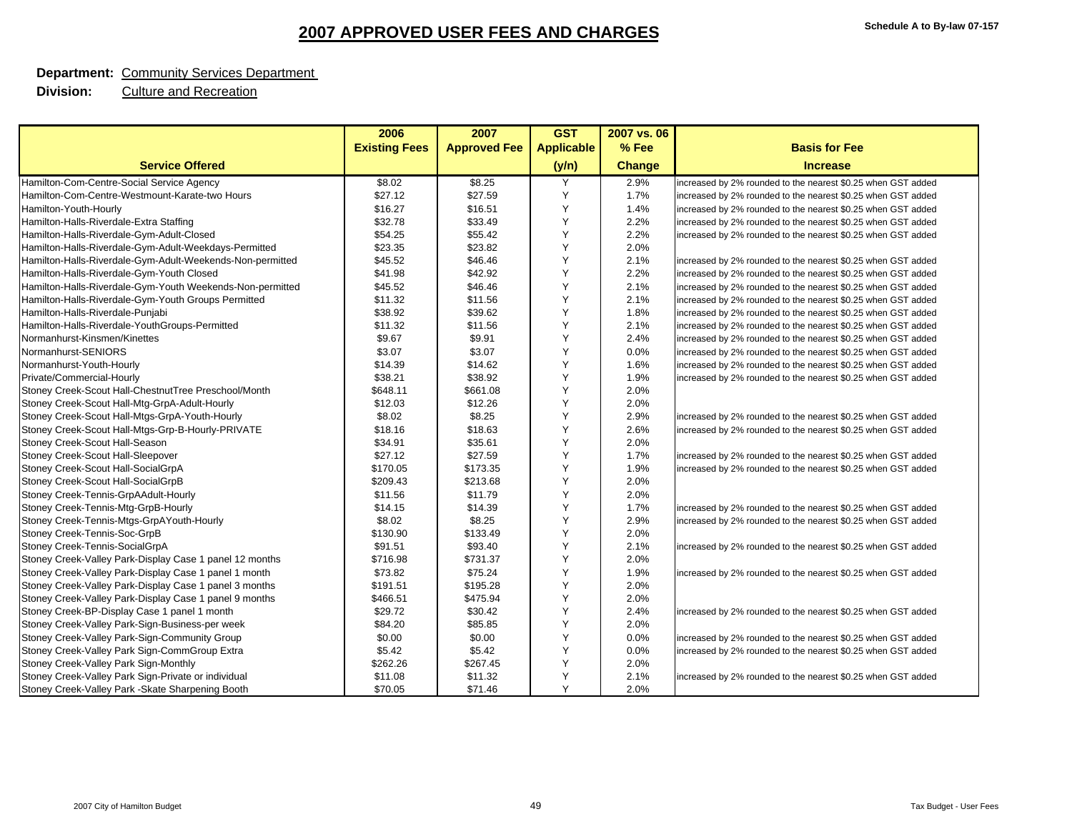# 2007 APPROVED USER FEES AND CHARGES

Schedule A to By-law 07-157

**Department:** Community Services Department

**Division:** Culture and Recreation

| Service Offered | 2006 Existing Fees | 2007 Approved Fee | GST Applicable (y/n) | 2007 vs. 06 % Fee Change | Basis for Fee Increase |
|---|---|---|---|---|---|
| Hamilton-Com-Centre-Social Service Agency | $8.02 | $8.25 | Y | 2.9% | increased by 2% rounded to the nearest $0.25 when GST added |
| Hamilton-Com-Centre-Westmount-Karate-two Hours | $27.12 | $27.59 | Y | 1.7% | increased by 2% rounded to the nearest $0.25 when GST added |
| Hamilton-Youth-Hourly | $16.27 | $16.51 | Y | 1.4% | increased by 2% rounded to the nearest $0.25 when GST added |
| Hamilton-Halls-Riverdale-Extra Staffing | $32.78 | $33.49 | Y | 2.2% | increased by 2% rounded to the nearest $0.25 when GST added |
| Hamilton-Halls-Riverdale-Gym-Adult-Closed | $54.25 | $55.42 | Y | 2.2% | increased by 2% rounded to the nearest $0.25 when GST added |
| Hamilton-Halls-Riverdale-Gym-Adult-Weekdays-Permitted | $23.35 | $23.82 | Y | 2.0% | |
| Hamilton-Halls-Riverdale-Gym-Adult-Weekends-Non-permitted | $45.52 | $46.46 | Y | 2.1% | increased by 2% rounded to the nearest $0.25 when GST added |
| Hamilton-Halls-Riverdale-Gym-Youth Closed | $41.98 | $42.92 | Y | 2.2% | increased by 2% rounded to the nearest $0.25 when GST added |
| Hamilton-Halls-Riverdale-Gym-Youth Weekends-Non-permitted | $45.52 | $46.46 | Y | 2.1% | increased by 2% rounded to the nearest $0.25 when GST added |
| Hamilton-Halls-Riverdale-Gym-Youth Groups Permitted | $11.32 | $11.56 | Y | 2.1% | increased by 2% rounded to the nearest $0.25 when GST added |
| Hamilton-Halls-Riverdale-Punjabi | $38.92 | $39.62 | Y | 1.8% | increased by 2% rounded to the nearest $0.25 when GST added |
| Hamilton-Halls-Riverdale-YouthGroups-Permitted | $11.32 | $11.56 | Y | 2.1% | increased by 2% rounded to the nearest $0.25 when GST added |
| Normanhurst-Kinsmen/Kinettes | $9.67 | $9.91 | Y | 2.4% | increased by 2% rounded to the nearest $0.25 when GST added |
| Normanhurst-SENIORS | $3.07 | $3.07 | Y | 0.0% | increased by 2% rounded to the nearest $0.25 when GST added |
| Normanhurst-Youth-Hourly | $14.39 | $14.62 | Y | 1.6% | increased by 2% rounded to the nearest $0.25 when GST added |
| Private/Commercial-Hourly | $38.21 | $38.92 | Y | 1.9% | increased by 2% rounded to the nearest $0.25 when GST added |
| Stoney Creek-Scout Hall-ChestnutTree Preschool/Month | $648.11 | $661.08 | Y | 2.0% | |
| Stoney Creek-Scout Hall-Mtg-GrpA-Adult-Hourly | $12.03 | $12.26 | Y | 2.0% | |
| Stoney Creek-Scout Hall-Mtgs-GrpA-Youth-Hourly | $8.02 | $8.25 | Y | 2.9% | increased by 2% rounded to the nearest $0.25 when GST added |
| Stoney Creek-Scout Hall-Mtgs-Grp-B-Hourly-PRIVATE | $18.16 | $18.63 | Y | 2.6% | increased by 2% rounded to the nearest $0.25 when GST added |
| Stoney Creek-Scout Hall-Season | $34.91 | $35.61 | Y | 2.0% | |
| Stoney Creek-Scout Hall-Sleepover | $27.12 | $27.59 | Y | 1.7% | increased by 2% rounded to the nearest $0.25 when GST added |
| Stoney Creek-Scout Hall-SocialGrpA | $170.05 | $173.35 | Y | 1.9% | increased by 2% rounded to the nearest $0.25 when GST added |
| Stoney Creek-Scout Hall-SocialGrpB | $209.43 | $213.68 | Y | 2.0% | |
| Stoney Creek-Tennis-GrpAAdult-Hourly | $11.56 | $11.79 | Y | 2.0% | |
| Stoney Creek-Tennis-Mtg-GrpB-Hourly | $14.15 | $14.39 | Y | 1.7% | increased by 2% rounded to the nearest $0.25 when GST added |
| Stoney Creek-Tennis-Mtgs-GrpAYouth-Hourly | $8.02 | $8.25 | Y | 2.9% | increased by 2% rounded to the nearest $0.25 when GST added |
| Stoney Creek-Tennis-Soc-GrpB | $130.90 | $133.49 | Y | 2.0% | |
| Stoney Creek-Tennis-SocialGrpA | $91.51 | $93.40 | Y | 2.1% | increased by 2% rounded to the nearest $0.25 when GST added |
| Stoney Creek-Valley Park-Display Case 1 panel 12 months | $716.98 | $731.37 | Y | 2.0% | |
| Stoney Creek-Valley Park-Display Case 1 panel 1 month | $73.82 | $75.24 | Y | 1.9% | increased by 2% rounded to the nearest $0.25 when GST added |
| Stoney Creek-Valley Park-Display Case 1 panel 3 months | $191.51 | $195.28 | Y | 2.0% | |
| Stoney Creek-Valley Park-Display Case 1 panel 9 months | $466.51 | $475.94 | Y | 2.0% | |
| Stoney Creek-BP-Display Case 1 panel 1 month | $29.72 | $30.42 | Y | 2.4% | increased by 2% rounded to the nearest $0.25 when GST added |
| Stoney Creek-Valley Park-Sign-Business-per week | $84.20 | $85.85 | Y | 2.0% | |
| Stoney Creek-Valley Park-Sign-Community Group | $0.00 | $0.00 | Y | 0.0% | increased by 2% rounded to the nearest $0.25 when GST added |
| Stoney Creek-Valley Park Sign-CommGroup Extra | $5.42 | $5.42 | Y | 0.0% | increased by 2% rounded to the nearest $0.25 when GST added |
| Stoney Creek-Valley Park Sign-Monthly | $262.26 | $267.45 | Y | 2.0% | |
| Stoney Creek-Valley Park Sign-Private or individual | $11.08 | $11.32 | Y | 2.1% | increased by 2% rounded to the nearest $0.25 when GST added |
| Stoney Creek-Valley Park -Skate Sharpening Booth | $70.05 | $71.46 | Y | 2.0% | |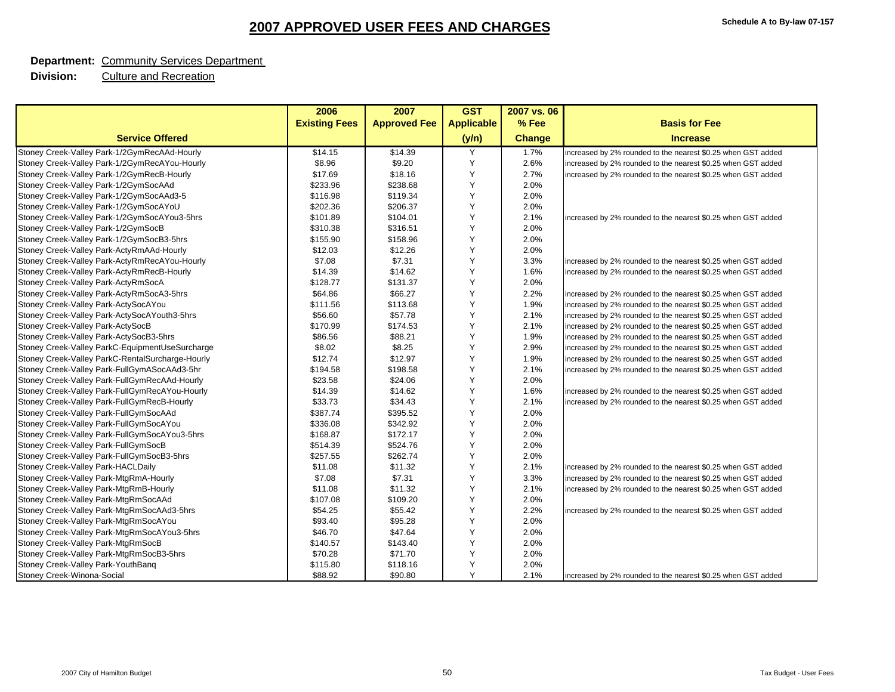# 2007 APPROVED USER FEES AND CHARGES

**Schedule A to By-law 07-157**

**Department:** Community Services Department

**Division:** Culture and Recreation

| Service Offered | 2006 Existing Fees | 2007 Approved Fee | GST Applicable (y/n) | 2007 vs. 06 % Fee Change | Basis for Fee Increase |
|---|---|---|---|---|---|
| Stoney Creek-Valley Park-1/2GymRecAAd-Hourly | $14.15 | $14.39 | Y | 1.7% | increased by 2% rounded to the nearest $0.25 when GST added |
| Stoney Creek-Valley Park-1/2GymRecAYou-Hourly | $8.96 | $9.20 | Y | 2.6% | increased by 2% rounded to the nearest $0.25 when GST added |
| Stoney Creek-Valley Park-1/2GymRecB-Hourly | $17.69 | $18.16 | Y | 2.7% | increased by 2% rounded to the nearest $0.25 when GST added |
| Stoney Creek-Valley Park-1/2GymSocAAd | $233.96 | $238.68 | Y | 2.0% | |
| Stoney Creek-Valley Park-1/2GymSocAAd3-5 | $116.98 | $119.34 | Y | 2.0% | |
| Stoney Creek-Valley Park-1/2GymSocAYoU | $202.36 | $206.37 | Y | 2.0% | |
| Stoney Creek-Valley Park-1/2GymSocAYou3-5hrs | $101.89 | $104.01 | Y | 2.1% | increased by 2% rounded to the nearest $0.25 when GST added |
| Stoney Creek-Valley Park-1/2GymSocB | $310.38 | $316.51 | Y | 2.0% | |
| Stoney Creek-Valley Park-1/2GymSocB3-5hrs | $155.90 | $158.96 | Y | 2.0% | |
| Stoney Creek-Valley Park-ActyRmAAd-Hourly | $12.03 | $12.26 | Y | 2.0% | |
| Stoney Creek-Valley Park-ActyRmRecAYou-Hourly | $7.08 | $7.31 | Y | 3.3% | increased by 2% rounded to the nearest $0.25 when GST added |
| Stoney Creek-Valley Park-ActyRmRecB-Hourly | $14.39 | $14.62 | Y | 1.6% | increased by 2% rounded to the nearest $0.25 when GST added |
| Stoney Creek-Valley Park-ActyRmSocA | $128.77 | $131.37 | Y | 2.0% | |
| Stoney Creek-Valley Park-ActyRmSocA3-5hrs | $64.86 | $66.27 | Y | 2.2% | increased by 2% rounded to the nearest $0.25 when GST added |
| Stoney Creek-Valley Park-ActySocAYou | $111.56 | $113.68 | Y | 1.9% | increased by 2% rounded to the nearest $0.25 when GST added |
| Stoney Creek-Valley Park-ActySocAYouth3-5hrs | $56.60 | $57.78 | Y | 2.1% | increased by 2% rounded to the nearest $0.25 when GST added |
| Stoney Creek-Valley Park-ActySocB | $170.99 | $174.53 | Y | 2.1% | increased by 2% rounded to the nearest $0.25 when GST added |
| Stoney Creek-Valley Park-ActySocB3-5hrs | $86.56 | $88.21 | Y | 1.9% | increased by 2% rounded to the nearest $0.25 when GST added |
| Stoney Creek-Valley ParkC-EquipmentUseSurcharge | $8.02 | $8.25 | Y | 2.9% | increased by 2% rounded to the nearest $0.25 when GST added |
| Stoney Creek-Valley ParkC-RentalSurcharge-Hourly | $12.74 | $12.97 | Y | 1.9% | increased by 2% rounded to the nearest $0.25 when GST added |
| Stoney Creek-Valley Park-FullGymASocAAd3-5hr | $194.58 | $198.58 | Y | 2.1% | increased by 2% rounded to the nearest $0.25 when GST added |
| Stoney Creek-Valley Park-FullGymRecAAd-Hourly | $23.58 | $24.06 | Y | 2.0% | |
| Stoney Creek-Valley Park-FullGymRecAYou-Hourly | $14.39 | $14.62 | Y | 1.6% | increased by 2% rounded to the nearest $0.25 when GST added |
| Stoney Creek-Valley Park-FullGymRecB-Hourly | $33.73 | $34.43 | Y | 2.1% | increased by 2% rounded to the nearest $0.25 when GST added |
| Stoney Creek-Valley Park-FullGymSocAAd | $387.74 | $395.52 | Y | 2.0% | |
| Stoney Creek-Valley Park-FullGymSocAYou | $336.08 | $342.92 | Y | 2.0% | |
| Stoney Creek-Valley Park-FullGymSocAYou3-5hrs | $168.87 | $172.17 | Y | 2.0% | |
| Stoney Creek-Valley Park-FullGymSocB | $514.39 | $524.76 | Y | 2.0% | |
| Stoney Creek-Valley Park-FullGymSocB3-5hrs | $257.55 | $262.74 | Y | 2.0% | |
| Stoney Creek-Valley Park-HACLDaily | $11.08 | $11.32 | Y | 2.1% | increased by 2% rounded to the nearest $0.25 when GST added |
| Stoney Creek-Valley Park-MtgRmA-Hourly | $7.08 | $7.31 | Y | 3.3% | increased by 2% rounded to the nearest $0.25 when GST added |
| Stoney Creek-Valley Park-MtgRmB-Hourly | $11.08 | $11.32 | Y | 2.1% | increased by 2% rounded to the nearest $0.25 when GST added |
| Stoney Creek-Valley Park-MtgRmSocAAd | $107.08 | $109.20 | Y | 2.0% | |
| Stoney Creek-Valley Park-MtgRmSocAAd3-5hrs | $54.25 | $55.42 | Y | 2.2% | increased by 2% rounded to the nearest $0.25 when GST added |
| Stoney Creek-Valley Park-MtgRmSocAYou | $93.40 | $95.28 | Y | 2.0% | |
| Stoney Creek-Valley Park-MtgRmSocAYou3-5hrs | $46.70 | $47.64 | Y | 2.0% | |
| Stoney Creek-Valley Park-MtgRmSocB | $140.57 | $143.40 | Y | 2.0% | |
| Stoney Creek-Valley Park-MtgRmSocB3-5hrs | $70.28 | $71.70 | Y | 2.0% | |
| Stoney Creek-Valley Park-YouthBanq | $115.80 | $118.16 | Y | 2.0% | |
| Stoney Creek-Winona-Social | $88.92 | $90.80 | Y | 2.1% | increased by 2% rounded to the nearest $0.25 when GST added |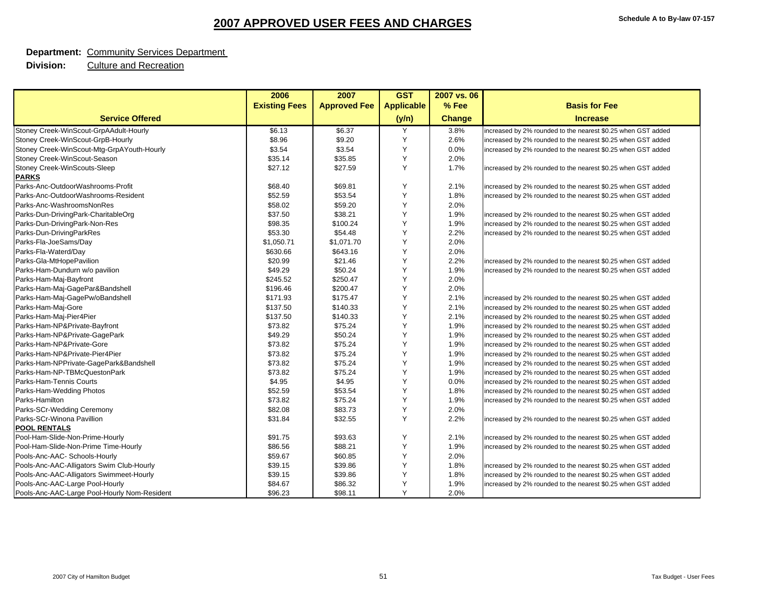# 2007 APPROVED USER FEES AND CHARGES

**Schedule A to By-law 07-157**

**Department:** Community Services Department
**Division:** Culture and Recreation

| Service Offered | 2006 Existing Fees | 2007 Approved Fee | GST Applicable (y/n) | 2007 vs. 06 % Fee Change | Basis for Fee Increase |
|---|---|---|---|---|---|
| Stoney Creek-WinScout-GrpAAdult-Hourly | $6.13 | $6.37 | Y | 3.8% | increased by 2% rounded to the nearest $0.25 when GST added |
| Stoney Creek-WinScout-GrpB-Hourly | $8.96 | $9.20 | Y | 2.6% | increased by 2% rounded to the nearest $0.25 when GST added |
| Stoney Creek-WinScout-Mtg-GrpAYouth-Hourly | $3.54 | $3.54 | Y | 0.0% | increased by 2% rounded to the nearest $0.25 when GST added |
| Stoney Creek-WinScout-Season | $35.14 | $35.85 | Y | 2.0% | |
| Stoney Creek-WinScouts-Sleep | $27.12 | $27.59 | Y | 1.7% | increased by 2% rounded to the nearest $0.25 when GST added |
| **PARKS** | | | | | |
| Parks-Anc-OutdoorWashrooms-Profit | $68.40 | $69.81 | Y | 2.1% | increased by 2% rounded to the nearest $0.25 when GST added |
| Parks-Anc-OutdoorWashrooms-Resident | $52.59 | $53.54 | Y | 1.8% | increased by 2% rounded to the nearest $0.25 when GST added |
| Parks-Anc-WashroomsNonRes | $58.02 | $59.20 | Y | 2.0% | |
| Parks-Dun-DrivingPark-CharitableOrg | $37.50 | $38.21 | Y | 1.9% | increased by 2% rounded to the nearest $0.25 when GST added |
| Parks-Dun-DrivingPark-Non-Res | $98.35 | $100.24 | Y | 1.9% | increased by 2% rounded to the nearest $0.25 when GST added |
| Parks-Dun-DrivingParkRes | $53.30 | $54.48 | Y | 2.2% | increased by 2% rounded to the nearest $0.25 when GST added |
| Parks-Fla-JoeSams/Day | $1,050.71 | $1,071.70 | Y | 2.0% | |
| Parks-Fla-Waterd/Day | $630.66 | $643.16 | Y | 2.0% | |
| Parks-Gla-MtHopePavilion | $20.99 | $21.46 | Y | 2.2% | increased by 2% rounded to the nearest $0.25 when GST added |
| Parks-Ham-Dundurn w/o pavilion | $49.29 | $50.24 | Y | 1.9% | increased by 2% rounded to the nearest $0.25 when GST added |
| Parks-Ham-Maj-Bayfront | $245.52 | $250.47 | Y | 2.0% | |
| Parks-Ham-Maj-GagePar&Bandshell | $196.46 | $200.47 | Y | 2.0% | |
| Parks-Ham-Maj-GagePw/oBandshell | $171.93 | $175.47 | Y | 2.1% | increased by 2% rounded to the nearest $0.25 when GST added |
| Parks-Ham-Maj-Gore | $137.50 | $140.33 | Y | 2.1% | increased by 2% rounded to the nearest $0.25 when GST added |
| Parks-Ham-Maj-Pier4Pier | $137.50 | $140.33 | Y | 2.1% | increased by 2% rounded to the nearest $0.25 when GST added |
| Parks-Ham-NP&Private-Bayfront | $73.82 | $75.24 | Y | 1.9% | increased by 2% rounded to the nearest $0.25 when GST added |
| Parks-Ham-NP&Private-GagePark | $49.29 | $50.24 | Y | 1.9% | increased by 2% rounded to the nearest $0.25 when GST added |
| Parks-Ham-NP&Private-Gore | $73.82 | $75.24 | Y | 1.9% | increased by 2% rounded to the nearest $0.25 when GST added |
| Parks-Ham-NP&Private-Pier4Pier | $73.82 | $75.24 | Y | 1.9% | increased by 2% rounded to the nearest $0.25 when GST added |
| Parks-Ham-NPPrivate-GagePark&Bandshell | $73.82 | $75.24 | Y | 1.9% | increased by 2% rounded to the nearest $0.25 when GST added |
| Parks-Ham-NP-TBMcQuestonPark | $73.82 | $75.24 | Y | 1.9% | increased by 2% rounded to the nearest $0.25 when GST added |
| Parks-Ham-Tennis Courts | $4.95 | $4.95 | Y | 0.0% | increased by 2% rounded to the nearest $0.25 when GST added |
| Parks-Ham-Wedding Photos | $52.59 | $53.54 | Y | 1.8% | increased by 2% rounded to the nearest $0.25 when GST added |
| Parks-Hamilton | $73.82 | $75.24 | Y | 1.9% | increased by 2% rounded to the nearest $0.25 when GST added |
| Parks-SCr-Wedding Ceremony | $82.08 | $83.73 | Y | 2.0% | |
| Parks-SCr-Winona Pavillion | $31.84 | $32.55 | Y | 2.2% | increased by 2% rounded to the nearest $0.25 when GST added |
| **POOL RENTALS** | | | | | |
| Pool-Ham-Slide-Non-Prime-Hourly | $91.75 | $93.63 | Y | 2.1% | increased by 2% rounded to the nearest $0.25 when GST added |
| Pool-Ham-Slide-Non-Prime Time-Hourly | $86.56 | $88.21 | Y | 1.9% | increased by 2% rounded to the nearest $0.25 when GST added |
| Pools-Anc-AAC- Schools-Hourly | $59.67 | $60.85 | Y | 2.0% | |
| Pools-Anc-AAC-Alligators Swim Club-Hourly | $39.15 | $39.86 | Y | 1.8% | increased by 2% rounded to the nearest $0.25 when GST added |
| Pools-Anc-AAC-Alligators Swimmeet-Hourly | $39.15 | $39.86 | Y | 1.8% | increased by 2% rounded to the nearest $0.25 when GST added |
| Pools-Anc-AAC-Large Pool-Hourly | $84.67 | $86.32 | Y | 1.9% | increased by 2% rounded to the nearest $0.25 when GST added |
| Pools-Anc-AAC-Large Pool-Hourly Nom-Resident | $96.23 | $98.11 | Y | 2.0% | |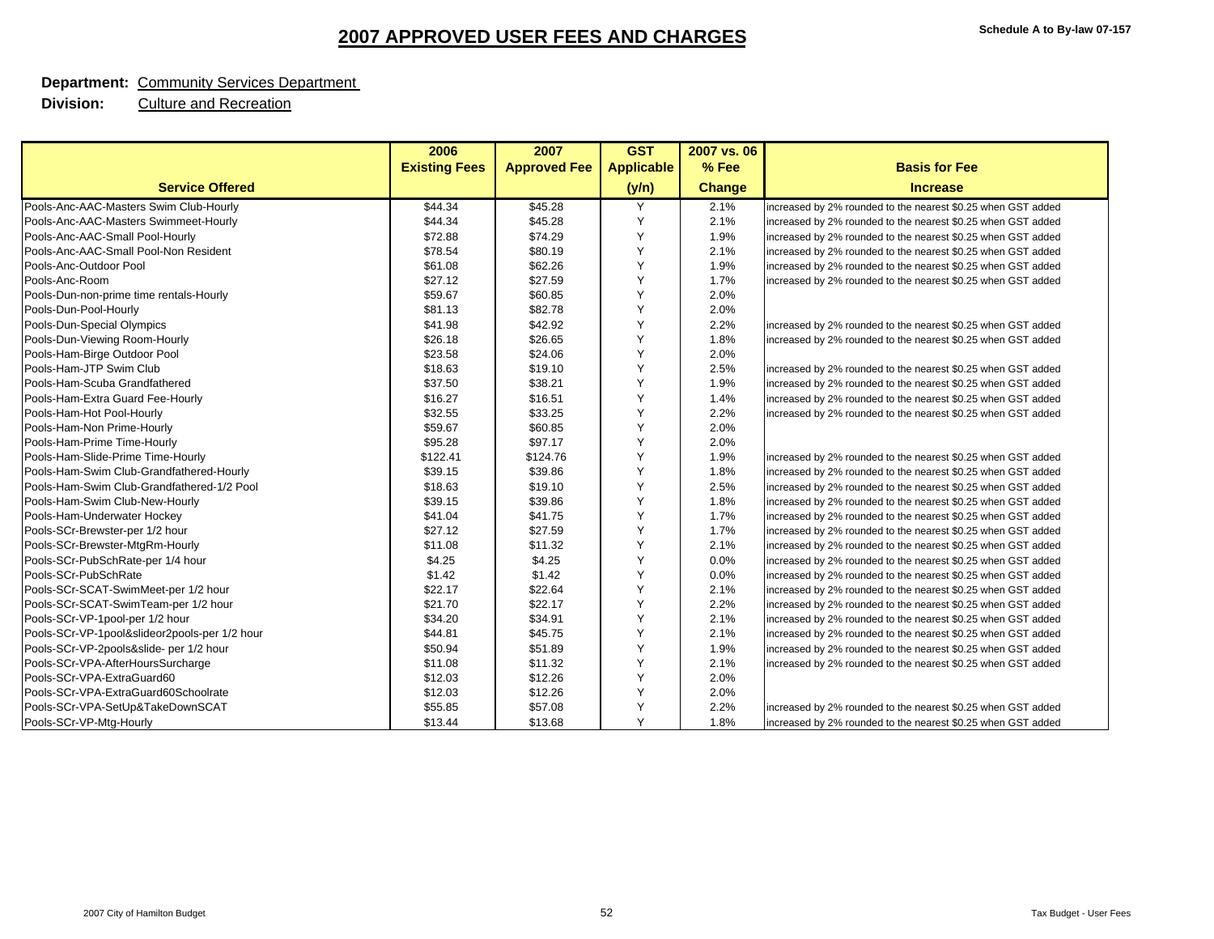Schedule A to By-law 07-157

# 2007 APPROVED USER FEES AND CHARGES

**Department:** Community Services Department

**Division:** Culture and Recreation

| Service Offered | 2006 Existing Fees | 2007 Approved Fee | GST Applicable (y/n) | 2007 vs. 06 % Fee Change | Basis for Fee Increase |
|---|---|---|---|---|---|
| Pools-Anc-AAC-Masters Swim Club-Hourly | $44.34 | $45.28 | Y | 2.1% | increased by 2% rounded to the nearest $0.25 when GST added |
| Pools-Anc-AAC-Masters Swimmeet-Hourly | $44.34 | $45.28 | Y | 2.1% | increased by 2% rounded to the nearest $0.25 when GST added |
| Pools-Anc-AAC-Small Pool-Hourly | $72.88 | $74.29 | Y | 1.9% | increased by 2% rounded to the nearest $0.25 when GST added |
| Pools-Anc-AAC-Small Pool-Non Resident | $78.54 | $80.19 | Y | 2.1% | increased by 2% rounded to the nearest $0.25 when GST added |
| Pools-Anc-Outdoor Pool | $61.08 | $62.26 | Y | 1.9% | increased by 2% rounded to the nearest $0.25 when GST added |
| Pools-Anc-Room | $27.12 | $27.59 | Y | 1.7% | increased by 2% rounded to the nearest $0.25 when GST added |
| Pools-Dun-non-prime time rentals-Hourly | $59.67 | $60.85 | Y | 2.0% | |
| Pools-Dun-Pool-Hourly | $81.13 | $82.78 | Y | 2.0% | |
| Pools-Dun-Special Olympics | $41.98 | $42.92 | Y | 2.2% | increased by 2% rounded to the nearest $0.25 when GST added |
| Pools-Dun-Viewing Room-Hourly | $26.18 | $26.65 | Y | 1.8% | increased by 2% rounded to the nearest $0.25 when GST added |
| Pools-Ham-Birge Outdoor Pool | $23.58 | $24.06 | Y | 2.0% | |
| Pools-Ham-JTP Swim Club | $18.63 | $19.10 | Y | 2.5% | increased by 2% rounded to the nearest $0.25 when GST added |
| Pools-Ham-Scuba Grandfathered | $37.50 | $38.21 | Y | 1.9% | increased by 2% rounded to the nearest $0.25 when GST added |
| Pools-Ham-Extra Guard Fee-Hourly | $16.27 | $16.51 | Y | 1.4% | increased by 2% rounded to the nearest $0.25 when GST added |
| Pools-Ham-Hot Pool-Hourly | $32.55 | $33.25 | Y | 2.2% | increased by 2% rounded to the nearest $0.25 when GST added |
| Pools-Ham-Non Prime-Hourly | $59.67 | $60.85 | Y | 2.0% | |
| Pools-Ham-Prime Time-Hourly | $95.28 | $97.17 | Y | 2.0% | |
| Pools-Ham-Slide-Prime Time-Hourly | $122.41 | $124.76 | Y | 1.9% | increased by 2% rounded to the nearest $0.25 when GST added |
| Pools-Ham-Swim Club-Grandfathered-Hourly | $39.15 | $39.86 | Y | 1.8% | increased by 2% rounded to the nearest $0.25 when GST added |
| Pools-Ham-Swim Club-Grandfathered-1/2 Pool | $18.63 | $19.10 | Y | 2.5% | increased by 2% rounded to the nearest $0.25 when GST added |
| Pools-Ham-Swim Club-New-Hourly | $39.15 | $39.86 | Y | 1.8% | increased by 2% rounded to the nearest $0.25 when GST added |
| Pools-Ham-Underwater Hockey | $41.04 | $41.75 | Y | 1.7% | increased by 2% rounded to the nearest $0.25 when GST added |
| Pools-SCr-Brewster-per 1/2 hour | $27.12 | $27.59 | Y | 1.7% | increased by 2% rounded to the nearest $0.25 when GST added |
| Pools-SCr-Brewster-MtgRm-Hourly | $11.08 | $11.32 | Y | 2.1% | increased by 2% rounded to the nearest $0.25 when GST added |
| Pools-SCr-PubSchRate-per 1/4 hour | $4.25 | $4.25 | Y | 0.0% | increased by 2% rounded to the nearest $0.25 when GST added |
| Pools-SCr-PubSchRate | $1.42 | $1.42 | Y | 0.0% | increased by 2% rounded to the nearest $0.25 when GST added |
| Pools-SCr-SCAT-SwimMeet-per 1/2 hour | $22.17 | $22.64 | Y | 2.1% | increased by 2% rounded to the nearest $0.25 when GST added |
| Pools-SCr-SCAT-SwimTeam-per 1/2 hour | $21.70 | $22.17 | Y | 2.2% | increased by 2% rounded to the nearest $0.25 when GST added |
| Pools-SCr-VP-1pool-per 1/2 hour | $34.20 | $34.91 | Y | 2.1% | increased by 2% rounded to the nearest $0.25 when GST added |
| Pools-SCr-VP-1pool&slideor2pools-per 1/2 hour | $44.81 | $45.75 | Y | 2.1% | increased by 2% rounded to the nearest $0.25 when GST added |
| Pools-SCr-VP-2pools&slide- per 1/2 hour | $50.94 | $51.89 | Y | 1.9% | increased by 2% rounded to the nearest $0.25 when GST added |
| Pools-SCr-VPA-AfterHoursSurcharge | $11.08 | $11.32 | Y | 2.1% | increased by 2% rounded to the nearest $0.25 when GST added |
| Pools-SCr-VPA-ExtraGuard60 | $12.03 | $12.26 | Y | 2.0% | |
| Pools-SCr-VPA-ExtraGuard60Schoolrate | $12.03 | $12.26 | Y | 2.0% | |
| Pools-SCr-VPA-SetUp&TakeDownSCAT | $55.85 | $57.08 | Y | 2.2% | increased by 2% rounded to the nearest $0.25 when GST added |
| Pools-SCr-VP-Mtg-Hourly | $13.44 | $13.68 | Y | 1.8% | increased by 2% rounded to the nearest $0.25 when GST added |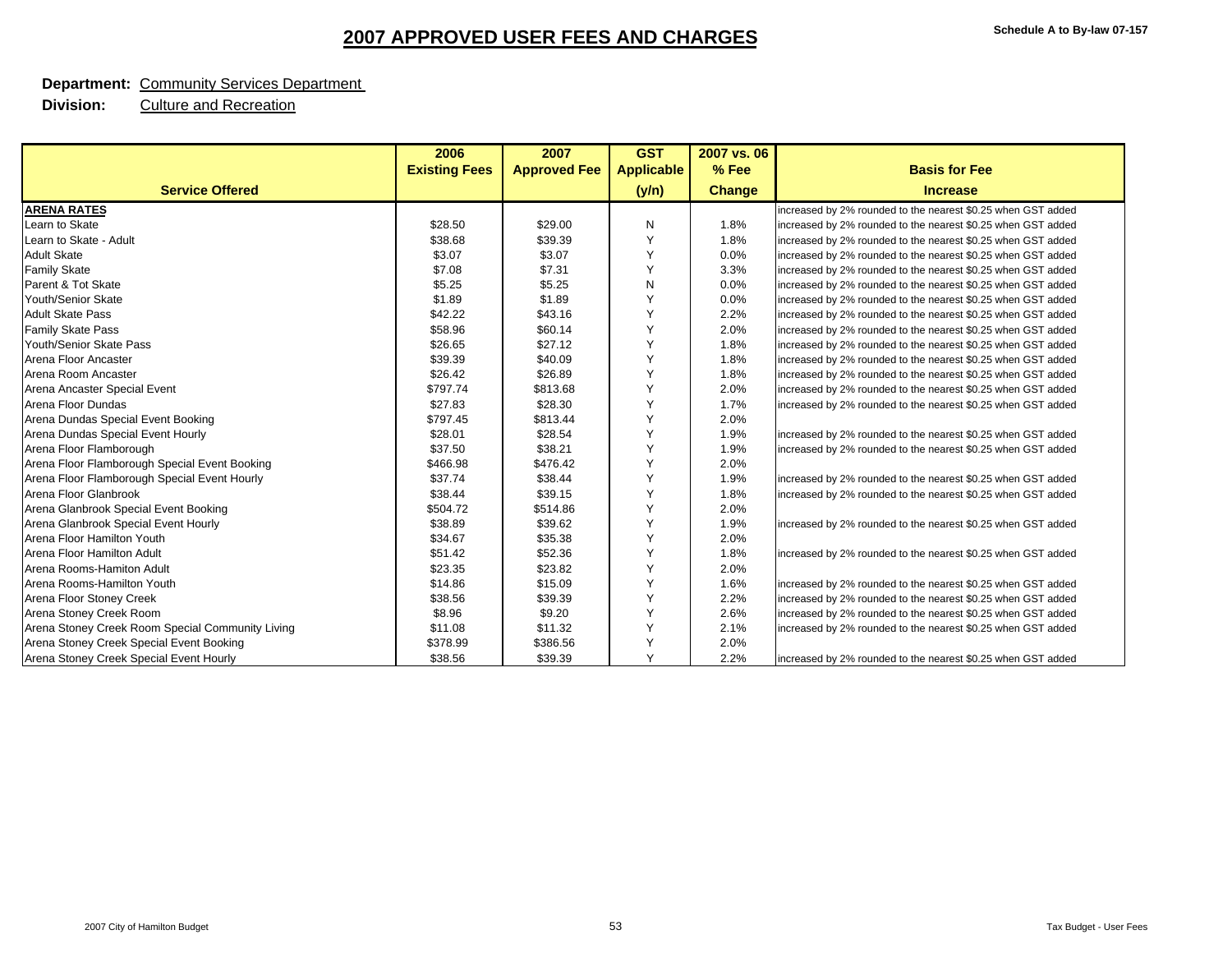# 2007 APPROVED USER FEES AND CHARGES

Schedule A to By-law 07-157

**Department:** Community Services Department
**Division:** Culture and Recreation

| Service Offered | 2006 Existing Fees | 2007 Approved Fee | GST Applicable (y/n) | 2007 vs. 06 % Fee Change | Basis for Fee Increase |
|---|---|---|---|---|---|
| **ARENA RATES** | | | | | increased by 2% rounded to the nearest $0.25 when GST added |
| Learn to Skate | $28.50 | $29.00 | N | 1.8% | increased by 2% rounded to the nearest $0.25 when GST added |
| Learn to Skate - Adult | $38.68 | $39.39 | Y | 1.8% | increased by 2% rounded to the nearest $0.25 when GST added |
| Adult Skate | $3.07 | $3.07 | Y | 0.0% | increased by 2% rounded to the nearest $0.25 when GST added |
| Family Skate | $7.08 | $7.31 | Y | 3.3% | increased by 2% rounded to the nearest $0.25 when GST added |
| Parent & Tot Skate | $5.25 | $5.25 | N | 0.0% | increased by 2% rounded to the nearest $0.25 when GST added |
| Youth/Senior Skate | $1.89 | $1.89 | Y | 0.0% | increased by 2% rounded to the nearest $0.25 when GST added |
| Adult Skate Pass | $42.22 | $43.16 | Y | 2.2% | increased by 2% rounded to the nearest $0.25 when GST added |
| Family Skate Pass | $58.96 | $60.14 | Y | 2.0% | increased by 2% rounded to the nearest $0.25 when GST added |
| Youth/Senior Skate Pass | $26.65 | $27.12 | Y | 1.8% | increased by 2% rounded to the nearest $0.25 when GST added |
| Arena Floor Ancaster | $39.39 | $40.09 | Y | 1.8% | increased by 2% rounded to the nearest $0.25 when GST added |
| Arena Room Ancaster | $26.42 | $26.89 | Y | 1.8% | increased by 2% rounded to the nearest $0.25 when GST added |
| Arena Ancaster Special Event | $797.74 | $813.68 | Y | 2.0% | increased by 2% rounded to the nearest $0.25 when GST added |
| Arena Floor Dundas | $27.83 | $28.30 | Y | 1.7% | increased by 2% rounded to the nearest $0.25 when GST added |
| Arena Dundas Special Event Booking | $797.45 | $813.44 | Y | 2.0% | |
| Arena Dundas Special Event Hourly | $28.01 | $28.54 | Y | 1.9% | increased by 2% rounded to the nearest $0.25 when GST added |
| Arena Floor Flamborough | $37.50 | $38.21 | Y | 1.9% | increased by 2% rounded to the nearest $0.25 when GST added |
| Arena Floor Flamborough Special Event Booking | $466.98 | $476.42 | Y | 2.0% | |
| Arena Floor Flamborough Special Event Hourly | $37.74 | $38.44 | Y | 1.9% | increased by 2% rounded to the nearest $0.25 when GST added |
| Arena Floor Glanbrook | $38.44 | $39.15 | Y | 1.8% | increased by 2% rounded to the nearest $0.25 when GST added |
| Arena Glanbrook Special Event Booking | $504.72 | $514.86 | Y | 2.0% | |
| Arena Glanbrook Special Event Hourly | $38.89 | $39.62 | Y | 1.9% | increased by 2% rounded to the nearest $0.25 when GST added |
| Arena Floor Hamilton Youth | $34.67 | $35.38 | Y | 2.0% | |
| Arena Floor Hamilton Adult | $51.42 | $52.36 | Y | 1.8% | increased by 2% rounded to the nearest $0.25 when GST added |
| Arena Rooms-Hamiton Adult | $23.35 | $23.82 | Y | 2.0% | |
| Arena Rooms-Hamilton Youth | $14.86 | $15.09 | Y | 1.6% | increased by 2% rounded to the nearest $0.25 when GST added |
| Arena Floor Stoney Creek | $38.56 | $39.39 | Y | 2.2% | increased by 2% rounded to the nearest $0.25 when GST added |
| Arena Stoney Creek Room | $8.96 | $9.20 | Y | 2.6% | increased by 2% rounded to the nearest $0.25 when GST added |
| Arena Stoney Creek Room Special Community Living | $11.08 | $11.32 | Y | 2.1% | increased by 2% rounded to the nearest $0.25 when GST added |
| Arena Stoney Creek Special Event Booking | $378.99 | $386.56 | Y | 2.0% | |
| Arena Stoney Creek Special Event Hourly | $38.56 | $39.39 | Y | 2.2% | increased by 2% rounded to the nearest $0.25 when GST added |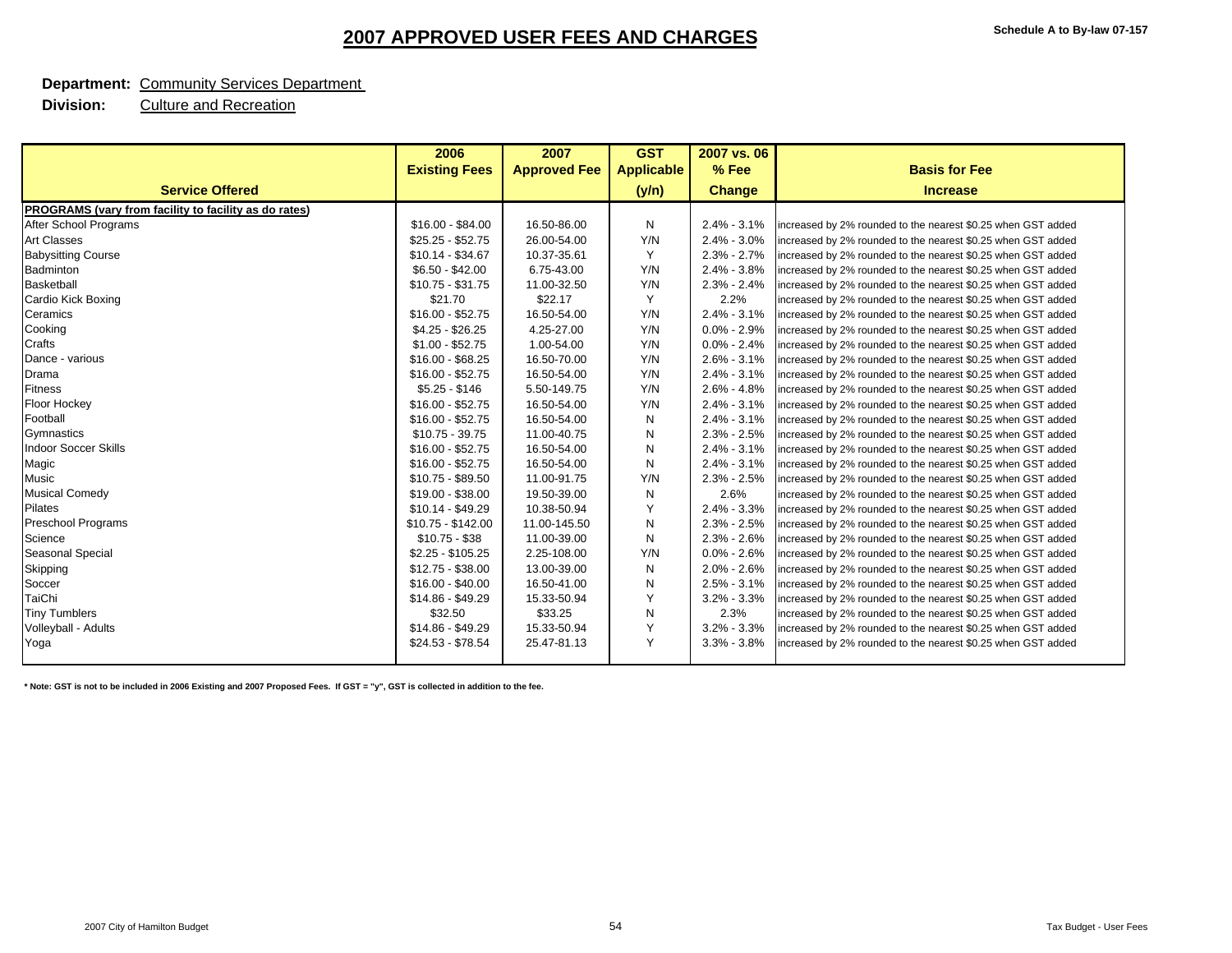# 2007 APPROVED USER FEES AND CHARGES

**Schedule A to By-law 07-157**

**Department:** Community Services Department
**Division:** Culture and Recreation

| Service Offered | 2006 Existing Fees | 2007 Approved Fee | GST Applicable (y/n) | 2007 vs. 06 % Fee Change | Basis for Fee Increase |
|---|---|---|---|---|---|
| **PROGRAMS (vary from facility to facility as do rates)** | | | | | |
| After School Programs | $16.00 - $84.00 | 16.50-86.00 | N | 2.4% - 3.1% | increased by 2% rounded to the nearest $0.25 when GST added |
| Art Classes | $25.25 - $52.75 | 26.00-54.00 | Y/N | 2.4% - 3.0% | increased by 2% rounded to the nearest $0.25 when GST added |
| Babysitting Course | $10.14 - $34.67 | 10.37-35.61 | Y | 2.3% - 2.7% | increased by 2% rounded to the nearest $0.25 when GST added |
| Badminton | $6.50 - $42.00 | 6.75-43.00 | Y/N | 2.4% - 3.8% | increased by 2% rounded to the nearest $0.25 when GST added |
| Basketball | $10.75 - $31.75 | 11.00-32.50 | Y/N | 2.3% - 2.4% | increased by 2% rounded to the nearest $0.25 when GST added |
| Cardio Kick Boxing | $21.70 | $22.17 | Y | 2.2% | increased by 2% rounded to the nearest $0.25 when GST added |
| Ceramics | $16.00 - $52.75 | 16.50-54.00 | Y/N | 2.4% - 3.1% | increased by 2% rounded to the nearest $0.25 when GST added |
| Cooking | $4.25 - $26.25 | 4.25-27.00 | Y/N | 0.0% - 2.9% | increased by 2% rounded to the nearest $0.25 when GST added |
| Crafts | $1.00 - $52.75 | 1.00-54.00 | Y/N | 0.0% - 2.4% | increased by 2% rounded to the nearest $0.25 when GST added |
| Dance - various | $16.00 - $68.25 | 16.50-70.00 | Y/N | 2.6% - 3.1% | increased by 2% rounded to the nearest $0.25 when GST added |
| Drama | $16.00 - $52.75 | 16.50-54.00 | Y/N | 2.4% - 3.1% | increased by 2% rounded to the nearest $0.25 when GST added |
| Fitness | $5.25 - $146 | 5.50-149.75 | Y/N | 2.6% - 4.8% | increased by 2% rounded to the nearest $0.25 when GST added |
| Floor Hockey | $16.00 - $52.75 | 16.50-54.00 | Y/N | 2.4% - 3.1% | increased by 2% rounded to the nearest $0.25 when GST added |
| Football | $16.00 - $52.75 | 16.50-54.00 | N | 2.4% - 3.1% | increased by 2% rounded to the nearest $0.25 when GST added |
| Gymnastics | $10.75 - 39.75 | 11.00-40.75 | N | 2.3% - 2.5% | increased by 2% rounded to the nearest $0.25 when GST added |
| Indoor Soccer Skills | $16.00 - $52.75 | 16.50-54.00 | N | 2.4% - 3.1% | increased by 2% rounded to the nearest $0.25 when GST added |
| Magic | $16.00 - $52.75 | 16.50-54.00 | N | 2.4% - 3.1% | increased by 2% rounded to the nearest $0.25 when GST added |
| Music | $10.75 - $89.50 | 11.00-91.75 | Y/N | 2.3% - 2.5% | increased by 2% rounded to the nearest $0.25 when GST added |
| Musical Comedy | $19.00 - $38.00 | 19.50-39.00 | N | 2.6% | increased by 2% rounded to the nearest $0.25 when GST added |
| Pilates | $10.14 - $49.29 | 10.38-50.94 | Y | 2.4% - 3.3% | increased by 2% rounded to the nearest $0.25 when GST added |
| Preschool Programs | $10.75 - $142.00 | 11.00-145.50 | N | 2.3% - 2.5% | increased by 2% rounded to the nearest $0.25 when GST added |
| Science | $10.75 - $38 | 11.00-39.00 | N | 2.3% - 2.6% | increased by 2% rounded to the nearest $0.25 when GST added |
| Seasonal Special | $2.25 - $105.25 | 2.25-108.00 | Y/N | 0.0% - 2.6% | increased by 2% rounded to the nearest $0.25 when GST added |
| Skipping | $12.75 - $38.00 | 13.00-39.00 | N | 2.0% - 2.6% | increased by 2% rounded to the nearest $0.25 when GST added |
| Soccer | $16.00 - $40.00 | 16.50-41.00 | N | 2.5% - 3.1% | increased by 2% rounded to the nearest $0.25 when GST added |
| TaiChi | $14.86 - $49.29 | 15.33-50.94 | Y | 3.2% - 3.3% | increased by 2% rounded to the nearest $0.25 when GST added |
| Tiny Tumblers | $32.50 | $33.25 | N | 2.3% | increased by 2% rounded to the nearest $0.25 when GST added |
| Volleyball - Adults | $14.86 - $49.29 | 15.33-50.94 | Y | 3.2% - 3.3% | increased by 2% rounded to the nearest $0.25 when GST added |
| Yoga | $24.53 - $78.54 | 25.47-81.13 | Y | 3.3% - 3.8% | increased by 2% rounded to the nearest $0.25 when GST added |

**\* Note: GST is not to be included in 2006 Existing and 2007 Proposed Fees. If GST = "y", GST is collected in addition to the fee.**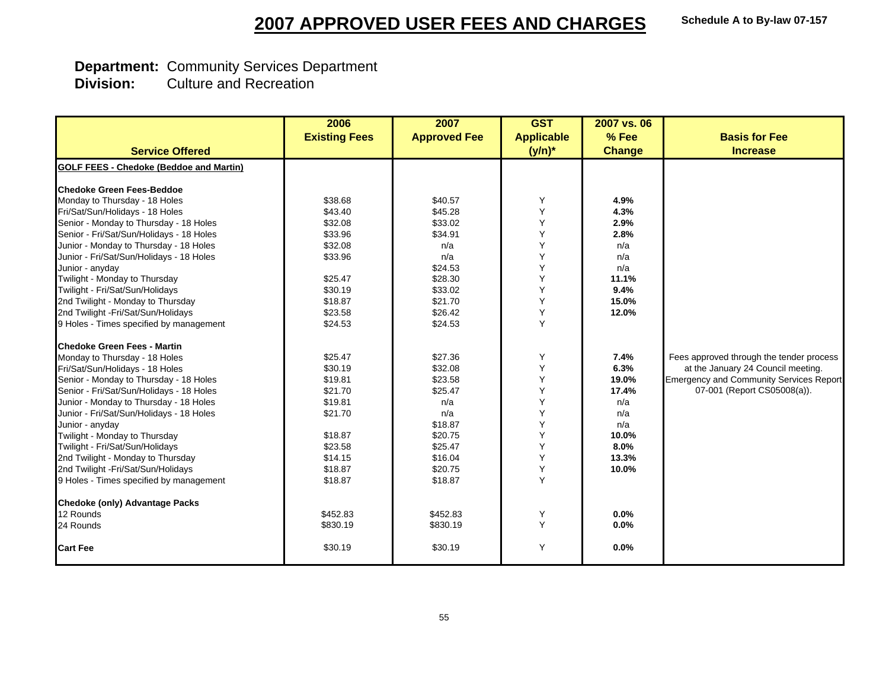# 2007 APPROVED USER FEES AND CHARGES

Schedule A to By-law 07-157

**Department:** Community Services Department
**Division:** Culture and Recreation

| Service Offered | 2006 Existing Fees | 2007 Approved Fee | GST Applicable (y/n)* | 2007 vs. 06 % Fee Change | Basis for Fee Increase |
|---|---|---|---|---|---|
| **GOLF FEES - Chedoke (Beddoe and Martin)** | | | | | |
| **Chedoke Green Fees-Beddoe** | | | | | |
| Monday to Thursday - 18 Holes | $38.68 | $40.57 | Y | **4.9%** | |
| Fri/Sat/Sun/Holidays - 18 Holes | $43.40 | $45.28 | Y | **4.3%** | |
| Senior - Monday to Thursday - 18 Holes | $32.08 | $33.02 | Y | **2.9%** | |
| Senior - Fri/Sat/Sun/Holidays - 18 Holes | $33.96 | $34.91 | Y | **2.8%** | |
| Junior - Monday to Thursday - 18 Holes | $32.08 | n/a | Y | n/a | |
| Junior - Fri/Sat/Sun/Holidays - 18 Holes | $33.96 | n/a | Y | n/a | |
| Junior - anyday | | $24.53 | Y | n/a | |
| Twilight - Monday to Thursday | $25.47 | $28.30 | Y | **11.1%** | |
| Twilight - Fri/Sat/Sun/Holidays | $30.19 | $33.02 | Y | **9.4%** | |
| 2nd Twilight - Monday to Thursday | $18.87 | $21.70 | Y | **15.0%** | |
| 2nd Twilight -Fri/Sat/Sun/Holidays | $23.58 | $26.42 | Y | **12.0%** | |
| 9 Holes - Times specified by management | $24.53 | $24.53 | Y | | |
| **Chedoke Green Fees - Martin** | | | | | |
| Monday to Thursday - 18 Holes | $25.47 | $27.36 | Y | **7.4%** | Fees approved through the tender process at the January 24 Council meeting. Emergency and Community Services Report 07-001 (Report CS05008(a)). |
| Fri/Sat/Sun/Holidays - 18 Holes | $30.19 | $32.08 | Y | **6.3%** | |
| Senior - Monday to Thursday - 18 Holes | $19.81 | $23.58 | Y | **19.0%** | |
| Senior - Fri/Sat/Sun/Holidays - 18 Holes | $21.70 | $25.47 | Y | **17.4%** | |
| Junior - Monday to Thursday - 18 Holes | $19.81 | n/a | Y | n/a | |
| Junior - Fri/Sat/Sun/Holidays - 18 Holes | $21.70 | n/a | Y | n/a | |
| Junior - anyday | | $18.87 | Y | n/a | |
| Twilight - Monday to Thursday | $18.87 | $20.75 | Y | **10.0%** | |
| Twilight - Fri/Sat/Sun/Holidays | $23.58 | $25.47 | Y | **8.0%** | |
| 2nd Twilight - Monday to Thursday | $14.15 | $16.04 | Y | **13.3%** | |
| 2nd Twilight -Fri/Sat/Sun/Holidays | $18.87 | $20.75 | Y | **10.0%** | |
| 9 Holes - Times specified by management | $18.87 | $18.87 | Y | | |
| **Chedoke (only) Advantage Packs** | | | | | |
| 12 Rounds | $452.83 | $452.83 | Y | **0.0%** | |
| 24 Rounds | $830.19 | $830.19 | Y | **0.0%** | |
| **Cart Fee** | $30.19 | $30.19 | Y | **0.0%** | |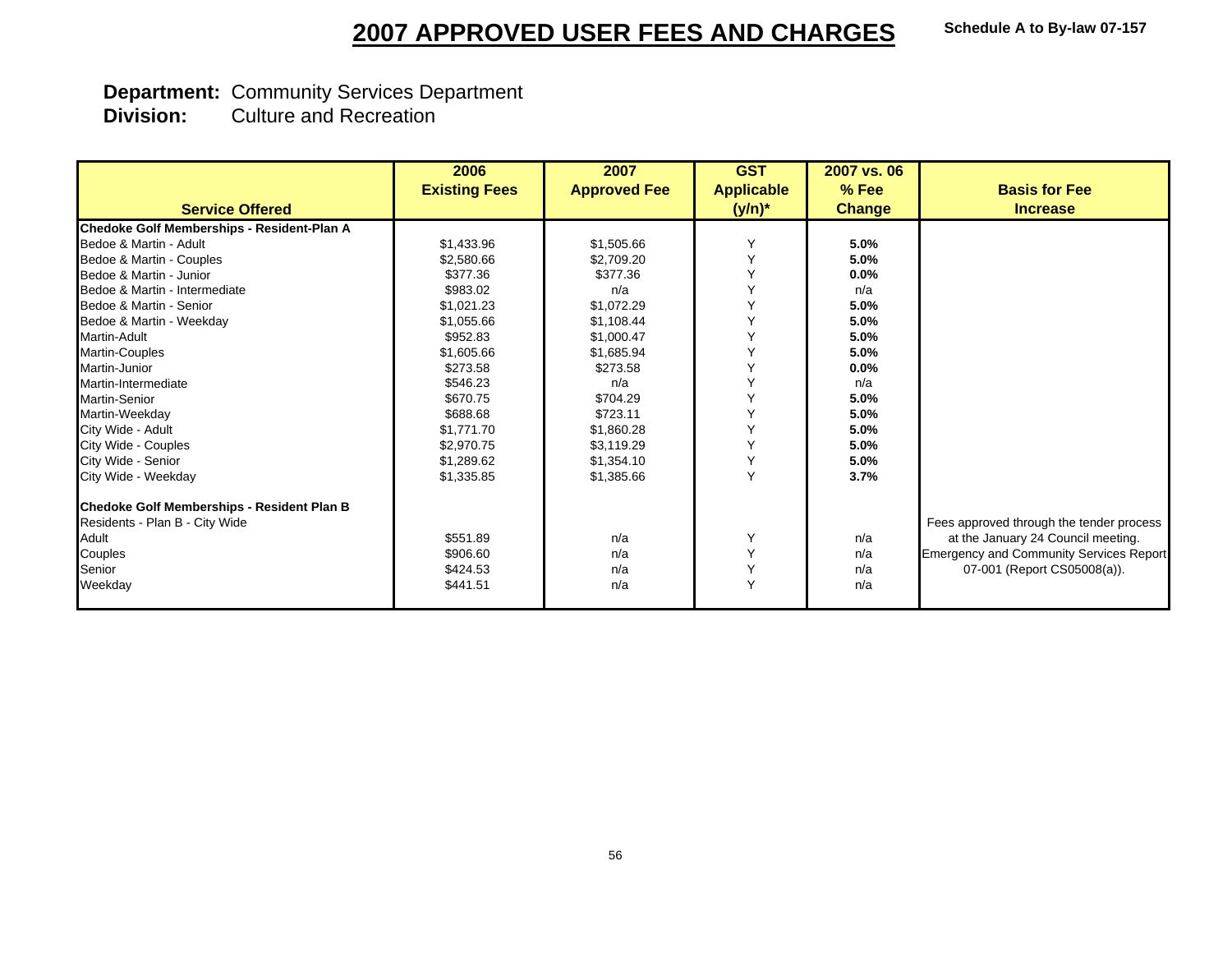# 2007 APPROVED USER FEES AND CHARGES

**Schedule A to By-law 07-157**

**Department:** Community Services Department
**Division:** Culture and Recreation

| Service Offered | 2006 Existing Fees | 2007 Approved Fee | GST Applicable (y/n)* | 2007 vs. 06 % Fee Change | Basis for Fee Increase |
|---|---|---|---|---|---|
| **Chedoke Golf Memberships - Resident-Plan A** | | | | | |
| Bedoe & Martin - Adult | $1,433.96 | $1,505.66 | Y | **5.0%** | |
| Bedoe & Martin - Couples | $2,580.66 | $2,709.20 | Y | **5.0%** | |
| Bedoe & Martin - Junior | $377.36 | $377.36 | Y | **0.0%** | |
| Bedoe & Martin - Intermediate | $983.02 | n/a | Y | n/a | |
| Bedoe & Martin - Senior | $1,021.23 | $1,072.29 | Y | **5.0%** | |
| Bedoe & Martin - Weekday | $1,055.66 | $1,108.44 | Y | **5.0%** | |
| Martin-Adult | $952.83 | $1,000.47 | Y | **5.0%** | |
| Martin-Couples | $1,605.66 | $1,685.94 | Y | **5.0%** | |
| Martin-Junior | $273.58 | $273.58 | Y | **0.0%** | |
| Martin-Intermediate | $546.23 | n/a | Y | n/a | |
| Martin-Senior | $670.75 | $704.29 | Y | **5.0%** | |
| Martin-Weekday | $688.68 | $723.11 | Y | **5.0%** | |
| City Wide - Adult | $1,771.70 | $1,860.28 | Y | **5.0%** | |
| City Wide - Couples | $2,970.75 | $3,119.29 | Y | **5.0%** | |
| City Wide - Senior | $1,289.62 | $1,354.10 | Y | **5.0%** | |
| City Wide - Weekday | $1,335.85 | $1,385.66 | Y | **3.7%** | |
| | | | | | |
| **Chedoke Golf Memberships - Resident Plan B** | | | | | |
| Residents - Plan B - City Wide | | | | | Fees approved through the tender process at the January 24 Council meeting. Emergency and Community Services Report 07-001 (Report CS05008(a)). |
| Adult | $551.89 | n/a | Y | n/a | |
| Couples | $906.60 | n/a | Y | n/a | |
| Senior | $424.53 | n/a | Y | n/a | |
| Weekday | $441.51 | n/a | Y | n/a | |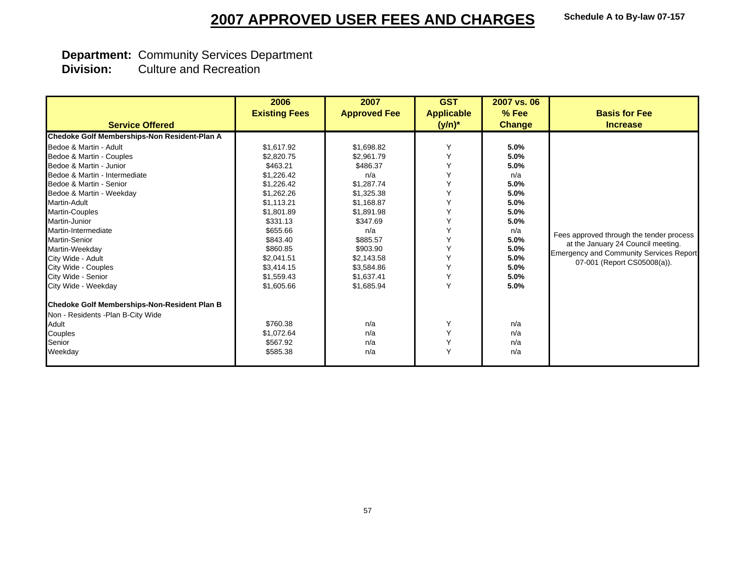# 2007 APPROVED USER FEES AND CHARGES

**Schedule A to By-law 07-157**

**Department:** Community Services Department
**Division:** Culture and Recreation

| Service Offered | 2006 Existing Fees | 2007 Approved Fee | GST Applicable (y/n)* | 2007 vs. 06 % Fee Change | Basis for Fee Increase |
|---|---|---|---|---|---|
| **Chedoke Golf Memberships-Non Resident-Plan A** | | | | | |
| Bedoe & Martin - Adult | $1,617.92 | $1,698.82 | Y | **5.0%** | Fees approved through the tender process at the January 24 Council meeting. Emergency and Community Services Report 07-001 (Report CS05008(a)). |
| Bedoe & Martin - Couples | $2,820.75 | $2,961.79 | Y | **5.0%** | |
| Bedoe & Martin - Junior | $463.21 | $486.37 | Y | **5.0%** | |
| Bedoe & Martin - Intermediate | $1,226.42 | n/a | Y | n/a | |
| Bedoe & Martin - Senior | $1,226.42 | $1,287.74 | Y | **5.0%** | |
| Bedoe & Martin - Weekday | $1,262.26 | $1,325.38 | Y | **5.0%** | |
| Martin-Adult | $1,113.21 | $1,168.87 | Y | **5.0%** | |
| Martin-Couples | $1,801.89 | $1,891.98 | Y | **5.0%** | |
| Martin-Junior | $331.13 | $347.69 | Y | **5.0%** | |
| Martin-Intermediate | $655.66 | n/a | Y | n/a | |
| Martin-Senior | $843.40 | $885.57 | Y | **5.0%** | |
| Martin-Weekday | $860.85 | $903.90 | Y | **5.0%** | |
| City Wide - Adult | $2,041.51 | $2,143.58 | Y | **5.0%** | |
| City Wide - Couples | $3,414.15 | $3,584.86 | Y | **5.0%** | |
| City Wide - Senior | $1,559.43 | $1,637.41 | Y | **5.0%** | |
| City Wide - Weekday | $1,605.66 | $1,685.94 | Y | **5.0%** | |
| **Chedoke Golf Memberships-Non-Resident Plan B** | | | | | |
| Non - Residents -Plan B-City Wide | | | | | |
| Adult | $760.38 | n/a | Y | n/a | |
| Couples | $1,072.64 | n/a | Y | n/a | |
| Senior | $567.92 | n/a | Y | n/a | |
| Weekday | $585.38 | n/a | Y | n/a | |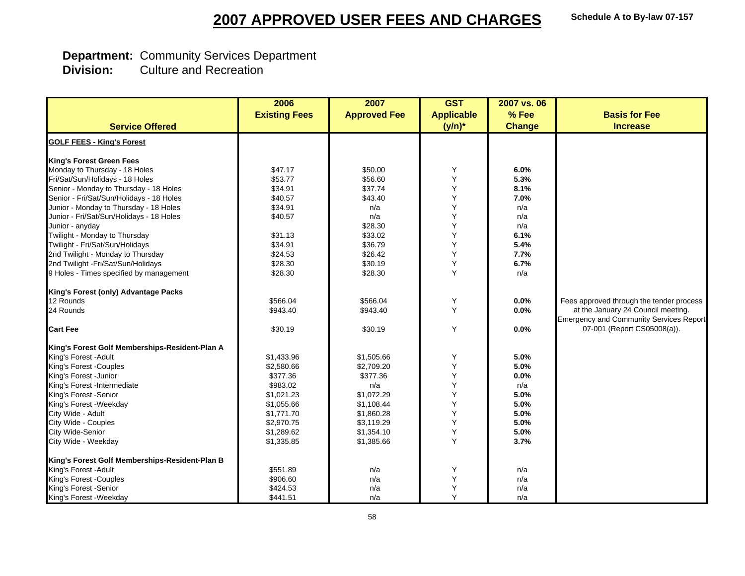# 2007 APPROVED USER FEES AND CHARGES

**Schedule A to By-law 07-157**

**Department:** Community Services Department
**Division:** Culture and Recreation

| Service Offered | 2006 Existing Fees | 2007 Approved Fee | GST Applicable (y/n)* | 2007 vs. 06 % Fee Change | Basis for Fee Increase |
|---|---|---|---|---|---|
| **GOLF FEES - King's Forest** | | | | | |
| **King's Forest Green Fees** | | | | | |
| Monday to Thursday - 18 Holes | $47.17 | $50.00 | Y | **6.0%** | |
| Fri/Sat/Sun/Holidays - 18 Holes | $53.77 | $56.60 | Y | **5.3%** | |
| Senior - Monday to Thursday - 18 Holes | $34.91 | $37.74 | Y | **8.1%** | |
| Senior - Fri/Sat/Sun/Holidays - 18 Holes | $40.57 | $43.40 | Y | **7.0%** | |
| Junior - Monday to Thursday - 18 Holes | $34.91 | n/a | Y | n/a | |
| Junior - Fri/Sat/Sun/Holidays - 18 Holes | $40.57 | n/a | Y | n/a | |
| Junior - anyday | | $28.30 | Y | n/a | |
| Twilight - Monday to Thursday | $31.13 | $33.02 | Y | **6.1%** | |
| Twilight - Fri/Sat/Sun/Holidays | $34.91 | $36.79 | Y | **5.4%** | |
| 2nd Twilight - Monday to Thursday | $24.53 | $26.42 | Y | **7.7%** | |
| 2nd Twilight -Fri/Sat/Sun/Holidays | $28.30 | $30.19 | Y | **6.7%** | |
| 9 Holes - Times specified by management | $28.30 | $28.30 | Y | n/a | |
| **King's Forest (only) Advantage Packs** | | | | | |
| 12 Rounds | $566.04 | $566.04 | Y | **0.0%** | Fees approved through the tender process at the January 24 Council meeting. Emergency and Community Services Report 07-001 (Report CS05008(a)). |
| 24 Rounds | $943.40 | $943.40 | Y | **0.0%** | |
| **Cart Fee** | $30.19 | $30.19 | Y | **0.0%** | |
| **King's Forest Golf Memberships-Resident-Plan A** | | | | | |
| King's Forest -Adult | $1,433.96 | $1,505.66 | Y | **5.0%** | |
| King's Forest -Couples | $2,580.66 | $2,709.20 | Y | **5.0%** | |
| King's Forest -Junior | $377.36 | $377.36 | Y | **0.0%** | |
| King's Forest -Intermediate | $983.02 | n/a | Y | n/a | |
| King's Forest -Senior | $1,021.23 | $1,072.29 | Y | **5.0%** | |
| King's Forest -Weekday | $1,055.66 | $1,108.44 | Y | **5.0%** | |
| City Wide - Adult | $1,771.70 | $1,860.28 | Y | **5.0%** | |
| City Wide - Couples | $2,970.75 | $3,119.29 | Y | **5.0%** | |
| City Wide-Senior | $1,289.62 | $1,354.10 | Y | **5.0%** | |
| City Wide - Weekday | $1,335.85 | $1,385.66 | Y | **3.7%** | |
| **King's Forest Golf Memberships-Resident-Plan B** | | | | | |
| King's Forest -Adult | $551.89 | n/a | Y | n/a | |
| King's Forest -Couples | $906.60 | n/a | Y | n/a | |
| King's Forest -Senior | $424.53 | n/a | Y | n/a | |
| King's Forest -Weekday | $441.51 | n/a | Y | n/a | |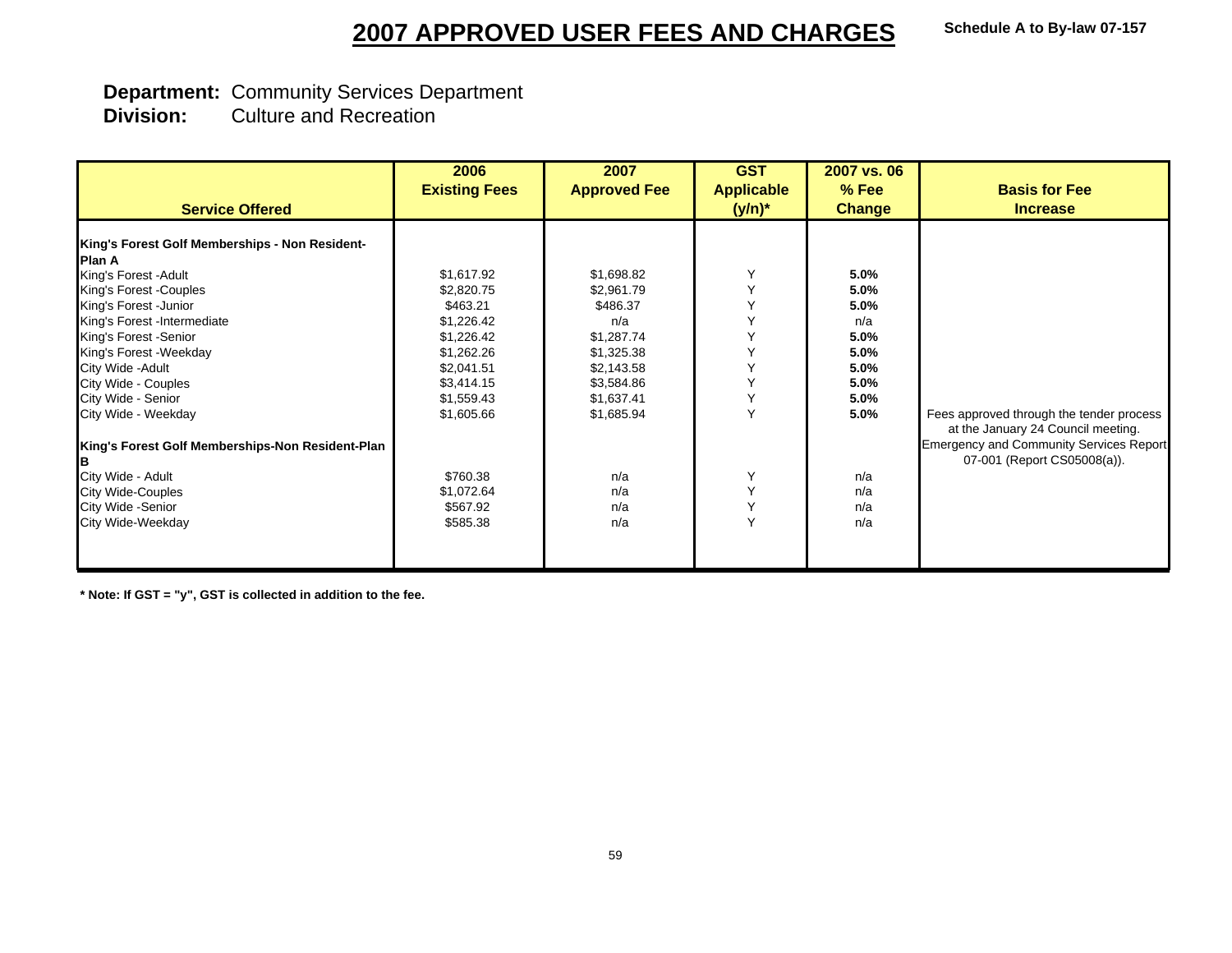# 2007 APPROVED USER FEES AND CHARGES

**Schedule A to By-law 07-157**

**Department:** Community Services Department
**Division:** Culture and Recreation

| Service Offered | 2006 Existing Fees | 2007 Approved Fee | GST Applicable (y/n)* | 2007 vs. 06 % Fee Change | Basis for Fee Increase |
|---|---|---|---|---|---|
| **King's Forest Golf Memberships - Non Resident-Plan A** | | | | | |
| King's Forest -Adult | $1,617.92 | $1,698.82 | Y | **5.0%** | |
| King's Forest -Couples | $2,820.75 | $2,961.79 | Y | **5.0%** | |
| King's Forest -Junior | $463.21 | $486.37 | Y | **5.0%** | |
| King's Forest -Intermediate | $1,226.42 | n/a | Y | n/a | |
| King's Forest -Senior | $1,226.42 | $1,287.74 | Y | **5.0%** | |
| King's Forest -Weekday | $1,262.26 | $1,325.38 | Y | **5.0%** | |
| City Wide -Adult | $2,041.51 | $2,143.58 | Y | **5.0%** | |
| City Wide - Couples | $3,414.15 | $3,584.86 | Y | **5.0%** | |
| City Wide - Senior | $1,559.43 | $1,637.41 | Y | **5.0%** | |
| City Wide - Weekday | $1,605.66 | $1,685.94 | Y | **5.0%** | Fees approved through the tender process at the January 24 Council meeting. Emergency and Community Services Report 07-001 (Report CS05008(a)). |
| **King's Forest Golf Memberships-Non Resident-Plan B** | | | | | |
| City Wide - Adult | $760.38 | n/a | Y | n/a | |
| City Wide-Couples | $1,072.64 | n/a | Y | n/a | |
| City Wide -Senior | $567.92 | n/a | Y | n/a | |
| City Wide-Weekday | $585.38 | n/a | Y | n/a | |

**\* Note: If GST = "y", GST is collected in addition to the fee.**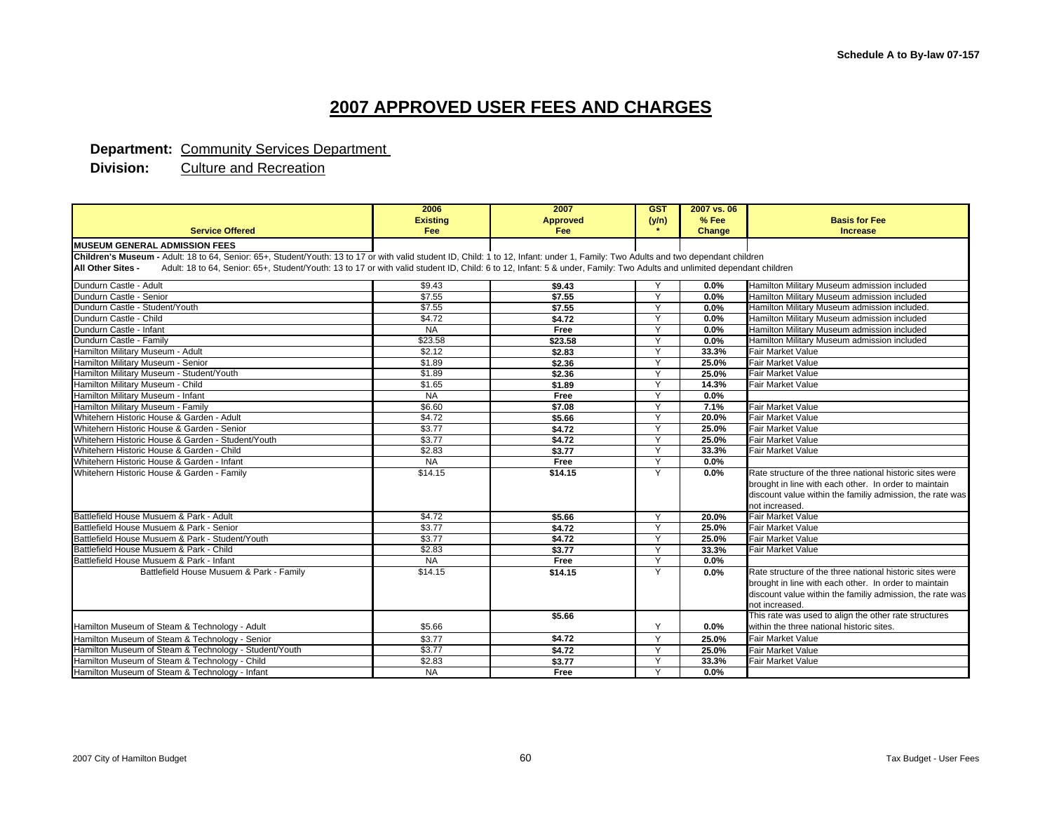Schedule A to By-law 07-157

# 2007 APPROVED USER FEES AND CHARGES

**Department:** Community Services Department

**Division:** Culture and Recreation

| Service Offered | 2006 Existing Fee | 2007 Approved Fee | GST (y/n) * | 2007 vs. 06 % Fee Change | Basis for Fee Increase |
|---|---|---|---|---|---|
| **MUSEUM GENERAL ADMISSION FEES** | | | | | |
| **Children's Museum -** Adult: 18 to 64, Senior: 65+, Student/Youth: 13 to 17 or with valid student ID, Child: 1 to 12, Infant: under 1, Family: Two Adults and two dependant children | | | | | |
| **All Other Sites -** Adult: 18 to 64, Senior: 65+, Student/Youth: 13 to 17 or with valid student ID, Child: 6 to 12, Infant: 5 & under, Family: Two Adults and unlimited dependant children | | | | | |
| Dundurn Castle - Adult | $9.43 | **$9.43** | Y | **0.0%** | Hamilton Military Museum admission included |
| Dundurn Castle - Senior | $7.55 | **$7.55** | Y | **0.0%** | Hamilton Military Museum admission included |
| Dundurn Castle - Student/Youth | $7.55 | **$7.55** | Y | **0.0%** | Hamilton Military Museum admission included. |
| Dundurn Castle - Child | $4.72 | **$4.72** | Y | **0.0%** | Hamilton Military Museum admission included |
| Dundurn Castle - Infant | NA | **Free** | Y | **0.0%** | Hamilton Military Museum admission included |
| Dundurn Castle - Family | $23.58 | **$23.58** | Y | **0.0%** | Hamilton Military Museum admission included |
| Hamilton Military Museum - Adult | $2.12 | **$2.83** | Y | **33.3%** | Fair Market Value |
| Hamilton Military Museum - Senior | $1.89 | **$2.36** | Y | **25.0%** | Fair Market Value |
| Hamilton Military Museum - Student/Youth | $1.89 | **$2.36** | Y | **25.0%** | Fair Market Value |
| Hamilton Military Museum - Child | $1.65 | **$1.89** | Y | **14.3%** | Fair Market Value |
| Hamilton Military Museum - Infant | NA | **Free** | Y | **0.0%** | |
| Hamilton Military Museum - Family | $6.60 | **$7.08** | Y | **7.1%** | Fair Market Value |
| Whitehern Historic House & Garden - Adult | $4.72 | **$5.66** | Y | **20.0%** | Fair Market Value |
| Whitehern Historic House & Garden - Senior | $3.77 | **$4.72** | Y | **25.0%** | Fair Market Value |
| Whitehern Historic House & Garden - Student/Youth | $3.77 | **$4.72** | Y | **25.0%** | Fair Market Value |
| Whitehern Historic House & Garden - Child | $2.83 | **$3.77** | Y | **33.3%** | Fair Market Value |
| Whitehern Historic House & Garden - Infant | NA | **Free** | Y | **0.0%** | |
| Whitehern Historic House & Garden - Family | $14.15 | **$14.15** | Y | **0.0%** | Rate structure of the three national historic sites were brought in line with each other. In order to maintain discount value within the familiy admission, the rate was not increased. |
| Battlefield House Musuem & Park - Adult | $4.72 | **$5.66** | Y | **20.0%** | Fair Market Value |
| Battlefield House Musuem & Park - Senior | $3.77 | **$4.72** | Y | **25.0%** | Fair Market Value |
| Battlefield House Musuem & Park - Student/Youth | $3.77 | **$4.72** | Y | **25.0%** | Fair Market Value |
| Battlefield House Musuem & Park - Child | $2.83 | **$3.77** | Y | **33.3%** | Fair Market Value |
| Battlefield House Musuem & Park - Infant | NA | **Free** | Y | **0.0%** | |
| Battlefield House Musuem & Park - Family | $14.15 | **$14.15** | Y | **0.0%** | Rate structure of the three national historic sites were brought in line with each other. In order to maintain discount value within the familiy admission, the rate was not increased. |
| Hamilton Museum of Steam & Technology - Adult | $5.66 | **$5.66** | Y | **0.0%** | This rate was used to align the other rate structures within the three national historic sites. |
| Hamilton Museum of Steam & Technology - Senior | $3.77 | **$4.72** | Y | **25.0%** | Fair Market Value |
| Hamilton Museum of Steam & Technology - Student/Youth | $3.77 | **$4.72** | Y | **25.0%** | Fair Market Value |
| Hamilton Museum of Steam & Technology - Child | $2.83 | **$3.77** | Y | **33.3%** | Fair Market Value |
| Hamilton Museum of Steam & Technology - Infant | NA | **Free** | Y | **0.0%** | |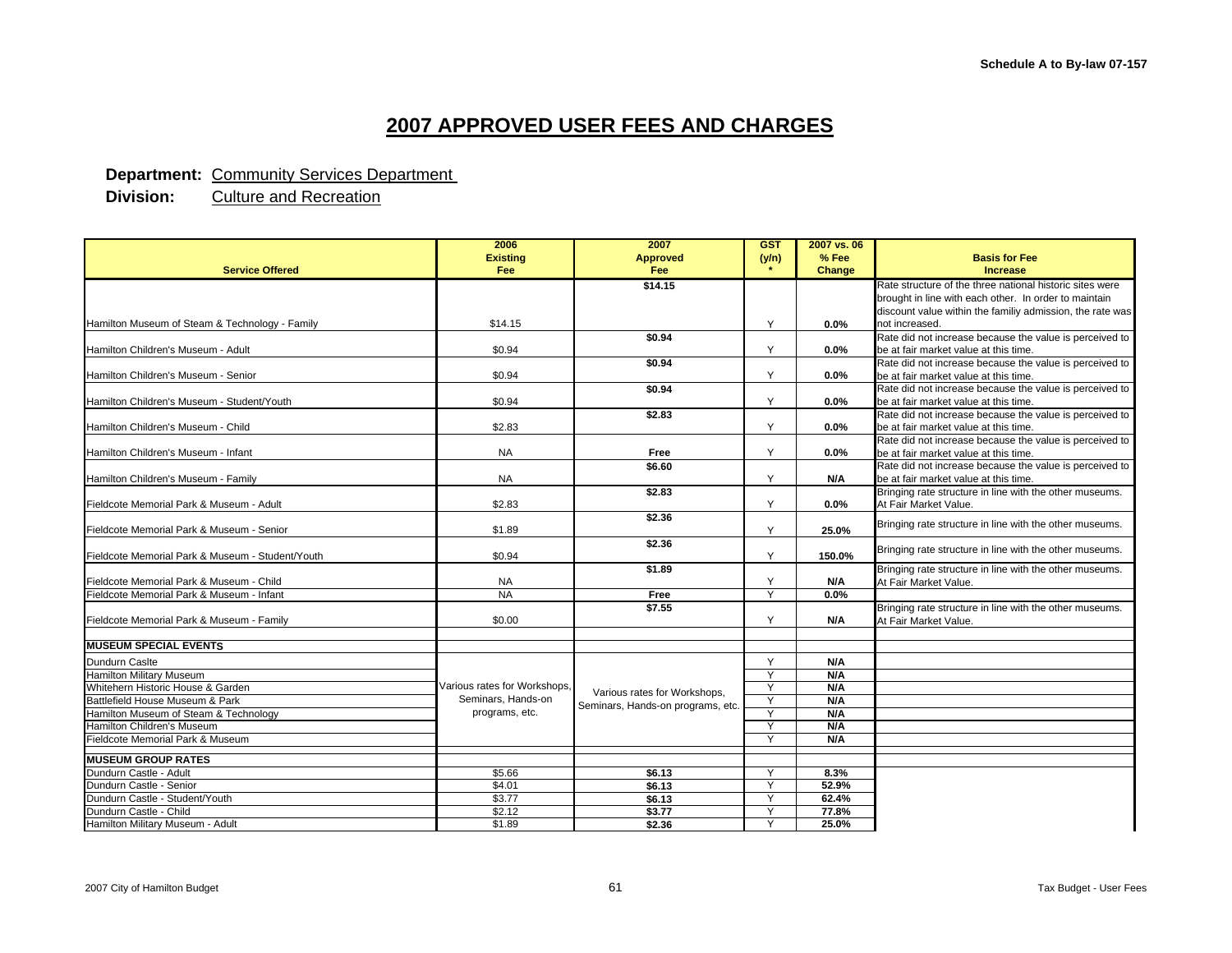Schedule A to By-law 07-157

# 2007 APPROVED USER FEES AND CHARGES

**Department:** Community Services Department
**Division:** Culture and Recreation

| Service Offered | 2006 Existing Fee | 2007 Approved Fee | GST (y/n) * | 2007 vs. 06 % Fee Change | Basis for Fee Increase |
|---|---|---|---|---|---|
| Hamilton Museum of Steam & Technology - Family | $14.15 | **$14.15** | Y | **0.0%** | Rate structure of the three national historic sites were brought in line with each other. In order to maintain discount value within the familiy admission, the rate was not increased. |
| Hamilton Children's Museum - Adult | $0.94 | **$0.94** | Y | **0.0%** | Rate did not increase because the value is perceived to be at fair market value at this time. |
| Hamilton Children's Museum - Senior | $0.94 | **$0.94** | Y | **0.0%** | Rate did not increase because the value is perceived to be at fair market value at this time. |
| Hamilton Children's Museum - Student/Youth | $0.94 | **$0.94** | Y | **0.0%** | Rate did not increase because the value is perceived to be at fair market value at this time. |
| Hamilton Children's Museum - Child | $2.83 | **$2.83** | Y | **0.0%** | Rate did not increase because the value is perceived to be at fair market value at this time. |
| Hamilton Children's Museum - Infant | NA | **Free** | Y | **0.0%** | Rate did not increase because the value is perceived to be at fair market value at this time. |
| Hamilton Children's Museum - Family | NA | **$6.60** | Y | **N/A** | Rate did not increase because the value is perceived to be at fair market value at this time. |
| Fieldcote Memorial Park & Museum - Adult | $2.83 | **$2.83** | Y | **0.0%** | Bringing rate structure in line with the other museums. At Fair Market Value. |
| Fieldcote Memorial Park & Museum - Senior | $1.89 | **$2.36** | Y | **25.0%** | Bringing rate structure in line with the other museums. |
| Fieldcote Memorial Park & Museum - Student/Youth | $0.94 | **$2.36** | Y | **150.0%** | Bringing rate structure in line with the other museums. |
| Fieldcote Memorial Park & Museum - Child | NA | **$1.89** | Y | **N/A** | Bringing rate structure in line with the other museums. At Fair Market Value. |
| Fieldcote Memorial Park & Museum - Infant | NA | **Free** | Y | **0.0%** | |
| Fieldcote Memorial Park & Museum - Family | $0.00 | **$7.55** | Y | **N/A** | Bringing rate structure in line with the other museums. At Fair Market Value. |
| | | | | | |
| **MUSEUM SPECIAL EVENTS** | | | | | |
| Dundurn Caslte | Various rates for Workshops, Seminars, Hands-on programs, etc. | Various rates for Workshops, Seminars, Hands-on programs, etc. | Y | **N/A** | |
| Hamilton Military Museum | | | Y | **N/A** | |
| Whitehern Historic House & Garden | | | Y | **N/A** | |
| Battlefield House Museum & Park | | | Y | **N/A** | |
| Hamilton Museum of Steam & Technology | | | Y | **N/A** | |
| Hamilton Children's Museum | | | Y | **N/A** | |
| Fieldcote Memorial Park & Museum | | | Y | **N/A** | |
| | | | | | |
| **MUSEUM GROUP RATES** | | | | | |
| Dundurn Castle - Adult | $5.66 | **$6.13** | Y | **8.3%** | |
| Dundurn Castle - Senior | $4.01 | **$6.13** | Y | **52.9%** | |
| Dundurn Castle - Student/Youth | $3.77 | **$6.13** | Y | **62.4%** | |
| Dundurn Castle - Child | $2.12 | **$3.77** | Y | **77.8%** | |
| Hamilton Military Museum - Adult | $1.89 | **$2.36** | Y | **25.0%** | |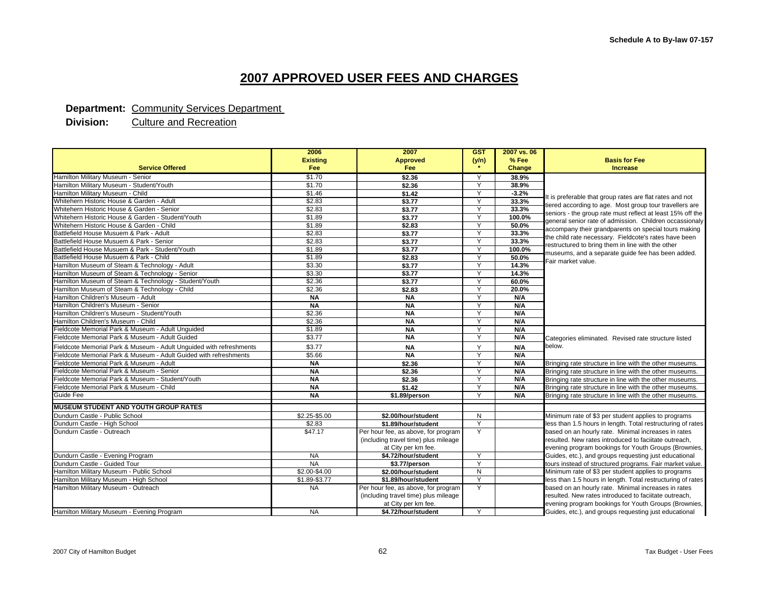Schedule A to By-law 07-157

# 2007 APPROVED USER FEES AND CHARGES

**Department:** Community Services Department
**Division:** Culture and Recreation

| Service Offered | 2006 Existing Fee | 2007 Approved Fee | GST (y/n) * | 2007 vs. 06 % Fee Change | Basis for Fee Increase |
|---|---|---|---|---|---|
| Hamilton Military Museum - Senior | $1.70 | **$2.36** | Y | **38.9%** | It is preferable that group rates are flat rates and not tiered according to age. Most group tour travellers are seniors - the group rate must reflect at least 15% off the general senior rate of admission. Children occassionaly accompany their grandparents on special tours making the child rate necessary. Fieldcote's rates have been restructured to bring them in line with the other museums, and a separate guide fee has been added. Fair market value. |
| Hamilton Military Museum - Student/Youth | $1.70 | **$2.36** | Y | **38.9%** | |
| Hamilton Military Museum - Child | $1.46 | **$1.42** | Y | **-3.2%** | |
| Whitehern Historic House & Garden - Adult | $2.83 | **$3.77** | Y | **33.3%** | |
| Whitehern Historic House & Garden - Senior | $2.83 | **$3.77** | Y | **33.3%** | |
| Whitehern Historic House & Garden - Student/Youth | $1.89 | **$3.77** | Y | **100.0%** | |
| Whitehern Historic House & Garden - Child | $1.89 | **$2.83** | Y | **50.0%** | |
| Battlefield House Musuem & Park - Adult | $2.83 | **$3.77** | Y | **33.3%** | |
| Battlefield House Musuem & Park - Senior | $2.83 | **$3.77** | Y | **33.3%** | |
| Battlefield House Musuem & Park - Student/Youth | $1.89 | **$3.77** | Y | **100.0%** | |
| Battlefield House Musuem & Park - Child | $1.89 | **$2.83** | Y | **50.0%** | |
| Hamilton Museum of Steam & Technology - Adult | $3.30 | **$3.77** | Y | **14.3%** | |
| Hamilton Museum of Steam & Technology - Senior | $3.30 | **$3.77** | Y | **14.3%** | |
| Hamilton Museum of Steam & Technology - Student/Youth | $2.36 | **$3.77** | Y | **60.0%** | |
| Hamilton Museum of Steam & Technology - Child | $2.36 | **$2.83** | Y | **20.0%** | |
| Hamilton Children's Museum - Adult | **NA** | **NA** | Y | **N/A** | |
| Hamilton Children's Museum - Senior | **NA** | **NA** | Y | **N/A** | |
| Hamilton Children's Museum - Student/Youth | $2.36 | **NA** | Y | **N/A** | |
| Hamilton Children's Museum - Child | $2.36 | **NA** | Y | **N/A** | |
| Fieldcote Memorial Park & Museum - Adult Unguided | $1.89 | **NA** | Y | **N/A** | Categories eliminated. Revised rate structure listed below. |
| Fieldcote Memorial Park & Museum - Adult Guided | $3.77 | **NA** | Y | **N/A** | |
| Fieldcote Memorial Park & Museum - Adult Unguided with refreshments | $3.77 | **NA** | Y | **N/A** | |
| Fieldcote Memorial Park & Museum - Adult Guided with refreshments | $5.66 | **NA** | Y | **N/A** | |
| Fieldcote Memorial Park & Museum - Adult | **NA** | **$2.36** | Y | **N/A** | Bringing rate structure in line with the other museums. |
| Fieldcote Memorial Park & Museum - Senior | **NA** | **$2.36** | Y | **N/A** | Bringing rate structure in line with the other museums. |
| Fieldcote Memorial Park & Museum - Student/Youth | **NA** | **$2.36** | Y | **N/A** | Bringing rate structure in line with the other museums. |
| Fieldcote Memorial Park & Museum - Child | **NA** | **$1.42** | Y | **N/A** | Bringing rate structure in line with the other museums. |
| Guide Fee | **NA** | **$1.89/person** | Y | **N/A** | Bringing rate structure in line with the other museums. |
| **MUSEUM STUDENT AND YOUTH GROUP RATES** | | | | | |
| Dundurn Castle - Public School | $2.25-$5.00 | **$2.00/hour/student** | N | | Minimum rate of $3 per student applies to programs less than 1.5 hours in length. Total restructuring of rates based on an hourly rate. Minimal increases in rates resulted. New rates introduced to faciitate outreach, evening program bookings for Youth Groups (Brownies, Guides, etc.), and groups requesting just educational tours instead of structured programs. Fair market value. |
| Dundurn Castle - High School | $2.83 | **$1.89/hour/student** | Y | | |
| Dundurn Castle - Outreach | $47.17 | Per hour fee, as above, for program (including travel time) plus mileage at City per km fee. | Y | | |
| Dundurn Castle - Evening Program | NA | **$4.72/hour/student** | Y | | |
| Dundurn Castle - Guided Tour | NA | **$3.77/person** | Y | | |
| Hamilton Military Museum - Public School | $2.00-$4.00 | **$2.00/hour/student** | N | | Minimum rate of $3 per student applies to programs less than 1.5 hours in length. Total restructuring of rates based on an hourly rate. Minimal increases in rates resulted. New rates introduced to faciitate outreach, evening program bookings for Youth Groups (Brownies, Guides, etc.), and groups requesting just educational |
| Hamilton Military Museum - High School | $1.89-$3.77 | **$1.89/hour/student** | Y | | |
| Hamilton Military Museum - Outreach | NA | Per hour fee, as above, for program (including travel time) plus mileage at City per km fee. | Y | | |
| Hamilton Military Museum - Evening Program | NA | **$4.72/hour/student** | Y | | |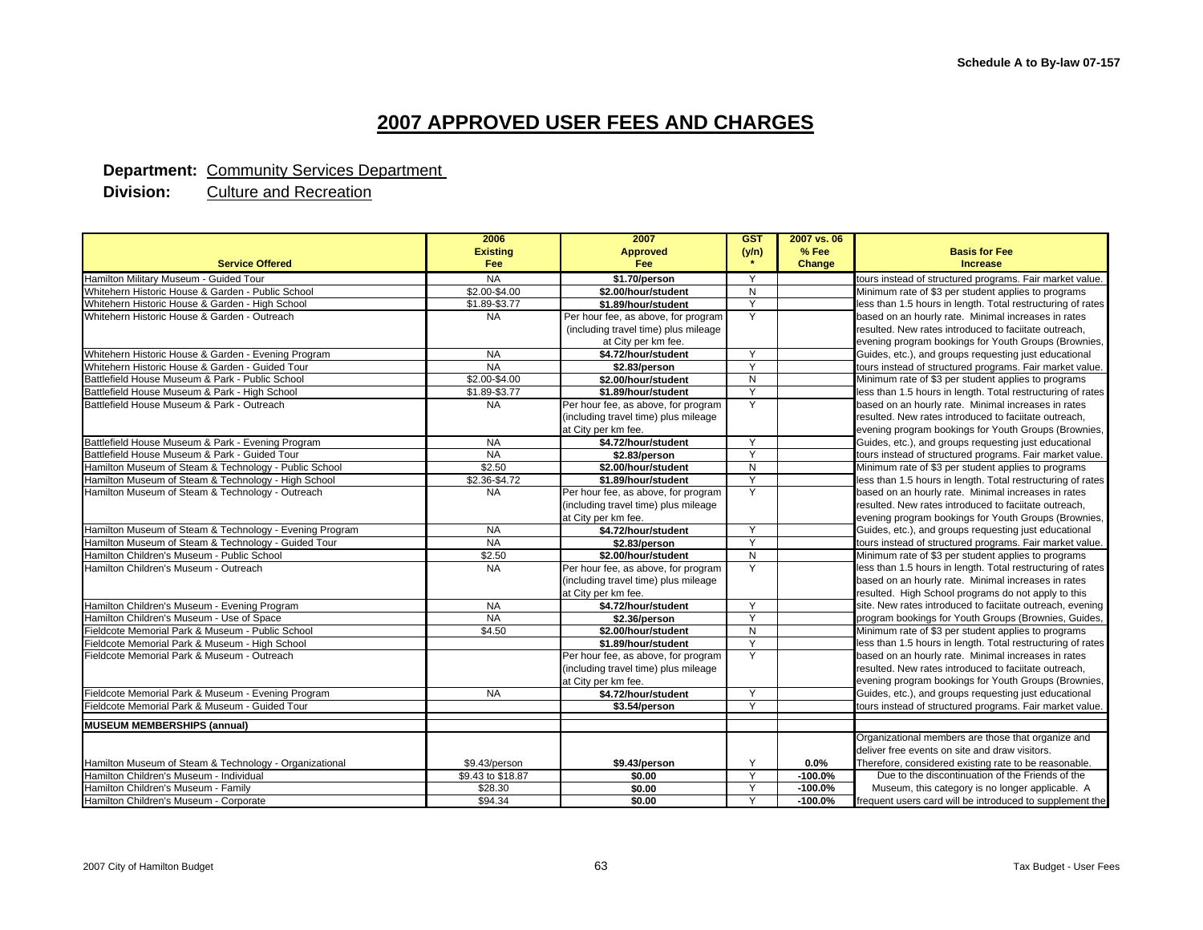Schedule A to By-law 07-157

# 2007 APPROVED USER FEES AND CHARGES

**Department:** Community Services Department
**Division:** Culture and Recreation

| Service Offered | 2006 Existing Fee | 2007 Approved Fee | GST (y/n) * | 2007 vs. 06 % Fee Change | Basis for Fee Increase |
|---|---|---|---|---|---|
| Hamilton Military Museum - Guided Tour | NA | **$1.70/person** | Y | | tours instead of structured programs. Fair market value. |
| Whitehern Historic House & Garden - Public School | $2.00-$4.00 | **$2.00/hour/student** | N | | Minimum rate of $3 per student applies to programs |
| Whitehern Historic House & Garden - High School | $1.89-$3.77 | **$1.89/hour/student** | Y | | less than 1.5 hours in length. Total restructuring of rates |
| Whitehern Historic House & Garden - Outreach | NA | Per hour fee, as above, for program (including travel time) plus mileage at City per km fee. | Y | | based on an hourly rate. Minimal increases in rates resulted. New rates introduced to faciitate outreach, evening program bookings for Youth Groups (Brownies, |
| Whitehern Historic House & Garden - Evening Program | NA | **$4.72/hour/student** | Y | | Guides, etc.), and groups requesting just educational |
| Whitehern Historic House & Garden - Guided Tour | NA | **$2.83/person** | Y | | tours instead of structured programs. Fair market value. |
| Battlefield House Museum & Park - Public School | $2.00-$4.00 | **$2.00/hour/student** | N | | Minimum rate of $3 per student applies to programs |
| Battlefield House Museum & Park - High School | $1.89-$3.77 | **$1.89/hour/student** | Y | | less than 1.5 hours in length. Total restructuring of rates |
| Battlefield House Museum & Park - Outreach | NA | Per hour fee, as above, for program (including travel time) plus mileage at City per km fee. | Y | | based on an hourly rate. Minimal increases in rates resulted. New rates introduced to faciitate outreach, evening program bookings for Youth Groups (Brownies, |
| Battlefield House Museum & Park - Evening Program | NA | **$4.72/hour/student** | Y | | Guides, etc.), and groups requesting just educational |
| Battlefield House Museum & Park - Guided Tour | NA | **$2.83/person** | Y | | tours instead of structured programs. Fair market value. |
| Hamilton Museum of Steam & Technology - Public School | $2.50 | **$2.00/hour/student** | N | | Minimum rate of $3 per student applies to programs |
| Hamilton Museum of Steam & Technology - High School | $2.36-$4.72 | **$1.89/hour/student** | Y | | less than 1.5 hours in length. Total restructuring of rates |
| Hamilton Museum of Steam & Technology - Outreach | NA | Per hour fee, as above, for program (including travel time) plus mileage at City per km fee. | Y | | based on an hourly rate. Minimal increases in rates resulted. New rates introduced to faciitate outreach, evening program bookings for Youth Groups (Brownies, |
| Hamilton Museum of Steam & Technology - Evening Program | NA | **$4.72/hour/student** | Y | | Guides, etc.), and groups requesting just educational |
| Hamilton Museum of Steam & Technology - Guided Tour | NA | **$2.83/person** | Y | | tours instead of structured programs. Fair market value. |
| Hamilton Children's Museum - Public School | $2.50 | **$2.00/hour/student** | N | | Minimum rate of $3 per student applies to programs |
| Hamilton Children's Museum - Outreach | NA | Per hour fee, as above, for program (including travel time) plus mileage at City per km fee. | Y | | less than 1.5 hours in length. Total restructuring of rates based on an hourly rate. Minimal increases in rates resulted. High School programs do not apply to this |
| Hamilton Children's Museum - Evening Program | NA | **$4.72/hour/student** | Y | | site. New rates introduced to faciitate outreach, evening |
| Hamilton Children's Museum - Use of Space | NA | **$2.36/person** | Y | | program bookings for Youth Groups (Brownies, Guides, |
| Fieldcote Memorial Park & Museum - Public School | $4.50 | **$2.00/hour/student** | N | | Minimum rate of $3 per student applies to programs |
| Fieldcote Memorial Park & Museum - High School | | **$1.89/hour/student** | Y | | less than 1.5 hours in length. Total restructuring of rates |
| Fieldcote Memorial Park & Museum - Outreach | | Per hour fee, as above, for program (including travel time) plus mileage at City per km fee. | Y | | based on an hourly rate. Minimal increases in rates resulted. New rates introduced to facilitate outreach, evening program bookings for Youth Groups (Brownies, |
| Fieldcote Memorial Park & Museum - Evening Program | NA | **$4.72/hour/student** | Y | | Guides, etc.), and groups requesting just educational |
| Fieldcote Memorial Park & Museum - Guided Tour | | **$3.54/person** | Y | | tours instead of structured programs. Fair market value. |
| **MUSEUM MEMBERSHIPS (annual)** | | | | | |
| Hamilton Museum of Steam & Technology - Organizational | $9.43/person | **$9.43/person** | Y | 0.0% | Organizational members are those that organize and deliver free events on site and draw visitors. Therefore, considered existing rate to be reasonable. |
| Hamilton Children's Museum - Individual | $9.43 to $18.87 | **$0.00** | Y | -100.0% | Due to the discontinuation of the Friends of the |
| Hamilton Children's Museum - Family | $28.30 | **$0.00** | Y | -100.0% | Museum, this category is no longer applicable. A |
| Hamilton Children's Museum - Corporate | $94.34 | **$0.00** | Y | -100.0% | frequent users card will be introduced to supplement the |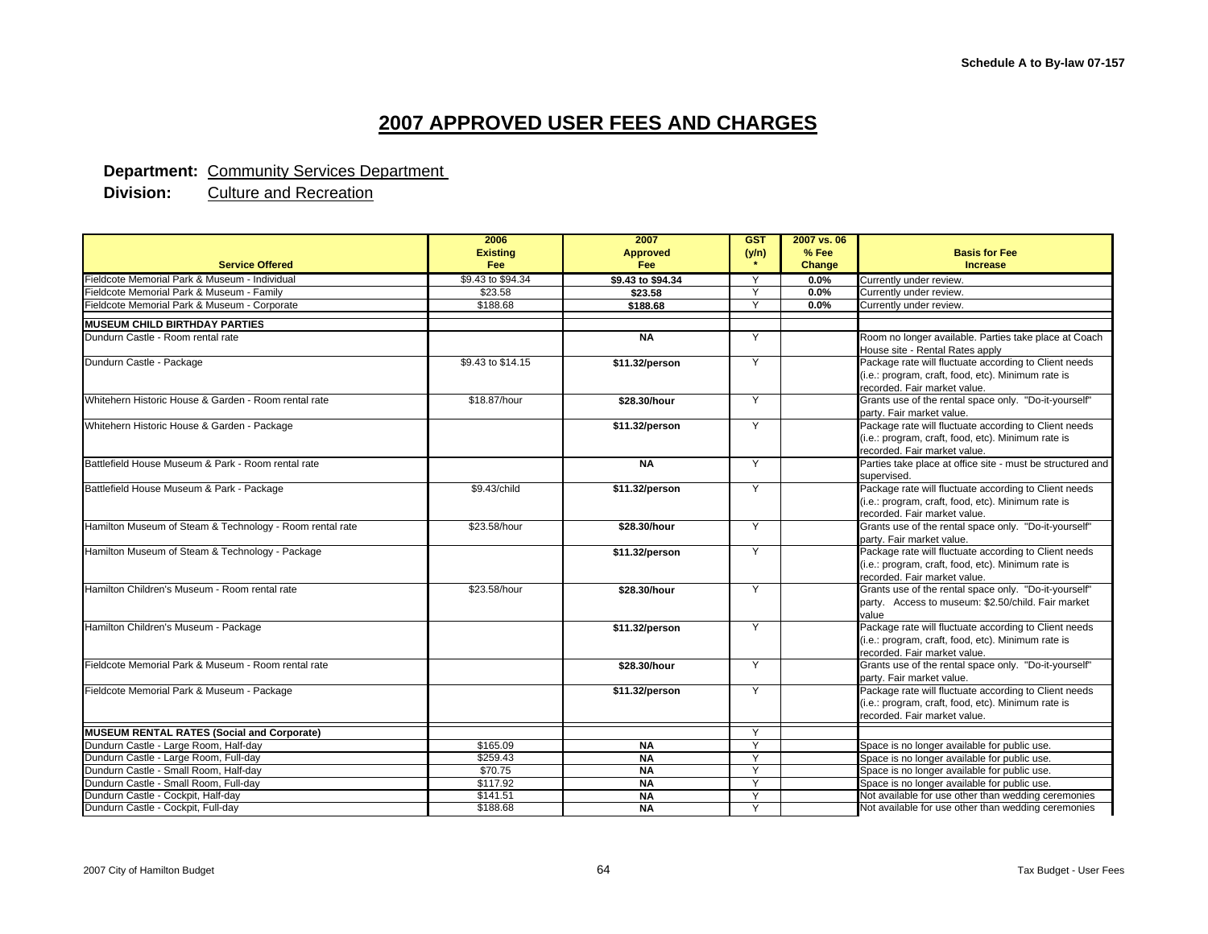Schedule A to By-law 07-157

# 2007 APPROVED USER FEES AND CHARGES

**Department:** Community Services Department
**Division:** Culture and Recreation

| Service Offered | 2006 Existing Fee | 2007 Approved Fee | GST (y/n) * | 2007 vs. 06 % Fee Change | Basis for Fee Increase |
|---|---|---|---|---|---|
| Fieldcote Memorial Park & Museum - Individual | $9.43 to $94.34 | **$9.43 to $94.34** | Y | **0.0%** | Currently under review. |
| Fieldcote Memorial Park & Museum - Family | $23.58 | **$23.58** | Y | **0.0%** | Currently under review. |
| Fieldcote Memorial Park & Museum - Corporate | $188.68 | **$188.68** | Y | **0.0%** | Currently under review. |
| **MUSEUM CHILD BIRTHDAY PARTIES** | | | | | |
| Dundurn Castle - Room rental rate | | **NA** | Y | | Room no longer available. Parties take place at Coach House site - Rental Rates apply |
| Dundurn Castle - Package | $9.43 to $14.15 | **$11.32/person** | Y | | Package rate will fluctuate according to Client needs (i.e.: program, craft, food, etc). Minimum rate is recorded. Fair market value. |
| Whitehern Historic House & Garden - Room rental rate | $18.87/hour | **$28.30/hour** | Y | | Grants use of the rental space only. "Do-it-yourself" party. Fair market value. |
| Whitehern Historic House & Garden - Package | | **$11.32/person** | Y | | Package rate will fluctuate according to Client needs (i.e.: program, craft, food, etc). Minimum rate is recorded. Fair market value. |
| Battlefield House Museum & Park - Room rental rate | | **NA** | Y | | Parties take place at office site - must be structured and supervised. |
| Battlefield House Museum & Park - Package | $9.43/child | **$11.32/person** | Y | | Package rate will fluctuate according to Client needs (i.e.: program, craft, food, etc). Minimum rate is recorded. Fair market value. |
| Hamilton Museum of Steam & Technology - Room rental rate | $23.58/hour | **$28.30/hour** | Y | | Grants use of the rental space only. "Do-it-yourself" party. Fair market value. |
| Hamilton Museum of Steam & Technology - Package | | **$11.32/person** | Y | | Package rate will fluctuate according to Client needs (i.e.: program, craft, food, etc). Minimum rate is recorded. Fair market value. |
| Hamilton Children's Museum - Room rental rate | $23.58/hour | **$28.30/hour** | Y | | Grants use of the rental space only. "Do-it-yourself" party. Access to museum: $2.50/child. Fair market value |
| Hamilton Children's Museum - Package | | **$11.32/person** | Y | | Package rate will fluctuate according to Client needs (i.e.: program, craft, food, etc). Minimum rate is recorded. Fair market value. |
| Fieldcote Memorial Park & Museum - Room rental rate | | **$28.30/hour** | Y | | Grants use of the rental space only. "Do-it-yourself" party. Fair market value. |
| Fieldcote Memorial Park & Museum - Package | | **$11.32/person** | Y | | Package rate will fluctuate according to Client needs (i.e.: program, craft, food, etc). Minimum rate is recorded. Fair market value. |
| **MUSEUM RENTAL RATES (Social and Corporate)** | | | Y | | |
| Dundurn Castle - Large Room, Half-day | $165.09 | **NA** | Y | | Space is no longer available for public use. |
| Dundurn Castle - Large Room, Full-day | $259.43 | **NA** | Y | | Space is no longer available for public use. |
| Dundurn Castle - Small Room, Half-day | $70.75 | **NA** | Y | | Space is no longer available for public use. |
| Dundurn Castle - Small Room, Full-day | $117.92 | **NA** | Y | | Space is no longer available for public use. |
| Dundurn Castle - Cockpit, Half-day | $141.51 | **NA** | Y | | Not available for use other than wedding ceremonies |
| Dundurn Castle - Cockpit, Full-day | $188.68 | **NA** | Y | | Not available for use other than wedding ceremonies |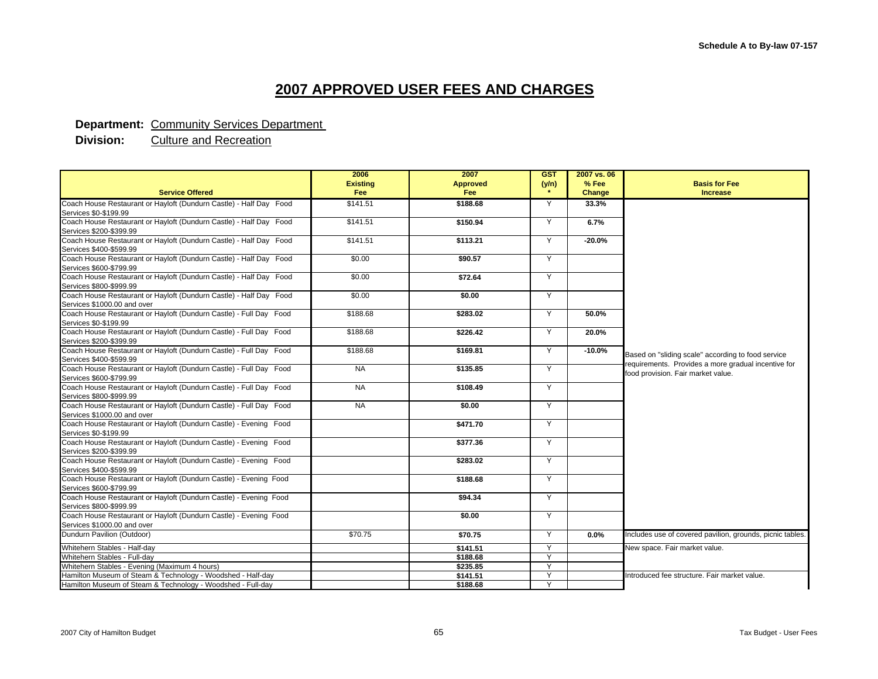Schedule A to By-law 07-157

# 2007 APPROVED USER FEES AND CHARGES

**Department:** Community Services Department

**Division:** Culture and Recreation

| Service Offered | 2006 Existing Fee | 2007 Approved Fee | GST (y/n) * | 2007 vs. 06 % Fee Change | Basis for Fee Increase |
|---|---|---|---|---|---|
| Coach House Restaurant or Hayloft (Dundurn Castle) - Half Day Food Services $0-$199.99 | $141.51 | **$188.68** | Y | **33.3%** | Based on "sliding scale" according to food service requirements. Provides a more gradual incentive for food provision. Fair market value. |
| Coach House Restaurant or Hayloft (Dundurn Castle) - Half Day Food Services $200-$399.99 | $141.51 | **$150.94** | Y | **6.7%** | |
| Coach House Restaurant or Hayloft (Dundurn Castle) - Half Day Food Services $400-$599.99 | $141.51 | **$113.21** | Y | **-20.0%** | |
| Coach House Restaurant or Hayloft (Dundurn Castle) - Half Day Food Services $600-$799.99 | $0.00 | **$90.57** | Y | | |
| Coach House Restaurant or Hayloft (Dundurn Castle) - Half Day Food Services $800-$999.99 | $0.00 | **$72.64** | Y | | |
| Coach House Restaurant or Hayloft (Dundurn Castle) - Half Day Food Services $1000.00 and over | $0.00 | **$0.00** | Y | | |
| Coach House Restaurant or Hayloft (Dundurn Castle) - Full Day Food Services $0-$199.99 | $188.68 | **$283.02** | Y | **50.0%** | |
| Coach House Restaurant or Hayloft (Dundurn Castle) - Full Day Food Services $200-$399.99 | $188.68 | **$226.42** | Y | **20.0%** | |
| Coach House Restaurant or Hayloft (Dundurn Castle) - Full Day Food Services $400-$599.99 | $188.68 | **$169.81** | Y | **-10.0%** | |
| Coach House Restaurant or Hayloft (Dundurn Castle) - Full Day Food Services $600-$799.99 | NA | **$135.85** | Y | | |
| Coach House Restaurant or Hayloft (Dundurn Castle) - Full Day Food Services $800-$999.99 | NA | **$108.49** | Y | | |
| Coach House Restaurant or Hayloft (Dundurn Castle) - Full Day Food Services $1000.00 and over | NA | **$0.00** | Y | | |
| Coach House Restaurant or Hayloft (Dundurn Castle) - Evening Food Services $0-$199.99 | | **$471.70** | Y | | |
| Coach House Restaurant or Hayloft (Dundurn Castle) - Evening Food Services $200-$399.99 | | **$377.36** | Y | | |
| Coach House Restaurant or Hayloft (Dundurn Castle) - Evening Food Services $400-$599.99 | | **$283.02** | Y | | |
| Coach House Restaurant or Hayloft (Dundurn Castle) - Evening Food Services $600-$799.99 | | **$188.68** | Y | | |
| Coach House Restaurant or Hayloft (Dundurn Castle) - Evening Food Services $800-$999.99 | | **$94.34** | Y | | |
| Coach House Restaurant or Hayloft (Dundurn Castle) - Evening Food Services $1000.00 and over | | **$0.00** | Y | | |
| Dundurn Pavilion (Outdoor) | $70.75 | **$70.75** | Y | **0.0%** | Includes use of covered pavilion, grounds, picnic tables. |
| Whitehern Stables - Half-day | | **$141.51** | Y | | New space. Fair market value. |
| Whitehern Stables - Full-day | | **$188.68** | Y | | |
| Whitehern Stables - Evening (Maximum 4 hours) | | **$235.85** | Y | | |
| Hamilton Museum of Steam & Technology - Woodshed - Half-day | | **$141.51** | Y | | Introduced fee structure. Fair market value. |
| Hamilton Museum of Steam & Technology - Woodshed - Full-day | | **$188.68** | Y | | |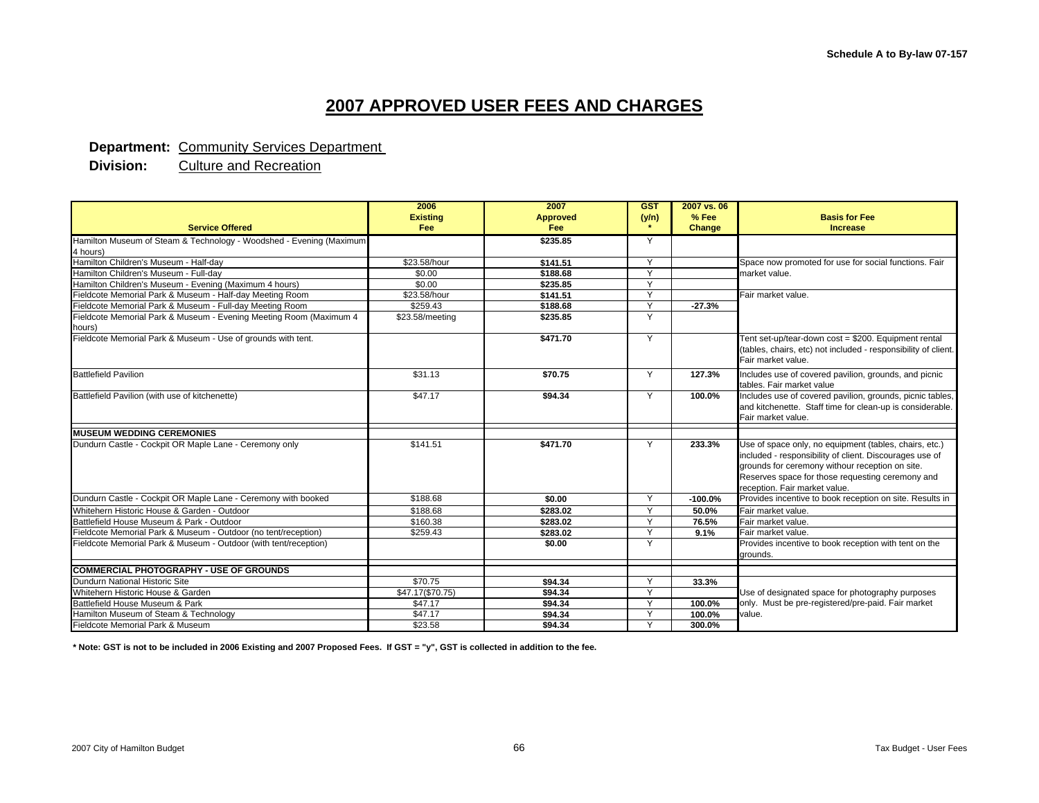Schedule A to By-law 07-157

# 2007 APPROVED USER FEES AND CHARGES

**Department:** Community Services Department
**Division:** Culture and Recreation

| Service Offered | 2006 Existing Fee | 2007 Approved Fee | GST (y/n) * | 2007 vs. 06 % Fee Change | Basis for Fee Increase |
|---|---|---|---|---|---|
| Hamilton Museum of Steam & Technology - Woodshed - Evening (Maximum 4 hours) | | **$235.85** | Y | | |
| Hamilton Children's Museum - Half-day | $23.58/hour | **$141.51** | Y | | Space now promoted for use for social functions. Fair market value. |
| Hamilton Children's Museum - Full-day | $0.00 | **$188.68** | Y | | |
| Hamilton Children's Museum - Evening (Maximum 4 hours) | $0.00 | **$235.85** | Y | | |
| Fieldcote Memorial Park & Museum - Half-day Meeting Room | $23.58/hour | **$141.51** | Y | | Fair market value. |
| Fieldcote Memorial Park & Museum - Full-day Meeting Room | $259.43 | **$188.68** | Y | **-27.3%** | |
| Fieldcote Memorial Park & Museum - Evening Meeting Room (Maximum 4 hours) | $23.58/meeting | **$235.85** | Y | | |
| Fieldcote Memorial Park & Museum - Use of grounds with tent. | | **$471.70** | Y | | Tent set-up/tear-down cost = $200. Equipment rental (tables, chairs, etc) not included - responsibility of client. Fair market value. |
| Battlefield Pavilion | $31.13 | **$70.75** | Y | **127.3%** | Includes use of covered pavilion, grounds, and picnic tables. Fair market value |
| Battlefield Pavilion (with use of kitchenette) | $47.17 | **$94.34** | Y | **100.0%** | Includes use of covered pavilion, grounds, picnic tables, and kitchenette. Staff time for clean-up is considerable. Fair market value. |
| **MUSEUM WEDDING CEREMONIES** | | | | | |
| Dundurn Castle - Cockpit OR Maple Lane - Ceremony only | $141.51 | **$471.70** | Y | **233.3%** | Use of space only, no equipment (tables, chairs, etc.) included - responsibility of client. Discourages use of grounds for ceremony withour reception on site. Reserves space for those requesting ceremony and reception. Fair market value. |
| Dundurn Castle - Cockpit OR Maple Lane - Ceremony with booked | $188.68 | **$0.00** | Y | **-100.0%** | Provides incentive to book reception on site. Results in |
| Whitehern Historic House & Garden - Outdoor | $188.68 | **$283.02** | Y | **50.0%** | Fair market value. |
| Battlefield House Museum & Park - Outdoor | $160.38 | **$283.02** | Y | **76.5%** | Fair market value. |
| Fieldcote Memorial Park & Museum - Outdoor (no tent/reception) | $259.43 | **$283.02** | Y | **9.1%** | Fair market value. |
| Fieldcote Memorial Park & Museum - Outdoor (with tent/reception) | | **$0.00** | Y | | Provides incentive to book reception with tent on the grounds. |
| **COMMERCIAL PHOTOGRAPHY - USE OF GROUNDS** | | | | | |
| Dundurn National Historic Site | $70.75 | **$94.34** | Y | **33.3%** | Use of designated space for photography purposes only. Must be pre-registered/pre-paid. Fair market value. |
| Whitehern Historic House & Garden | $47.17($70.75) | **$94.34** | Y | | |
| Battlefield House Museum & Park | $47.17 | **$94.34** | Y | **100.0%** | |
| Hamilton Museum of Steam & Technology | $47.17 | **$94.34** | Y | **100.0%** | |
| Fieldcote Memorial Park & Museum | $23.58 | **$94.34** | Y | **300.0%** | |

**\* Note: GST is not to be included in 2006 Existing and 2007 Proposed Fees. If GST = "y", GST is collected in addition to the fee.**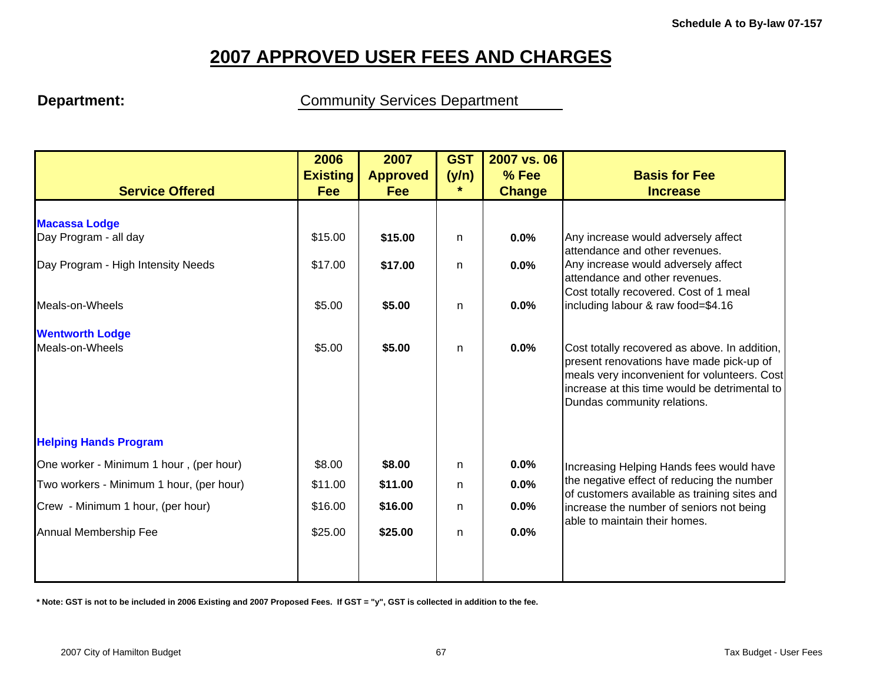Schedule A to By-law 07-157

# 2007 APPROVED USER FEES AND CHARGES

**Department:** Community Services Department

| Service Offered | 2006 Existing Fee | 2007 Approved Fee | GST (y/n) * | 2007 vs. 06 % Fee Change | Basis for Fee Increase |
|---|---|---|---|---|---|
| **Macassa Lodge** | | | | | |
| Day Program - all day | $15.00 | **$15.00** | n | **0.0%** | Any increase would adversely affect attendance and other revenues. |
| Day Program - High Intensity Needs | $17.00 | **$17.00** | n | **0.0%** | Any increase would adversely affect attendance and other revenues. |
| Meals-on-Wheels | $5.00 | **$5.00** | n | **0.0%** | Cost totally recovered. Cost of 1 meal including labour & raw food=$4.16 |
| **Wentworth Lodge** | | | | | |
| Meals-on-Wheels | $5.00 | **$5.00** | n | **0.0%** | Cost totally recovered as above. In addition, present renovations have made pick-up of meals very inconvenient for volunteers. Cost increase at this time would be detrimental to Dundas community relations. |
| **Helping Hands Program** | | | | | |
| One worker - Minimum 1 hour , (per hour) | $8.00 | **$8.00** | n | **0.0%** | Increasing Helping Hands fees would have the negative effect of reducing the number of customers available as training sites and increase the number of seniors not being able to maintain their homes. |
| Two workers - Minimum 1 hour, (per hour) | $11.00 | **$11.00** | n | **0.0%** | |
| Crew - Minimum 1 hour, (per hour) | $16.00 | **$16.00** | n | **0.0%** | |
| Annual Membership Fee | $25.00 | **$25.00** | n | **0.0%** | |

**\* Note: GST is not to be included in 2006 Existing and 2007 Proposed Fees. If GST = "y", GST is collected in addition to the fee.**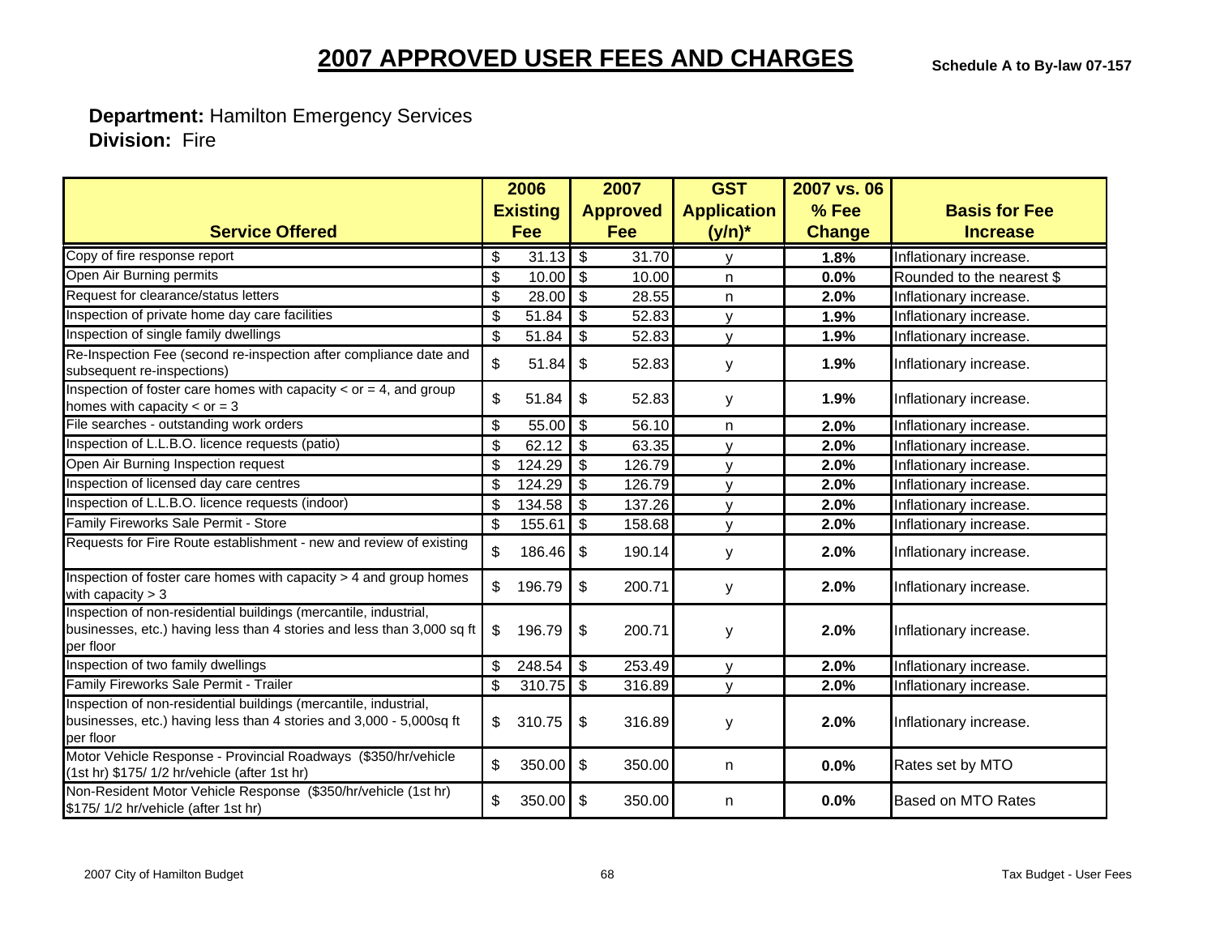# 2007 APPROVED USER FEES AND CHARGES

**Schedule A to By-law 07-157**

**Department:** Hamilton Emergency Services
**Division:** Fire

| Service Offered | 2006 Existing Fee | 2007 Approved Fee | GST Application (y/n)* | 2007 vs. 06 % Fee Change | Basis for Fee Increase |
|---|---|---|---|---|---|
| Copy of fire response report | $ 31.13 | $ 31.70 | y | 1.8% | Inflationary increase. |
| Open Air Burning permits | $ 10.00 | $ 10.00 | n | 0.0% | Rounded to the nearest $ |
| Request for clearance/status letters | $ 28.00 | $ 28.55 | n | 2.0% | Inflationary increase. |
| Inspection of private home day care facilities | $ 51.84 | $ 52.83 | y | 1.9% | Inflationary increase. |
| Inspection of single family dwellings | $ 51.84 | $ 52.83 | y | 1.9% | Inflationary increase. |
| Re-Inspection Fee (second re-inspection after compliance date and subsequent re-inspections) | $ 51.84 | $ 52.83 | y | 1.9% | Inflationary increase. |
| Inspection of foster care homes with capacity < or = 4, and group homes with capacity < or = 3 | $ 51.84 | $ 52.83 | y | 1.9% | Inflationary increase. |
| File searches - outstanding work orders | $ 55.00 | $ 56.10 | n | 2.0% | Inflationary increase. |
| Inspection of L.L.B.O. licence requests (patio) | $ 62.12 | $ 63.35 | y | 2.0% | Inflationary increase. |
| Open Air Burning Inspection request | $ 124.29 | $ 126.79 | y | 2.0% | Inflationary increase. |
| Inspection of licensed day care centres | $ 124.29 | $ 126.79 | y | 2.0% | Inflationary increase. |
| Inspection of L.L.B.O. licence requests (indoor) | $ 134.58 | $ 137.26 | y | 2.0% | Inflationary increase. |
| Family Fireworks Sale Permit - Store | $ 155.61 | $ 158.68 | y | 2.0% | Inflationary increase. |
| Requests for Fire Route establishment - new and review of existing | $ 186.46 | $ 190.14 | y | 2.0% | Inflationary increase. |
| Inspection of foster care homes with capacity > 4 and group homes with capacity > 3 | $ 196.79 | $ 200.71 | y | 2.0% | Inflationary increase. |
| Inspection of non-residential buildings (mercantile, industrial, businesses, etc.) having less than 4 stories and less than 3,000 sq ft per floor | $ 196.79 | $ 200.71 | y | 2.0% | Inflationary increase. |
| Inspection of two family dwellings | $ 248.54 | $ 253.49 | y | 2.0% | Inflationary increase. |
| Family Fireworks Sale Permit - Trailer | $ 310.75 | $ 316.89 | y | 2.0% | Inflationary increase. |
| Inspection of non-residential buildings (mercantile, industrial, businesses, etc.) having less than 4 stories and 3,000 - 5,000sq ft per floor | $ 310.75 | $ 316.89 | y | 2.0% | Inflationary increase. |
| Motor Vehicle Response - Provincial Roadways ($350/hr/vehicle (1st hr) $175/ 1/2 hr/vehicle (after 1st hr) | $ 350.00 | $ 350.00 | n | 0.0% | Rates set by MTO |
| Non-Resident Motor Vehicle Response ($350/hr/vehicle (1st hr) $175/ 1/2 hr/vehicle (after 1st hr) | $ 350.00 | $ 350.00 | n | 0.0% | Based on MTO Rates |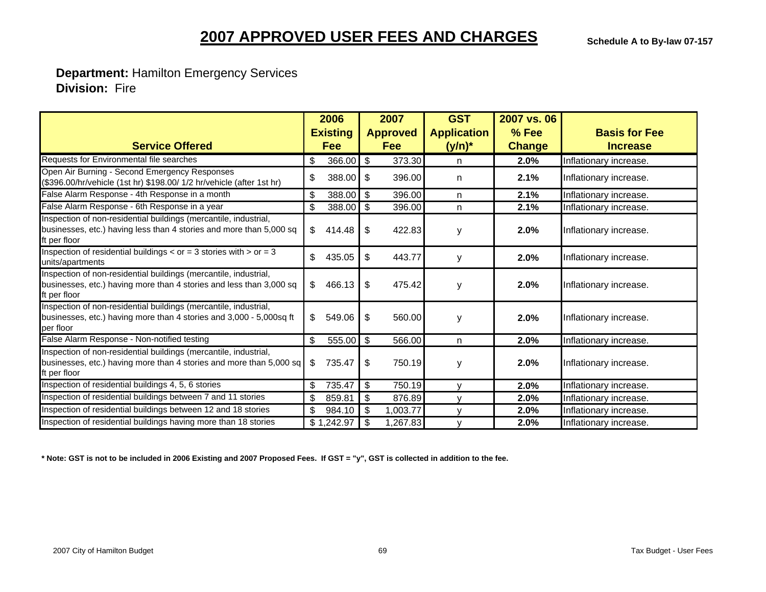# 2007 APPROVED USER FEES AND CHARGES

**Schedule A to By-law 07-157**

**Department:** Hamilton Emergency Services
**Division:** Fire

| Service Offered | 2006 Existing Fee | 2007 Approved Fee | GST Application (y/n)* | 2007 vs. 06 % Fee Change | Basis for Fee Increase |
|---|---|---|---|---|---|
| Requests for Environmental file searches | $ 366.00 | $ 373.30 | n | 2.0% | Inflationary increase. |
| Open Air Burning - Second Emergency Responses ($396.00/hr/vehicle (1st hr) $198.00/ 1/2 hr/vehicle (after 1st hr) | $ 388.00 | $ 396.00 | n | 2.1% | Inflationary increase. |
| False Alarm Response - 4th Response in a month | $ 388.00 | $ 396.00 | n | 2.1% | Inflationary increase. |
| False Alarm Response - 6th Response in a year | $ 388.00 | $ 396.00 | n | 2.1% | Inflationary increase. |
| Inspection of non-residential buildings (mercantile, industrial, businesses, etc.) having less than 4 stories and more than 5,000 sq ft per floor | $ 414.48 | $ 422.83 | y | 2.0% | Inflationary increase. |
| Inspection of residential buildings < or = 3 stories with > or = 3 units/apartments | $ 435.05 | $ 443.77 | y | 2.0% | Inflationary increase. |
| Inspection of non-residential buildings (mercantile, industrial, businesses, etc.) having more than 4 stories and less than 3,000 sq ft per floor | $ 466.13 | $ 475.42 | y | 2.0% | Inflationary increase. |
| Inspection of non-residential buildings (mercantile, industrial, businesses, etc.) having more than 4 stories and 3,000 - 5,000sq ft per floor | $ 549.06 | $ 560.00 | y | 2.0% | Inflationary increase. |
| False Alarm Response - Non-notified testing | $ 555.00 | $ 566.00 | n | 2.0% | Inflationary increase. |
| Inspection of non-residential buildings (mercantile, industrial, businesses, etc.) having more than 4 stories and more than 5,000 sq ft per floor | $ 735.47 | $ 750.19 | y | 2.0% | Inflationary increase. |
| Inspection of residential buildings 4, 5, 6 stories | $ 735.47 | $ 750.19 | y | 2.0% | Inflationary increase. |
| Inspection of residential buildings between 7 and 11 stories | $ 859.81 | $ 876.89 | y | 2.0% | Inflationary increase. |
| Inspection of residential buildings between 12 and 18 stories | $ 984.10 | $ 1,003.77 | y | 2.0% | Inflationary increase. |
| Inspection of residential buildings having more than 18 stories | $ 1,242.97 | $ 1,267.83 | y | 2.0% | Inflationary increase. |

**\* Note: GST is not to be included in 2006 Existing and 2007 Proposed Fees. If GST = "y", GST is collected in addition to the fee.**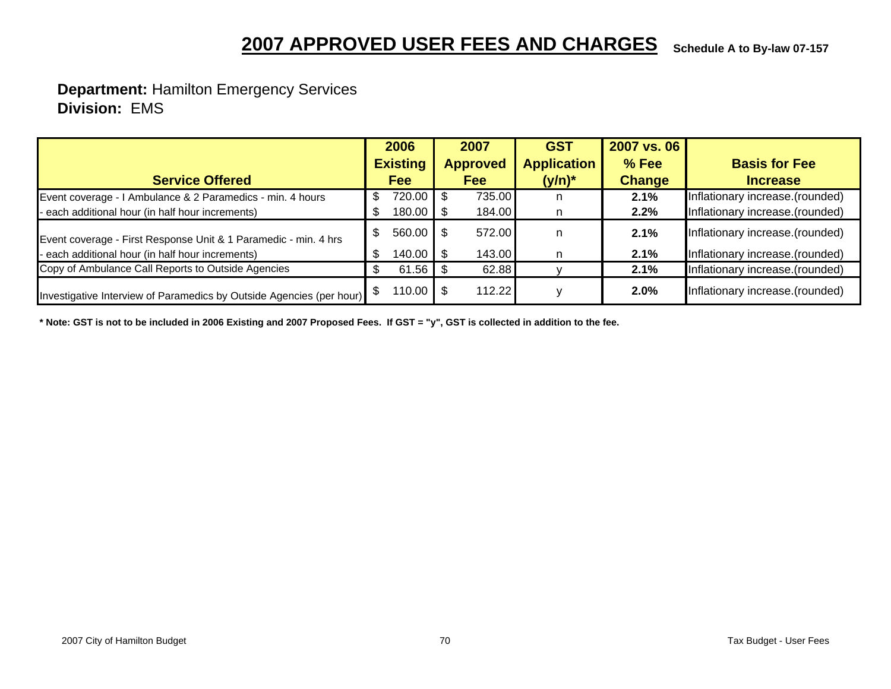# 2007 APPROVED USER FEES AND CHARGES

**Schedule A to By-law 07-157**

**Department:** Hamilton Emergency Services
**Division:** EMS

| Service Offered | 2006 Existing Fee | 2007 Approved Fee | GST Application (y/n)* | 2007 vs. 06 % Fee Change | Basis for Fee Increase |
|---|---|---|---|---|---|
| Event coverage - I Ambulance & 2 Paramedics - min. 4 hours | $ 720.00 | $ 735.00 | n | 2.1% | Inflationary increase.(rounded) |
| - each additional hour (in half hour increments) | $ 180.00 | $ 184.00 | n | 2.2% | Inflationary increase.(rounded) |
| Event coverage - First Response Unit & 1 Paramedic - min. 4 hrs | $ 560.00 | $ 572.00 | n | 2.1% | Inflationary increase.(rounded) |
| - each additional hour (in half hour increments) | $ 140.00 | $ 143.00 | n | 2.1% | Inflationary increase.(rounded) |
| Copy of Ambulance Call Reports to Outside Agencies | $ 61.56 | $ 62.88 | y | 2.1% | Inflationary increase.(rounded) |
| Investigative Interview of Paramedics by Outside Agencies (per hour) | $ 110.00 | $ 112.22 | y | 2.0% | Inflationary increase.(rounded) |

**\* Note: GST is not to be included in 2006 Existing and 2007 Proposed Fees. If GST = "y", GST is collected in addition to the fee.**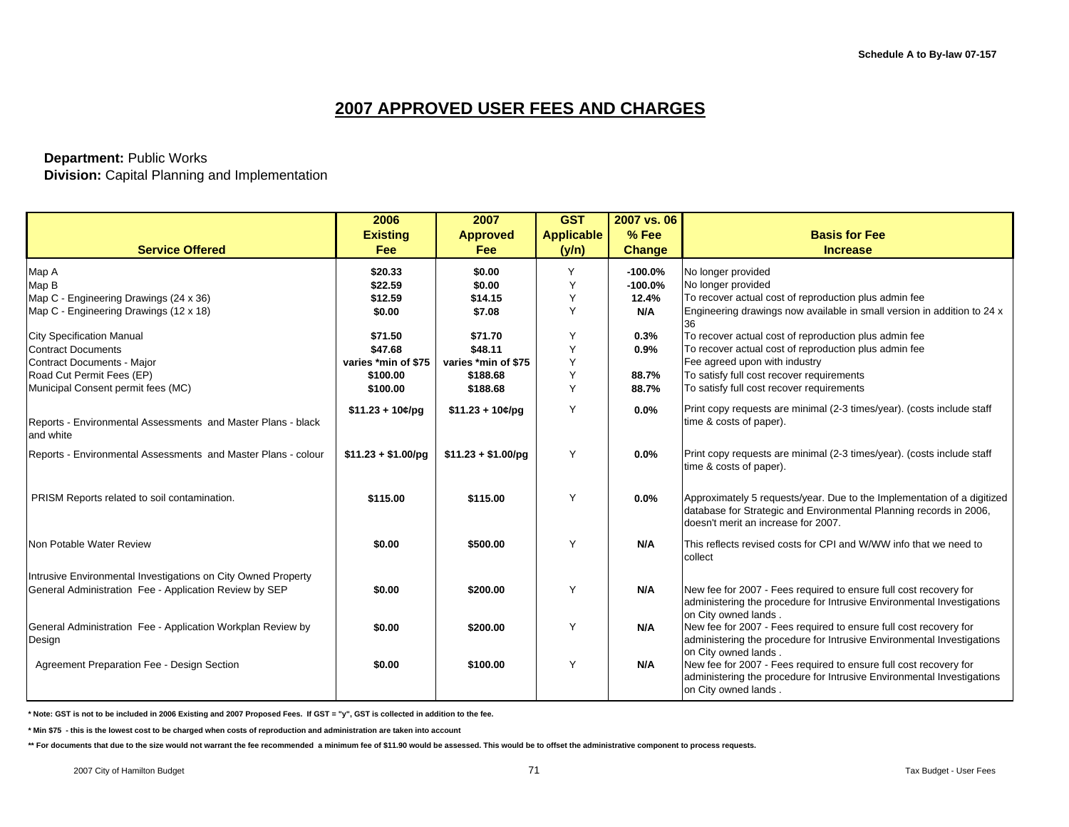Schedule A to By-law 07-157

# 2007 APPROVED USER FEES AND CHARGES

**Department:** Public Works
**Division:** Capital Planning and Implementation

| Service Offered | 2006 Existing Fee | 2007 Approved Fee | GST Applicable (y/n) | 2007 vs. 06 % Fee Change | Basis for Fee Increase |
|---|---|---|---|---|---|
| Map A | $20.33 | $0.00 | Y | -100.0% | No longer provided |
| Map B | $22.59 | $0.00 | Y | -100.0% | No longer provided |
| Map C - Engineering Drawings (24 x 36) | $12.59 | $14.15 | Y | 12.4% | To recover actual cost of reproduction plus admin fee |
| Map C - Engineering Drawings (12 x 18) | $0.00 | $7.08 | Y | N/A | Engineering drawings now available in small version in addition to 24 x 36 |
| City Specification Manual | $71.50 | $71.70 | Y | 0.3% | To recover actual cost of reproduction plus admin fee |
| Contract Documents | $47.68 | $48.11 | Y | 0.9% | To recover actual cost of reproduction plus admin fee |
| Contract Documents - Major | varies *min of $75 | varies *min of $75 | Y | | Fee agreed upon with industry |
| Road Cut Permit Fees (EP) | $100.00 | $188.68 | Y | 88.7% | To satisfy full cost recover requirements |
| Municipal Consent permit fees (MC) | $100.00 | $188.68 | Y | 88.7% | To satisfy full cost recover requirements |
| Reports - Environmental Assessments and Master Plans - black and white | $11.23 + 10¢/pg | $11.23 + 10¢/pg | Y | 0.0% | Print copy requests are minimal (2-3 times/year). (costs include staff time & costs of paper). |
| Reports - Environmental Assessments and Master Plans - colour | $11.23 + $1.00/pg | $11.23 + $1.00/pg | Y | 0.0% | Print copy requests are minimal (2-3 times/year). (costs include staff time & costs of paper). |
| PRISM Reports related to soil contamination. | $115.00 | $115.00 | Y | 0.0% | Approximately 5 requests/year. Due to the Implementation of a digitized database for Strategic and Environmental Planning records in 2006, doesn't merit an increase for 2007. |
| Non Potable Water Review | $0.00 | $500.00 | Y | N/A | This reflects revised costs for CPI and W/WW info that we need to collect |
| Intrusive Environmental Investigations on City Owned Property | | | | | |
| General Administration Fee - Application Review by SEP | $0.00 | $200.00 | Y | N/A | New fee for 2007 - Fees required to ensure full cost recovery for administering the procedure for Intrusive Environmental Investigations on City owned lands . |
| General Administration Fee - Application Workplan Review by Design | $0.00 | $200.00 | Y | N/A | New fee for 2007 - Fees required to ensure full cost recovery for administering the procedure for Intrusive Environmental Investigations on City owned lands . |
| Agreement Preparation Fee - Design Section | $0.00 | $100.00 | Y | N/A | New fee for 2007 - Fees required to ensure full cost recovery for administering the procedure for Intrusive Environmental Investigations on City owned lands . |

* Note: GST is not to be included in 2006 Existing and 2007 Proposed Fees. If GST = "y", GST is collected in addition to the fee.

* Min $75 - this is the lowest cost to be charged when costs of reproduction and administration are taken into account

** For documents that due to the size would not warrant the fee recommended a minimum fee of $11.90 would be assessed. This would be to offset the administrative component to process requests.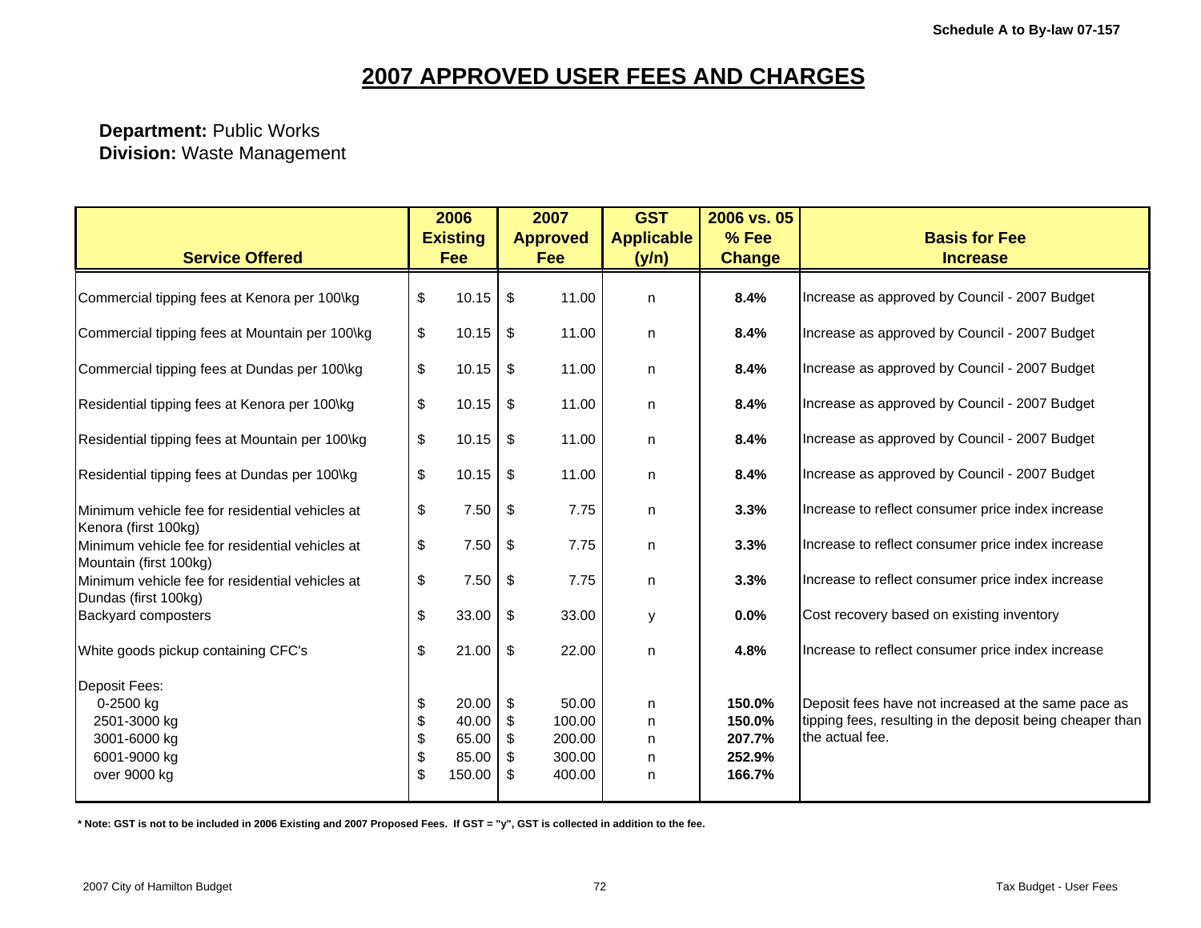Schedule A to By-law 07-157

# 2007 APPROVED USER FEES AND CHARGES

**Department:** Public Works
**Division:** Waste Management

| Service Offered | 2006 Existing Fee | 2007 Approved Fee | GST Applicable (y/n) | 2006 vs. 05 % Fee Change | Basis for Fee Increase |
|---|---|---|---|---|---|
| Commercial tipping fees at Kenora per 100\kg | $ 10.15 | $ 11.00 | n | **8.4%** | Increase as approved by Council - 2007 Budget |
| Commercial tipping fees at Mountain per 100\kg | $ 10.15 | $ 11.00 | n | **8.4%** | Increase as approved by Council - 2007 Budget |
| Commercial tipping fees at Dundas per 100\kg | $ 10.15 | $ 11.00 | n | **8.4%** | Increase as approved by Council - 2007 Budget |
| Residential tipping fees at Kenora per 100\kg | $ 10.15 | $ 11.00 | n | **8.4%** | Increase as approved by Council - 2007 Budget |
| Residential tipping fees at Mountain per 100\kg | $ 10.15 | $ 11.00 | n | **8.4%** | Increase as approved by Council - 2007 Budget |
| Residential tipping fees at Dundas per 100\kg | $ 10.15 | $ 11.00 | n | **8.4%** | Increase as approved by Council - 2007 Budget |
| Minimum vehicle fee for residential vehicles at Kenora (first 100kg) | $ 7.50 | $ 7.75 | n | **3.3%** | Increase to reflect consumer price index increase |
| Minimum vehicle fee for residential vehicles at Mountain (first 100kg) | $ 7.50 | $ 7.75 | n | **3.3%** | Increase to reflect consumer price index increase |
| Minimum vehicle fee for residential vehicles at Dundas (first 100kg) | $ 7.50 | $ 7.75 | n | **3.3%** | Increase to reflect consumer price index increase |
| Backyard composters | $ 33.00 | $ 33.00 | y | **0.0%** | Cost recovery based on existing inventory |
| White goods pickup containing CFC's | $ 21.00 | $ 22.00 | n | **4.8%** | Increase to reflect consumer price index increase |
| Deposit Fees: | | | | | |
| 0-2500 kg | $ 20.00 | $ 50.00 | n | **150.0%** | Deposit fees have not increased at the same pace as tipping fees, resulting in the deposit being cheaper than the actual fee. |
| 2501-3000 kg | $ 40.00 | $ 100.00 | n | **150.0%** | |
| 3001-6000 kg | $ 65.00 | $ 200.00 | n | **207.7%** | |
| 6001-9000 kg | $ 85.00 | $ 300.00 | n | **252.9%** | |
| over 9000 kg | $ 150.00 | $ 400.00 | n | **166.7%** | |

**\* Note: GST is not to be included in 2006 Existing and 2007 Proposed Fees. If GST = "y", GST is collected in addition to the fee.**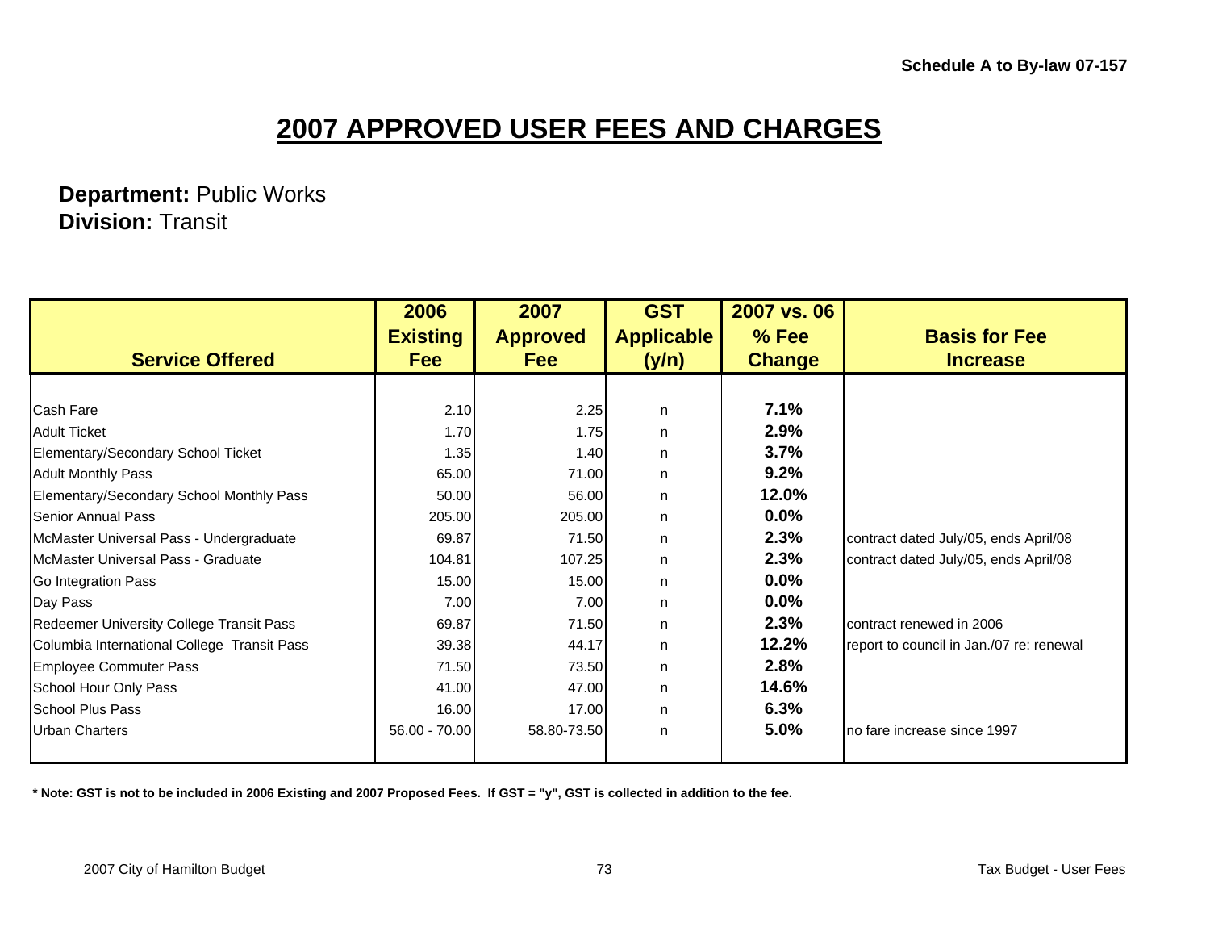Schedule A to By-law 07-157

# 2007 APPROVED USER FEES AND CHARGES

**Department:** Public Works
**Division:** Transit

| Service Offered | 2006 Existing Fee | 2007 Approved Fee | GST Applicable (y/n) | 2007 vs. 06 % Fee Change | Basis for Fee Increase |
|---|---|---|---|---|---|
| Cash Fare | 2.10 | 2.25 | n | 7.1% | |
| Adult Ticket | 1.70 | 1.75 | n | 2.9% | |
| Elementary/Secondary School Ticket | 1.35 | 1.40 | n | 3.7% | |
| Adult Monthly Pass | 65.00 | 71.00 | n | 9.2% | |
| Elementary/Secondary School Monthly Pass | 50.00 | 56.00 | n | 12.0% | |
| Senior Annual Pass | 205.00 | 205.00 | n | 0.0% | |
| McMaster Universal Pass - Undergraduate | 69.87 | 71.50 | n | 2.3% | contract dated July/05, ends April/08 |
| McMaster Universal Pass - Graduate | 104.81 | 107.25 | n | 2.3% | contract dated July/05, ends April/08 |
| Go Integration Pass | 15.00 | 15.00 | n | 0.0% | |
| Day Pass | 7.00 | 7.00 | n | 0.0% | |
| Redeemer University College Transit Pass | 69.87 | 71.50 | n | 2.3% | contract renewed in 2006 |
| Columbia International College Transit Pass | 39.38 | 44.17 | n | 12.2% | report to council in Jan./07 re: renewal |
| Employee Commuter Pass | 71.50 | 73.50 | n | 2.8% | |
| School Hour Only Pass | 41.00 | 47.00 | n | 14.6% | |
| School Plus Pass | 16.00 | 17.00 | n | 6.3% | |
| Urban Charters | 56.00 - 70.00 | 58.80-73.50 | n | 5.0% | no fare increase since 1997 |

**\* Note: GST is not to be included in 2006 Existing and 2007 Proposed Fees. If GST = "y", GST is collected in addition to the fee.**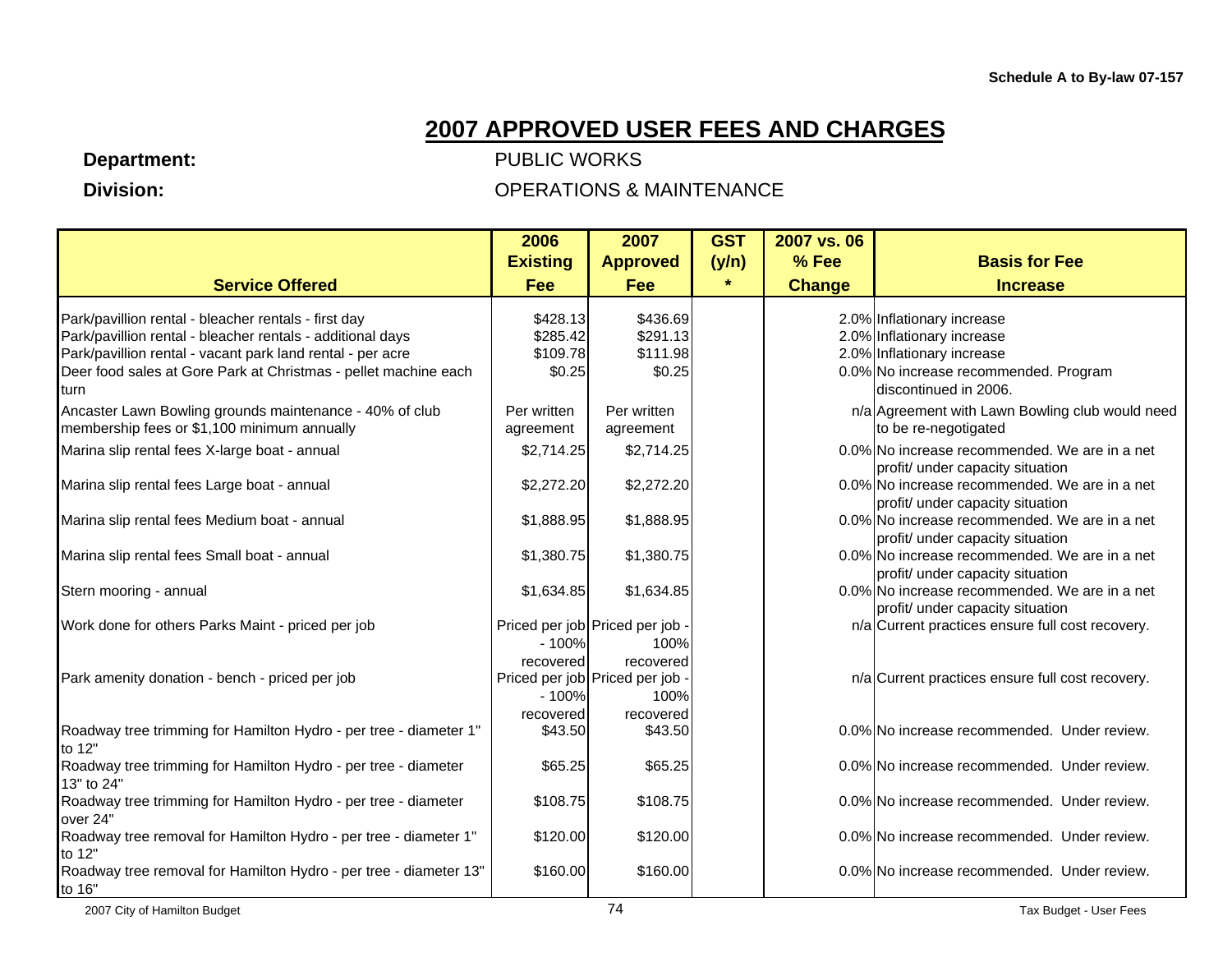Schedule A to By-law 07-157

# 2007 APPROVED USER FEES AND CHARGES

**Department:** PUBLIC WORKS

**Division:** OPERATIONS & MAINTENANCE

| Service Offered | 2006 Existing Fee | 2007 Approved Fee | GST (y/n) * | 2007 vs. 06 % Fee Change | Basis for Fee Increase |
|---|---|---|---|---|---|
| Park/pavillion rental - bleacher rentals - first day | $428.13 | $436.69 | | 2.0% | Inflationary increase |
| Park/pavillion rental - bleacher rentals - additional days | $285.42 | $291.13 | | 2.0% | Inflationary increase |
| Park/pavillion rental - vacant park land rental - per acre | $109.78 | $111.98 | | 2.0% | Inflationary increase |
| Deer food sales at Gore Park at Christmas - pellet machine each turn | $0.25 | $0.25 | | 0.0% | No increase recommended. Program discontinued in 2006. |
| Ancaster Lawn Bowling grounds maintenance - 40% of club membership fees or $1,100 minimum annually | Per written agreement | Per written agreement | | n/a | Agreement with Lawn Bowling club would need to be re-negotigated |
| Marina slip rental fees X-large boat - annual | $2,714.25 | $2,714.25 | | 0.0% | No increase recommended. We are in a net profit/ under capacity situation |
| Marina slip rental fees Large boat - annual | $2,272.20 | $2,272.20 | | 0.0% | No increase recommended. We are in a net profit/ under capacity situation |
| Marina slip rental fees Medium boat - annual | $1,888.95 | $1,888.95 | | 0.0% | No increase recommended. We are in a net profit/ under capacity situation |
| Marina slip rental fees Small boat - annual | $1,380.75 | $1,380.75 | | 0.0% | No increase recommended. We are in a net profit/ under capacity situation |
| Stern mooring - annual | $1,634.85 | $1,634.85 | | 0.0% | No increase recommended. We are in a net profit/ under capacity situation |
| Work done for others Parks Maint - priced per job | Priced per job - 100% recovered | Priced per job - 100% recovered | | n/a | Current practices ensure full cost recovery. |
| Park amenity donation - bench - priced per job | Priced per job - 100% recovered | Priced per job - 100% recovered | | n/a | Current practices ensure full cost recovery. |
| Roadway tree trimming for Hamilton Hydro - per tree - diameter 1" to 12" | $43.50 | $43.50 | | 0.0% | No increase recommended. Under review. |
| Roadway tree trimming for Hamilton Hydro - per tree - diameter 13" to 24" | $65.25 | $65.25 | | 0.0% | No increase recommended. Under review. |
| Roadway tree trimming for Hamilton Hydro - per tree - diameter over 24" | $108.75 | $108.75 | | 0.0% | No increase recommended. Under review. |
| Roadway tree removal for Hamilton Hydro - per tree - diameter 1" to 12" | $120.00 | $120.00 | | 0.0% | No increase recommended. Under review. |
| Roadway tree removal for Hamilton Hydro - per tree - diameter 13" to 16" | $160.00 | $160.00 | | 0.0% | No increase recommended. Under review. |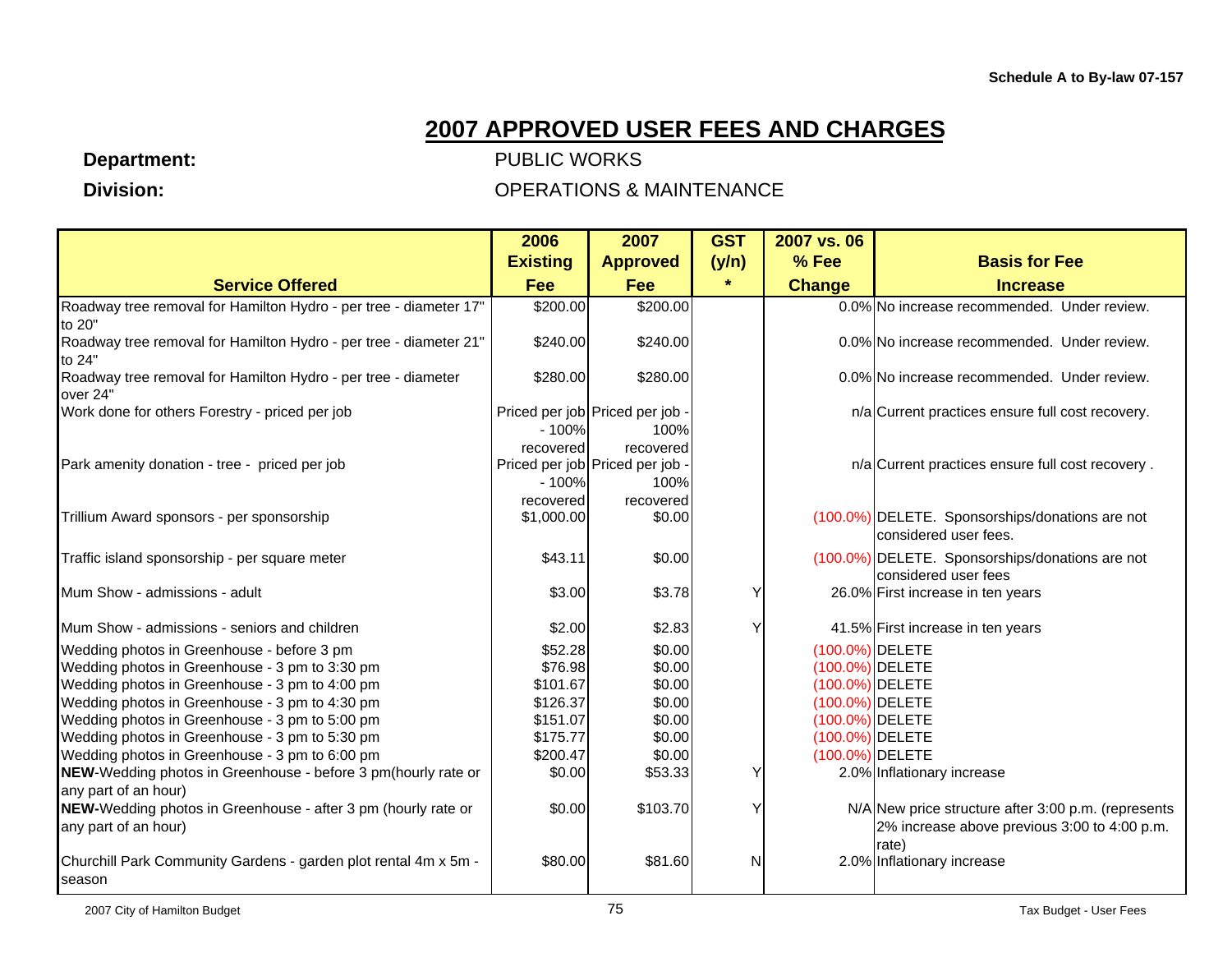Schedule A to By-law 07-157

# 2007 APPROVED USER FEES AND CHARGES

**Department:** PUBLIC WORKS

**Division:** OPERATIONS & MAINTENANCE

| Service Offered | 2006 Existing Fee | 2007 Approved Fee | GST (y/n) * | 2007 vs. 06 % Fee Change | Basis for Fee Increase |
|---|---|---|---|---|---|
| Roadway tree removal for Hamilton Hydro - per tree - diameter 17" to 20" | $200.00 | $200.00 | | 0.0% | No increase recommended. Under review. |
| Roadway tree removal for Hamilton Hydro - per tree - diameter 21" to 24" | $240.00 | $240.00 | | 0.0% | No increase recommended. Under review. |
| Roadway tree removal for Hamilton Hydro - per tree - diameter over 24" | $280.00 | $280.00 | | 0.0% | No increase recommended. Under review. |
| Work done for others Forestry - priced per job | Priced per job - 100% recovered | Priced per job - 100% recovered | | n/a | Current practices ensure full cost recovery. |
| Park amenity donation - tree - priced per job | Priced per job - 100% recovered | Priced per job - 100% recovered | | n/a | Current practices ensure full cost recovery . |
| Trillium Award sponsors - per sponsorship | $1,000.00 | $0.00 | | (100.0%) | DELETE. Sponsorships/donations are not considered user fees. |
| Traffic island sponsorship - per square meter | $43.11 | $0.00 | | (100.0%) | DELETE. Sponsorships/donations are not considered user fees |
| Mum Show - admissions - adult | $3.00 | $3.78 | Y | 26.0% | First increase in ten years |
| Mum Show - admissions - seniors and children | $2.00 | $2.83 | Y | 41.5% | First increase in ten years |
| Wedding photos in Greenhouse - before 3 pm | $52.28 | $0.00 | | (100.0%) | DELETE |
| Wedding photos in Greenhouse - 3 pm to 3:30 pm | $76.98 | $0.00 | | (100.0%) | DELETE |
| Wedding photos in Greenhouse - 3 pm to 4:00 pm | $101.67 | $0.00 | | (100.0%) | DELETE |
| Wedding photos in Greenhouse - 3 pm to 4:30 pm | $126.37 | $0.00 | | (100.0%) | DELETE |
| Wedding photos in Greenhouse - 3 pm to 5:00 pm | $151.07 | $0.00 | | (100.0%) | DELETE |
| Wedding photos in Greenhouse - 3 pm to 5:30 pm | $175.77 | $0.00 | | (100.0%) | DELETE |
| Wedding photos in Greenhouse - 3 pm to 6:00 pm | $200.47 | $0.00 | | (100.0%) | DELETE |
| **NEW**-Wedding photos in Greenhouse - before 3 pm(hourly rate or any part of an hour) | $0.00 | $53.33 | Y | 2.0% | Inflationary increase |
| **NEW-**Wedding photos in Greenhouse - after 3 pm (hourly rate or any part of an hour) | $0.00 | $103.70 | Y | N/A | New price structure after 3:00 p.m. (represents 2% increase above previous 3:00 to 4:00 p.m. rate) |
| Churchill Park Community Gardens - garden plot rental 4m x 5m - season | $80.00 | $81.60 | N | 2.0% | Inflationary increase |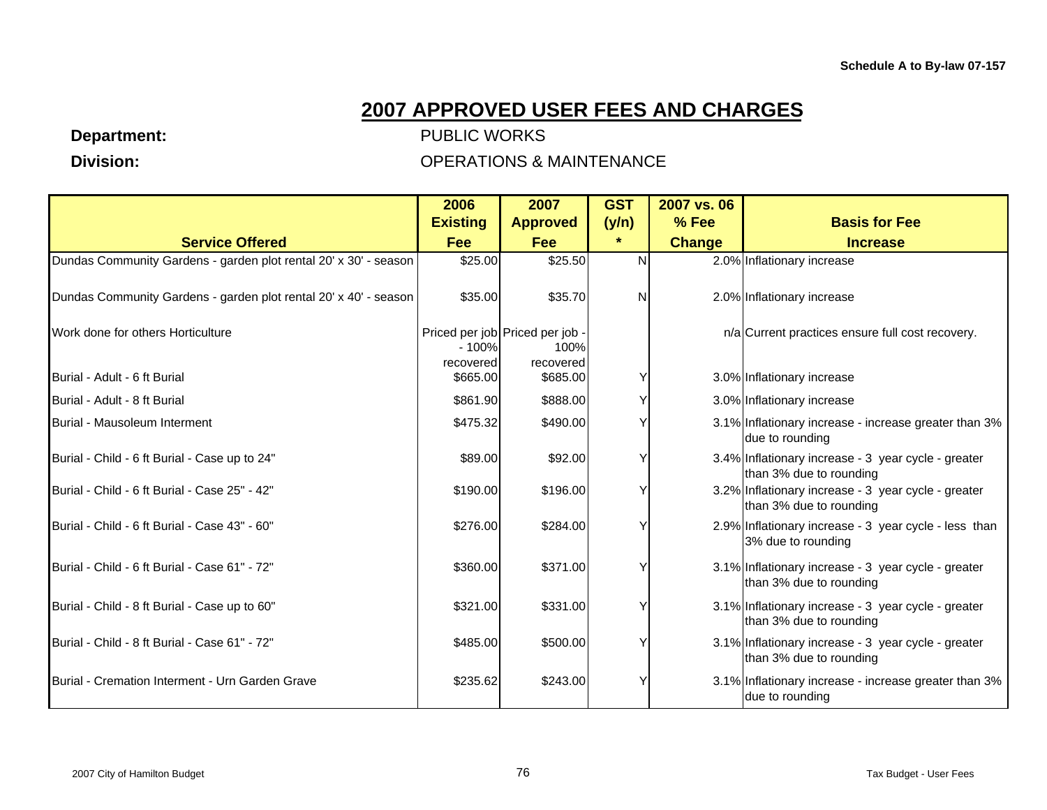Schedule A to By-law 07-157

# 2007 APPROVED USER FEES AND CHARGES

**Department:** PUBLIC WORKS

**Division:** OPERATIONS & MAINTENANCE

| Service Offered | 2006 Existing Fee | 2007 Approved Fee | GST (y/n) * | 2007 vs. 06 % Fee Change | Basis for Fee Increase |
|---|---|---|---|---|---|
| Dundas Community Gardens - garden plot rental 20' x 30' - season | $25.00 | $25.50 | N | 2.0% | Inflationary increase |
| Dundas Community Gardens - garden plot rental 20' x 40' - season | $35.00 | $35.70 | N | 2.0% | Inflationary increase |
| Work done for others Horticulture | Priced per job - 100% recovered | Priced per job - 100% recovered | | n/a | Current practices ensure full cost recovery. |
| Burial - Adult - 6 ft Burial | $665.00 | $685.00 | Y | 3.0% | Inflationary increase |
| Burial - Adult - 8 ft Burial | $861.90 | $888.00 | Y | 3.0% | Inflationary increase |
| Burial - Mausoleum Interment | $475.32 | $490.00 | Y | 3.1% | Inflationary increase - increase greater than 3% due to rounding |
| Burial - Child - 6 ft Burial - Case up to 24" | $89.00 | $92.00 | Y | 3.4% | Inflationary increase - 3 year cycle - greater than 3% due to rounding |
| Burial - Child - 6 ft Burial - Case 25" - 42" | $190.00 | $196.00 | Y | 3.2% | Inflationary increase - 3 year cycle - greater than 3% due to rounding |
| Burial - Child - 6 ft Burial - Case 43" - 60" | $276.00 | $284.00 | Y | 2.9% | Inflationary increase - 3 year cycle - less than 3% due to rounding |
| Burial - Child - 6 ft Burial - Case 61" - 72" | $360.00 | $371.00 | Y | 3.1% | Inflationary increase - 3 year cycle - greater than 3% due to rounding |
| Burial - Child - 8 ft Burial - Case up to 60" | $321.00 | $331.00 | Y | 3.1% | Inflationary increase - 3 year cycle - greater than 3% due to rounding |
| Burial - Child - 8 ft Burial - Case 61" - 72" | $485.00 | $500.00 | Y | 3.1% | Inflationary increase - 3 year cycle - greater than 3% due to rounding |
| Burial - Cremation Interment - Urn Garden Grave | $235.62 | $243.00 | Y | 3.1% | Inflationary increase - increase greater than 3% due to rounding |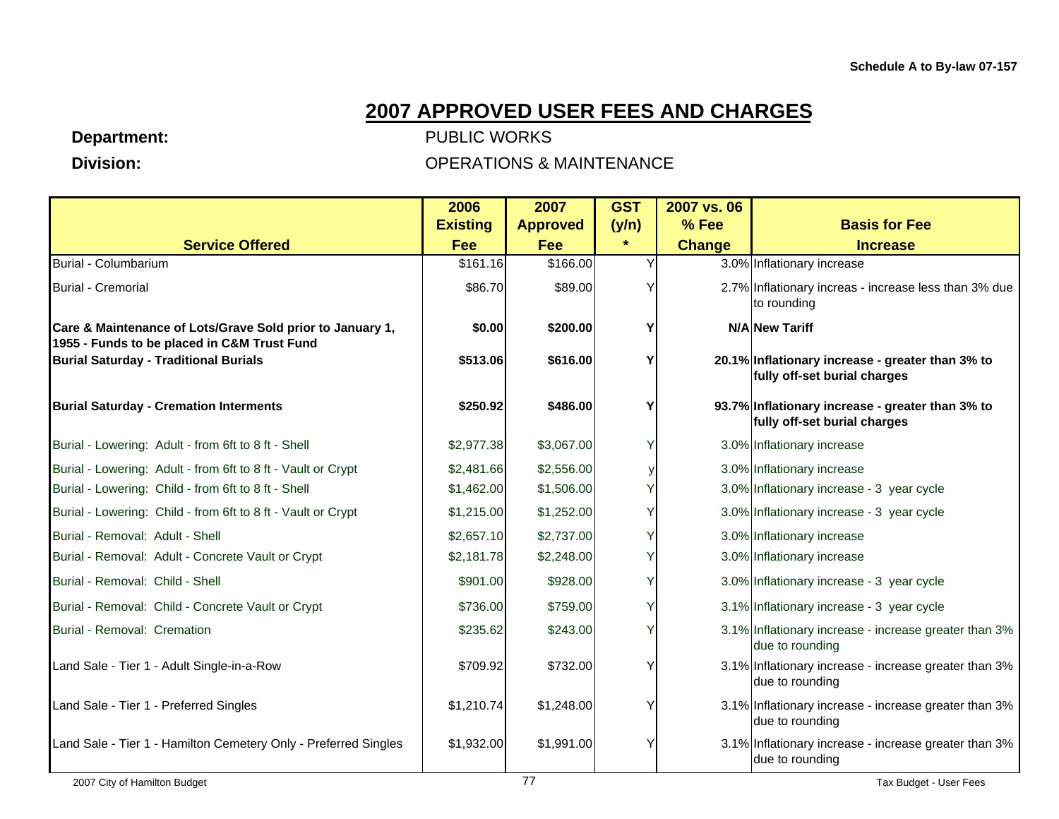Schedule A to By-law 07-157

# 2007 APPROVED USER FEES AND CHARGES

**Department:** PUBLIC WORKS

**Division:** OPERATIONS & MAINTENANCE

| Service Offered | 2006 Existing Fee | 2007 Approved Fee | GST (y/n) * | 2007 vs. 06 % Fee Change | Basis for Fee Increase |
|---|---|---|---|---|---|
| Burial - Columbarium | $161.16 | $166.00 | Y | 3.0% | Inflationary increase |
| Burial - Cremorial | $86.70 | $89.00 | Y | 2.7% | Inflationary increas - increase less than 3% due to rounding |
| **Care & Maintenance of Lots/Grave Sold prior to January 1, 1955 - Funds to be placed in C&M Trust Fund** | **$0.00** | **$200.00** | **Y** | **N/A** | **New Tariff** |
| **Burial Saturday - Traditional Burials** | **$513.06** | **$616.00** | **Y** | **20.1%** | **Inflationary increase - greater than 3% to fully off-set burial charges** |
| **Burial Saturday - Cremation Interments** | **$250.92** | **$486.00** | **Y** | **93.7%** | **Inflationary increase - greater than 3% to fully off-set burial charges** |
| Burial - Lowering: Adult - from 6ft to 8 ft - Shell | $2,977.38 | $3,067.00 | Y | 3.0% | Inflationary increase |
| Burial - Lowering: Adult - from 6ft to 8 ft - Vault or Crypt | $2,481.66 | $2,556.00 | y | 3.0% | Inflationary increase |
| Burial - Lowering: Child - from 6ft to 8 ft - Shell | $1,462.00 | $1,506.00 | Y | 3.0% | Inflationary increase - 3 year cycle |
| Burial - Lowering: Child - from 6ft to 8 ft - Vault or Crypt | $1,215.00 | $1,252.00 | Y | 3.0% | Inflationary increase - 3 year cycle |
| Burial - Removal: Adult - Shell | $2,657.10 | $2,737.00 | Y | 3.0% | Inflationary increase |
| Burial - Removal: Adult - Concrete Vault or Crypt | $2,181.78 | $2,248.00 | Y | 3.0% | Inflationary increase |
| Burial - Removal: Child - Shell | $901.00 | $928.00 | Y | 3.0% | Inflationary increase - 3 year cycle |
| Burial - Removal: Child - Concrete Vault or Crypt | $736.00 | $759.00 | Y | 3.1% | Inflationary increase - 3 year cycle |
| Burial - Removal: Cremation | $235.62 | $243.00 | Y | 3.1% | Inflationary increase - increase greater than 3% due to rounding |
| Land Sale - Tier 1 - Adult Single-in-a-Row | $709.92 | $732.00 | Y | 3.1% | Inflationary increase - increase greater than 3% due to rounding |
| Land Sale - Tier 1 - Preferred Singles | $1,210.74 | $1,248.00 | Y | 3.1% | Inflationary increase - increase greater than 3% due to rounding |
| Land Sale - Tier 1 - Hamilton Cemetery Only - Preferred Singles | $1,932.00 | $1,991.00 | Y | 3.1% | Inflationary increase - increase greater than 3% due to rounding |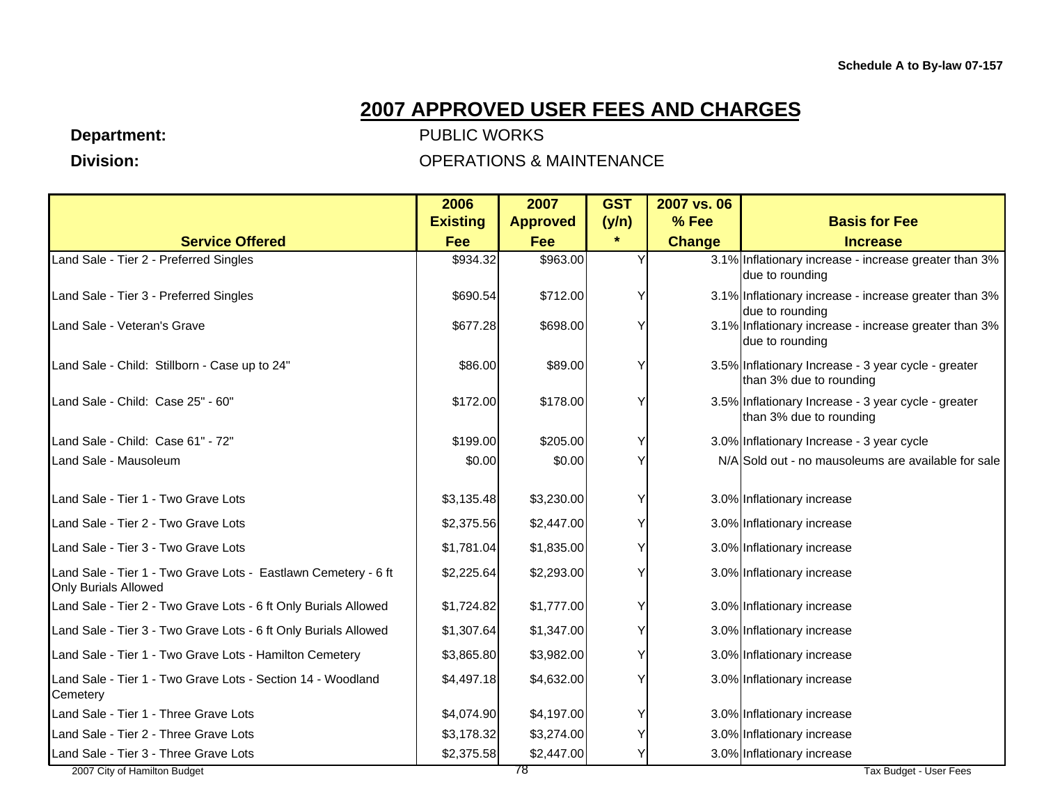Schedule A to By-law 07-157

# 2007 APPROVED USER FEES AND CHARGES

**Department:** PUBLIC WORKS

**Division:** OPERATIONS & MAINTENANCE

| Service Offered | 2006 Existing Fee | 2007 Approved Fee | GST (y/n) * | 2007 vs. 06 % Fee Change | Basis for Fee Increase |
|---|---|---|---|---|---|
| Land Sale - Tier 2 - Preferred Singles | $934.32 | $963.00 | Y | 3.1% | Inflationary increase - increase greater than 3% due to rounding |
| Land Sale - Tier 3 - Preferred Singles | $690.54 | $712.00 | Y | 3.1% | Inflationary increase - increase greater than 3% due to rounding |
| Land Sale - Veteran's Grave | $677.28 | $698.00 | Y | 3.1% | Inflationary increase - increase greater than 3% due to rounding |
| Land Sale - Child: Stillborn - Case up to 24" | $86.00 | $89.00 | Y | 3.5% | Inflationary Increase - 3 year cycle - greater than 3% due to rounding |
| Land Sale - Child: Case 25" - 60" | $172.00 | $178.00 | Y | 3.5% | Inflationary Increase - 3 year cycle - greater than 3% due to rounding |
| Land Sale - Child: Case 61" - 72" | $199.00 | $205.00 | Y | 3.0% | Inflationary Increase - 3 year cycle |
| Land Sale - Mausoleum | $0.00 | $0.00 | Y | N/A | Sold out - no mausoleums are available for sale |
| Land Sale - Tier 1 - Two Grave Lots | $3,135.48 | $3,230.00 | Y | 3.0% | Inflationary increase |
| Land Sale - Tier 2 - Two Grave Lots | $2,375.56 | $2,447.00 | Y | 3.0% | Inflationary increase |
| Land Sale - Tier 3 - Two Grave Lots | $1,781.04 | $1,835.00 | Y | 3.0% | Inflationary increase |
| Land Sale - Tier 1 - Two Grave Lots - Eastlawn Cemetery - 6 ft Only Burials Allowed | $2,225.64 | $2,293.00 | Y | 3.0% | Inflationary increase |
| Land Sale - Tier 2 - Two Grave Lots - 6 ft Only Burials Allowed | $1,724.82 | $1,777.00 | Y | 3.0% | Inflationary increase |
| Land Sale - Tier 3 - Two Grave Lots - 6 ft Only Burials Allowed | $1,307.64 | $1,347.00 | Y | 3.0% | Inflationary increase |
| Land Sale - Tier 1 - Two Grave Lots - Hamilton Cemetery | $3,865.80 | $3,982.00 | Y | 3.0% | Inflationary increase |
| Land Sale - Tier 1 - Two Grave Lots - Section 14 - Woodland Cemetery | $4,497.18 | $4,632.00 | Y | 3.0% | Inflationary increase |
| Land Sale - Tier 1 - Three Grave Lots | $4,074.90 | $4,197.00 | Y | 3.0% | Inflationary increase |
| Land Sale - Tier 2 - Three Grave Lots | $3,178.32 | $3,274.00 | Y | 3.0% | Inflationary increase |
| Land Sale - Tier 3 - Three Grave Lots | $2,375.58 | $2,447.00 | Y | 3.0% | Inflationary increase |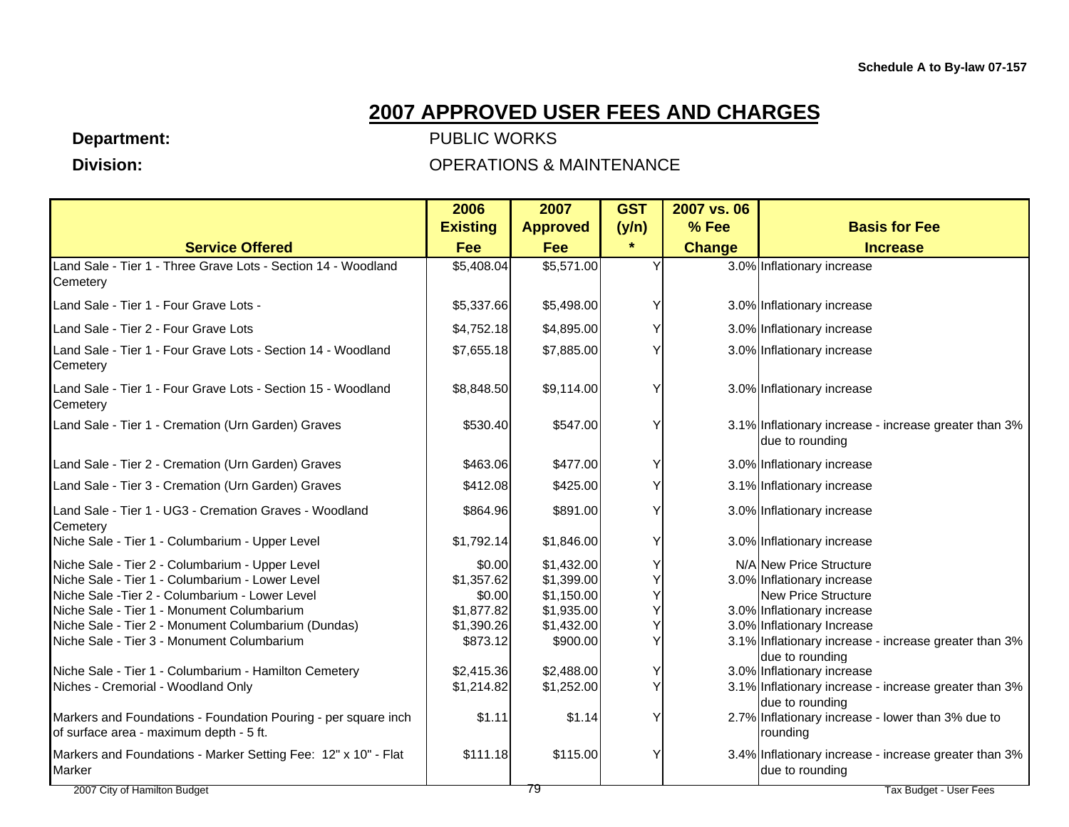Schedule A to By-law 07-157

# 2007 APPROVED USER FEES AND CHARGES

**Department:** PUBLIC WORKS

**Division:** OPERATIONS & MAINTENANCE

| Service Offered | 2006 Existing Fee | 2007 Approved Fee | GST (y/n) * | 2007 vs. 06 % Fee Change | Basis for Fee Increase |
|---|---|---|---|---|---|
| Land Sale - Tier 1 - Three Grave Lots - Section 14 - Woodland Cemetery | $5,408.04 | $5,571.00 | Y | 3.0% | Inflationary increase |
| Land Sale - Tier 1 - Four Grave Lots - | $5,337.66 | $5,498.00 | Y | 3.0% | Inflationary increase |
| Land Sale - Tier 2 - Four Grave Lots | $4,752.18 | $4,895.00 | Y | 3.0% | Inflationary increase |
| Land Sale - Tier 1 - Four Grave Lots - Section 14 - Woodland Cemetery | $7,655.18 | $7,885.00 | Y | 3.0% | Inflationary increase |
| Land Sale - Tier 1 - Four Grave Lots - Section 15 - Woodland Cemetery | $8,848.50 | $9,114.00 | Y | 3.0% | Inflationary increase |
| Land Sale - Tier 1 - Cremation (Urn Garden) Graves | $530.40 | $547.00 | Y | 3.1% | Inflationary increase - increase greater than 3% due to rounding |
| Land Sale - Tier 2 - Cremation (Urn Garden) Graves | $463.06 | $477.00 | Y | 3.0% | Inflationary increase |
| Land Sale - Tier 3 - Cremation (Urn Garden) Graves | $412.08 | $425.00 | Y | 3.1% | Inflationary increase |
| Land Sale - Tier 1 - UG3 - Cremation Graves - Woodland Cemetery | $864.96 | $891.00 | Y | 3.0% | Inflationary increase |
| Niche Sale - Tier 1 - Columbarium - Upper Level | $1,792.14 | $1,846.00 | Y | 3.0% | Inflationary increase |
| Niche Sale - Tier 2 - Columbarium - Upper Level | $0.00 | $1,432.00 | Y | N/A | New Price Structure |
| Niche Sale - Tier 1 - Columbarium - Lower Level | $1,357.62 | $1,399.00 | Y | 3.0% | Inflationary increase |
| Niche Sale -Tier 2 - Columbarium - Lower Level | $0.00 | $1,150.00 | Y | | New Price Structure |
| Niche Sale - Tier 1 - Monument Columbarium | $1,877.82 | $1,935.00 | Y | 3.0% | Inflationary increase |
| Niche Sale - Tier 2 - Monument Columbarium (Dundas) | $1,390.26 | $1,432.00 | Y | 3.0% | Inflationary Increase |
| Niche Sale - Tier 3 - Monument Columbarium | $873.12 | $900.00 | Y | 3.1% | Inflationary increase - increase greater than 3% due to rounding |
| Niche Sale - Tier 1 - Columbarium - Hamilton Cemetery | $2,415.36 | $2,488.00 | Y | 3.0% | Inflationary increase |
| Niches - Cremorial - Woodland Only | $1,214.82 | $1,252.00 | Y | 3.1% | Inflationary increase - increase greater than 3% due to rounding |
| Markers and Foundations - Foundation Pouring - per square inch of surface area - maximum depth - 5 ft. | $1.11 | $1.14 | Y | 2.7% | Inflationary increase - lower than 3% due to rounding |
| Markers and Foundations - Marker Setting Fee: 12" x 10" - Flat Marker | $111.18 | $115.00 | Y | 3.4% | Inflationary increase - increase greater than 3% due to rounding |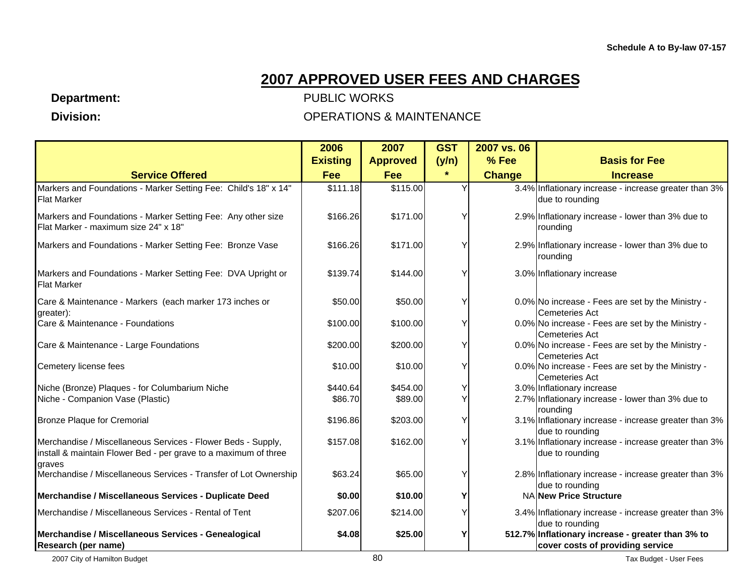Schedule A to By-law 07-157

# 2007 APPROVED USER FEES AND CHARGES

**Department:** PUBLIC WORKS

**Division:** OPERATIONS & MAINTENANCE

| Service Offered | 2006 Existing Fee | 2007 Approved Fee | GST (y/n) * | 2007 vs. 06 % Fee Change | Basis for Fee Increase |
|---|---|---|---|---|---|
| Markers and Foundations - Marker Setting Fee: Child's 18" x 14" Flat Marker | $111.18 | $115.00 | Y | 3.4% | Inflationary increase - increase greater than 3% due to rounding |
| Markers and Foundations - Marker Setting Fee: Any other size Flat Marker - maximum size 24" x 18" | $166.26 | $171.00 | Y | 2.9% | Inflationary increase - lower than 3% due to rounding |
| Markers and Foundations - Marker Setting Fee: Bronze Vase | $166.26 | $171.00 | Y | 2.9% | Inflationary increase - lower than 3% due to rounding |
| Markers and Foundations - Marker Setting Fee: DVA Upright or Flat Marker | $139.74 | $144.00 | Y | 3.0% | Inflationary increase |
| Care & Maintenance - Markers (each marker 173 inches or greater): | $50.00 | $50.00 | Y | 0.0% | No increase - Fees are set by the Ministry - Cemeteries Act |
| Care & Maintenance - Foundations | $100.00 | $100.00 | Y | 0.0% | No increase - Fees are set by the Ministry - Cemeteries Act |
| Care & Maintenance - Large Foundations | $200.00 | $200.00 | Y | 0.0% | No increase - Fees are set by the Ministry - Cemeteries Act |
| Cemetery license fees | $10.00 | $10.00 | Y | 0.0% | No increase - Fees are set by the Ministry - Cemeteries Act |
| Niche (Bronze) Plaques - for Columbarium Niche | $440.64 | $454.00 | Y | 3.0% | Inflationary increase |
| Niche - Companion Vase (Plastic) | $86.70 | $89.00 | Y | 2.7% | Inflationary increase - lower than 3% due to rounding |
| Bronze Plaque for Cremorial | $196.86 | $203.00 | Y | 3.1% | Inflationary increase - increase greater than 3% due to rounding |
| Merchandise / Miscellaneous Services - Flower Beds - Supply, install & maintain Flower Bed - per grave to a maximum of three graves | $157.08 | $162.00 | Y | 3.1% | Inflationary increase - increase greater than 3% due to rounding |
| Merchandise / Miscellaneous Services - Transfer of Lot Ownership | $63.24 | $65.00 | Y | 2.8% | Inflationary increase - increase greater than 3% due to rounding |
| **Merchandise / Miscellaneous Services - Duplicate Deed** | **$0.00** | **$10.00** | **Y** | NA | **New Price Structure** |
| Merchandise / Miscellaneous Services - Rental of Tent | $207.06 | $214.00 | Y | 3.4% | Inflationary increase - increase greater than 3% due to rounding |
| **Merchandise / Miscellaneous Services - Genealogical Research (per name)** | **$4.08** | **$25.00** | **Y** | **512.7%** | **Inflationary increase - greater than 3% to cover costs of providing service** |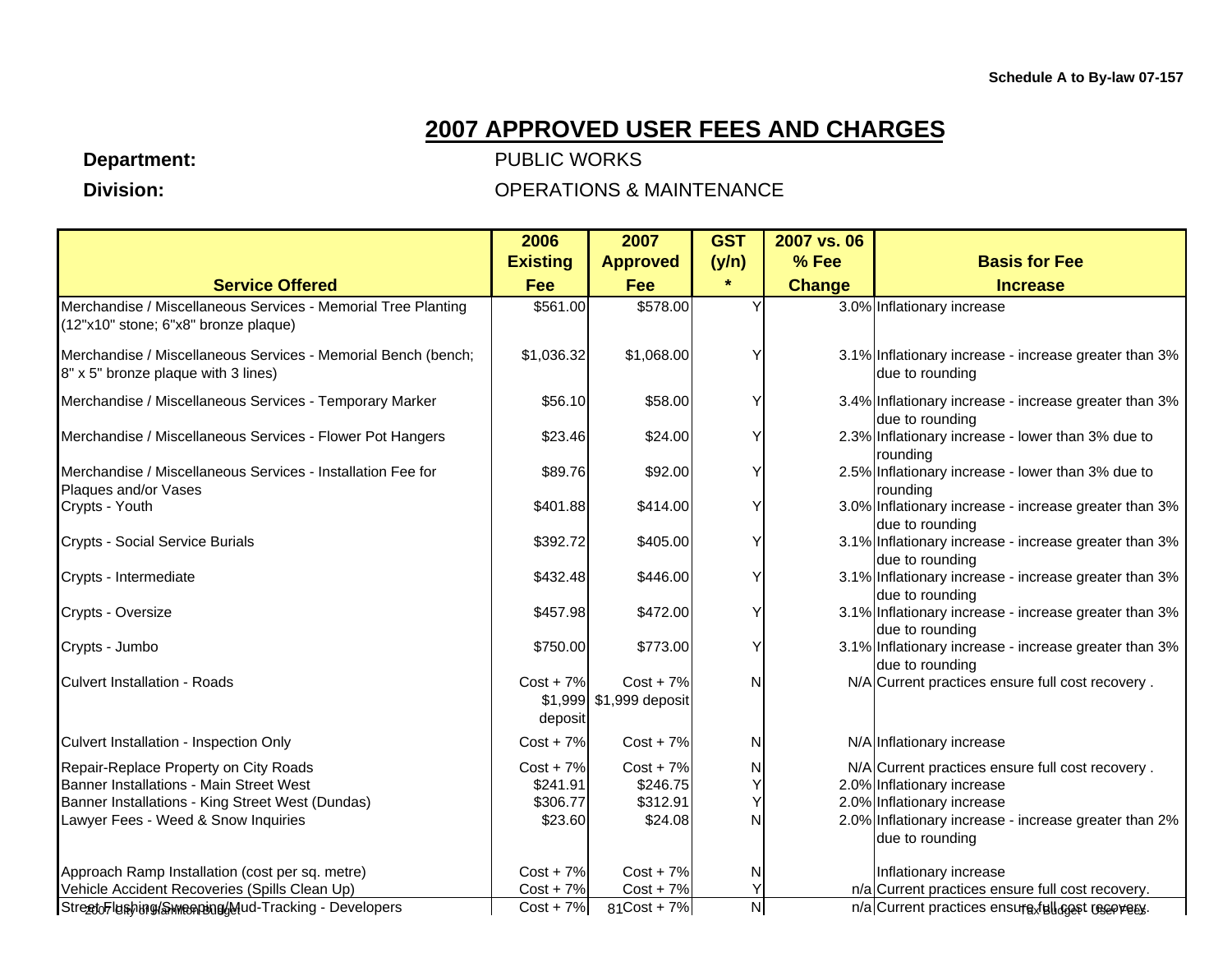Schedule A to By-law 07-157

# 2007 APPROVED USER FEES AND CHARGES

**Department:** PUBLIC WORKS

**Division:** OPERATIONS & MAINTENANCE

| Service Offered | 2006 Existing Fee | 2007 Approved Fee | GST (y/n) * | 2007 vs. 06 % Fee Change | Basis for Fee Increase |
|---|---|---|---|---|---|
| Merchandise / Miscellaneous Services - Memorial Tree Planting (12"x10" stone; 6"x8" bronze plaque) | $561.00 | $578.00 | Y | 3.0% | Inflationary increase |
| Merchandise / Miscellaneous Services - Memorial Bench (bench; 8" x 5" bronze plaque with 3 lines) | $1,036.32 | $1,068.00 | Y | 3.1% | Inflationary increase - increase greater than 3% due to rounding |
| Merchandise / Miscellaneous Services - Temporary Marker | $56.10 | $58.00 | Y | 3.4% | Inflationary increase - increase greater than 3% due to rounding |
| Merchandise / Miscellaneous Services - Flower Pot Hangers | $23.46 | $24.00 | Y | 2.3% | Inflationary increase - lower than 3% due to rounding |
| Merchandise / Miscellaneous Services - Installation Fee for Plaques and/or Vases | $89.76 | $92.00 | Y | 2.5% | Inflationary increase - lower than 3% due to rounding |
| Crypts - Youth | $401.88 | $414.00 | Y | 3.0% | Inflationary increase - increase greater than 3% due to rounding |
| Crypts - Social Service Burials | $392.72 | $405.00 | Y | 3.1% | Inflationary increase - increase greater than 3% due to rounding |
| Crypts - Intermediate | $432.48 | $446.00 | Y | 3.1% | Inflationary increase - increase greater than 3% due to rounding |
| Crypts - Oversize | $457.98 | $472.00 | Y | 3.1% | Inflationary increase - increase greater than 3% due to rounding |
| Crypts - Jumbo | $750.00 | $773.00 | Y | 3.1% | Inflationary increase - increase greater than 3% due to rounding |
| Culvert Installation - Roads | Cost + 7% $1,999 deposit | Cost + 7% $1,999 deposit | N | N/A | Current practices ensure full cost recovery . |
| Culvert Installation - Inspection Only | Cost + 7% | Cost + 7% | N | N/A | Inflationary increase |
| Repair-Replace Property on City Roads | Cost + 7% | Cost + 7% | N | N/A | Current practices ensure full cost recovery . |
| Banner Installations - Main Street West | $241.91 | $246.75 | Y | 2.0% | Inflationary increase |
| Banner Installations - King Street West (Dundas) | $306.77 | $312.91 | Y | 2.0% | Inflationary increase |
| Lawyer Fees - Weed & Snow Inquiries | $23.60 | $24.08 | N | 2.0% | Inflationary increase - increase greater than 2% due to rounding |
| Approach Ramp Installation (cost per sq. metre) | Cost + 7% | Cost + 7% | N | | Inflationary increase |
| Vehicle Accident Recoveries (Spills Clean Up) | Cost + 7% | Cost + 7% | Y | n/a | Current practices ensure full cost recovery. |
| Street Flushing/Sweeping/Mud-Tracking - Developers | Cost + 7% | Cost + 7% | N | n/a | Current practices ensure full cost recovery. |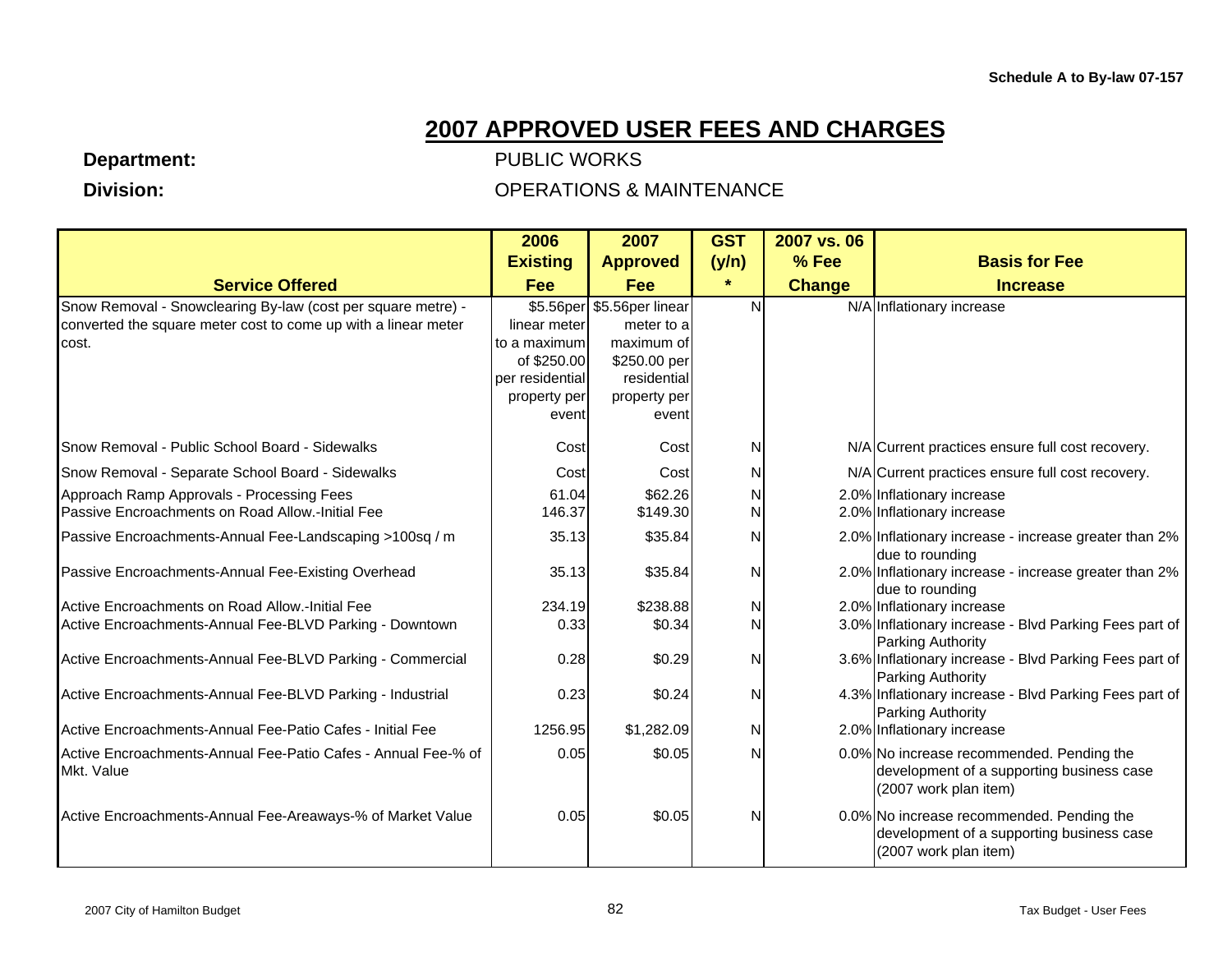Schedule A to By-law 07-157

# 2007 APPROVED USER FEES AND CHARGES

**Department:** PUBLIC WORKS

**Division:** OPERATIONS & MAINTENANCE

| Service Offered | 2006 Existing Fee | 2007 Approved Fee | GST (y/n) * | 2007 vs. 06 % Fee Change | Basis for Fee Increase |
|---|---|---|---|---|---|
| Snow Removal - Snowclearing By-law (cost per square metre) - converted the square meter cost to come up with a linear meter cost. | $5.56per linear meter to a maximum of $250.00 per residential property per event | $5.56per linear meter to a maximum of $250.00 per residential property per event | N | N/A | Inflationary increase |
| Snow Removal - Public School Board - Sidewalks | Cost | Cost | N | N/A | Current practices ensure full cost recovery. |
| Snow Removal - Separate School Board - Sidewalks | Cost | Cost | N | N/A | Current practices ensure full cost recovery. |
| Approach Ramp Approvals - Processing Fees | 61.04 | $62.26 | N | 2.0% | Inflationary increase |
| Passive Encroachments on Road Allow.-Initial Fee | 146.37 | $149.30 | N | 2.0% | Inflationary increase |
| Passive Encroachments-Annual Fee-Landscaping >100sq / m | 35.13 | $35.84 | N | 2.0% | Inflationary increase - increase greater than 2% due to rounding |
| Passive Encroachments-Annual Fee-Existing Overhead | 35.13 | $35.84 | N | 2.0% | Inflationary increase - increase greater than 2% due to rounding |
| Active Encroachments on Road Allow.-Initial Fee | 234.19 | $238.88 | N | 2.0% | Inflationary increase |
| Active Encroachments-Annual Fee-BLVD Parking - Downtown | 0.33 | $0.34 | N | 3.0% | Inflationary increase - Blvd Parking Fees part of Parking Authority |
| Active Encroachments-Annual Fee-BLVD Parking - Commercial | 0.28 | $0.29 | N | 3.6% | Inflationary increase - Blvd Parking Fees part of Parking Authority |
| Active Encroachments-Annual Fee-BLVD Parking - Industrial | 0.23 | $0.24 | N | 4.3% | Inflationary increase - Blvd Parking Fees part of Parking Authority |
| Active Encroachments-Annual Fee-Patio Cafes - Initial Fee | 1256.95 | $1,282.09 | N | 2.0% | Inflationary increase |
| Active Encroachments-Annual Fee-Patio Cafes - Annual Fee-% of Mkt. Value | 0.05 | $0.05 | N | 0.0% | No increase recommended. Pending the development of a supporting business case (2007 work plan item) |
| Active Encroachments-Annual Fee-Areaways-% of Market Value | 0.05 | $0.05 | N | 0.0% | No increase recommended. Pending the development of a supporting business case (2007 work plan item) |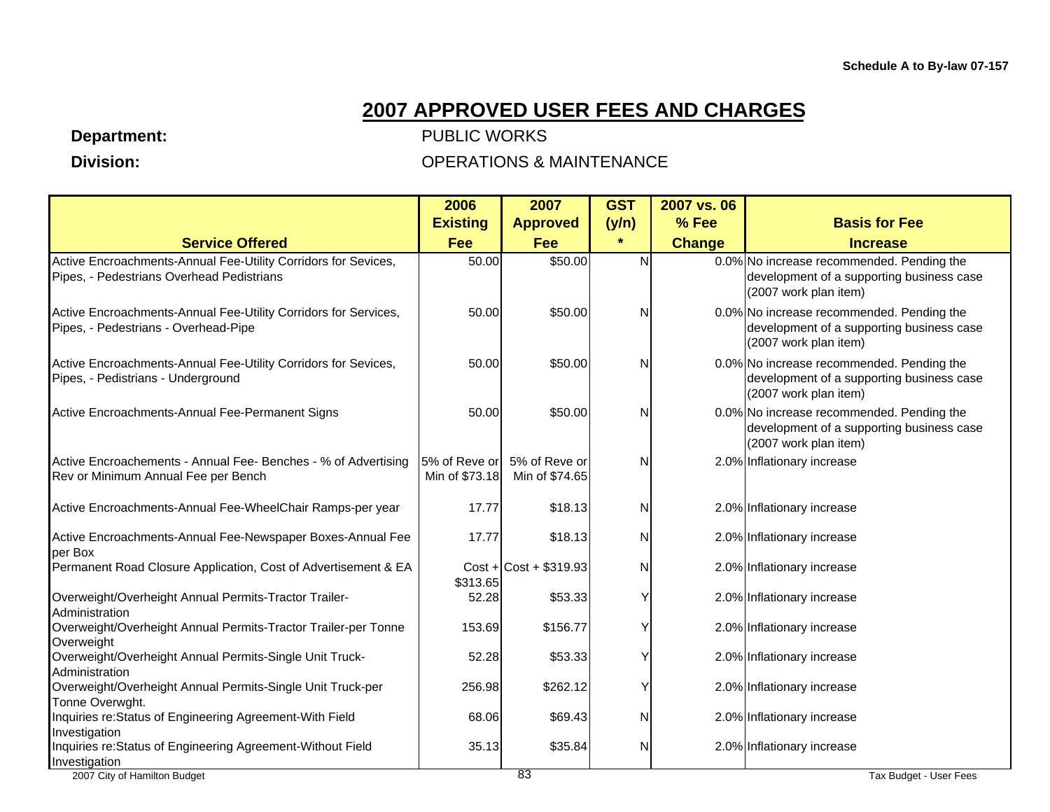Schedule A to By-law 07-157

# 2007 APPROVED USER FEES AND CHARGES

**Department:** PUBLIC WORKS

**Division:** OPERATIONS & MAINTENANCE

| Service Offered | 2006 Existing Fee | 2007 Approved Fee | GST (y/n) * | 2007 vs. 06 % Fee Change | Basis for Fee Increase |
|---|---|---|---|---|---|
| Active Encroachments-Annual Fee-Utility Corridors for Sevices, Pipes, - Pedestrians Overhead Pedistrians | 50.00 | $50.00 | N | 0.0% | No increase recommended. Pending the development of a supporting business case (2007 work plan item) |
| Active Encroachments-Annual Fee-Utility Corridors for Services, Pipes, - Pedestrians - Overhead-Pipe | 50.00 | $50.00 | N | 0.0% | No increase recommended. Pending the development of a supporting business case (2007 work plan item) |
| Active Encroachments-Annual Fee-Utility Corridors for Sevices, Pipes, - Pedistrians - Underground | 50.00 | $50.00 | N | 0.0% | No increase recommended. Pending the development of a supporting business case (2007 work plan item) |
| Active Encroachments-Annual Fee-Permanent Signs | 50.00 | $50.00 | N | 0.0% | No increase recommended. Pending the development of a supporting business case (2007 work plan item) |
| Active Encroachements - Annual Fee- Benches - % of Advertising Rev or Minimum Annual Fee per Bench | 5% of Reve or Min of $73.18 | 5% of Reve or Min of $74.65 | N | 2.0% | Inflationary increase |
| Active Encroachments-Annual Fee-WheelChair Ramps-per year | 17.77 | $18.13 | N | 2.0% | Inflationary increase |
| Active Encroachments-Annual Fee-Newspaper Boxes-Annual Fee per Box | 17.77 | $18.13 | N | 2.0% | Inflationary increase |
| Permanent Road Closure Application, Cost of Advertisement & EA | Cost + $313.65 | Cost + $319.93 | N | 2.0% | Inflationary increase |
| Overweight/Overheight Annual Permits-Tractor Trailer-Administration | 52.28 | $53.33 | Y | 2.0% | Inflationary increase |
| Overweight/Overheight Annual Permits-Tractor Trailer-per Tonne Overweight | 153.69 | $156.77 | Y | 2.0% | Inflationary increase |
| Overweight/Overheight Annual Permits-Single Unit Truck-Administration | 52.28 | $53.33 | Y | 2.0% | Inflationary increase |
| Overweight/Overheight Annual Permits-Single Unit Truck-per Tonne Overwght. | 256.98 | $262.12 | Y | 2.0% | Inflationary increase |
| Inquiries re:Status of Engineering Agreement-With Field Investigation | 68.06 | $69.43 | N | 2.0% | Inflationary increase |
| Inquiries re:Status of Engineering Agreement-Without Field Investigation | 35.13 | $35.84 | N | 2.0% | Inflationary increase |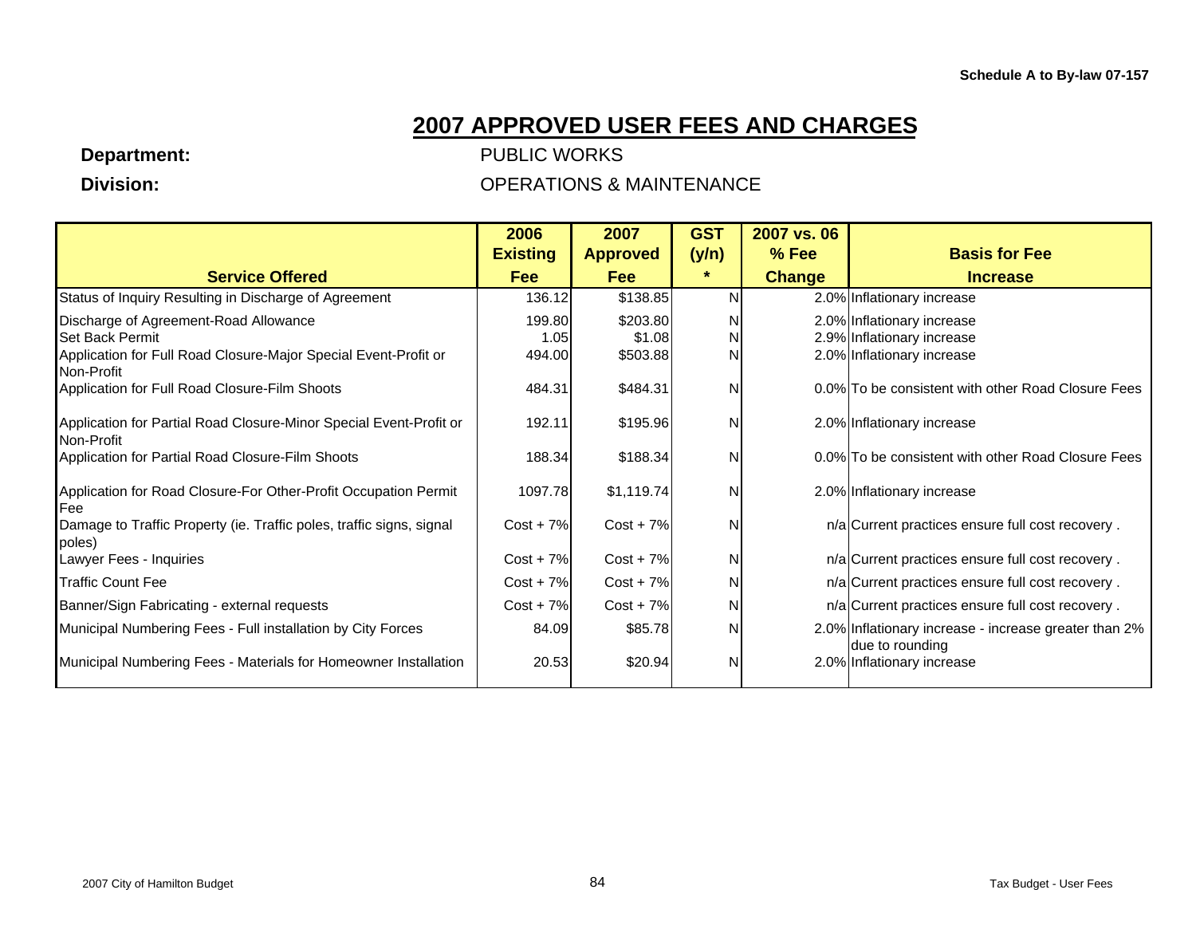Schedule A to By-law 07-157

# 2007 APPROVED USER FEES AND CHARGES

**Department:** PUBLIC WORKS

**Division:** OPERATIONS & MAINTENANCE

| Service Offered | 2006 Existing Fee | 2007 Approved Fee | GST (y/n) * | 2007 vs. 06 % Fee Change | Basis for Fee Increase |
|---|---|---|---|---|---|
| Status of Inquiry Resulting in Discharge of Agreement | 136.12 | $138.85 | N | 2.0% | Inflationary increase |
| Discharge of Agreement-Road Allowance | 199.80 | $203.80 | N | 2.0% | Inflationary increase |
| Set Back Permit | 1.05 | $1.08 | N | 2.9% | Inflationary increase |
| Application for Full Road Closure-Major Special Event-Profit or Non-Profit | 494.00 | $503.88 | N | 2.0% | Inflationary increase |
| Application for Full Road Closure-Film Shoots | 484.31 | $484.31 | N | 0.0% | To be consistent with other Road Closure Fees |
| Application for Partial Road Closure-Minor Special Event-Profit or Non-Profit | 192.11 | $195.96 | N | 2.0% | Inflationary increase |
| Application for Partial Road Closure-Film Shoots | 188.34 | $188.34 | N | 0.0% | To be consistent with other Road Closure Fees |
| Application for Road Closure-For Other-Profit Occupation Permit Fee | 1097.78 | $1,119.74 | N | 2.0% | Inflationary increase |
| Damage to Traffic Property (ie. Traffic poles, traffic signs, signal poles) | Cost + 7% | Cost + 7% | N | n/a | Current practices ensure full cost recovery . |
| Lawyer Fees - Inquiries | Cost + 7% | Cost + 7% | N | n/a | Current practices ensure full cost recovery . |
| Traffic Count Fee | Cost + 7% | Cost + 7% | N | n/a | Current practices ensure full cost recovery . |
| Banner/Sign Fabricating - external requests | Cost + 7% | Cost + 7% | N | n/a | Current practices ensure full cost recovery . |
| Municipal Numbering Fees - Full installation by City Forces | 84.09 | $85.78 | N | 2.0% | Inflationary increase - increase greater than 2% due to rounding |
| Municipal Numbering Fees - Materials for Homeowner Installation | 20.53 | $20.94 | N | 2.0% | Inflationary increase |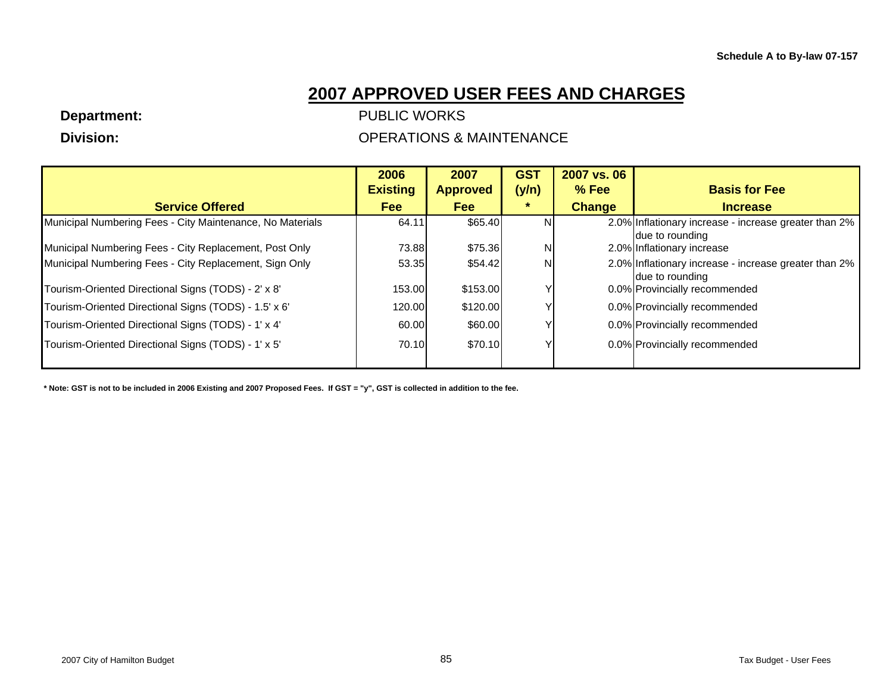Schedule A to By-law 07-157

# 2007 APPROVED USER FEES AND CHARGES

**Department:** PUBLIC WORKS

**Division:** OPERATIONS & MAINTENANCE

| Service Offered | 2006 Existing Fee | 2007 Approved Fee | GST (y/n) * | 2007 vs. 06 % Fee Change | Basis for Fee Increase |
|---|---|---|---|---|---|
| Municipal Numbering Fees - City Maintenance, No Materials | 64.11 | $65.40 | N | 2.0% | Inflationary increase - increase greater than 2% due to rounding |
| Municipal Numbering Fees - City Replacement, Post Only | 73.88 | $75.36 | N | 2.0% | Inflationary increase |
| Municipal Numbering Fees - City Replacement, Sign Only | 53.35 | $54.42 | N | 2.0% | Inflationary increase - increase greater than 2% due to rounding |
| Tourism-Oriented Directional Signs (TODS) - 2' x 8' | 153.00 | $153.00 | Y | 0.0% | Provincially recommended |
| Tourism-Oriented Directional Signs (TODS) - 1.5' x 6' | 120.00 | $120.00 | Y | 0.0% | Provincially recommended |
| Tourism-Oriented Directional Signs (TODS) - 1' x 4' | 60.00 | $60.00 | Y | 0.0% | Provincially recommended |
| Tourism-Oriented Directional Signs (TODS) - 1' x 5' | 70.10 | $70.10 | Y | 0.0% | Provincially recommended |

**\* Note: GST is not to be included in 2006 Existing and 2007 Proposed Fees. If GST = "y", GST is collected in addition to the fee.**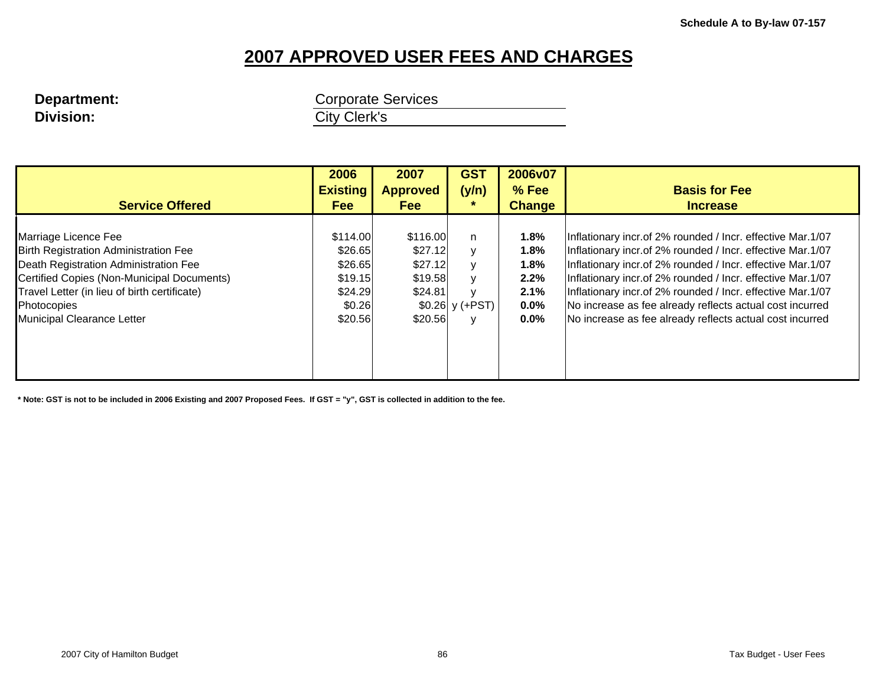Schedule A to By-law 07-157

# 2007 APPROVED USER FEES AND CHARGES

**Department:** Corporate Services
**Division:** City Clerk's

| Service Offered | 2006 Existing Fee | 2007 Approved Fee | GST (y/n) * | 2006v07 % Fee Change | Basis for Fee Increase |
|---|---|---|---|---|---|
| Marriage Licence Fee | $114.00 | $116.00 | n | **1.8%** | Inflationary incr.of 2% rounded / Incr. effective Mar.1/07 |
| Birth Registration Administration Fee | $26.65 | $27.12 | y | **1.8%** | Inflationary incr.of 2% rounded / Incr. effective Mar.1/07 |
| Death Registration Administration Fee | $26.65 | $27.12 | y | **1.8%** | Inflationary incr.of 2% rounded / Incr. effective Mar.1/07 |
| Certified Copies (Non-Municipal Documents) | $19.15 | $19.58 | y | **2.2%** | Inflationary incr.of 2% rounded / Incr. effective Mar.1/07 |
| Travel Letter (in lieu of birth certificate) | $24.29 | $24.81 | y | **2.1%** | Inflationary incr.of 2% rounded / Incr. effective Mar.1/07 |
| Photocopies | $0.26 | $0.26 | y (+PST) | **0.0%** | No increase as fee already reflects actual cost incurred |
| Municipal Clearance Letter | $20.56 | $20.56 | y | **0.0%** | No increase as fee already reflects actual cost incurred |

**\* Note: GST is not to be included in 2006 Existing and 2007 Proposed Fees. If GST = "y", GST is collected in addition to the fee.**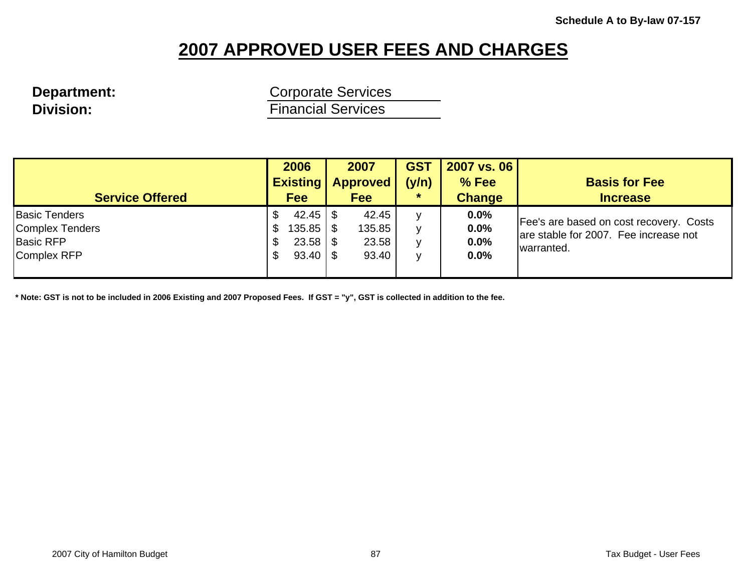Schedule A to By-law 07-157

# 2007 APPROVED USER FEES AND CHARGES

**Department:** Corporate Services
**Division:** Financial Services

| Service Offered | 2006 Existing Fee | 2007 Approved Fee | GST (y/n) * | 2007 vs. 06 % Fee Change | Basis for Fee Increase |
|---|---|---|---|---|---|
| Basic Tenders | $ 42.45 | $ 42.45 | y | **0.0%** | Fee's are based on cost recovery. Costs are stable for 2007. Fee increase not warranted. |
| Complex Tenders | $ 135.85 | $ 135.85 | y | **0.0%** | |
| Basic RFP | $ 23.58 | $ 23.58 | y | **0.0%** | |
| Complex RFP | $ 93.40 | $ 93.40 | y | **0.0%** | |

**\* Note: GST is not to be included in 2006 Existing and 2007 Proposed Fees. If GST = "y", GST is collected in addition to the fee.**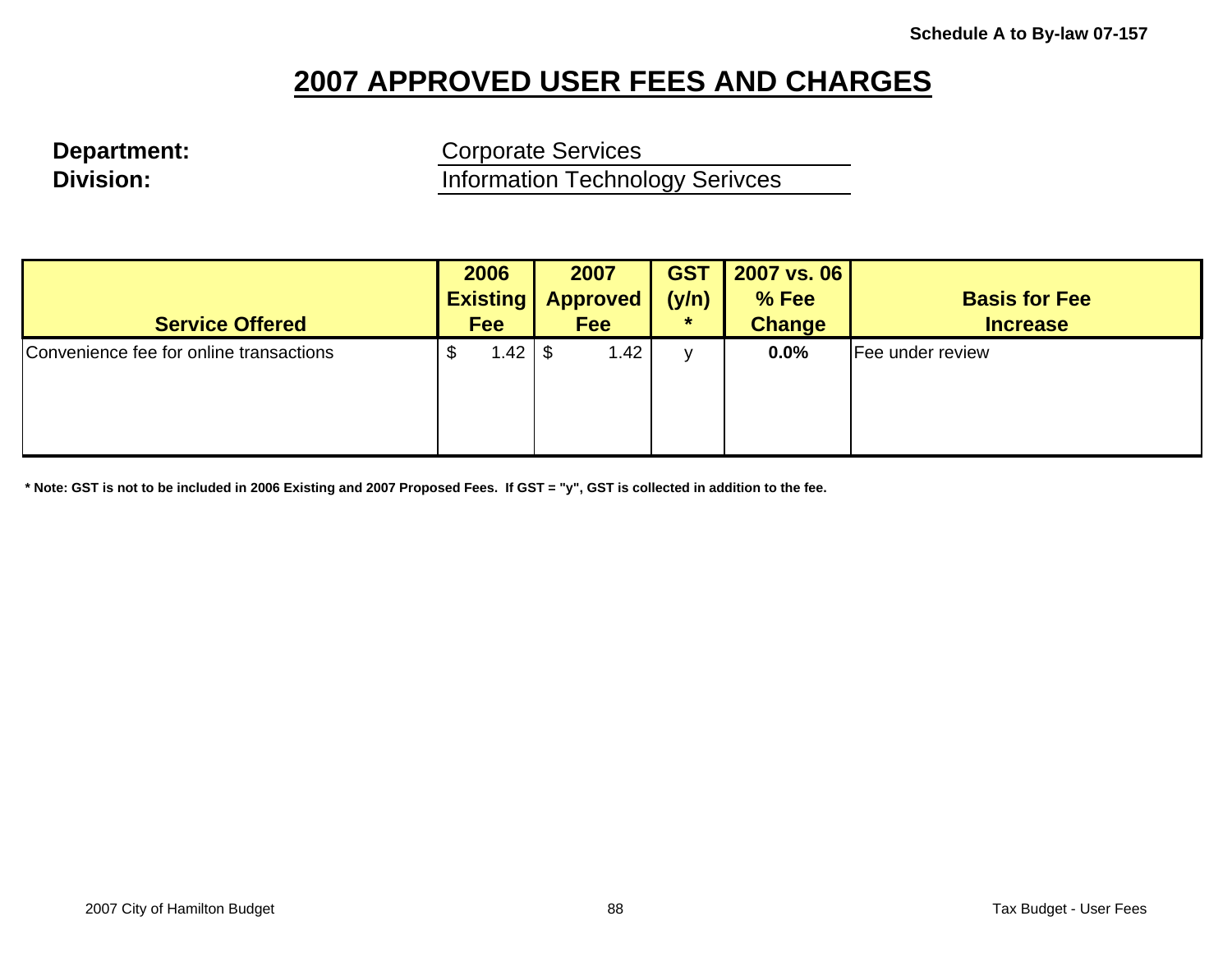Schedule A to By-law 07-157

# 2007 APPROVED USER FEES AND CHARGES

**Department:** Corporate Services
**Division:** Information Technology Serivces

| Service Offered | 2006 Existing Fee | 2007 Approved Fee | GST (y/n) * | 2007 vs. 06 % Fee Change | Basis for Fee Increase |
|---|---|---|---|---|---|
| Convenience fee for online transactions | $ 1.42 | $ 1.42 | y | **0.0%** | Fee under review |

**\* Note: GST is not to be included in 2006 Existing and 2007 Proposed Fees. If GST = "y", GST is collected in addition to the fee.**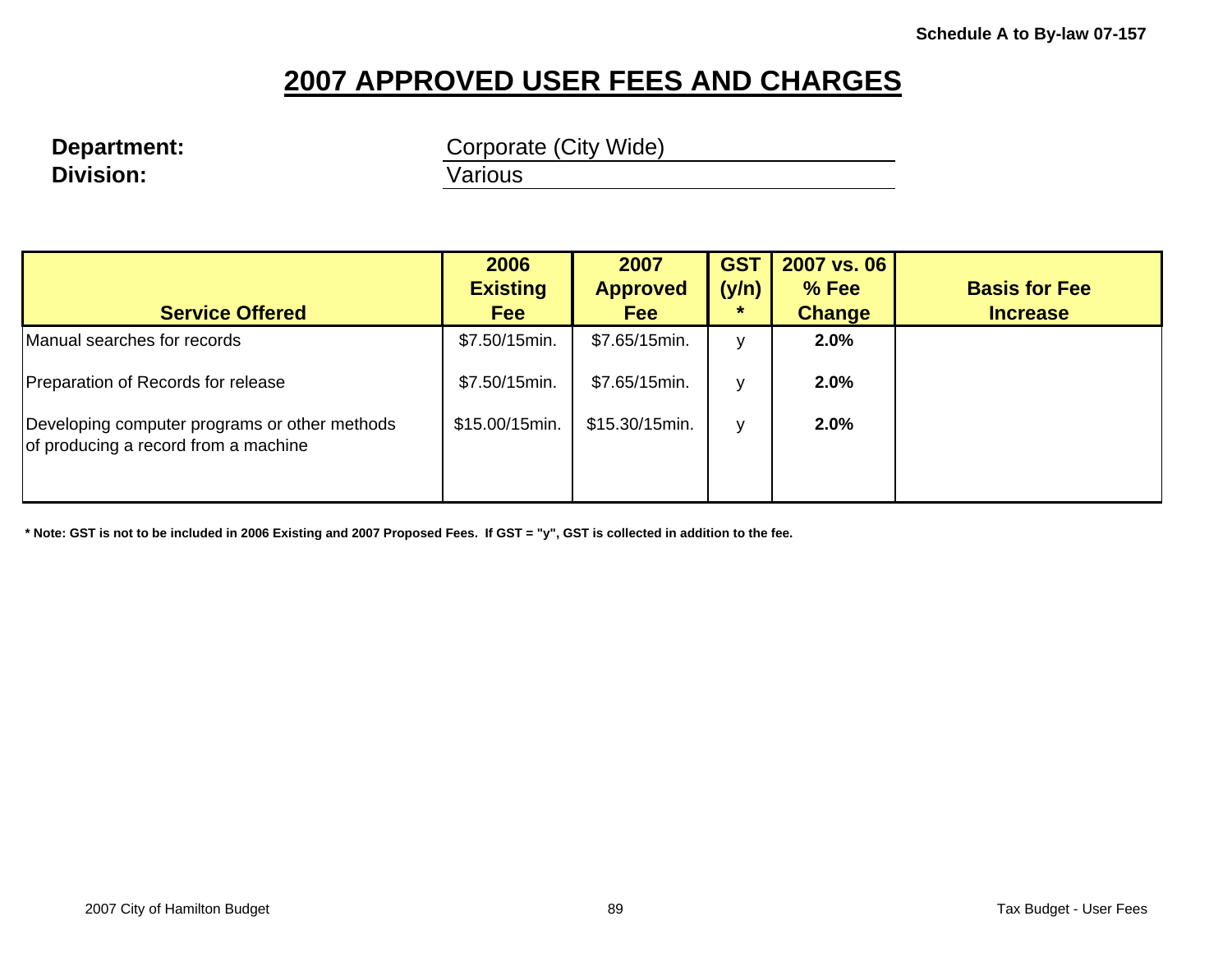**Schedule A to By-law 07-157**

# 2007 APPROVED USER FEES AND CHARGES

**Department:** Corporate (City Wide)
**Division:** Various

| Service Offered | 2006 Existing Fee | 2007 Approved Fee | GST (y/n) * | 2007 vs. 06 % Fee Change | Basis for Fee Increase |
|---|---|---|---|---|---|
| Manual searches for records | $7.50/15min. | $7.65/15min. | y | **2.0%** | |
| Preparation of Records for release | $7.50/15min. | $7.65/15min. | y | **2.0%** | |
| Developing computer programs or other methods of producing a record from a machine | $15.00/15min. | $15.30/15min. | y | **2.0%** | |

**\* Note: GST is not to be included in 2006 Existing and 2007 Proposed Fees. If GST = "y", GST is collected in addition to the fee.**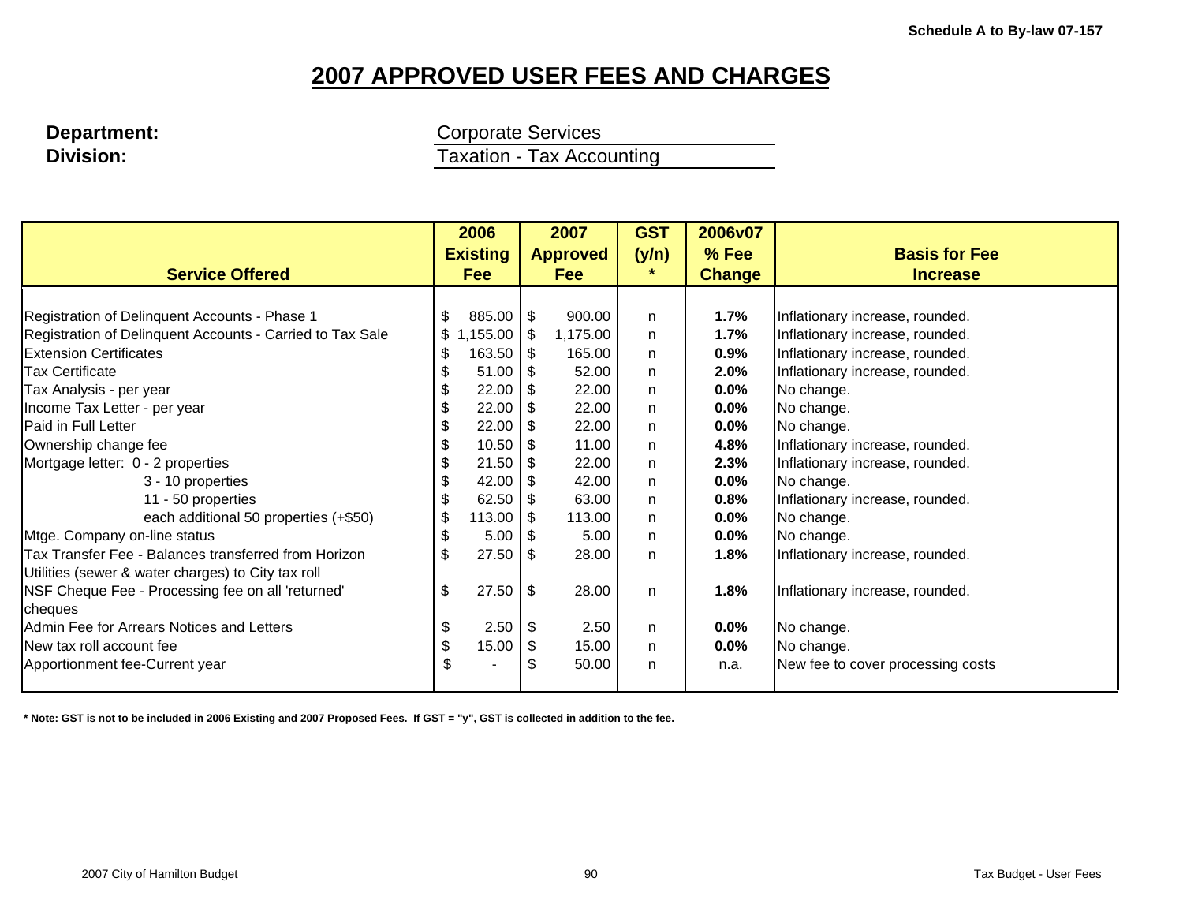**Schedule A to By-law 07-157**

# 2007 APPROVED USER FEES AND CHARGES

**Department:** Corporate Services
**Division:** Taxation - Tax Accounting

| Service Offered | 2006 Existing Fee | 2007 Approved Fee | GST (y/n) * | 2006v07 % Fee Change | Basis for Fee Increase |
|---|---|---|---|---|---|
| Registration of Delinquent Accounts - Phase 1 | $ 885.00 | $ 900.00 | n | **1.7%** | Inflationary increase, rounded. |
| Registration of Delinquent Accounts - Carried to Tax Sale | $ 1,155.00 | $ 1,175.00 | n | **1.7%** | Inflationary increase, rounded. |
| Extension Certificates | $ 163.50 | $ 165.00 | n | **0.9%** | Inflationary increase, rounded. |
| Tax Certificate | $ 51.00 | $ 52.00 | n | **2.0%** | Inflationary increase, rounded. |
| Tax Analysis - per year | $ 22.00 | $ 22.00 | n | **0.0%** | No change. |
| Income Tax Letter - per year | $ 22.00 | $ 22.00 | n | **0.0%** | No change. |
| Paid in Full Letter | $ 22.00 | $ 22.00 | n | **0.0%** | No change. |
| Ownership change fee | $ 10.50 | $ 11.00 | n | **4.8%** | Inflationary increase, rounded. |
| Mortgage letter: 0 - 2 properties | $ 21.50 | $ 22.00 | n | **2.3%** | Inflationary increase, rounded. |
| 3 - 10 properties | $ 42.00 | $ 42.00 | n | **0.0%** | No change. |
| 11 - 50 properties | $ 62.50 | $ 63.00 | n | **0.8%** | Inflationary increase, rounded. |
| each additional 50 properties (+$50) | $ 113.00 | $ 113.00 | n | **0.0%** | No change. |
| Mtge. Company on-line status | $ 5.00 | $ 5.00 | n | **0.0%** | No change. |
| Tax Transfer Fee - Balances transferred from Horizon Utilities (sewer & water charges) to City tax roll | $ 27.50 | $ 28.00 | n | **1.8%** | Inflationary increase, rounded. |
| NSF Cheque Fee - Processing fee on all 'returned' cheques | $ 27.50 | $ 28.00 | n | **1.8%** | Inflationary increase, rounded. |
| Admin Fee for Arrears Notices and Letters | $ 2.50 | $ 2.50 | n | **0.0%** | No change. |
| New tax roll account fee | $ 15.00 | $ 15.00 | n | **0.0%** | No change. |
| Apportionment fee-Current year | $ - | $ 50.00 | n | n.a. | New fee to cover processing costs |

**\* Note: GST is not to be included in 2006 Existing and 2007 Proposed Fees. If GST = "y", GST is collected in addition to the fee.**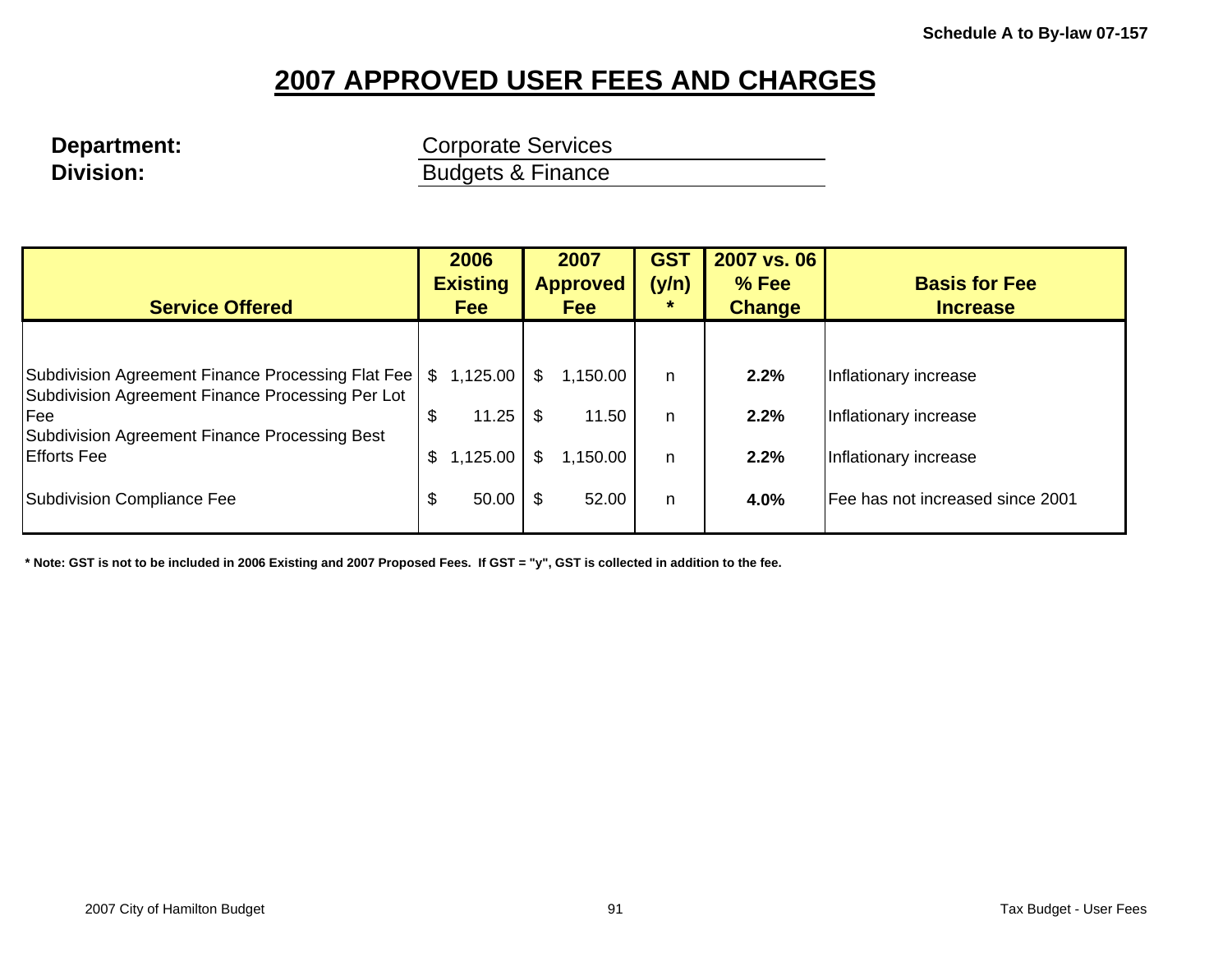Schedule A to By-law 07-157

# 2007 APPROVED USER FEES AND CHARGES

**Department:** Corporate Services
**Division:** Budgets & Finance

| Service Offered | 2006 Existing Fee | 2007 Approved Fee | GST (y/n) * | 2007 vs. 06 % Fee Change | Basis for Fee Increase |
|---|---|---|---|---|---|
| Subdivision Agreement Finance Processing Flat Fee | $ 1,125.00 | $ 1,150.00 | n | **2.2%** | Inflationary increase |
| Subdivision Agreement Finance Processing Per Lot Fee | $ 11.25 | $ 11.50 | n | **2.2%** | Inflationary increase |
| Subdivision Agreement Finance Processing Best Efforts Fee | $ 1,125.00 | $ 1,150.00 | n | **2.2%** | Inflationary increase |
| Subdivision Compliance Fee | $ 50.00 | $ 52.00 | n | **4.0%** | Fee has not increased since 2001 |

**\* Note: GST is not to be included in 2006 Existing and 2007 Proposed Fees. If GST = "y", GST is collected in addition to the fee.**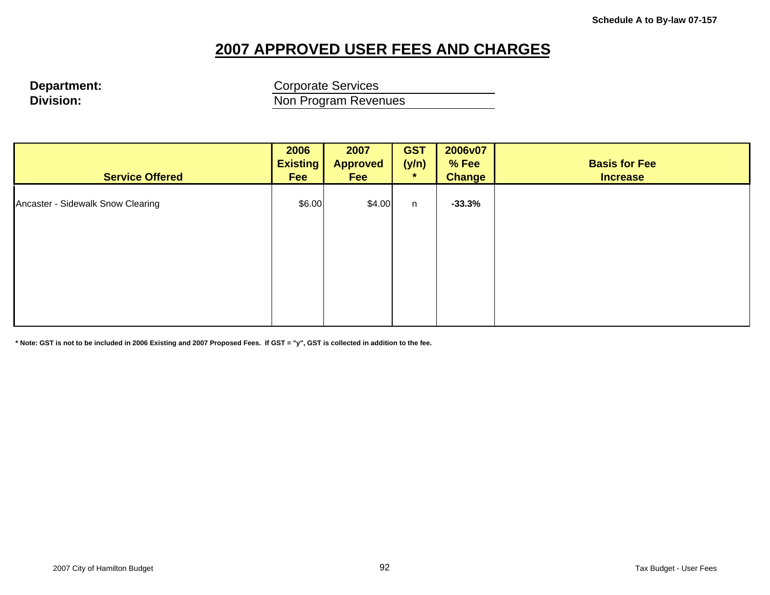Schedule A to By-law 07-157

# 2007 APPROVED USER FEES AND CHARGES

**Department:** Corporate Services
**Division:** Non Program Revenues

| Service Offered | 2006 Existing Fee | 2007 Approved Fee | GST (y/n) * | 2006v07 % Fee Change | Basis for Fee Increase |
|---|---|---|---|---|---|
| Ancaster - Sidewalk Snow Clearing | $6.00 | $4.00 | n | **-33.3%** | |

**\* Note: GST is not to be included in 2006 Existing and 2007 Proposed Fees. If GST = "y", GST is collected in addition to the fee.**